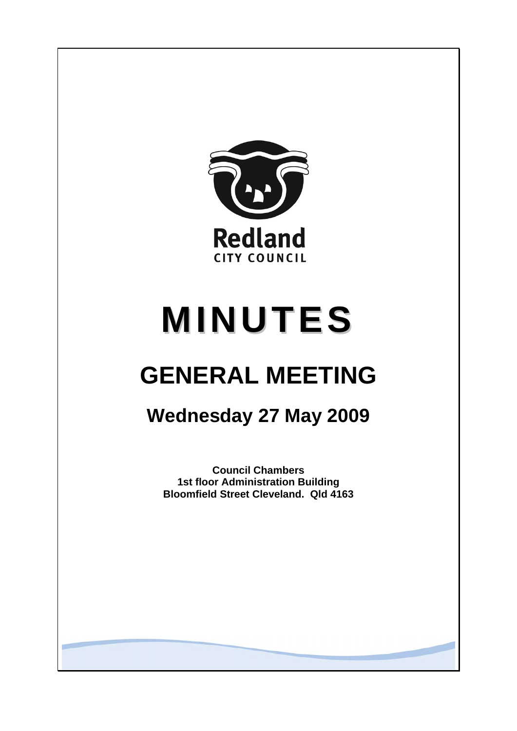Redland
CITY COUNCIL

# MINUTES

# GENERAL MEETING

## Wednesday 27 May 2009

**Council Chambers**
**1st floor Administration Building**
**Bloomfield Street Cleveland. Qld 4163**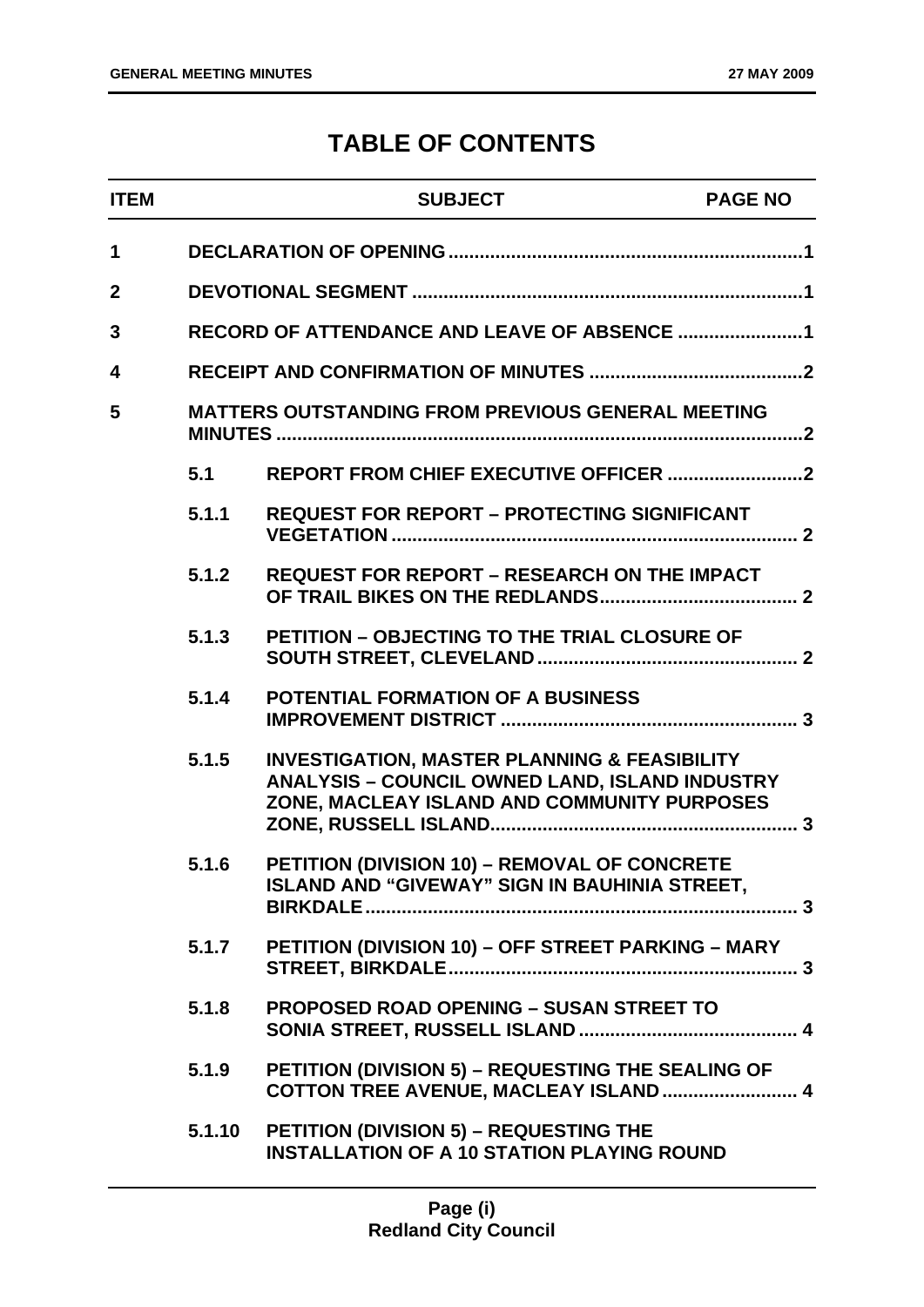# TABLE OF CONTENTS

| ITEM | | SUBJECT | PAGE NO |
|---|---|---|---|
| 1 | | DECLARATION OF OPENING | 1 |
| 2 | | DEVOTIONAL SEGMENT | 1 |
| 3 | | RECORD OF ATTENDANCE AND LEAVE OF ABSENCE | 1 |
| 4 | | RECEIPT AND CONFIRMATION OF MINUTES | 2 |
| 5 | | MATTERS OUTSTANDING FROM PREVIOUS GENERAL MEETING MINUTES | 2 |
| | 5.1 | REPORT FROM CHIEF EXECUTIVE OFFICER | 2 |
| | 5.1.1 | REQUEST FOR REPORT – PROTECTING SIGNIFICANT VEGETATION | 2 |
| | 5.1.2 | REQUEST FOR REPORT – RESEARCH ON THE IMPACT OF TRAIL BIKES ON THE REDLANDS | 2 |
| | 5.1.3 | PETITION – OBJECTING TO THE TRIAL CLOSURE OF SOUTH STREET, CLEVELAND | 2 |
| | 5.1.4 | POTENTIAL FORMATION OF A BUSINESS IMPROVEMENT DISTRICT | 3 |
| | 5.1.5 | INVESTIGATION, MASTER PLANNING & FEASIBILITY ANALYSIS – COUNCIL OWNED LAND, ISLAND INDUSTRY ZONE, MACLEAY ISLAND AND COMMUNITY PURPOSES ZONE, RUSSELL ISLAND | 3 |
| | 5.1.6 | PETITION (DIVISION 10) – REMOVAL OF CONCRETE ISLAND AND "GIVEWAY" SIGN IN BAUHINIA STREET, BIRKDALE | 3 |
| | 5.1.7 | PETITION (DIVISION 10) – OFF STREET PARKING – MARY STREET, BIRKDALE | 3 |
| | 5.1.8 | PROPOSED ROAD OPENING – SUSAN STREET TO SONIA STREET, RUSSELL ISLAND | 4 |
| | 5.1.9 | PETITION (DIVISION 5) – REQUESTING THE SEALING OF COTTON TREE AVENUE, MACLEAY ISLAND | 4 |
| | 5.1.10 | PETITION (DIVISION 5) – REQUESTING THE INSTALLATION OF A 10 STATION PLAYING ROUND | |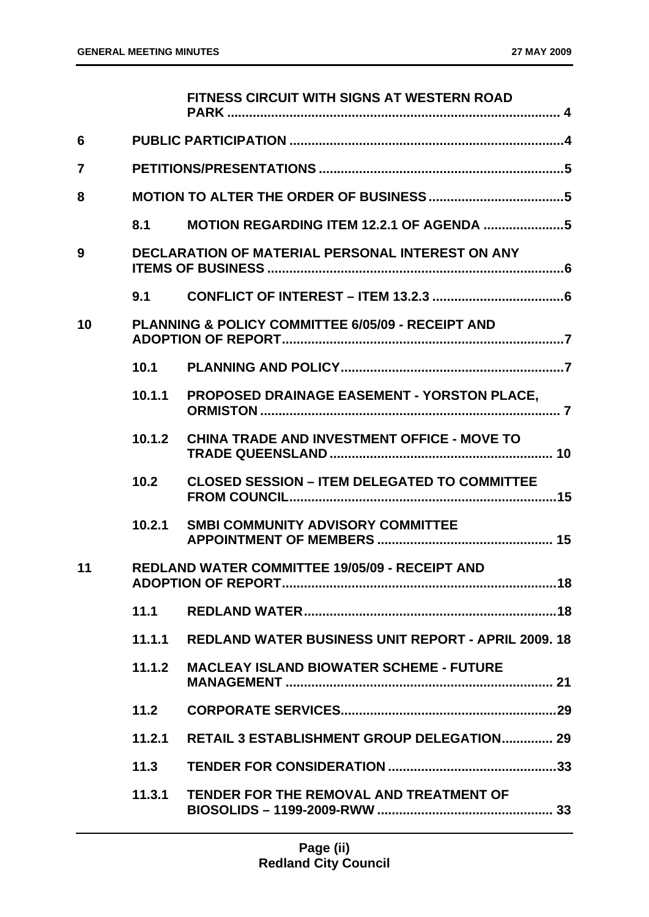|  |  |  |
|---|---|---|
|  |  | **FITNESS CIRCUIT WITH SIGNS AT WESTERN ROAD PARK .......................................................................................... 4** |
| **6** | **PUBLIC PARTICIPATION ..........................................................................4** | |
| **7** | **PETITIONS/PRESENTATIONS ..................................................................5** | |
| **8** | **MOTION TO ALTER THE ORDER OF BUSINESS ....................................5** | |
|  | **8.1** | **MOTION REGARDING ITEM 12.2.1 OF AGENDA ......................5** |
| **9** | **DECLARATION OF MATERIAL PERSONAL INTEREST ON ANY ITEMS OF BUSINESS ................................................................................6** | |
|  | **9.1** | **CONFLICT OF INTEREST – ITEM 13.2.3 ....................................6** |
| **10** | **PLANNING & POLICY COMMITTEE 6/05/09 - RECEIPT AND ADOPTION OF REPORT............................................................................7** | |
|  | **10.1** | **PLANNING AND POLICY............................................................7** |
|  | **10.1.1** | **PROPOSED DRAINAGE EASEMENT - YORSTON PLACE, ORMISTON ................................................................................ 7** |
|  | **10.1.2** | **CHINA TRADE AND INVESTMENT OFFICE - MOVE TO TRADE QUEENSLAND ........................................................... 10** |
|  | **10.2** | **CLOSED SESSION – ITEM DELEGATED TO COMMITTEE FROM COUNCIL........................................................................15** |
|  | **10.2.1** | **SMBI COMMUNITY ADVISORY COMMITTEE APPOINTMENT OF MEMBERS ............................................... 15** |
| **11** | **REDLAND WATER COMMITTEE 19/05/09 - RECEIPT AND ADOPTION OF REPORT..........................................................................18** | |
|  | **11.1** | **REDLAND WATER.....................................................................18** |
|  | **11.1.1** | **REDLAND WATER BUSINESS UNIT REPORT - APRIL 2009. 18** |
|  | **11.1.2** | **MACLEAY ISLAND BIOWATER SCHEME - FUTURE MANAGEMENT ......................................................................... 21** |
|  | **11.2** | **CORPORATE SERVICES..........................................................29** |
|  | **11.2.1** | **RETAIL 3 ESTABLISHMENT GROUP DELEGATION.............. 29** |
|  | **11.3** | **TENDER FOR CONSIDERATION ..............................................33** |
|  | **11.3.1** | **TENDER FOR THE REMOVAL AND TREATMENT OF BIOSOLIDS – 1199-2009-RWW ................................................ 33** |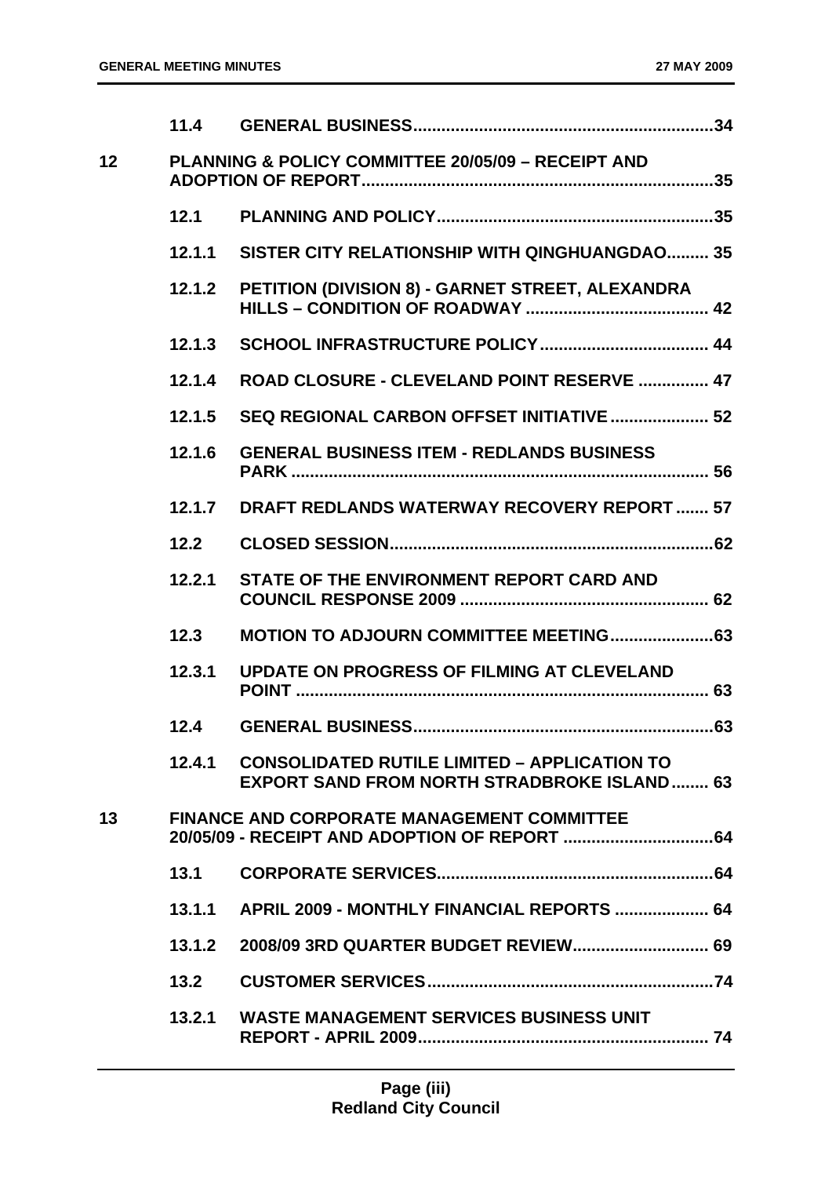| | | | |
|---|---|---|---|
| | **11.4** | **GENERAL BUSINESS** | **34** |
| **12** | | **PLANNING & POLICY COMMITTEE 20/05/09 – RECEIPT AND ADOPTION OF REPORT** | **35** |
| | **12.1** | **PLANNING AND POLICY** | **35** |
| | **12.1.1** | **SISTER CITY RELATIONSHIP WITH QINGHUANGDAO** | **35** |
| | **12.1.2** | **PETITION (DIVISION 8) - GARNET STREET, ALEXANDRA HILLS – CONDITION OF ROADWAY** | **42** |
| | **12.1.3** | **SCHOOL INFRASTRUCTURE POLICY** | **44** |
| | **12.1.4** | **ROAD CLOSURE - CLEVELAND POINT RESERVE** | **47** |
| | **12.1.5** | **SEQ REGIONAL CARBON OFFSET INITIATIVE** | **52** |
| | **12.1.6** | **GENERAL BUSINESS ITEM - REDLANDS BUSINESS PARK** | **56** |
| | **12.1.7** | **DRAFT REDLANDS WATERWAY RECOVERY REPORT** | **57** |
| | **12.2** | **CLOSED SESSION** | **62** |
| | **12.2.1** | **STATE OF THE ENVIRONMENT REPORT CARD AND COUNCIL RESPONSE 2009** | **62** |
| | **12.3** | **MOTION TO ADJOURN COMMITTEE MEETING** | **63** |
| | **12.3.1** | **UPDATE ON PROGRESS OF FILMING AT CLEVELAND POINT** | **63** |
| | **12.4** | **GENERAL BUSINESS** | **63** |
| | **12.4.1** | **CONSOLIDATED RUTILE LIMITED – APPLICATION TO EXPORT SAND FROM NORTH STRADBROKE ISLAND** | **63** |
| **13** | | **FINANCE AND CORPORATE MANAGEMENT COMMITTEE 20/05/09 - RECEIPT AND ADOPTION OF REPORT** | **64** |
| | **13.1** | **CORPORATE SERVICES** | **64** |
| | **13.1.1** | **APRIL 2009 - MONTHLY FINANCIAL REPORTS** | **64** |
| | **13.1.2** | **2008/09 3RD QUARTER BUDGET REVIEW** | **69** |
| | **13.2** | **CUSTOMER SERVICES** | **74** |
| | **13.2.1** | **WASTE MANAGEMENT SERVICES BUSINESS UNIT REPORT - APRIL 2009** | **74** |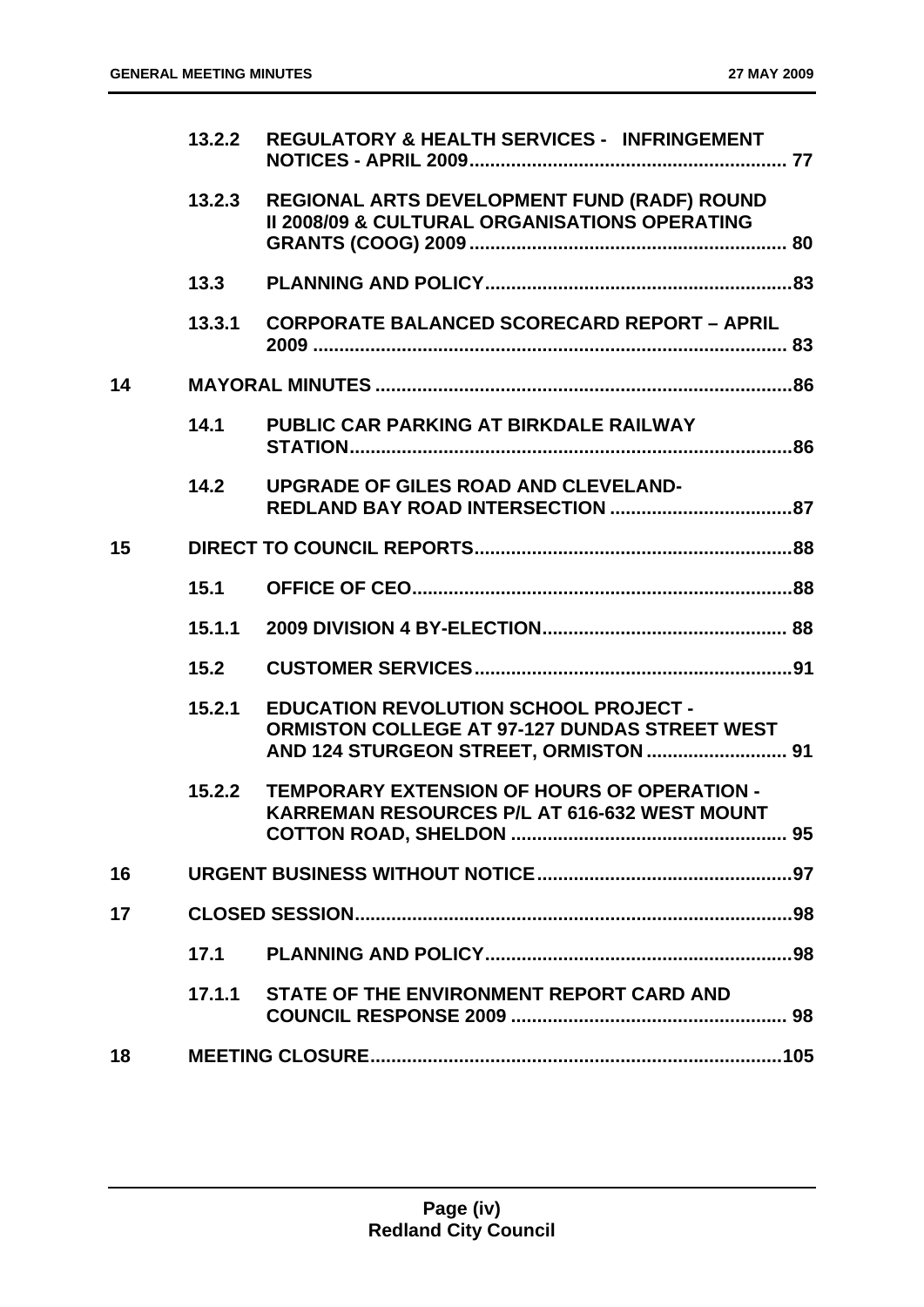| | | | |
|---|---|---|---|
| | 13.2.2 | REGULATORY & HEALTH SERVICES - INFRINGEMENT NOTICES - APRIL 2009 | 77 |
| | 13.2.3 | REGIONAL ARTS DEVELOPMENT FUND (RADF) ROUND II 2008/09 & CULTURAL ORGANISATIONS OPERATING GRANTS (COOG) 2009 | 80 |
| | 13.3 | PLANNING AND POLICY | 83 |
| | 13.3.1 | CORPORATE BALANCED SCORECARD REPORT – APRIL 2009 | 83 |
| 14 | | MAYORAL MINUTES | 86 |
| | 14.1 | PUBLIC CAR PARKING AT BIRKDALE RAILWAY STATION | 86 |
| | 14.2 | UPGRADE OF GILES ROAD AND CLEVELAND-REDLAND BAY ROAD INTERSECTION | 87 |
| 15 | | DIRECT TO COUNCIL REPORTS | 88 |
| | 15.1 | OFFICE OF CEO | 88 |
| | 15.1.1 | 2009 DIVISION 4 BY-ELECTION | 88 |
| | 15.2 | CUSTOMER SERVICES | 91 |
| | 15.2.1 | EDUCATION REVOLUTION SCHOOL PROJECT - ORMISTON COLLEGE AT 97-127 DUNDAS STREET WEST AND 124 STURGEON STREET, ORMISTON | 91 |
| | 15.2.2 | TEMPORARY EXTENSION OF HOURS OF OPERATION - KARREMAN RESOURCES P/L AT 616-632 WEST MOUNT COTTON ROAD, SHELDON | 95 |
| 16 | | URGENT BUSINESS WITHOUT NOTICE | 97 |
| 17 | | CLOSED SESSION | 98 |
| | 17.1 | PLANNING AND POLICY | 98 |
| | 17.1.1 | STATE OF THE ENVIRONMENT REPORT CARD AND COUNCIL RESPONSE 2009 | 98 |
| 18 | | MEETING CLOSURE | 105 |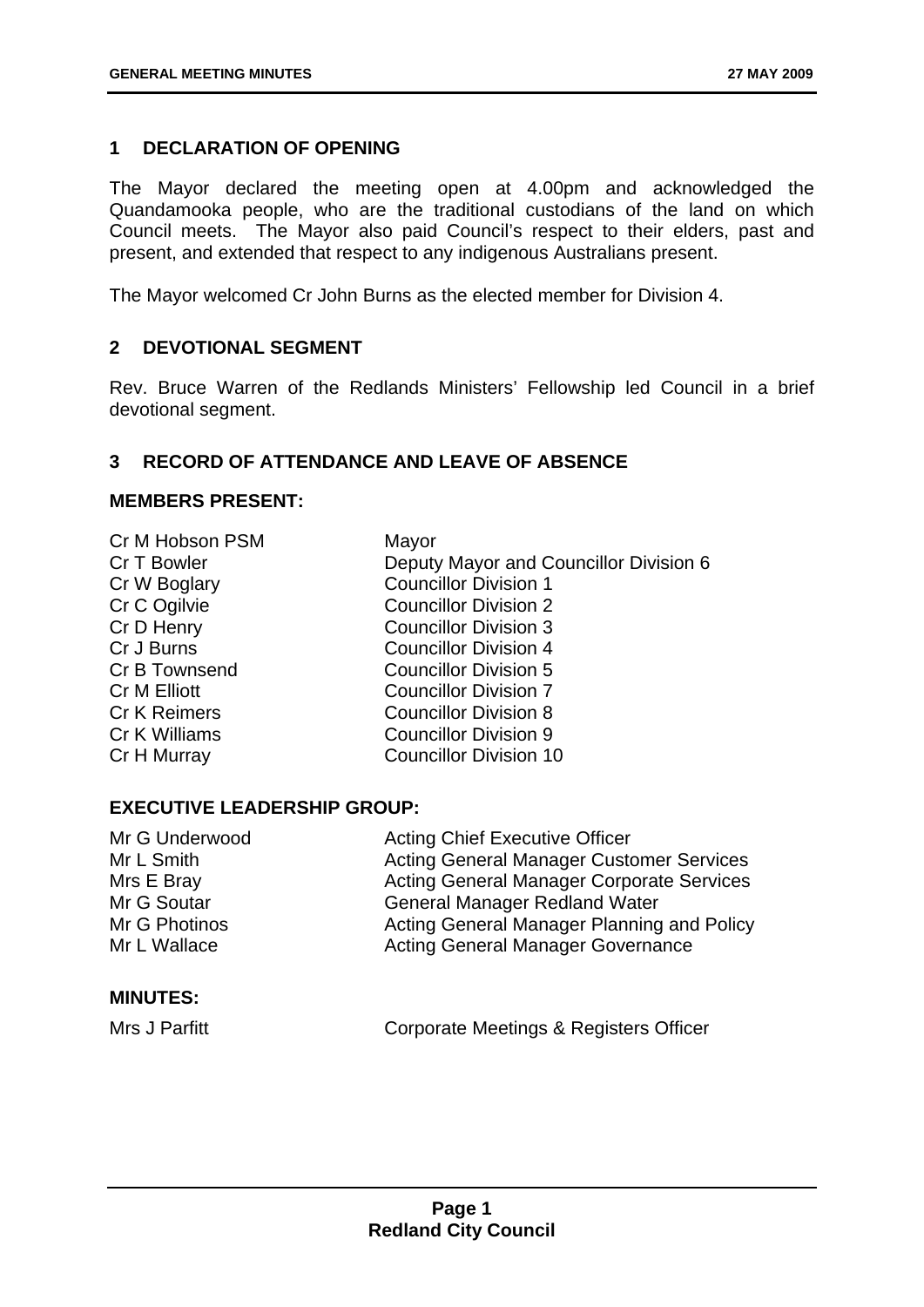## 1 DECLARATION OF OPENING

The Mayor declared the meeting open at 4.00pm and acknowledged the Quandamooka people, who are the traditional custodians of the land on which Council meets. The Mayor also paid Council's respect to their elders, past and present, and extended that respect to any indigenous Australians present.

The Mayor welcomed Cr John Burns as the elected member for Division 4.

## 2 DEVOTIONAL SEGMENT

Rev. Bruce Warren of the Redlands Ministers' Fellowship led Council in a brief devotional segment.

## 3 RECORD OF ATTENDANCE AND LEAVE OF ABSENCE

### MEMBERS PRESENT:

| | |
|---|---|
| Cr M Hobson PSM | Mayor |
| Cr T Bowler | Deputy Mayor and Councillor Division 6 |
| Cr W Boglary | Councillor Division 1 |
| Cr C Ogilvie | Councillor Division 2 |
| Cr D Henry | Councillor Division 3 |
| Cr J Burns | Councillor Division 4 |
| Cr B Townsend | Councillor Division 5 |
| Cr M Elliott | Councillor Division 7 |
| Cr K Reimers | Councillor Division 8 |
| Cr K Williams | Councillor Division 9 |
| Cr H Murray | Councillor Division 10 |

### EXECUTIVE LEADERSHIP GROUP:

| | |
|---|---|
| Mr G Underwood | Acting Chief Executive Officer |
| Mr L Smith | Acting General Manager Customer Services |
| Mrs E Bray | Acting General Manager Corporate Services |
| Mr G Soutar | General Manager Redland Water |
| Mr G Photinos | Acting General Manager Planning and Policy |
| Mr L Wallace | Acting General Manager Governance |

### MINUTES:

| | |
|---|---|
| Mrs J Parfitt | Corporate Meetings & Registers Officer |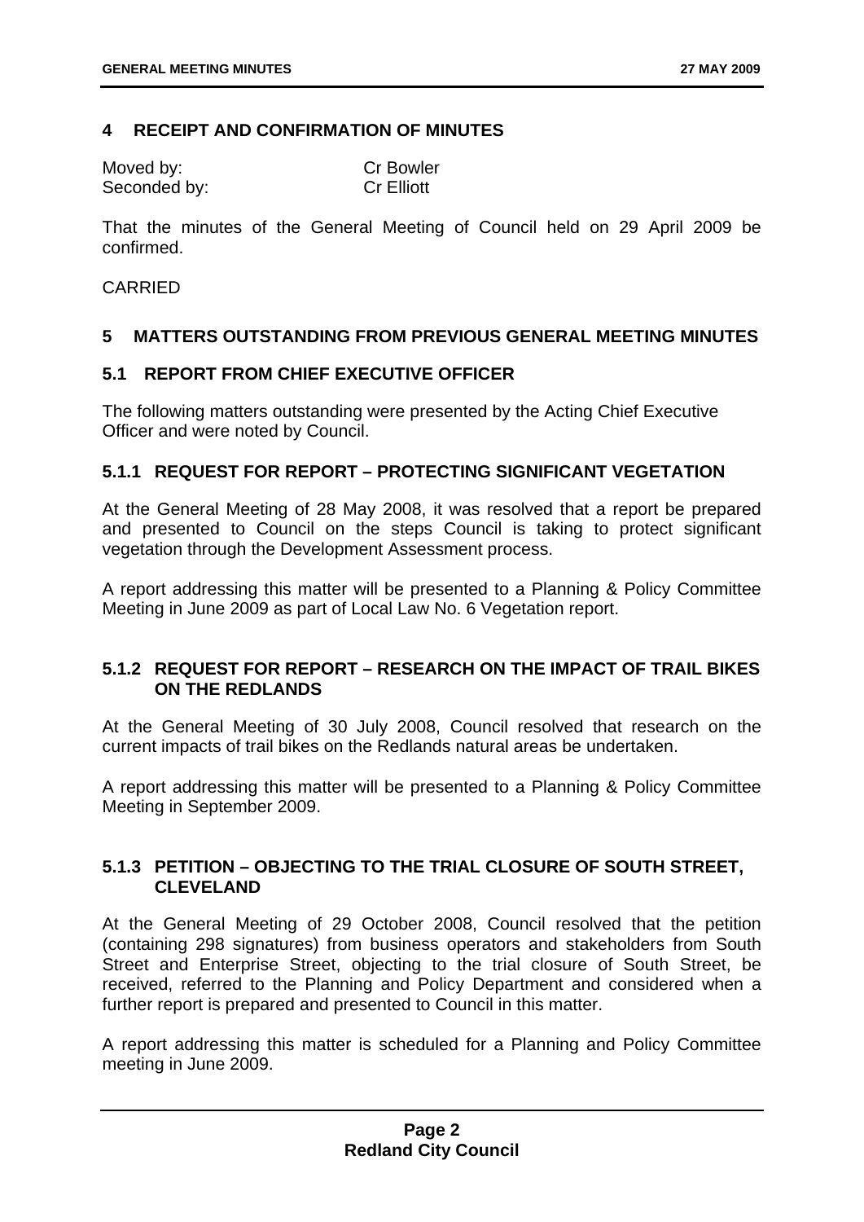## 4 RECEIPT AND CONFIRMATION OF MINUTES

| Moved by: | Cr Bowler |
|---|---|
| Seconded by: | Cr Elliott |

That the minutes of the General Meeting of Council held on 29 April 2009 be confirmed.

CARRIED

## 5 MATTERS OUTSTANDING FROM PREVIOUS GENERAL MEETING MINUTES

### 5.1 REPORT FROM CHIEF EXECUTIVE OFFICER

The following matters outstanding were presented by the Acting Chief Executive Officer and were noted by Council.

#### 5.1.1 REQUEST FOR REPORT – PROTECTING SIGNIFICANT VEGETATION

At the General Meeting of 28 May 2008, it was resolved that a report be prepared and presented to Council on the steps Council is taking to protect significant vegetation through the Development Assessment process.

A report addressing this matter will be presented to a Planning & Policy Committee Meeting in June 2009 as part of Local Law No. 6 Vegetation report.

#### 5.1.2 REQUEST FOR REPORT – RESEARCH ON THE IMPACT OF TRAIL BIKES ON THE REDLANDS

At the General Meeting of 30 July 2008, Council resolved that research on the current impacts of trail bikes on the Redlands natural areas be undertaken.

A report addressing this matter will be presented to a Planning & Policy Committee Meeting in September 2009.

#### 5.1.3 PETITION – OBJECTING TO THE TRIAL CLOSURE OF SOUTH STREET, CLEVELAND

At the General Meeting of 29 October 2008, Council resolved that the petition (containing 298 signatures) from business operators and stakeholders from South Street and Enterprise Street, objecting to the trial closure of South Street, be received, referred to the Planning and Policy Department and considered when a further report is prepared and presented to Council in this matter.

A report addressing this matter is scheduled for a Planning and Policy Committee meeting in June 2009.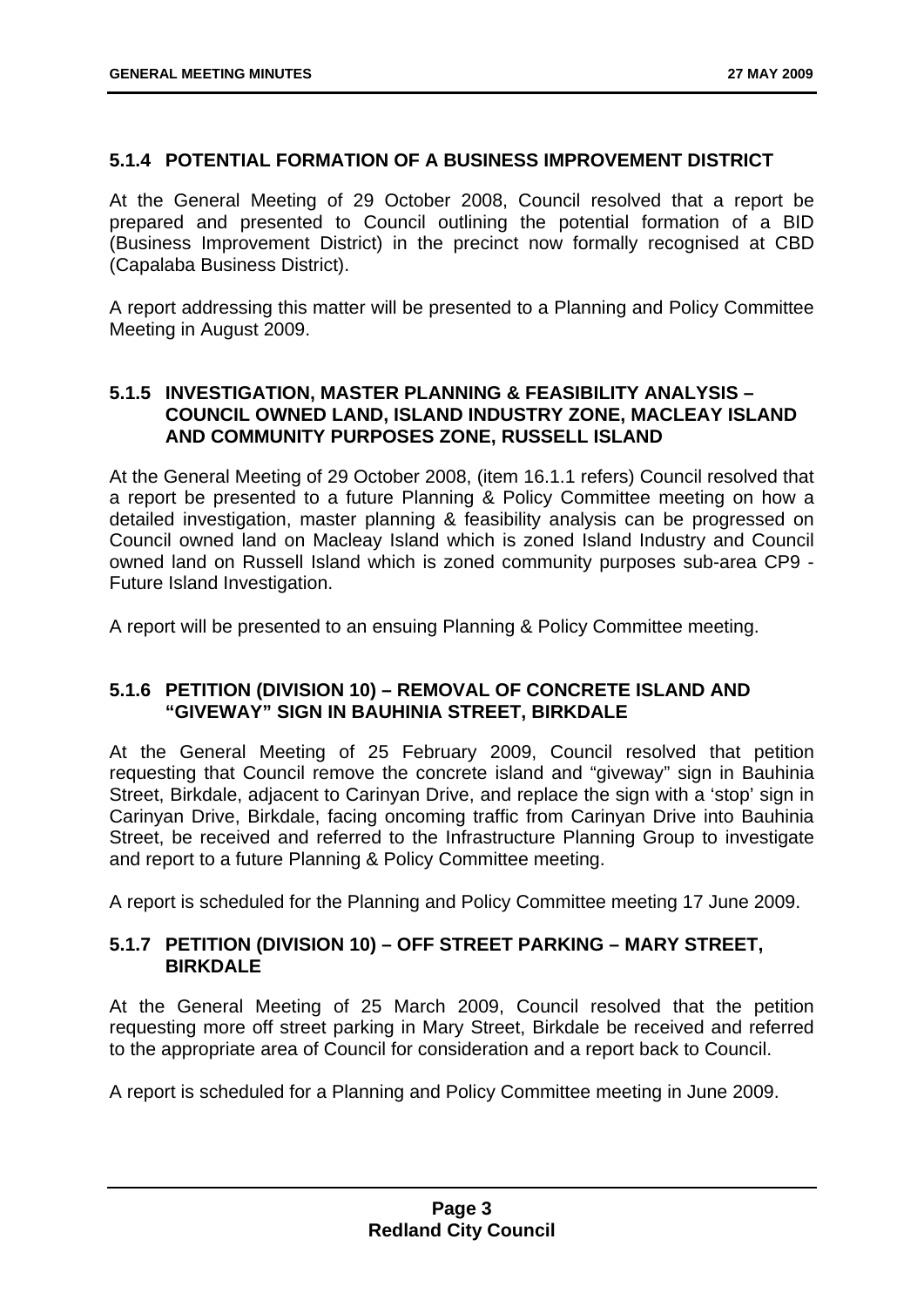### 5.1.4 POTENTIAL FORMATION OF A BUSINESS IMPROVEMENT DISTRICT

At the General Meeting of 29 October 2008, Council resolved that a report be prepared and presented to Council outlining the potential formation of a BID (Business Improvement District) in the precinct now formally recognised at CBD (Capalaba Business District).

A report addressing this matter will be presented to a Planning and Policy Committee Meeting in August 2009.

### 5.1.5 INVESTIGATION, MASTER PLANNING & FEASIBILITY ANALYSIS – COUNCIL OWNED LAND, ISLAND INDUSTRY ZONE, MACLEAY ISLAND AND COMMUNITY PURPOSES ZONE, RUSSELL ISLAND

At the General Meeting of 29 October 2008, (item 16.1.1 refers) Council resolved that a report be presented to a future Planning & Policy Committee meeting on how a detailed investigation, master planning & feasibility analysis can be progressed on Council owned land on Macleay Island which is zoned Island Industry and Council owned land on Russell Island which is zoned community purposes sub-area CP9 - Future Island Investigation.

A report will be presented to an ensuing Planning & Policy Committee meeting.

### 5.1.6 PETITION (DIVISION 10) – REMOVAL OF CONCRETE ISLAND AND "GIVEWAY" SIGN IN BAUHINIA STREET, BIRKDALE

At the General Meeting of 25 February 2009, Council resolved that petition requesting that Council remove the concrete island and "giveway" sign in Bauhinia Street, Birkdale, adjacent to Carinyan Drive, and replace the sign with a 'stop' sign in Carinyan Drive, Birkdale, facing oncoming traffic from Carinyan Drive into Bauhinia Street, be received and referred to the Infrastructure Planning Group to investigate and report to a future Planning & Policy Committee meeting.

A report is scheduled for the Planning and Policy Committee meeting 17 June 2009.

### 5.1.7 PETITION (DIVISION 10) – OFF STREET PARKING – MARY STREET, BIRKDALE

At the General Meeting of 25 March 2009, Council resolved that the petition requesting more off street parking in Mary Street, Birkdale be received and referred to the appropriate area of Council for consideration and a report back to Council.

A report is scheduled for a Planning and Policy Committee meeting in June 2009.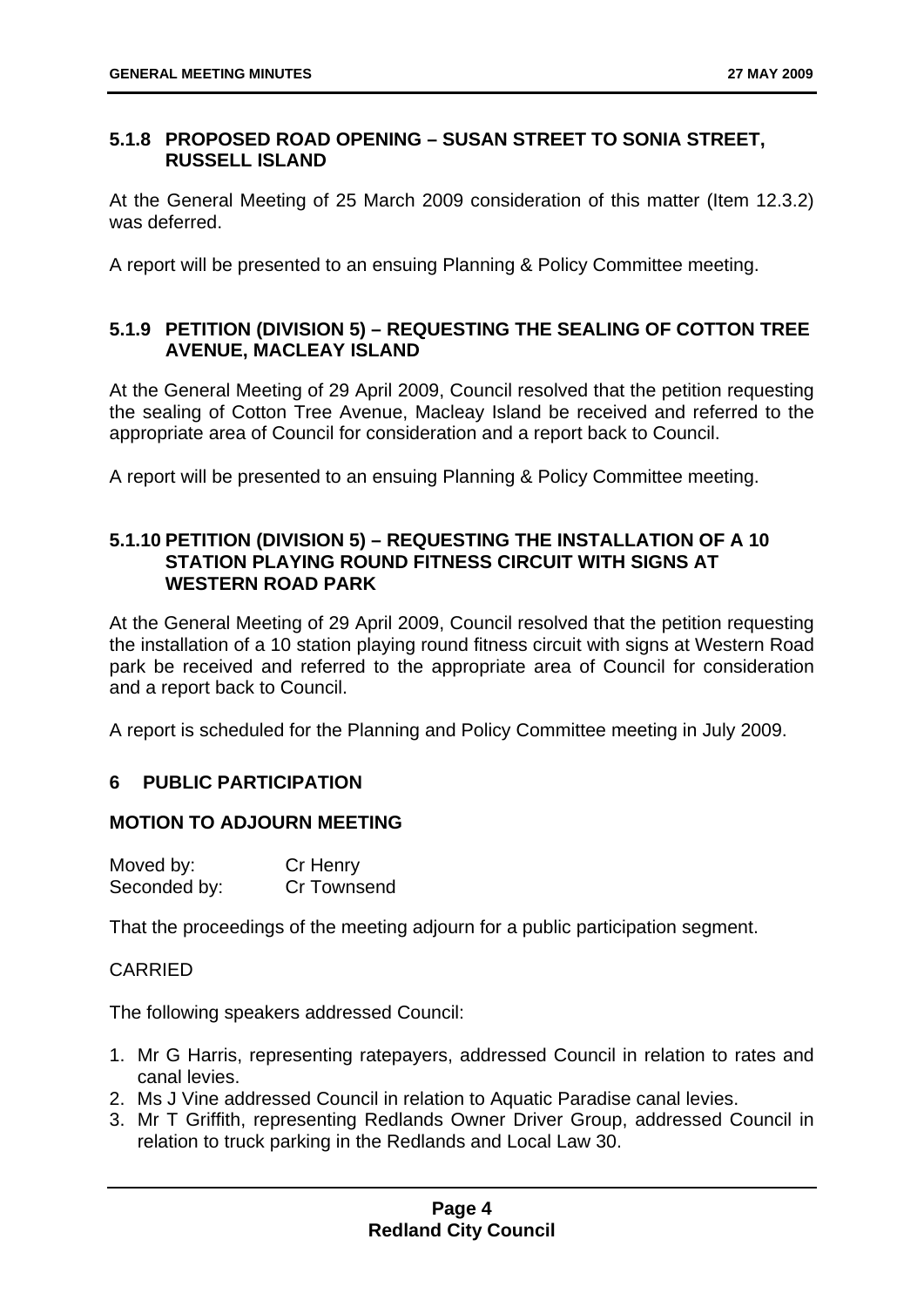### 5.1.8 PROPOSED ROAD OPENING – SUSAN STREET TO SONIA STREET, RUSSELL ISLAND

At the General Meeting of 25 March 2009 consideration of this matter (Item 12.3.2) was deferred.

A report will be presented to an ensuing Planning & Policy Committee meeting.

### 5.1.9 PETITION (DIVISION 5) – REQUESTING THE SEALING OF COTTON TREE AVENUE, MACLEAY ISLAND

At the General Meeting of 29 April 2009, Council resolved that the petition requesting the sealing of Cotton Tree Avenue, Macleay Island be received and referred to the appropriate area of Council for consideration and a report back to Council.

A report will be presented to an ensuing Planning & Policy Committee meeting.

### 5.1.10 PETITION (DIVISION 5) – REQUESTING THE INSTALLATION OF A 10 STATION PLAYING ROUND FITNESS CIRCUIT WITH SIGNS AT WESTERN ROAD PARK

At the General Meeting of 29 April 2009, Council resolved that the petition requesting the installation of a 10 station playing round fitness circuit with signs at Western Road park be received and referred to the appropriate area of Council for consideration and a report back to Council.

A report is scheduled for the Planning and Policy Committee meeting in July 2009.

## 6 PUBLIC PARTICIPATION

### MOTION TO ADJOURN MEETING

Moved by: Cr Henry
Seconded by: Cr Townsend

That the proceedings of the meeting adjourn for a public participation segment.

CARRIED

The following speakers addressed Council:

1. Mr G Harris, representing ratepayers, addressed Council in relation to rates and canal levies.
2. Ms J Vine addressed Council in relation to Aquatic Paradise canal levies.
3. Mr T Griffith, representing Redlands Owner Driver Group, addressed Council in relation to truck parking in the Redlands and Local Law 30.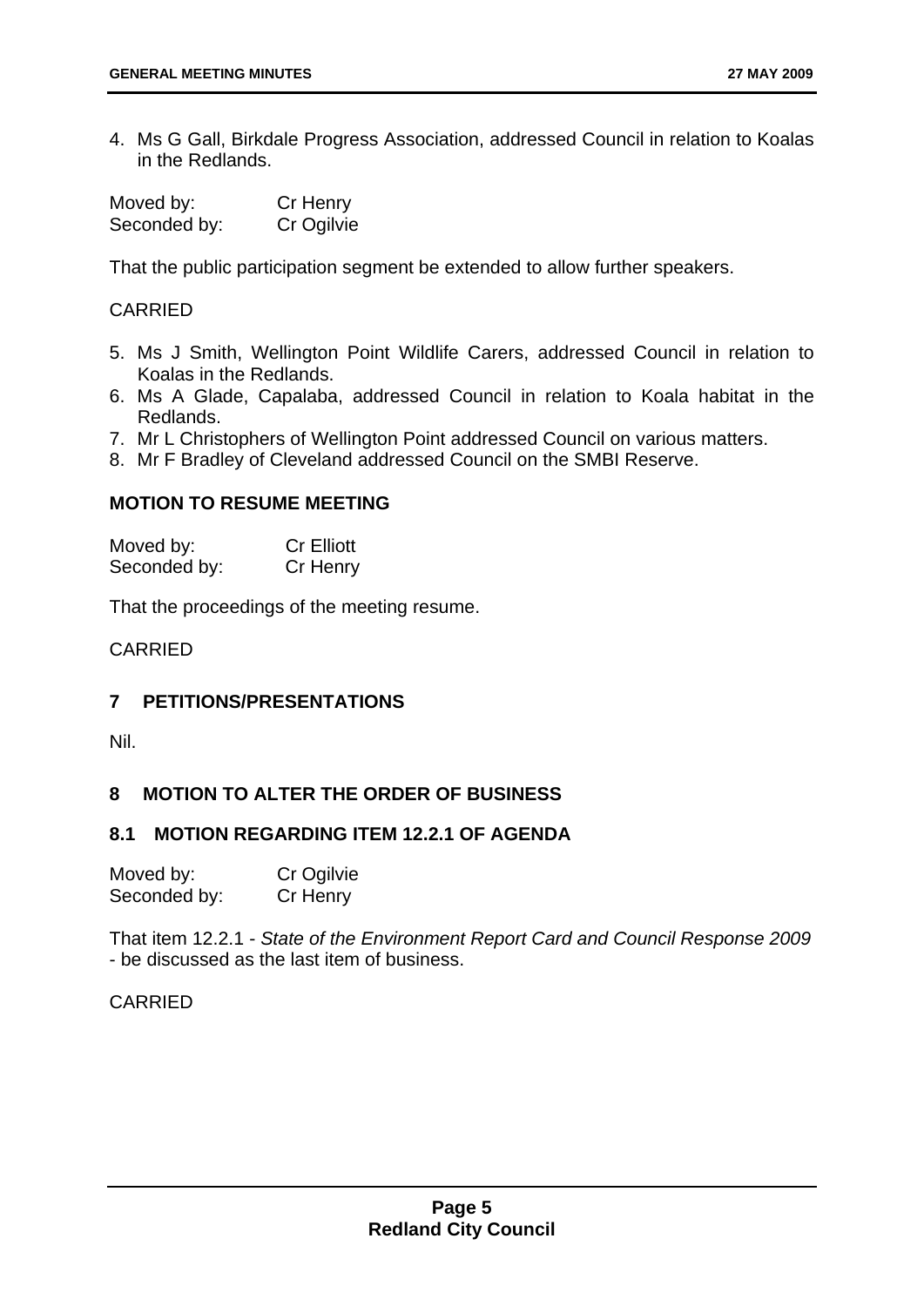4. Ms G Gall, Birkdale Progress Association, addressed Council in relation to Koalas in the Redlands.

Moved by: Cr Henry
Seconded by: Cr Ogilvie

That the public participation segment be extended to allow further speakers.

CARRIED

5. Ms J Smith, Wellington Point Wildlife Carers, addressed Council in relation to Koalas in the Redlands.
6. Ms A Glade, Capalaba, addressed Council in relation to Koala habitat in the Redlands.
7. Mr L Christophers of Wellington Point addressed Council on various matters.
8. Mr F Bradley of Cleveland addressed Council on the SMBI Reserve.

**MOTION TO RESUME MEETING**

Moved by: Cr Elliott
Seconded by: Cr Henry

That the proceedings of the meeting resume.

CARRIED

## 7 PETITIONS/PRESENTATIONS

Nil.

## 8 MOTION TO ALTER THE ORDER OF BUSINESS

### 8.1 MOTION REGARDING ITEM 12.2.1 OF AGENDA

Moved by: Cr Ogilvie
Seconded by: Cr Henry

That item 12.2.1 - *State of the Environment Report Card and Council Response 2009* - be discussed as the last item of business.

CARRIED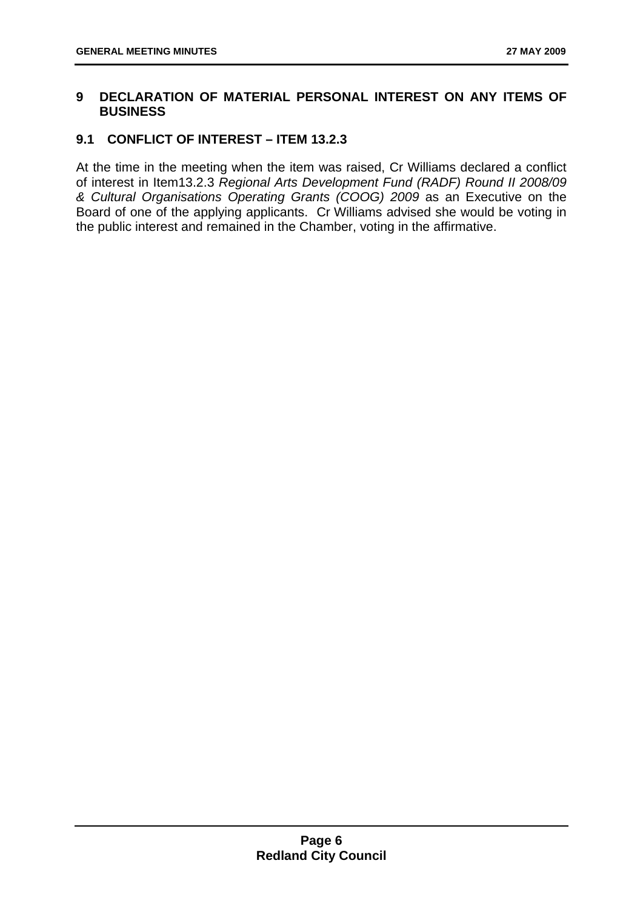## 9 DECLARATION OF MATERIAL PERSONAL INTEREST ON ANY ITEMS OF BUSINESS

### 9.1 CONFLICT OF INTEREST – ITEM 13.2.3

At the time in the meeting when the item was raised, Cr Williams declared a conflict of interest in Item13.2.3 *Regional Arts Development Fund (RADF) Round II 2008/09 & Cultural Organisations Operating Grants (COOG) 2009* as an Executive on the Board of one of the applying applicants. Cr Williams advised she would be voting in the public interest and remained in the Chamber, voting in the affirmative.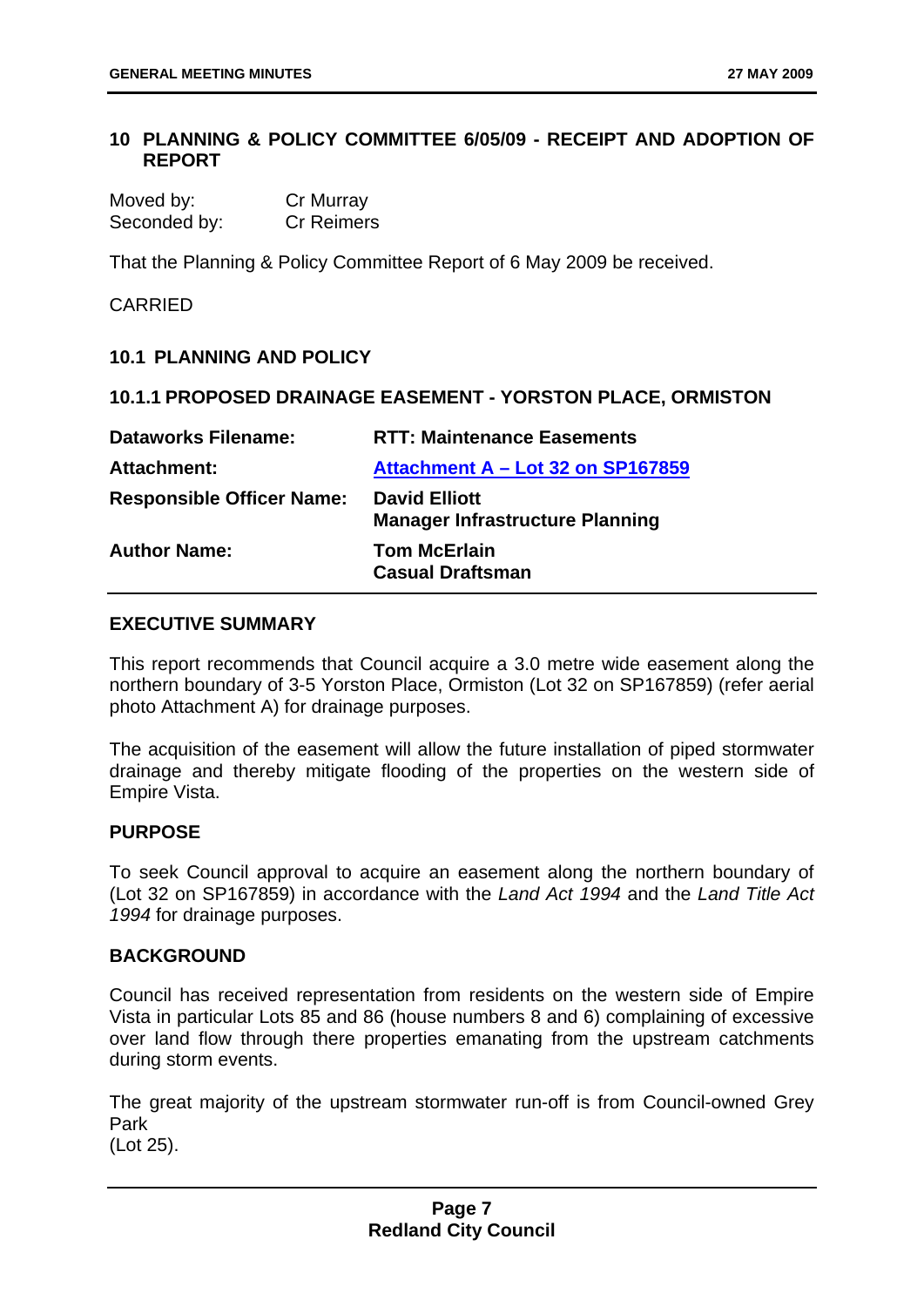## 10 PLANNING & POLICY COMMITTEE 6/05/09 - RECEIPT AND ADOPTION OF REPORT

Moved by: Cr Murray
Seconded by: Cr Reimers

That the Planning & Policy Committee Report of 6 May 2009 be received.

CARRIED

### 10.1 PLANNING AND POLICY

#### 10.1.1 PROPOSED DRAINAGE EASEMENT - YORSTON PLACE, ORMISTON

| | |
|---|---|
| **Dataworks Filename:** | **RTT: Maintenance Easements** |
| **Attachment:** | **Attachment A – Lot 32 on SP167859** |
| **Responsible Officer Name:** | **David Elliott**<br>**Manager Infrastructure Planning** |
| **Author Name:** | **Tom McErlain**<br>**Casual Draftsman** |

**EXECUTIVE SUMMARY**

This report recommends that Council acquire a 3.0 metre wide easement along the northern boundary of 3-5 Yorston Place, Ormiston (Lot 32 on SP167859) (refer aerial photo Attachment A) for drainage purposes.

The acquisition of the easement will allow the future installation of piped stormwater drainage and thereby mitigate flooding of the properties on the western side of Empire Vista.

**PURPOSE**

To seek Council approval to acquire an easement along the northern boundary of (Lot 32 on SP167859) in accordance with the *Land Act 1994* and the *Land Title Act 1994* for drainage purposes.

**BACKGROUND**

Council has received representation from residents on the western side of Empire Vista in particular Lots 85 and 86 (house numbers 8 and 6) complaining of excessive over land flow through there properties emanating from the upstream catchments during storm events.

The great majority of the upstream stormwater run-off is from Council-owned Grey Park
(Lot 25).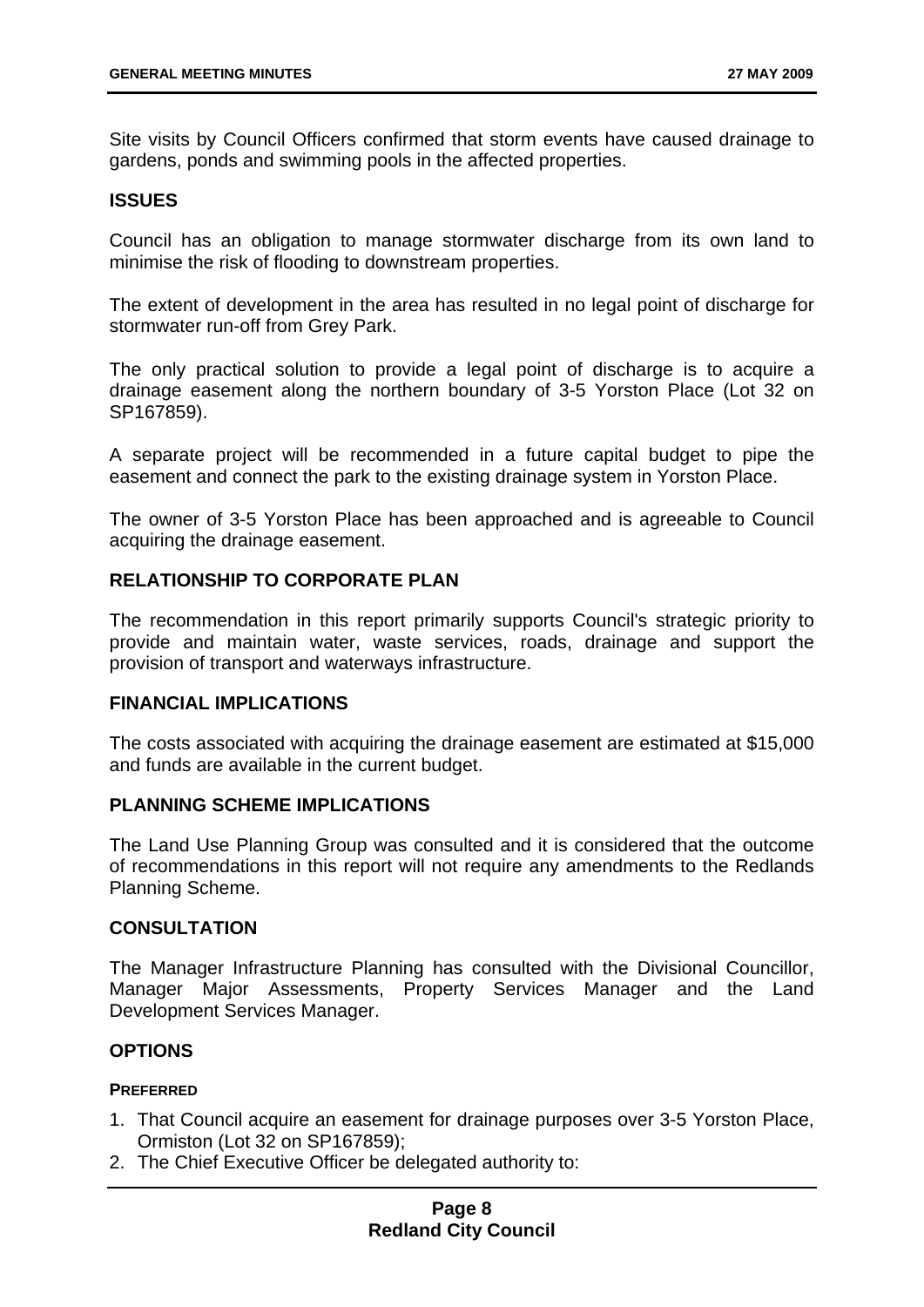Site visits by Council Officers confirmed that storm events have caused drainage to gardens, ponds and swimming pools in the affected properties.

## ISSUES

Council has an obligation to manage stormwater discharge from its own land to minimise the risk of flooding to downstream properties.

The extent of development in the area has resulted in no legal point of discharge for stormwater run-off from Grey Park.

The only practical solution to provide a legal point of discharge is to acquire a drainage easement along the northern boundary of 3-5 Yorston Place (Lot 32 on SP167859).

A separate project will be recommended in a future capital budget to pipe the easement and connect the park to the existing drainage system in Yorston Place.

The owner of 3-5 Yorston Place has been approached and is agreeable to Council acquiring the drainage easement.

## RELATIONSHIP TO CORPORATE PLAN

The recommendation in this report primarily supports Council's strategic priority to provide and maintain water, waste services, roads, drainage and support the provision of transport and waterways infrastructure.

## FINANCIAL IMPLICATIONS

The costs associated with acquiring the drainage easement are estimated at $15,000 and funds are available in the current budget.

## PLANNING SCHEME IMPLICATIONS

The Land Use Planning Group was consulted and it is considered that the outcome of recommendations in this report will not require any amendments to the Redlands Planning Scheme.

## CONSULTATION

The Manager Infrastructure Planning has consulted with the Divisional Councillor, Manager Major Assessments, Property Services Manager and the Land Development Services Manager.

## OPTIONS

### PREFERRED

1. That Council acquire an easement for drainage purposes over 3-5 Yorston Place, Ormiston (Lot 32 on SP167859);
2. The Chief Executive Officer be delegated authority to: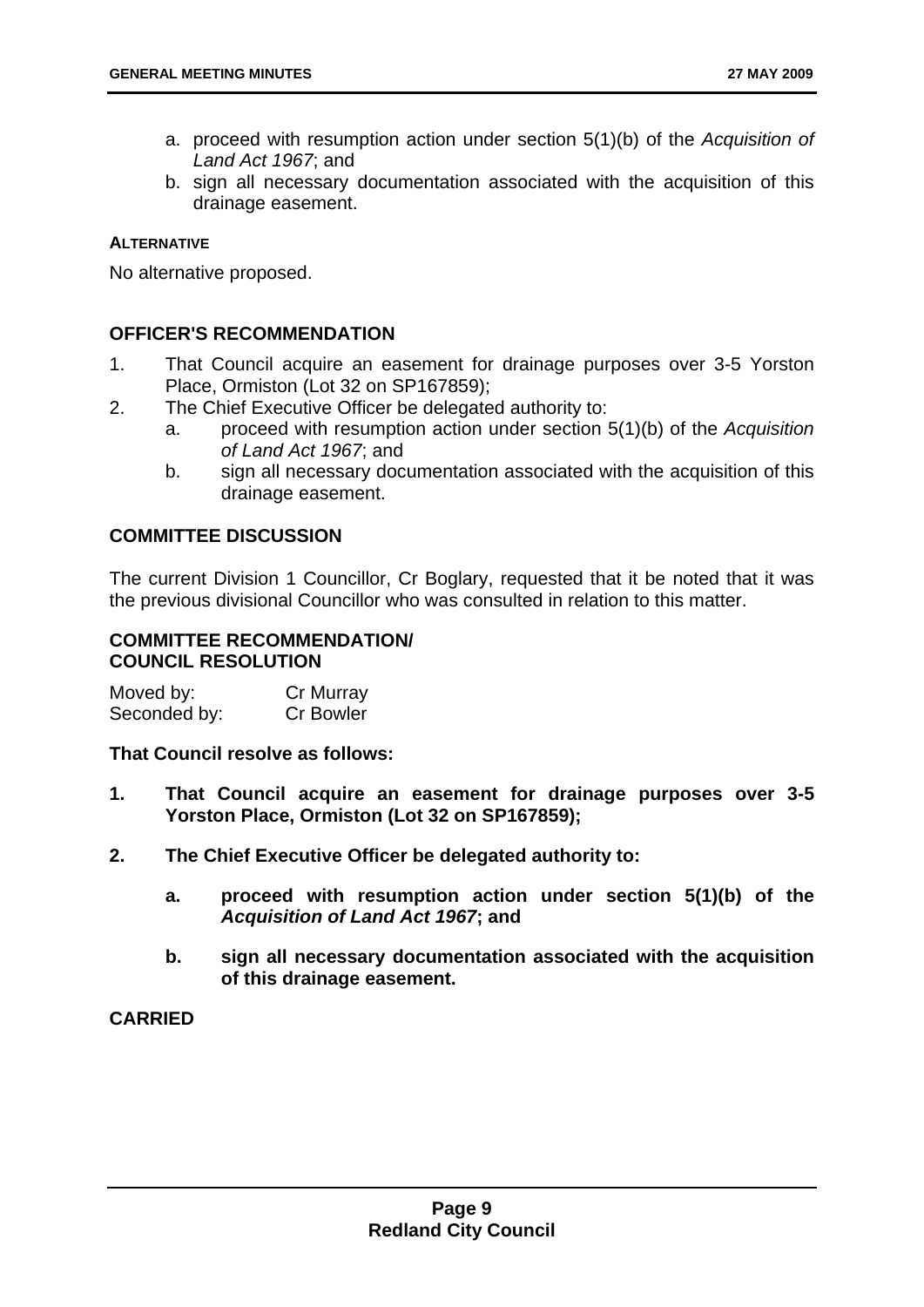a. proceed with resumption action under section 5(1)(b) of the *Acquisition of Land Act 1967*; and
   b. sign all necessary documentation associated with the acquisition of this drainage easement.

**ALTERNATIVE**

No alternative proposed.

### OFFICER'S RECOMMENDATION

1. That Council acquire an easement for drainage purposes over 3-5 Yorston Place, Ormiston (Lot 32 on SP167859);
2. The Chief Executive Officer be delegated authority to:
   a. proceed with resumption action under section 5(1)(b) of the *Acquisition of Land Act 1967*; and
   b. sign all necessary documentation associated with the acquisition of this drainage easement.

### COMMITTEE DISCUSSION

The current Division 1 Councillor, Cr Boglary, requested that it be noted that it was the previous divisional Councillor who was consulted in relation to this matter.

### COMMITTEE RECOMMENDATION/ COUNCIL RESOLUTION

Moved by: Cr Murray
Seconded by: Cr Bowler

**That Council resolve as follows:**

**1. That Council acquire an easement for drainage purposes over 3-5 Yorston Place, Ormiston (Lot 32 on SP167859);**

**2. The Chief Executive Officer be delegated authority to:**

   **a. proceed with resumption action under section 5(1)(b) of the *Acquisition of Land Act 1967*; and**

   **b. sign all necessary documentation associated with the acquisition of this drainage easement.**

**CARRIED**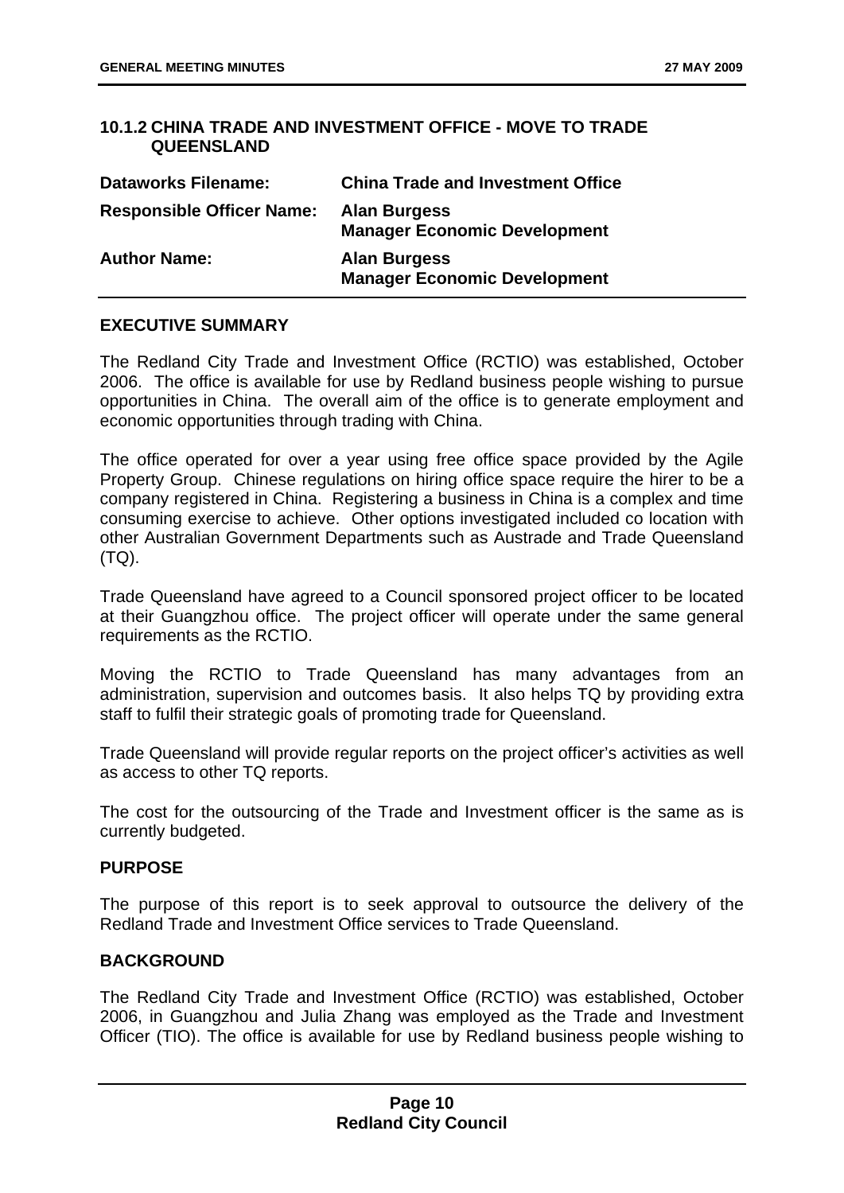### 10.1.2 CHINA TRADE AND INVESTMENT OFFICE - MOVE TO TRADE QUEENSLAND

| | |
|---|---|
| **Dataworks Filename:** | **China Trade and Investment Office** |
| **Responsible Officer Name:** | **Alan Burgess**<br>**Manager Economic Development** |
| **Author Name:** | **Alan Burgess**<br>**Manager Economic Development** |

**EXECUTIVE SUMMARY**

The Redland City Trade and Investment Office (RCTIO) was established, October 2006. The office is available for use by Redland business people wishing to pursue opportunities in China. The overall aim of the office is to generate employment and economic opportunities through trading with China.

The office operated for over a year using free office space provided by the Agile Property Group. Chinese regulations on hiring office space require the hirer to be a company registered in China. Registering a business in China is a complex and time consuming exercise to achieve. Other options investigated included co location with other Australian Government Departments such as Austrade and Trade Queensland (TQ).

Trade Queensland have agreed to a Council sponsored project officer to be located at their Guangzhou office. The project officer will operate under the same general requirements as the RCTIO.

Moving the RCTIO to Trade Queensland has many advantages from an administration, supervision and outcomes basis. It also helps TQ by providing extra staff to fulfil their strategic goals of promoting trade for Queensland.

Trade Queensland will provide regular reports on the project officer's activities as well as access to other TQ reports.

The cost for the outsourcing of the Trade and Investment officer is the same as is currently budgeted.

**PURPOSE**

The purpose of this report is to seek approval to outsource the delivery of the Redland Trade and Investment Office services to Trade Queensland.

**BACKGROUND**

The Redland City Trade and Investment Office (RCTIO) was established, October 2006, in Guangzhou and Julia Zhang was employed as the Trade and Investment Officer (TIO). The office is available for use by Redland business people wishing to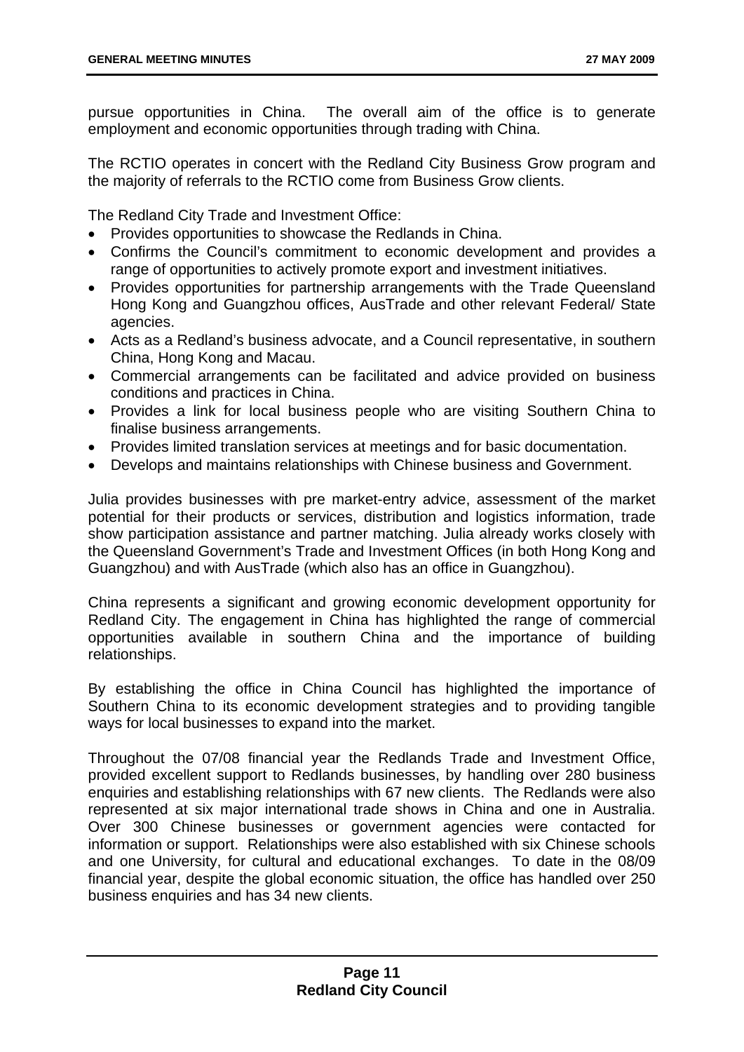pursue opportunities in China. The overall aim of the office is to generate employment and economic opportunities through trading with China.

The RCTIO operates in concert with the Redland City Business Grow program and the majority of referrals to the RCTIO come from Business Grow clients.

The Redland City Trade and Investment Office:

- Provides opportunities to showcase the Redlands in China.
- Confirms the Council's commitment to economic development and provides a range of opportunities to actively promote export and investment initiatives.
- Provides opportunities for partnership arrangements with the Trade Queensland Hong Kong and Guangzhou offices, AusTrade and other relevant Federal/ State agencies.
- Acts as a Redland's business advocate, and a Council representative, in southern China, Hong Kong and Macau.
- Commercial arrangements can be facilitated and advice provided on business conditions and practices in China.
- Provides a link for local business people who are visiting Southern China to finalise business arrangements.
- Provides limited translation services at meetings and for basic documentation.
- Develops and maintains relationships with Chinese business and Government.

Julia provides businesses with pre market-entry advice, assessment of the market potential for their products or services, distribution and logistics information, trade show participation assistance and partner matching. Julia already works closely with the Queensland Government's Trade and Investment Offices (in both Hong Kong and Guangzhou) and with AusTrade (which also has an office in Guangzhou).

China represents a significant and growing economic development opportunity for Redland City. The engagement in China has highlighted the range of commercial opportunities available in southern China and the importance of building relationships.

By establishing the office in China Council has highlighted the importance of Southern China to its economic development strategies and to providing tangible ways for local businesses to expand into the market.

Throughout the 07/08 financial year the Redlands Trade and Investment Office, provided excellent support to Redlands businesses, by handling over 280 business enquiries and establishing relationships with 67 new clients. The Redlands were also represented at six major international trade shows in China and one in Australia. Over 300 Chinese businesses or government agencies were contacted for information or support. Relationships were also established with six Chinese schools and one University, for cultural and educational exchanges. To date in the 08/09 financial year, despite the global economic situation, the office has handled over 250 business enquiries and has 34 new clients.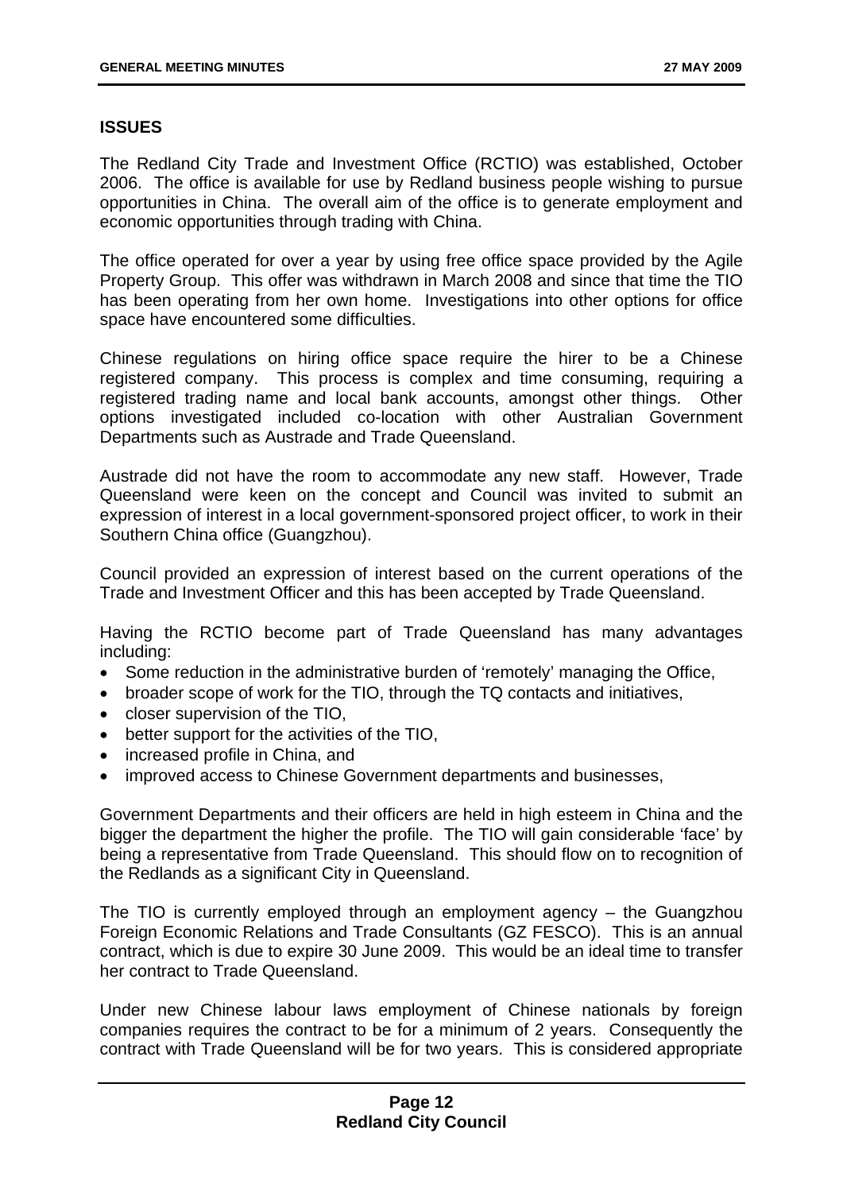## ISSUES

The Redland City Trade and Investment Office (RCTIO) was established, October 2006. The office is available for use by Redland business people wishing to pursue opportunities in China. The overall aim of the office is to generate employment and economic opportunities through trading with China.

The office operated for over a year by using free office space provided by the Agile Property Group. This offer was withdrawn in March 2008 and since that time the TIO has been operating from her own home. Investigations into other options for office space have encountered some difficulties.

Chinese regulations on hiring office space require the hirer to be a Chinese registered company. This process is complex and time consuming, requiring a registered trading name and local bank accounts, amongst other things. Other options investigated included co-location with other Australian Government Departments such as Austrade and Trade Queensland.

Austrade did not have the room to accommodate any new staff. However, Trade Queensland were keen on the concept and Council was invited to submit an expression of interest in a local government-sponsored project officer, to work in their Southern China office (Guangzhou).

Council provided an expression of interest based on the current operations of the Trade and Investment Officer and this has been accepted by Trade Queensland.

Having the RCTIO become part of Trade Queensland has many advantages including:

- Some reduction in the administrative burden of 'remotely' managing the Office,
- broader scope of work for the TIO, through the TQ contacts and initiatives,
- closer supervision of the TIO,
- better support for the activities of the TIO,
- increased profile in China, and
- improved access to Chinese Government departments and businesses,

Government Departments and their officers are held in high esteem in China and the bigger the department the higher the profile. The TIO will gain considerable 'face' by being a representative from Trade Queensland. This should flow on to recognition of the Redlands as a significant City in Queensland.

The TIO is currently employed through an employment agency – the Guangzhou Foreign Economic Relations and Trade Consultants (GZ FESCO). This is an annual contract, which is due to expire 30 June 2009. This would be an ideal time to transfer her contract to Trade Queensland.

Under new Chinese labour laws employment of Chinese nationals by foreign companies requires the contract to be for a minimum of 2 years. Consequently the contract with Trade Queensland will be for two years. This is considered appropriate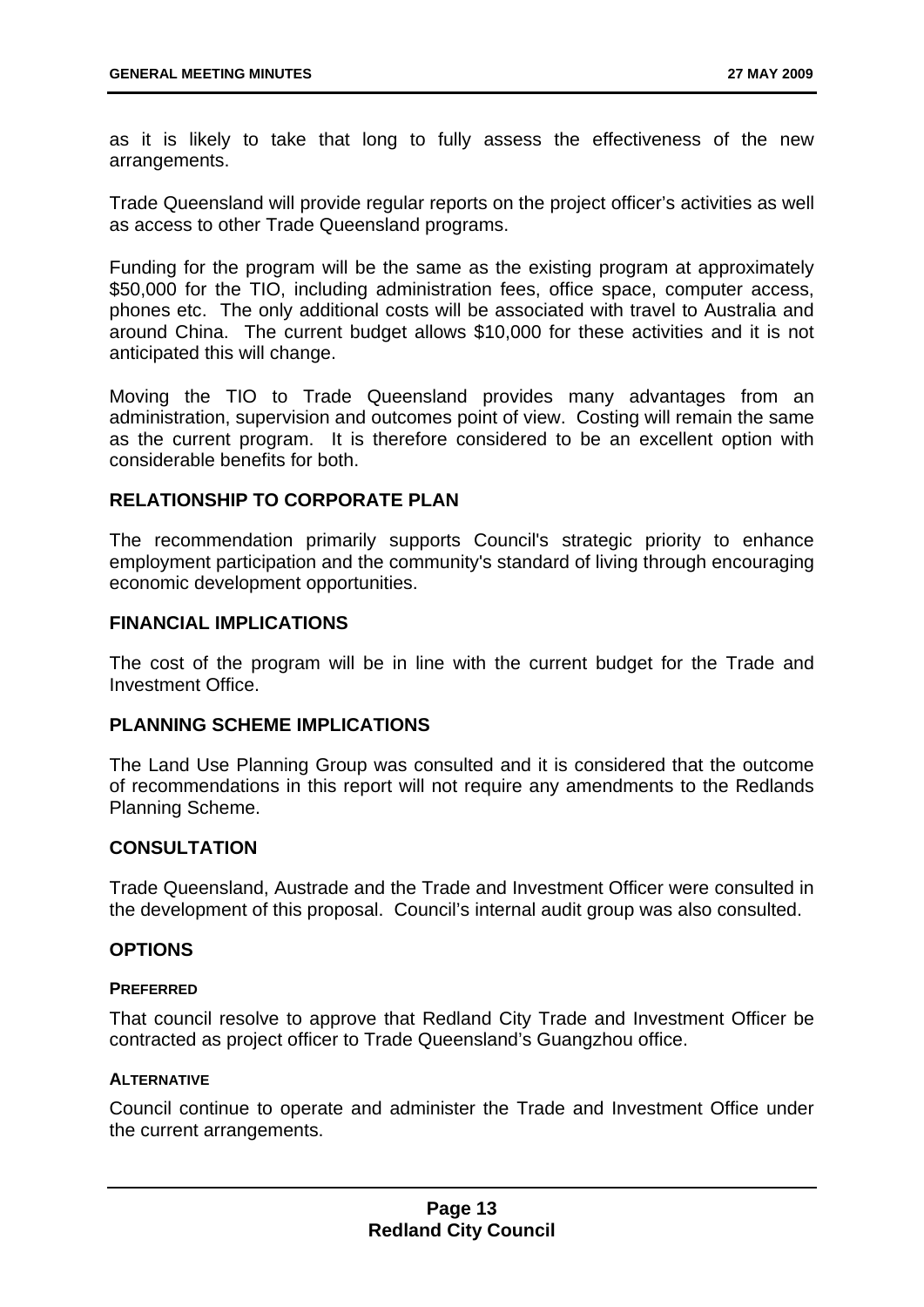as it is likely to take that long to fully assess the effectiveness of the new arrangements.

Trade Queensland will provide regular reports on the project officer's activities as well as access to other Trade Queensland programs.

Funding for the program will be the same as the existing program at approximately $50,000 for the TIO, including administration fees, office space, computer access, phones etc. The only additional costs will be associated with travel to Australia and around China. The current budget allows $10,000 for these activities and it is not anticipated this will change.

Moving the TIO to Trade Queensland provides many advantages from an administration, supervision and outcomes point of view. Costing will remain the same as the current program. It is therefore considered to be an excellent option with considerable benefits for both.

### RELATIONSHIP TO CORPORATE PLAN

The recommendation primarily supports Council's strategic priority to enhance employment participation and the community's standard of living through encouraging economic development opportunities.

### FINANCIAL IMPLICATIONS

The cost of the program will be in line with the current budget for the Trade and Investment Office.

### PLANNING SCHEME IMPLICATIONS

The Land Use Planning Group was consulted and it is considered that the outcome of recommendations in this report will not require any amendments to the Redlands Planning Scheme.

### CONSULTATION

Trade Queensland, Austrade and the Trade and Investment Officer were consulted in the development of this proposal. Council's internal audit group was also consulted.

### OPTIONS

#### PREFERRED

That council resolve to approve that Redland City Trade and Investment Officer be contracted as project officer to Trade Queensland's Guangzhou office.

#### ALTERNATIVE

Council continue to operate and administer the Trade and Investment Office under the current arrangements.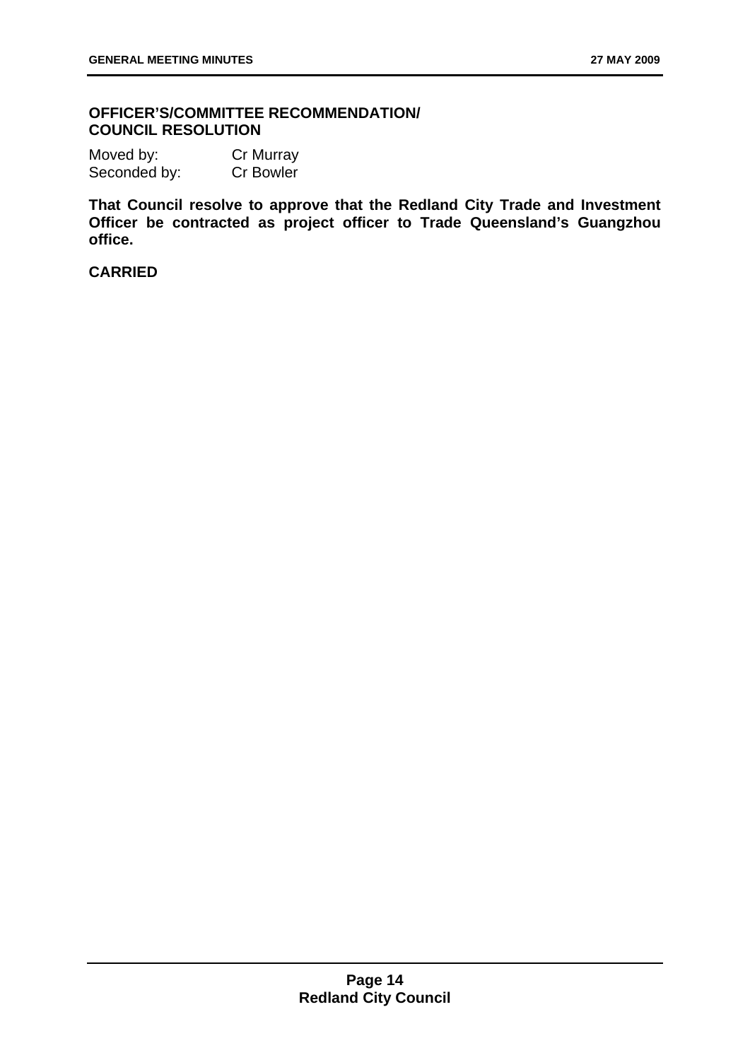**OFFICER'S/COMMITTEE RECOMMENDATION/ COUNCIL RESOLUTION**

Moved by: Cr Murray
Seconded by: Cr Bowler

**That Council resolve to approve that the Redland City Trade and Investment Officer be contracted as project officer to Trade Queensland's Guangzhou office.**

**CARRIED**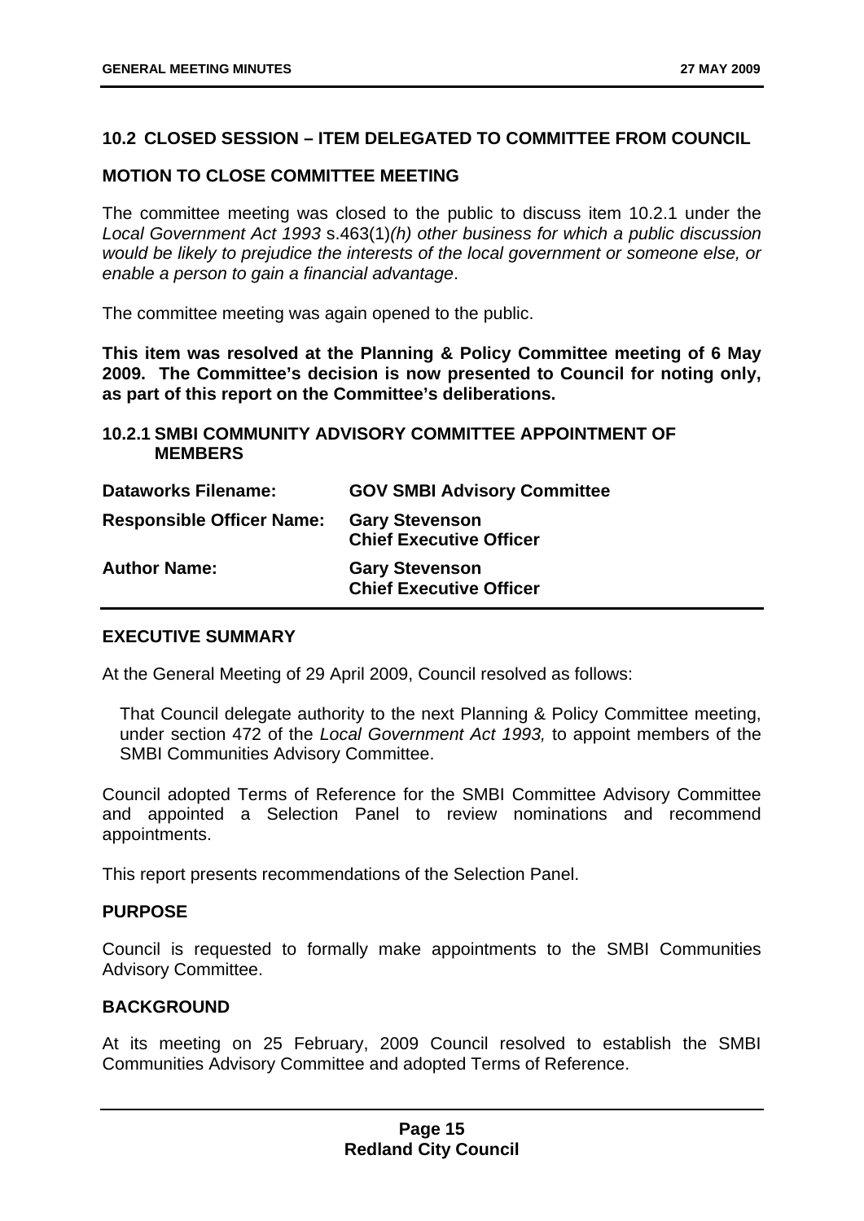## 10.2 CLOSED SESSION – ITEM DELEGATED TO COMMITTEE FROM COUNCIL

### MOTION TO CLOSE COMMITTEE MEETING

The committee meeting was closed to the public to discuss item 10.2.1 under the *Local Government Act 1993* s.463(1)*(h) other business for which a public discussion would be likely to prejudice the interests of the local government or someone else, or enable a person to gain a financial advantage*.

The committee meeting was again opened to the public.

**This item was resolved at the Planning & Policy Committee meeting of 6 May 2009. The Committee's decision is now presented to Council for noting only, as part of this report on the Committee's deliberations.**

### 10.2.1 SMBI COMMUNITY ADVISORY COMMITTEE APPOINTMENT OF MEMBERS

| | |
|---|---|
| **Dataworks Filename:** | **GOV SMBI Advisory Committee** |
| **Responsible Officer Name:** | **Gary Stevenson**<br>**Chief Executive Officer** |
| **Author Name:** | **Gary Stevenson**<br>**Chief Executive Officer** |

### EXECUTIVE SUMMARY

At the General Meeting of 29 April 2009, Council resolved as follows:

> That Council delegate authority to the next Planning & Policy Committee meeting, under section 472 of the *Local Government Act 1993,* to appoint members of the SMBI Communities Advisory Committee.

Council adopted Terms of Reference for the SMBI Committee Advisory Committee and appointed a Selection Panel to review nominations and recommend appointments.

This report presents recommendations of the Selection Panel.

### PURPOSE

Council is requested to formally make appointments to the SMBI Communities Advisory Committee.

### BACKGROUND

At its meeting on 25 February, 2009 Council resolved to establish the SMBI Communities Advisory Committee and adopted Terms of Reference.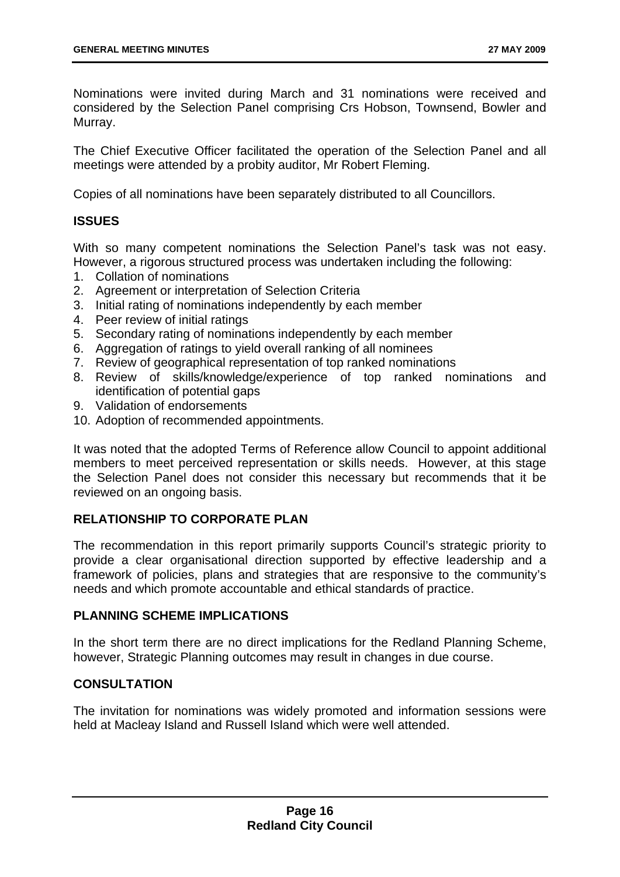Nominations were invited during March and 31 nominations were received and considered by the Selection Panel comprising Crs Hobson, Townsend, Bowler and Murray.

The Chief Executive Officer facilitated the operation of the Selection Panel and all meetings were attended by a probity auditor, Mr Robert Fleming.

Copies of all nominations have been separately distributed to all Councillors.

## ISSUES

With so many competent nominations the Selection Panel's task was not easy. However, a rigorous structured process was undertaken including the following:

1. Collation of nominations
2. Agreement or interpretation of Selection Criteria
3. Initial rating of nominations independently by each member
4. Peer review of initial ratings
5. Secondary rating of nominations independently by each member
6. Aggregation of ratings to yield overall ranking of all nominees
7. Review of geographical representation of top ranked nominations
8. Review of skills/knowledge/experience of top ranked nominations and identification of potential gaps
9. Validation of endorsements
10. Adoption of recommended appointments.

It was noted that the adopted Terms of Reference allow Council to appoint additional members to meet perceived representation or skills needs. However, at this stage the Selection Panel does not consider this necessary but recommends that it be reviewed on an ongoing basis.

## RELATIONSHIP TO CORPORATE PLAN

The recommendation in this report primarily supports Council's strategic priority to provide a clear organisational direction supported by effective leadership and a framework of policies, plans and strategies that are responsive to the community's needs and which promote accountable and ethical standards of practice.

## PLANNING SCHEME IMPLICATIONS

In the short term there are no direct implications for the Redland Planning Scheme, however, Strategic Planning outcomes may result in changes in due course.

## CONSULTATION

The invitation for nominations was widely promoted and information sessions were held at Macleay Island and Russell Island which were well attended.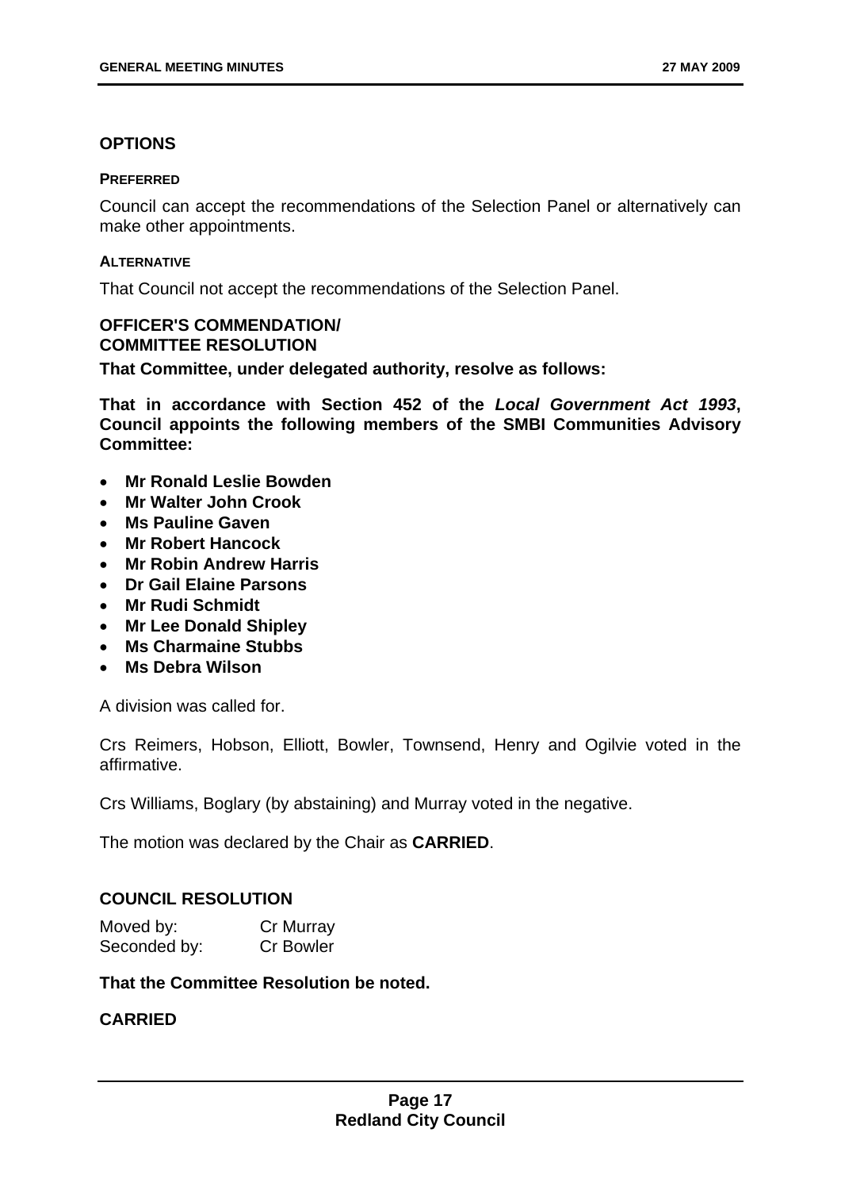## OPTIONS

### PREFERRED

Council can accept the recommendations of the Selection Panel or alternatively can make other appointments.

### ALTERNATIVE

That Council not accept the recommendations of the Selection Panel.

## OFFICER'S COMMENDATION/ COMMITTEE RESOLUTION

**That Committee, under delegated authority, resolve as follows:**

**That in accordance with Section 452 of the *Local Government Act 1993*, Council appoints the following members of the SMBI Communities Advisory Committee:**

- **Mr Ronald Leslie Bowden**
- **Mr Walter John Crook**
- **Ms Pauline Gaven**
- **Mr Robert Hancock**
- **Mr Robin Andrew Harris**
- **Dr Gail Elaine Parsons**
- **Mr Rudi Schmidt**
- **Mr Lee Donald Shipley**
- **Ms Charmaine Stubbs**
- **Ms Debra Wilson**

A division was called for.

Crs Reimers, Hobson, Elliott, Bowler, Townsend, Henry and Ogilvie voted in the affirmative.

Crs Williams, Boglary (by abstaining) and Murray voted in the negative.

The motion was declared by the Chair as **CARRIED**.

## COUNCIL RESOLUTION

Moved by: Cr Murray
Seconded by: Cr Bowler

**That the Committee Resolution be noted.**

**CARRIED**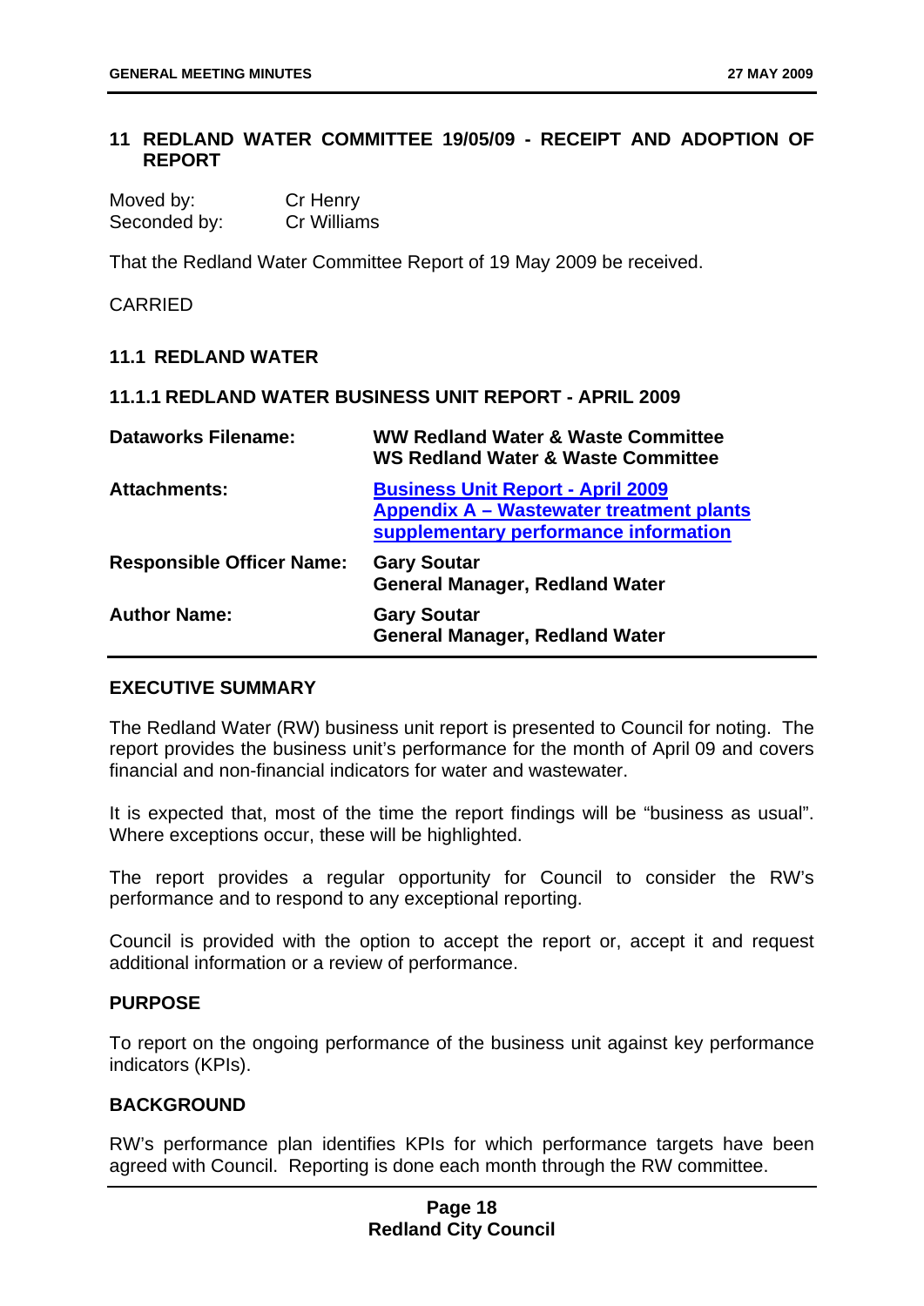## 11 REDLAND WATER COMMITTEE 19/05/09 - RECEIPT AND ADOPTION OF REPORT

Moved by: Cr Henry
Seconded by: Cr Williams

That the Redland Water Committee Report of 19 May 2009 be received.

CARRIED

### 11.1 REDLAND WATER

#### 11.1.1 REDLAND WATER BUSINESS UNIT REPORT - APRIL 2009

| | |
|---|---|
| **Dataworks Filename:** | **WW Redland Water & Waste Committee**<br>**WS Redland Water & Waste Committee** |
| **Attachments:** | **Business Unit Report - April 2009**<br>**Appendix A – Wastewater treatment plants supplementary performance information** |
| **Responsible Officer Name:** | **Gary Soutar**<br>**General Manager, Redland Water** |
| **Author Name:** | **Gary Soutar**<br>**General Manager, Redland Water** |

**EXECUTIVE SUMMARY**

The Redland Water (RW) business unit report is presented to Council for noting. The report provides the business unit's performance for the month of April 09 and covers financial and non-financial indicators for water and wastewater.

It is expected that, most of the time the report findings will be "business as usual". Where exceptions occur, these will be highlighted.

The report provides a regular opportunity for Council to consider the RW's performance and to respond to any exceptional reporting.

Council is provided with the option to accept the report or, accept it and request additional information or a review of performance.

**PURPOSE**

To report on the ongoing performance of the business unit against key performance indicators (KPIs).

**BACKGROUND**

RW's performance plan identifies KPIs for which performance targets have been agreed with Council. Reporting is done each month through the RW committee.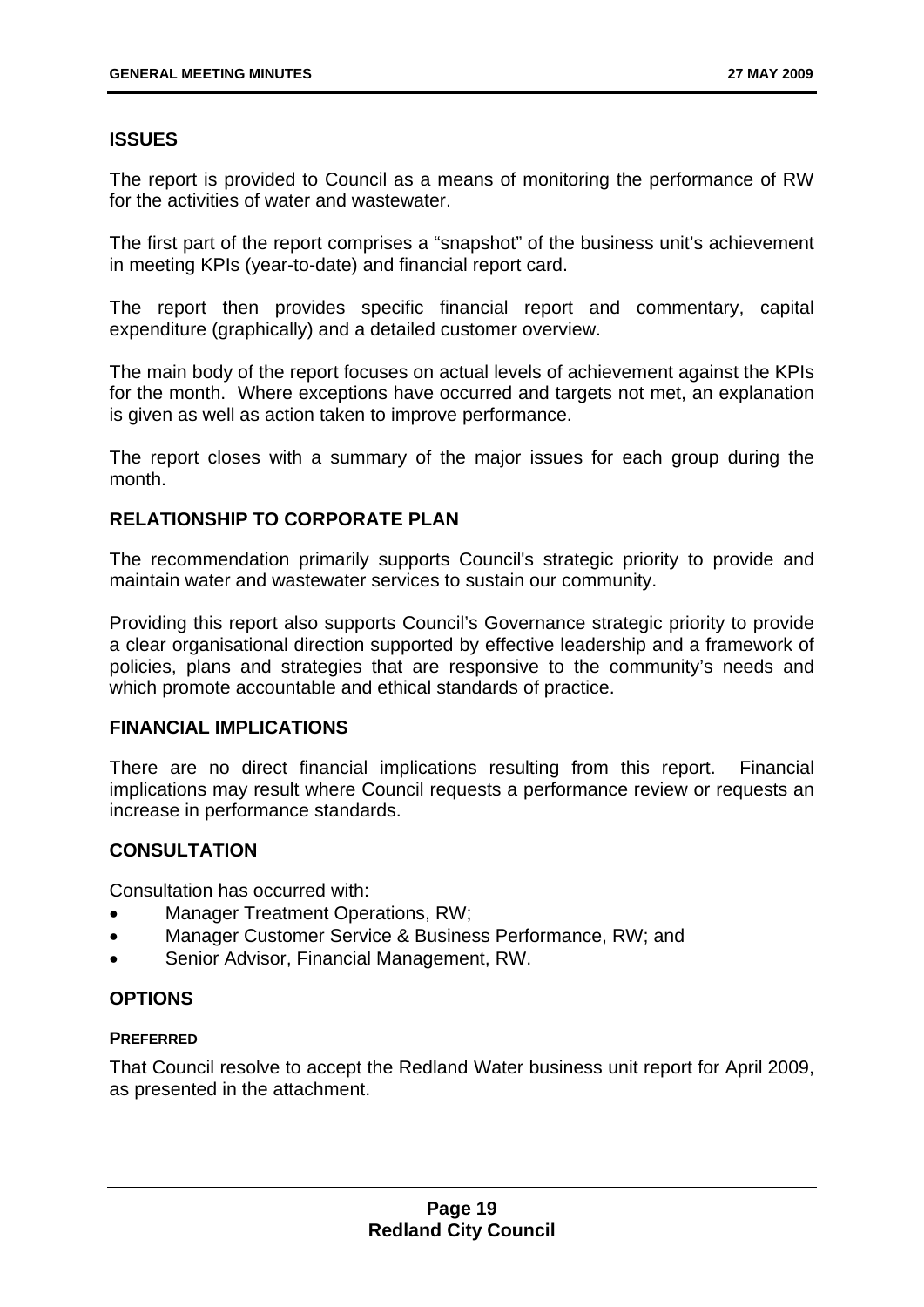## ISSUES

The report is provided to Council as a means of monitoring the performance of RW for the activities of water and wastewater.

The first part of the report comprises a "snapshot" of the business unit's achievement in meeting KPIs (year-to-date) and financial report card.

The report then provides specific financial report and commentary, capital expenditure (graphically) and a detailed customer overview.

The main body of the report focuses on actual levels of achievement against the KPIs for the month. Where exceptions have occurred and targets not met, an explanation is given as well as action taken to improve performance.

The report closes with a summary of the major issues for each group during the month.

## RELATIONSHIP TO CORPORATE PLAN

The recommendation primarily supports Council's strategic priority to provide and maintain water and wastewater services to sustain our community.

Providing this report also supports Council's Governance strategic priority to provide a clear organisational direction supported by effective leadership and a framework of policies, plans and strategies that are responsive to the community's needs and which promote accountable and ethical standards of practice.

## FINANCIAL IMPLICATIONS

There are no direct financial implications resulting from this report. Financial implications may result where Council requests a performance review or requests an increase in performance standards.

## CONSULTATION

Consultation has occurred with:

- Manager Treatment Operations, RW;
- Manager Customer Service & Business Performance, RW; and
- Senior Advisor, Financial Management, RW.

## OPTIONS

### PREFERRED

That Council resolve to accept the Redland Water business unit report for April 2009, as presented in the attachment.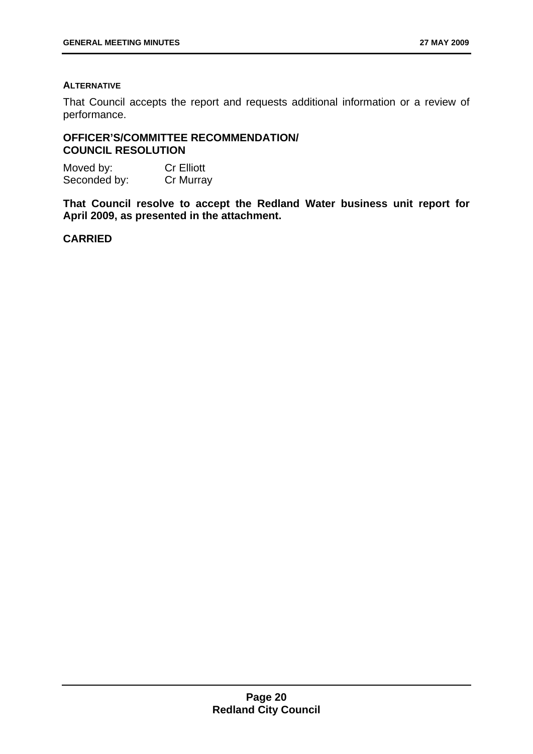**ALTERNATIVE**

That Council accepts the report and requests additional information or a review of performance.

**OFFICER'S/COMMITTEE RECOMMENDATION/ COUNCIL RESOLUTION**

Moved by: Cr Elliott
Seconded by: Cr Murray

**That Council resolve to accept the Redland Water business unit report for April 2009, as presented in the attachment.**

**CARRIED**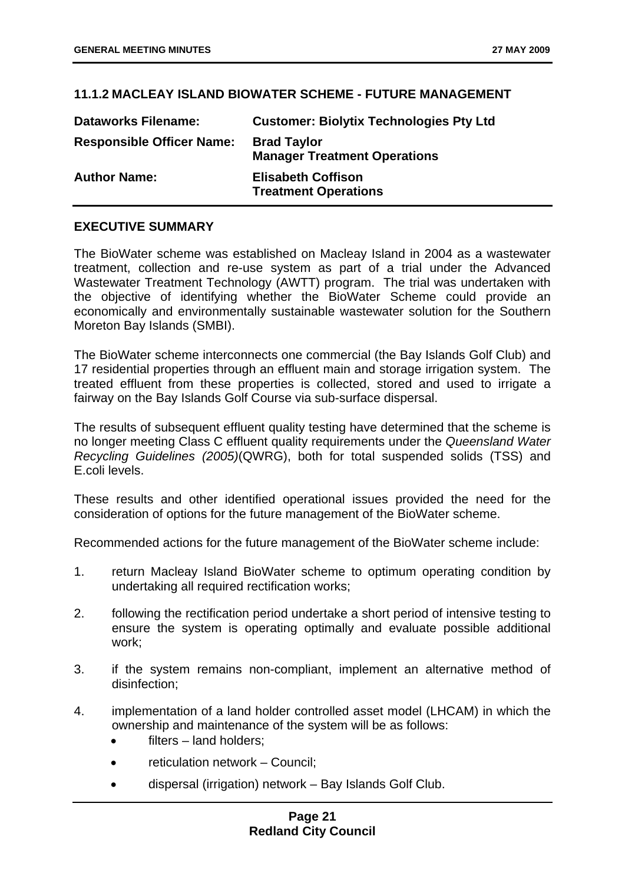## 11.1.2 MACLEAY ISLAND BIOWATER SCHEME - FUTURE MANAGEMENT

| | |
|---|---|
| **Dataworks Filename:** | **Customer: Biolytix Technologies Pty Ltd** |
| **Responsible Officer Name:** | **Brad Taylor**<br>**Manager Treatment Operations** |
| **Author Name:** | **Elisabeth Coffison**<br>**Treatment Operations** |

### EXECUTIVE SUMMARY

The BioWater scheme was established on Macleay Island in 2004 as a wastewater treatment, collection and re-use system as part of a trial under the Advanced Wastewater Treatment Technology (AWTT) program. The trial was undertaken with the objective of identifying whether the BioWater Scheme could provide an economically and environmentally sustainable wastewater solution for the Southern Moreton Bay Islands (SMBI).

The BioWater scheme interconnects one commercial (the Bay Islands Golf Club) and 17 residential properties through an effluent main and storage irrigation system. The treated effluent from these properties is collected, stored and used to irrigate a fairway on the Bay Islands Golf Course via sub-surface dispersal.

The results of subsequent effluent quality testing have determined that the scheme is no longer meeting Class C effluent quality requirements under the *Queensland Water Recycling Guidelines (2005)*(QWRG), both for total suspended solids (TSS) and E.coli levels.

These results and other identified operational issues provided the need for the consideration of options for the future management of the BioWater scheme.

Recommended actions for the future management of the BioWater scheme include:

1. return Macleay Island BioWater scheme to optimum operating condition by undertaking all required rectification works;
2. following the rectification period undertake a short period of intensive testing to ensure the system is operating optimally and evaluate possible additional work;
3. if the system remains non-compliant, implement an alternative method of disinfection;
4. implementation of a land holder controlled asset model (LHCAM) in which the ownership and maintenance of the system will be as follows:
   - filters – land holders;
   - reticulation network – Council;
   - dispersal (irrigation) network – Bay Islands Golf Club.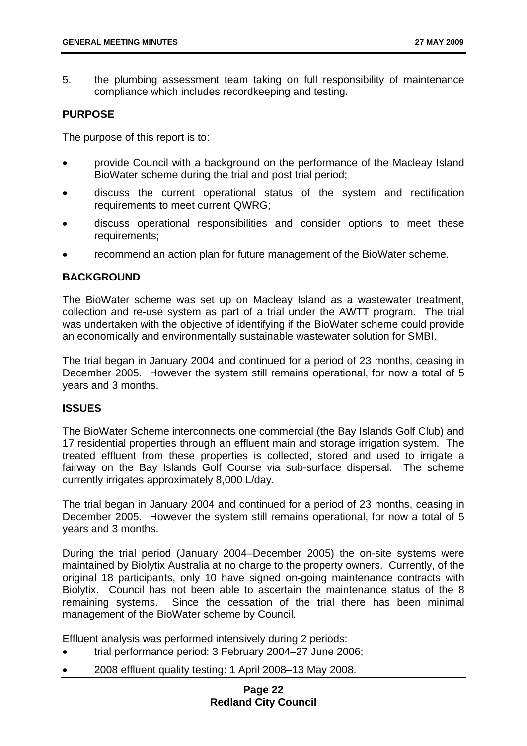5. the plumbing assessment team taking on full responsibility of maintenance compliance which includes recordkeeping and testing.

## PURPOSE

The purpose of this report is to:

- provide Council with a background on the performance of the Macleay Island BioWater scheme during the trial and post trial period;
- discuss the current operational status of the system and rectification requirements to meet current QWRG;
- discuss operational responsibilities and consider options to meet these requirements;
- recommend an action plan for future management of the BioWater scheme.

## BACKGROUND

The BioWater scheme was set up on Macleay Island as a wastewater treatment, collection and re-use system as part of a trial under the AWTT program. The trial was undertaken with the objective of identifying if the BioWater scheme could provide an economically and environmentally sustainable wastewater solution for SMBI.

The trial began in January 2004 and continued for a period of 23 months, ceasing in December 2005. However the system still remains operational, for now a total of 5 years and 3 months.

## ISSUES

The BioWater Scheme interconnects one commercial (the Bay Islands Golf Club) and 17 residential properties through an effluent main and storage irrigation system. The treated effluent from these properties is collected, stored and used to irrigate a fairway on the Bay Islands Golf Course via sub-surface dispersal. The scheme currently irrigates approximately 8,000 L/day.

The trial began in January 2004 and continued for a period of 23 months, ceasing in December 2005. However the system still remains operational, for now a total of 5 years and 3 months.

During the trial period (January 2004–December 2005) the on-site systems were maintained by Biolytix Australia at no charge to the property owners. Currently, of the original 18 participants, only 10 have signed on-going maintenance contracts with Biolytix. Council has not been able to ascertain the maintenance status of the 8 remaining systems. Since the cessation of the trial there has been minimal management of the BioWater scheme by Council.

Effluent analysis was performed intensively during 2 periods:

- trial performance period: 3 February 2004–27 June 2006;
- 2008 effluent quality testing: 1 April 2008–13 May 2008.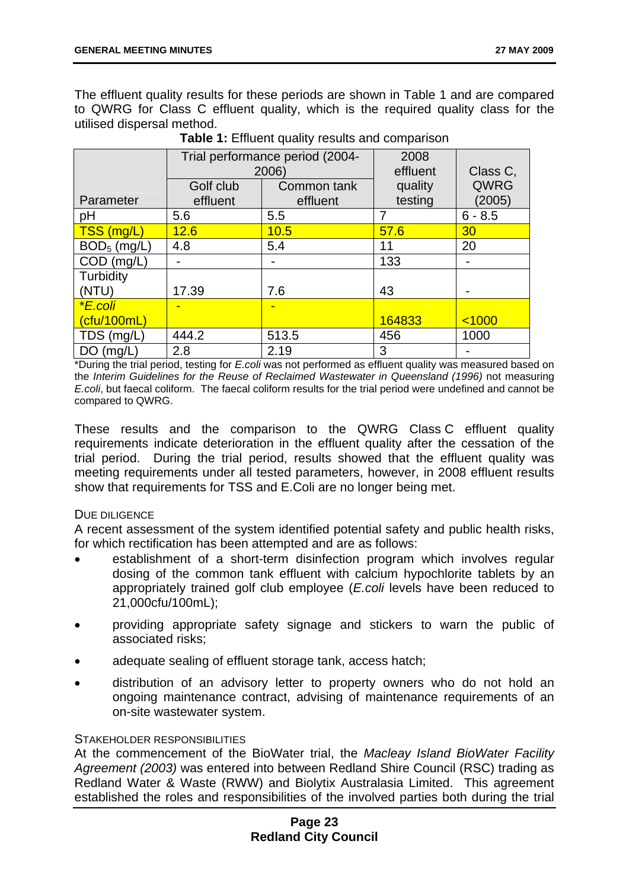The effluent quality results for these periods are shown in Table 1 and are compared to QWRG for Class C effluent quality, which is the required quality class for the utilised dispersal method.

**Table 1:** Effluent quality results and comparison

| Parameter | Trial performance period (2004-2006) | | 2008 effluent quality testing | Class C, QWRG (2005) |
|---|---|---|---|---|
| | Golf club effluent | Common tank effluent | | |
| pH | 5.6 | 5.5 | 7 | 6 - 8.5 |
| TSS (mg/L) | 12.6 | 10.5 | 57.6 | 30 |
| $BOD_5$ (mg/L) | 4.8 | 5.4 | 11 | 20 |
| COD (mg/L) | - | - | 133 | - |
| Turbidity (NTU) | 17.39 | 7.6 | 43 | - |
| **E.coli* (cfu/100mL) | - | - | 164833 | <1000 |
| TDS (mg/L) | 444.2 | 513.5 | 456 | 1000 |
| DO (mg/L) | 2.8 | 2.19 | 3 | - |

*During the trial period, testing for *E.coli* was not performed as effluent quality was measured based on the *Interim Guidelines for the Reuse of Reclaimed Wastewater in Queensland (1996)* not measuring *E.coli*, but faecal coliform. The faecal coliform results for the trial period were undefined and cannot be compared to QWRG.

These results and the comparison to the QWRG Class C effluent quality requirements indicate deterioration in the effluent quality after the cessation of the trial period. During the trial period, results showed that the effluent quality was meeting requirements under all tested parameters, however, in 2008 effluent results show that requirements for TSS and E.Coli are no longer being met.

### DUE DILIGENCE

A recent assessment of the system identified potential safety and public health risks, for which rectification has been attempted and are as follows:

- establishment of a short-term disinfection program which involves regular dosing of the common tank effluent with calcium hypochlorite tablets by an appropriately trained golf club employee (*E.coli* levels have been reduced to 21,000cfu/100mL);
- providing appropriate safety signage and stickers to warn the public of associated risks;
- adequate sealing of effluent storage tank, access hatch;
- distribution of an advisory letter to property owners who do not hold an ongoing maintenance contract, advising of maintenance requirements of an on-site wastewater system.

### STAKEHOLDER RESPONSIBILITIES

At the commencement of the BioWater trial, the *Macleay Island BioWater Facility Agreement (2003)* was entered into between Redland Shire Council (RSC) trading as Redland Water & Waste (RWW) and Biolytix Australasia Limited. This agreement established the roles and responsibilities of the involved parties both during the trial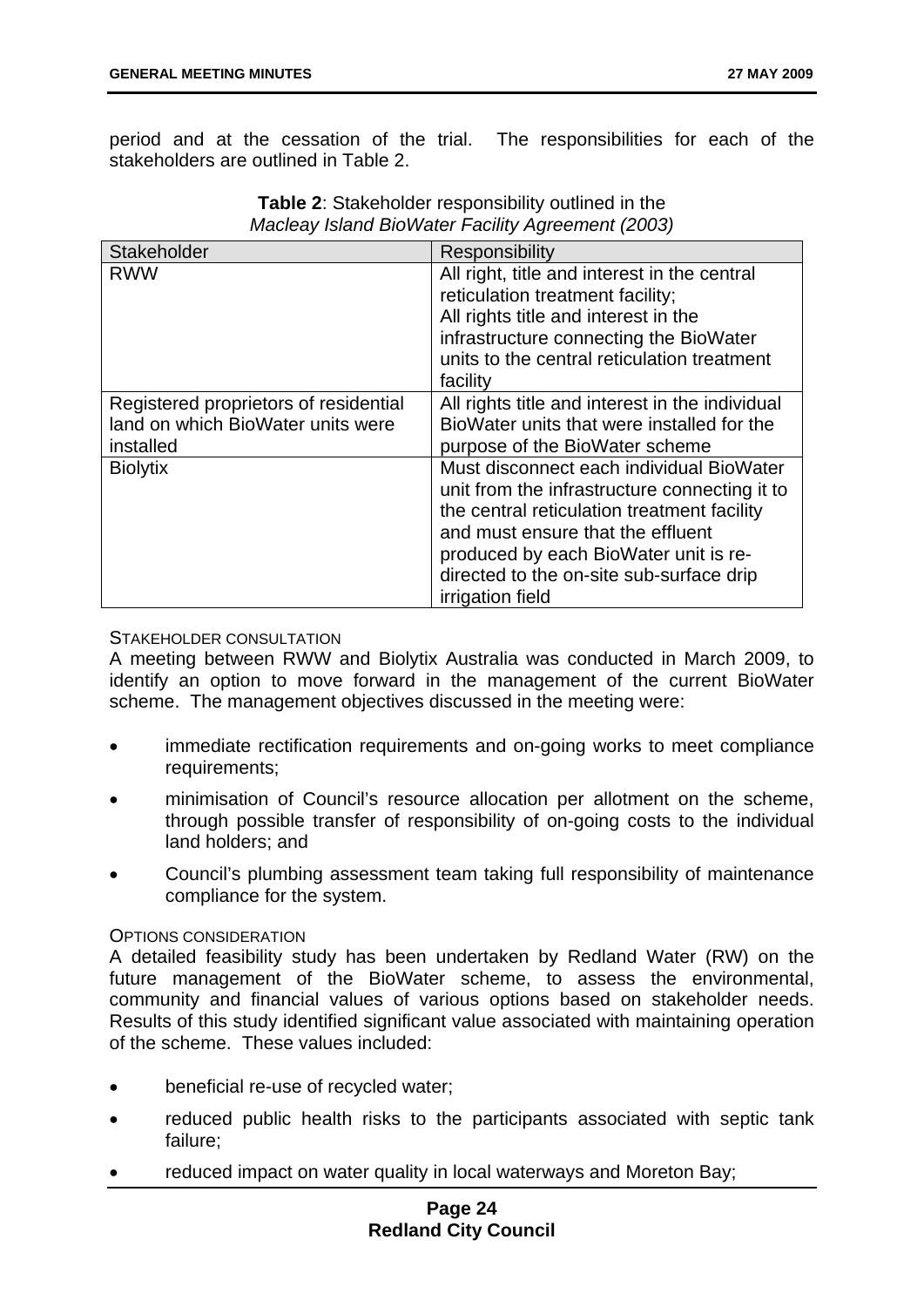period and at the cessation of the trial. The responsibilities for each of the stakeholders are outlined in Table 2.

**Table 2**: Stakeholder responsibility outlined in the *Macleay Island BioWater Facility Agreement (2003)*

| Stakeholder | Responsibility |
|---|---|
| RWW | All right, title and interest in the central reticulation treatment facility; All rights title and interest in the infrastructure connecting the BioWater units to the central reticulation treatment facility |
| Registered proprietors of residential land on which BioWater units were installed | All rights title and interest in the individual BioWater units that were installed for the purpose of the BioWater scheme |
| Biolytix | Must disconnect each individual BioWater unit from the infrastructure connecting it to the central reticulation treatment facility and must ensure that the effluent produced by each BioWater unit is re-directed to the on-site sub-surface drip irrigation field |

STAKEHOLDER CONSULTATION

A meeting between RWW and Biolytix Australia was conducted in March 2009, to identify an option to move forward in the management of the current BioWater scheme. The management objectives discussed in the meeting were:

- immediate rectification requirements and on-going works to meet compliance requirements;
- minimisation of Council's resource allocation per allotment on the scheme, through possible transfer of responsibility of on-going costs to the individual land holders; and
- Council's plumbing assessment team taking full responsibility of maintenance compliance for the system.

OPTIONS CONSIDERATION

A detailed feasibility study has been undertaken by Redland Water (RW) on the future management of the BioWater scheme, to assess the environmental, community and financial values of various options based on stakeholder needs. Results of this study identified significant value associated with maintaining operation of the scheme. These values included:

- beneficial re-use of recycled water;
- reduced public health risks to the participants associated with septic tank failure;
- reduced impact on water quality in local waterways and Moreton Bay;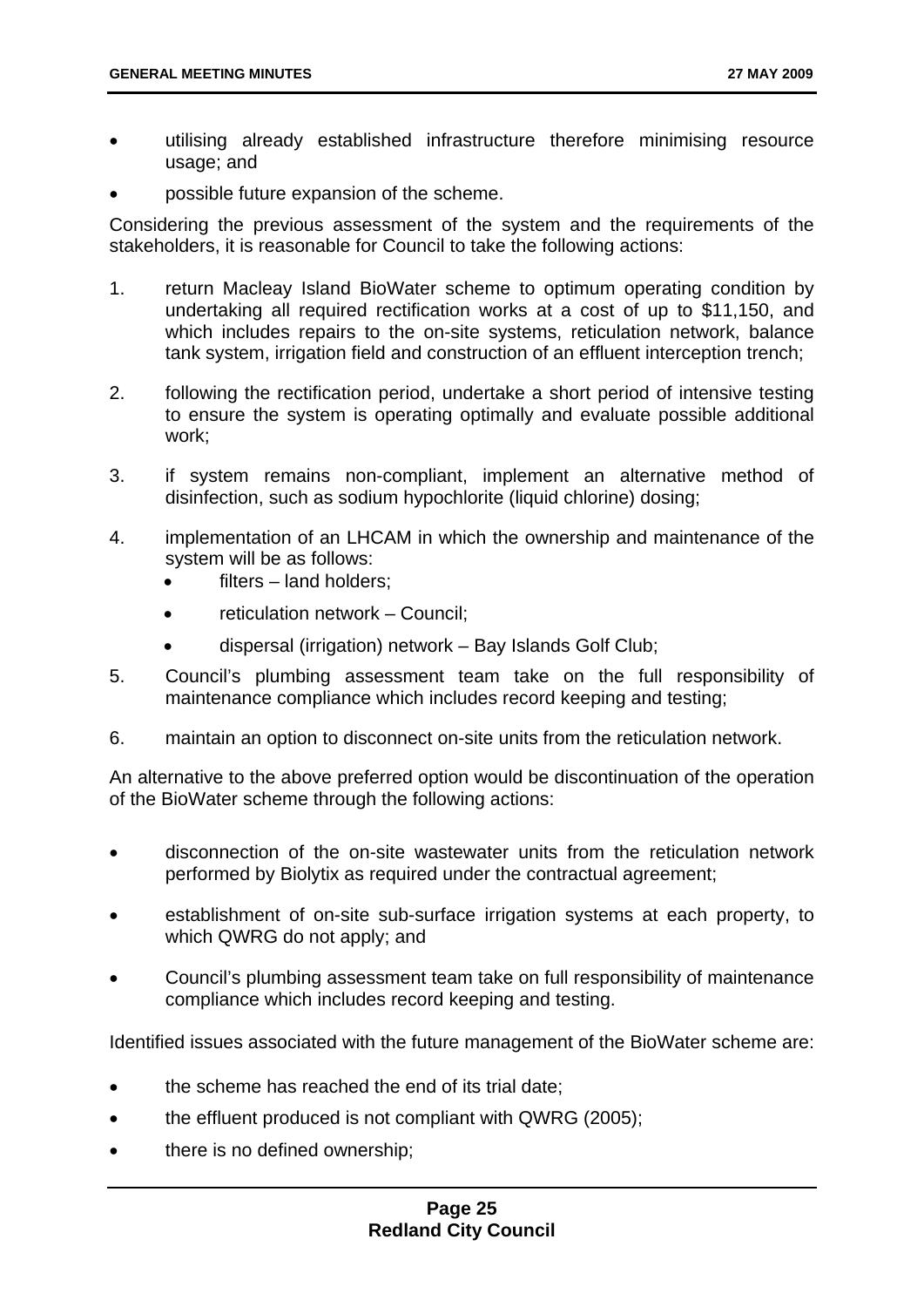- utilising already established infrastructure therefore minimising resource usage; and
- possible future expansion of the scheme.

Considering the previous assessment of the system and the requirements of the stakeholders, it is reasonable for Council to take the following actions:

1. return Macleay Island BioWater scheme to optimum operating condition by undertaking all required rectification works at a cost of up to $11,150, and which includes repairs to the on-site systems, reticulation network, balance tank system, irrigation field and construction of an effluent interception trench;
2. following the rectification period, undertake a short period of intensive testing to ensure the system is operating optimally and evaluate possible additional work;
3. if system remains non-compliant, implement an alternative method of disinfection, such as sodium hypochlorite (liquid chlorine) dosing;
4. implementation of an LHCAM in which the ownership and maintenance of the system will be as follows:
   - filters – land holders;
   - reticulation network – Council;
   - dispersal (irrigation) network – Bay Islands Golf Club;
5. Council's plumbing assessment team take on the full responsibility of maintenance compliance which includes record keeping and testing;
6. maintain an option to disconnect on-site units from the reticulation network.

An alternative to the above preferred option would be discontinuation of the operation of the BioWater scheme through the following actions:

- disconnection of the on-site wastewater units from the reticulation network performed by Biolytix as required under the contractual agreement;
- establishment of on-site sub-surface irrigation systems at each property, to which QWRG do not apply; and
- Council's plumbing assessment team take on full responsibility of maintenance compliance which includes record keeping and testing.

Identified issues associated with the future management of the BioWater scheme are:

- the scheme has reached the end of its trial date;
- the effluent produced is not compliant with QWRG (2005);
- there is no defined ownership;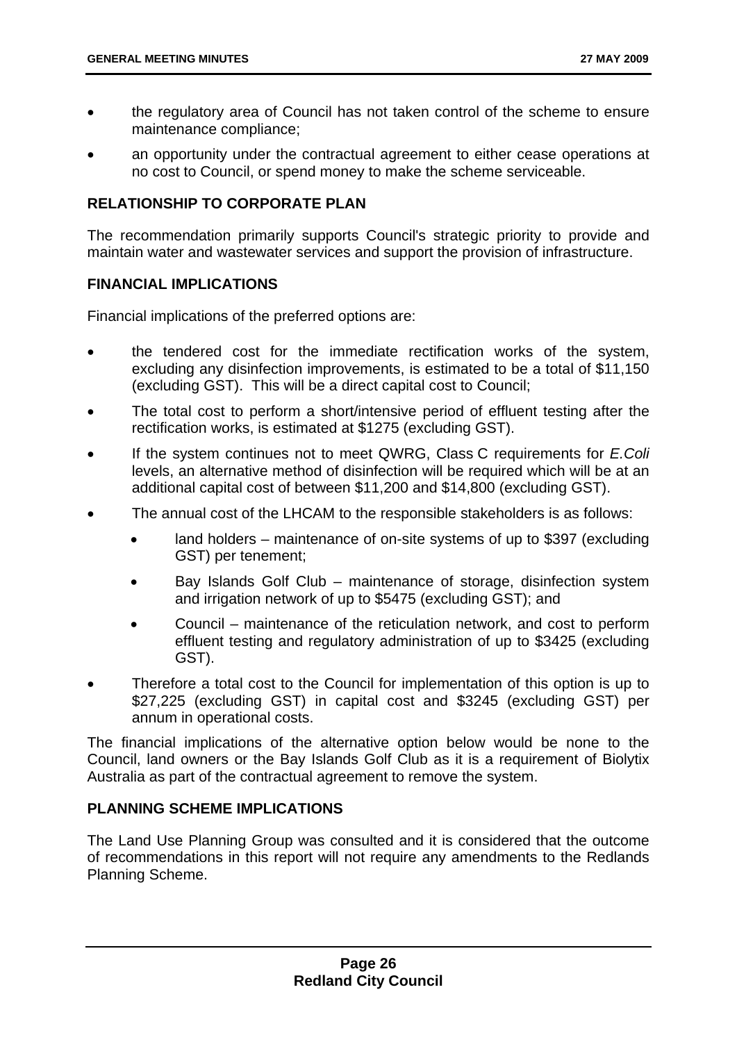- the regulatory area of Council has not taken control of the scheme to ensure maintenance compliance;
- an opportunity under the contractual agreement to either cease operations at no cost to Council, or spend money to make the scheme serviceable.

## RELATIONSHIP TO CORPORATE PLAN

The recommendation primarily supports Council's strategic priority to provide and maintain water and wastewater services and support the provision of infrastructure.

## FINANCIAL IMPLICATIONS

Financial implications of the preferred options are:

- the tendered cost for the immediate rectification works of the system, excluding any disinfection improvements, is estimated to be a total of $11,150 (excluding GST). This will be a direct capital cost to Council;
- The total cost to perform a short/intensive period of effluent testing after the rectification works, is estimated at $1275 (excluding GST).
- If the system continues not to meet QWRG, Class C requirements for *E.Coli* levels, an alternative method of disinfection will be required which will be at an additional capital cost of between $11,200 and $14,800 (excluding GST).
- The annual cost of the LHCAM to the responsible stakeholders is as follows:
  - land holders – maintenance of on-site systems of up to $397 (excluding GST) per tenement;
  - Bay Islands Golf Club – maintenance of storage, disinfection system and irrigation network of up to $5475 (excluding GST); and
  - Council – maintenance of the reticulation network, and cost to perform effluent testing and regulatory administration of up to $3425 (excluding GST).
- Therefore a total cost to the Council for implementation of this option is up to $27,225 (excluding GST) in capital cost and $3245 (excluding GST) per annum in operational costs.

The financial implications of the alternative option below would be none to the Council, land owners or the Bay Islands Golf Club as it is a requirement of Biolytix Australia as part of the contractual agreement to remove the system.

## PLANNING SCHEME IMPLICATIONS

The Land Use Planning Group was consulted and it is considered that the outcome of recommendations in this report will not require any amendments to the Redlands Planning Scheme.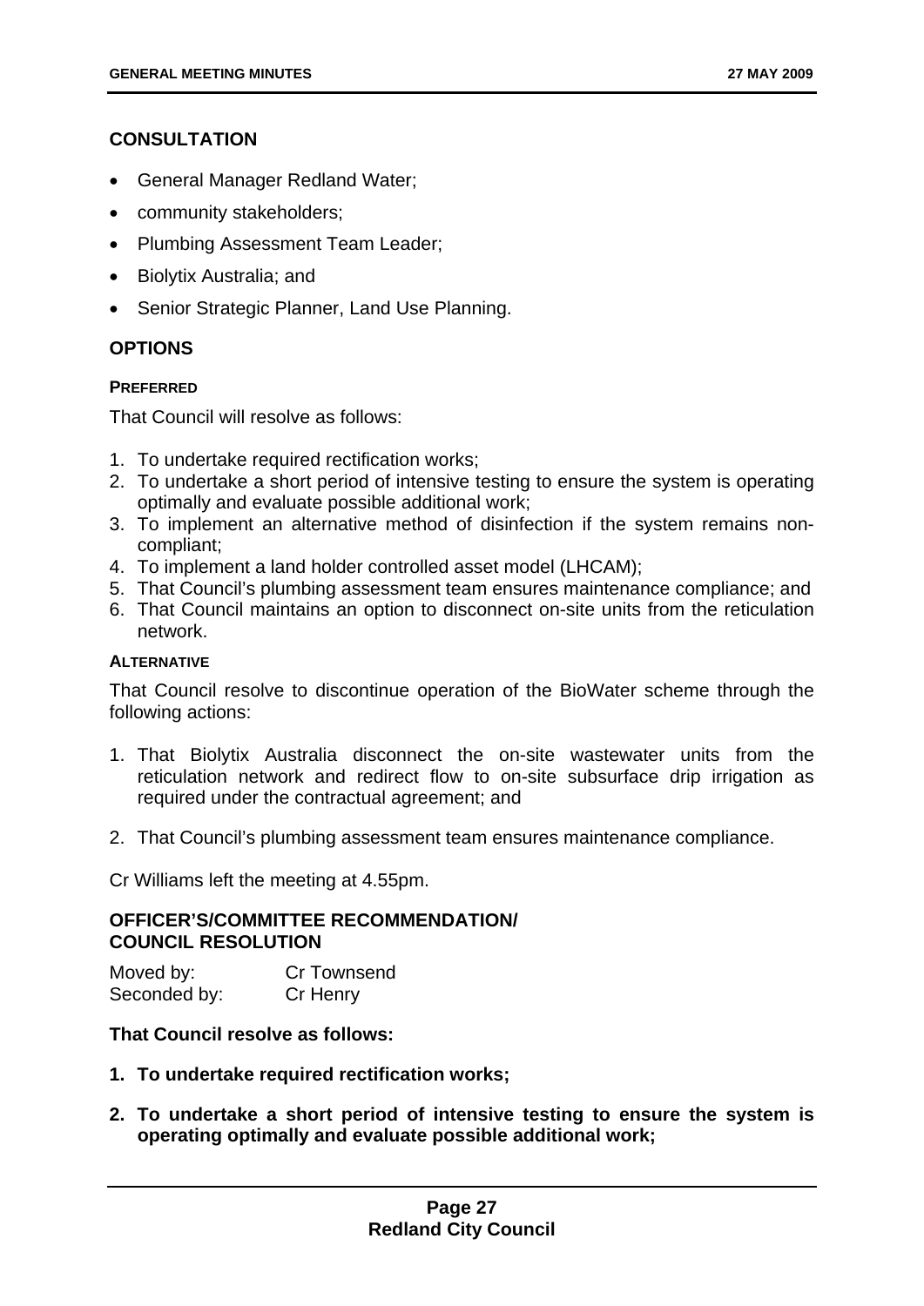## CONSULTATION

- General Manager Redland Water;
- community stakeholders;
- Plumbing Assessment Team Leader;
- Biolytix Australia; and
- Senior Strategic Planner, Land Use Planning.

## OPTIONS

#### PREFERRED

That Council will resolve as follows:

1. To undertake required rectification works;
2. To undertake a short period of intensive testing to ensure the system is operating optimally and evaluate possible additional work;
3. To implement an alternative method of disinfection if the system remains non-compliant;
4. To implement a land holder controlled asset model (LHCAM);
5. That Council's plumbing assessment team ensures maintenance compliance; and
6. That Council maintains an option to disconnect on-site units from the reticulation network.

#### ALTERNATIVE

That Council resolve to discontinue operation of the BioWater scheme through the following actions:

1. That Biolytix Australia disconnect the on-site wastewater units from the reticulation network and redirect flow to on-site subsurface drip irrigation as required under the contractual agreement; and

2. That Council's plumbing assessment team ensures maintenance compliance.

Cr Williams left the meeting at 4.55pm.

## OFFICER'S/COMMITTEE RECOMMENDATION/ COUNCIL RESOLUTION

Moved by: Cr Townsend
Seconded by: Cr Henry

**That Council resolve as follows:**

1. **To undertake required rectification works;**

2. **To undertake a short period of intensive testing to ensure the system is operating optimally and evaluate possible additional work;**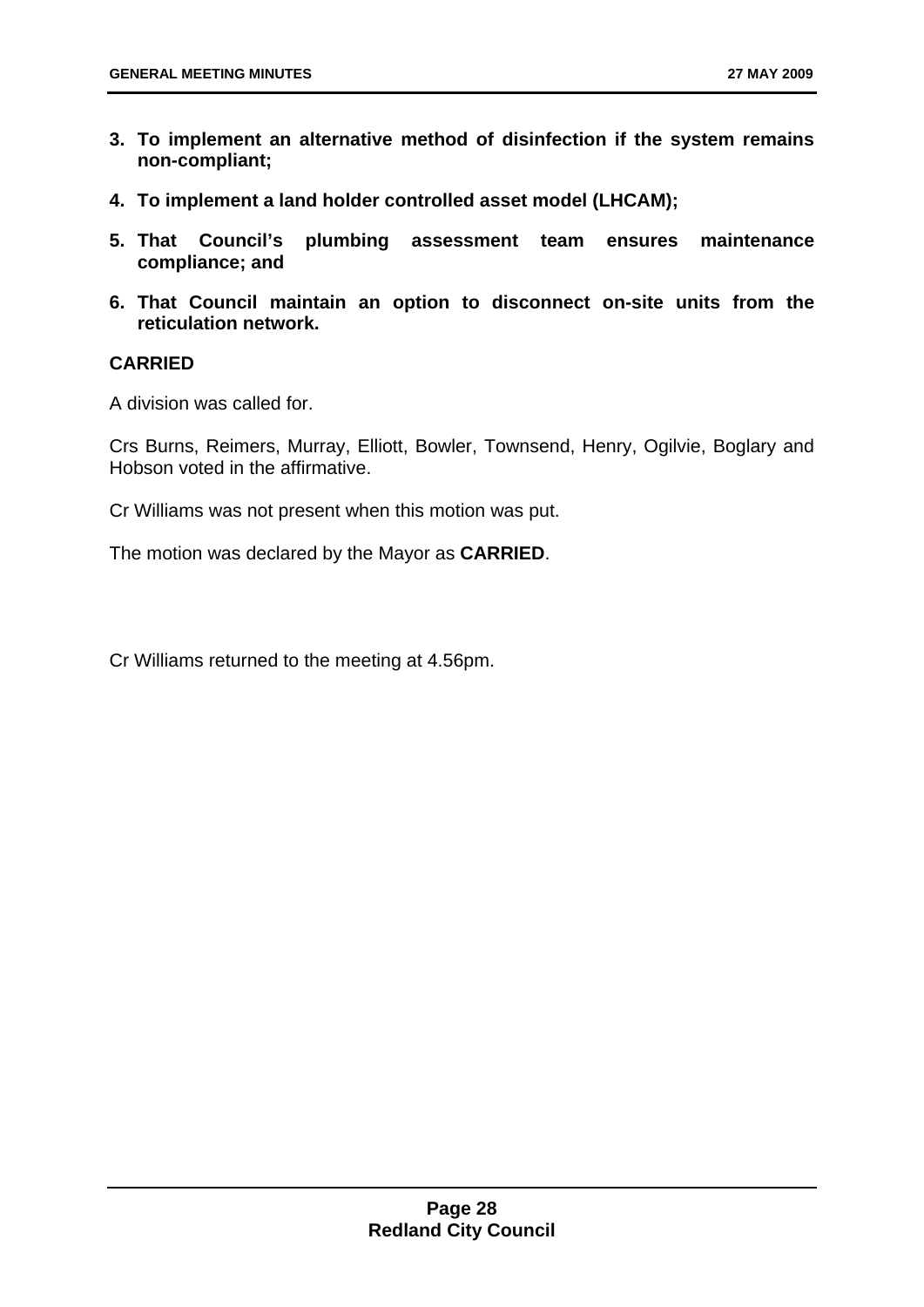3. **To implement an alternative method of disinfection if the system remains non-compliant;**

4. **To implement a land holder controlled asset model (LHCAM);**

5. **That Council's plumbing assessment team ensures maintenance compliance; and**

6. **That Council maintain an option to disconnect on-site units from the reticulation network.**

**CARRIED**

A division was called for.

Crs Burns, Reimers, Murray, Elliott, Bowler, Townsend, Henry, Ogilvie, Boglary and Hobson voted in the affirmative.

Cr Williams was not present when this motion was put.

The motion was declared by the Mayor as **CARRIED**.

Cr Williams returned to the meeting at 4.56pm.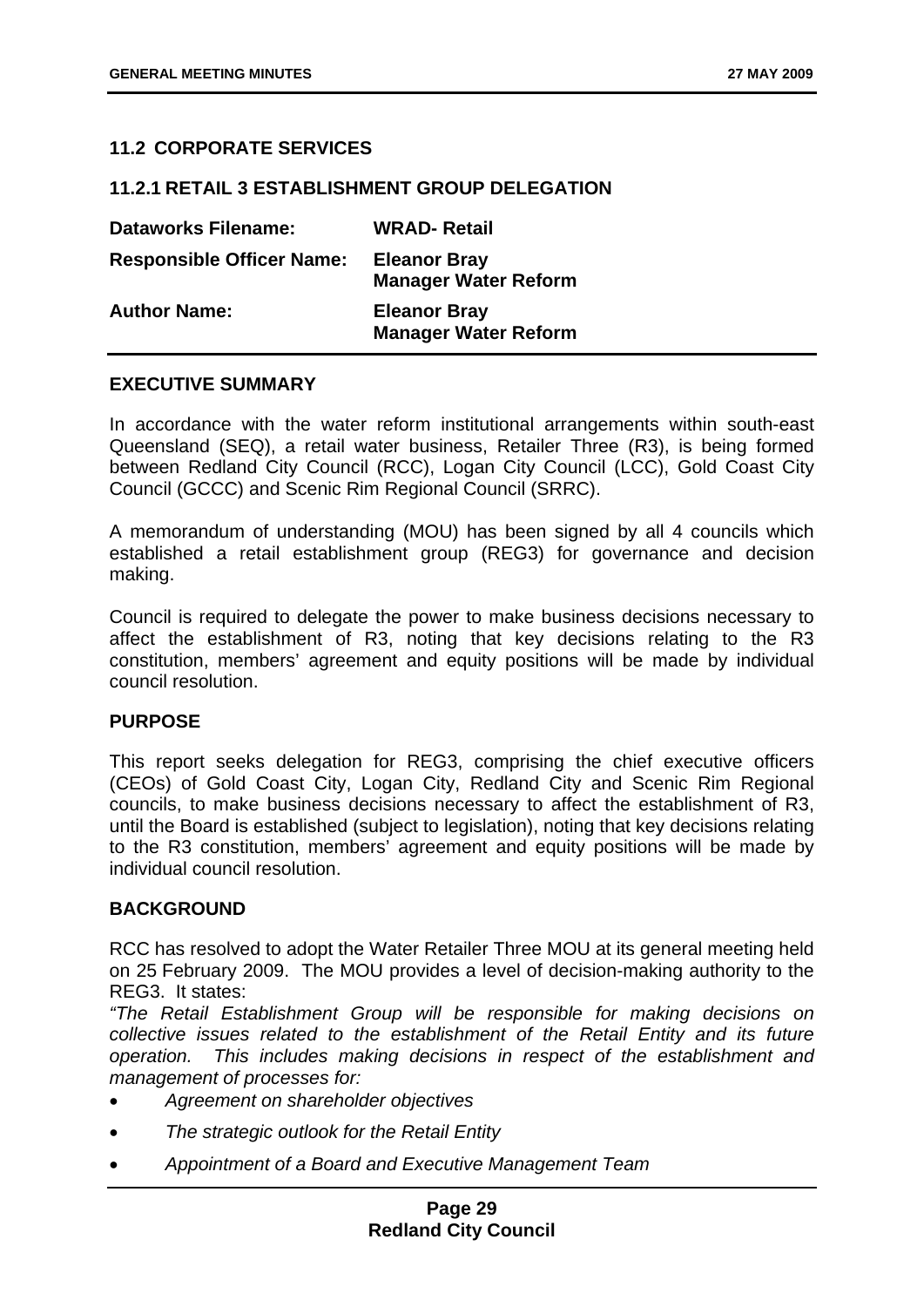## 11.2 CORPORATE SERVICES

### 11.2.1 RETAIL 3 ESTABLISHMENT GROUP DELEGATION

| | |
|---|---|
| **Dataworks Filename:** | **WRAD- Retail** |
| **Responsible Officer Name:** | **Eleanor Bray**<br>**Manager Water Reform** |
| **Author Name:** | **Eleanor Bray**<br>**Manager Water Reform** |

**EXECUTIVE SUMMARY**

In accordance with the water reform institutional arrangements within south-east Queensland (SEQ), a retail water business, Retailer Three (R3), is being formed between Redland City Council (RCC), Logan City Council (LCC), Gold Coast City Council (GCCC) and Scenic Rim Regional Council (SRRC).

A memorandum of understanding (MOU) has been signed by all 4 councils which established a retail establishment group (REG3) for governance and decision making.

Council is required to delegate the power to make business decisions necessary to affect the establishment of R3, noting that key decisions relating to the R3 constitution, members' agreement and equity positions will be made by individual council resolution.

**PURPOSE**

This report seeks delegation for REG3, comprising the chief executive officers (CEOs) of Gold Coast City, Logan City, Redland City and Scenic Rim Regional councils, to make business decisions necessary to affect the establishment of R3, until the Board is established (subject to legislation), noting that key decisions relating to the R3 constitution, members' agreement and equity positions will be made by individual council resolution.

**BACKGROUND**

RCC has resolved to adopt the Water Retailer Three MOU at its general meeting held on 25 February 2009. The MOU provides a level of decision-making authority to the REG3. It states:

*"The Retail Establishment Group will be responsible for making decisions on collective issues related to the establishment of the Retail Entity and its future operation. This includes making decisions in respect of the establishment and management of processes for:*

- *Agreement on shareholder objectives*
- *The strategic outlook for the Retail Entity*
- *Appointment of a Board and Executive Management Team*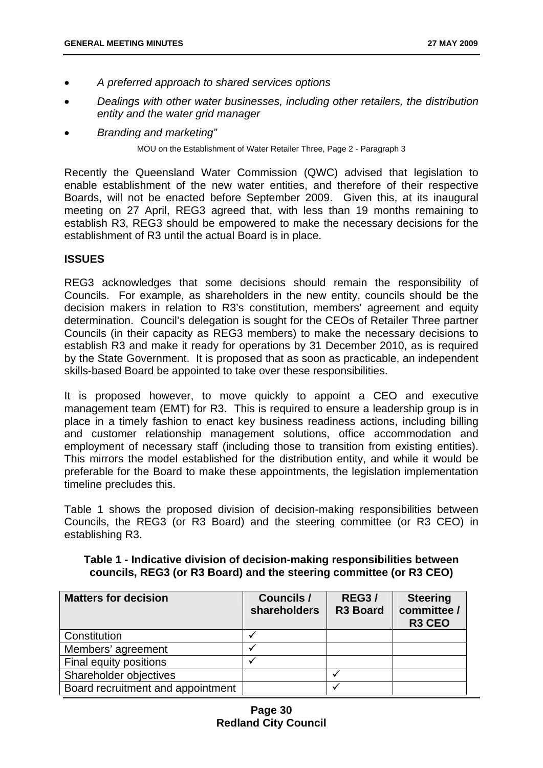- *A preferred approach to shared services options*
- *Dealings with other water businesses, including other retailers, the distribution entity and the water grid manager*
- *Branding and marketing"*

MOU on the Establishment of Water Retailer Three, Page 2 - Paragraph 3

Recently the Queensland Water Commission (QWC) advised that legislation to enable establishment of the new water entities, and therefore of their respective Boards, will not be enacted before September 2009. Given this, at its inaugural meeting on 27 April, REG3 agreed that, with less than 19 months remaining to establish R3, REG3 should be empowered to make the necessary decisions for the establishment of R3 until the actual Board is in place.

**ISSUES**

REG3 acknowledges that some decisions should remain the responsibility of Councils. For example, as shareholders in the new entity, councils should be the decision makers in relation to R3's constitution, members' agreement and equity determination. Council's delegation is sought for the CEOs of Retailer Three partner Councils (in their capacity as REG3 members) to make the necessary decisions to establish R3 and make it ready for operations by 31 December 2010, as is required by the State Government. It is proposed that as soon as practicable, an independent skills-based Board be appointed to take over these responsibilities.

It is proposed however, to move quickly to appoint a CEO and executive management team (EMT) for R3. This is required to ensure a leadership group is in place in a timely fashion to enact key business readiness actions, including billing and customer relationship management solutions, office accommodation and employment of necessary staff (including those to transition from existing entities). This mirrors the model established for the distribution entity, and while it would be preferable for the Board to make these appointments, the legislation implementation timeline precludes this.

Table 1 shows the proposed division of decision-making responsibilities between Councils, the REG3 (or R3 Board) and the steering committee (or R3 CEO) in establishing R3.

**Table 1 - Indicative division of decision-making responsibilities between councils, REG3 (or R3 Board) and the steering committee (or R3 CEO)**

| Matters for decision | Councils / shareholders | REG3 / R3 Board | Steering committee / R3 CEO |
|---|---|---|---|
| Constitution | ✓ | | |
| Members' agreement | ✓ | | |
| Final equity positions | ✓ | | |
| Shareholder objectives | | ✓ | |
| Board recruitment and appointment | | ✓ | |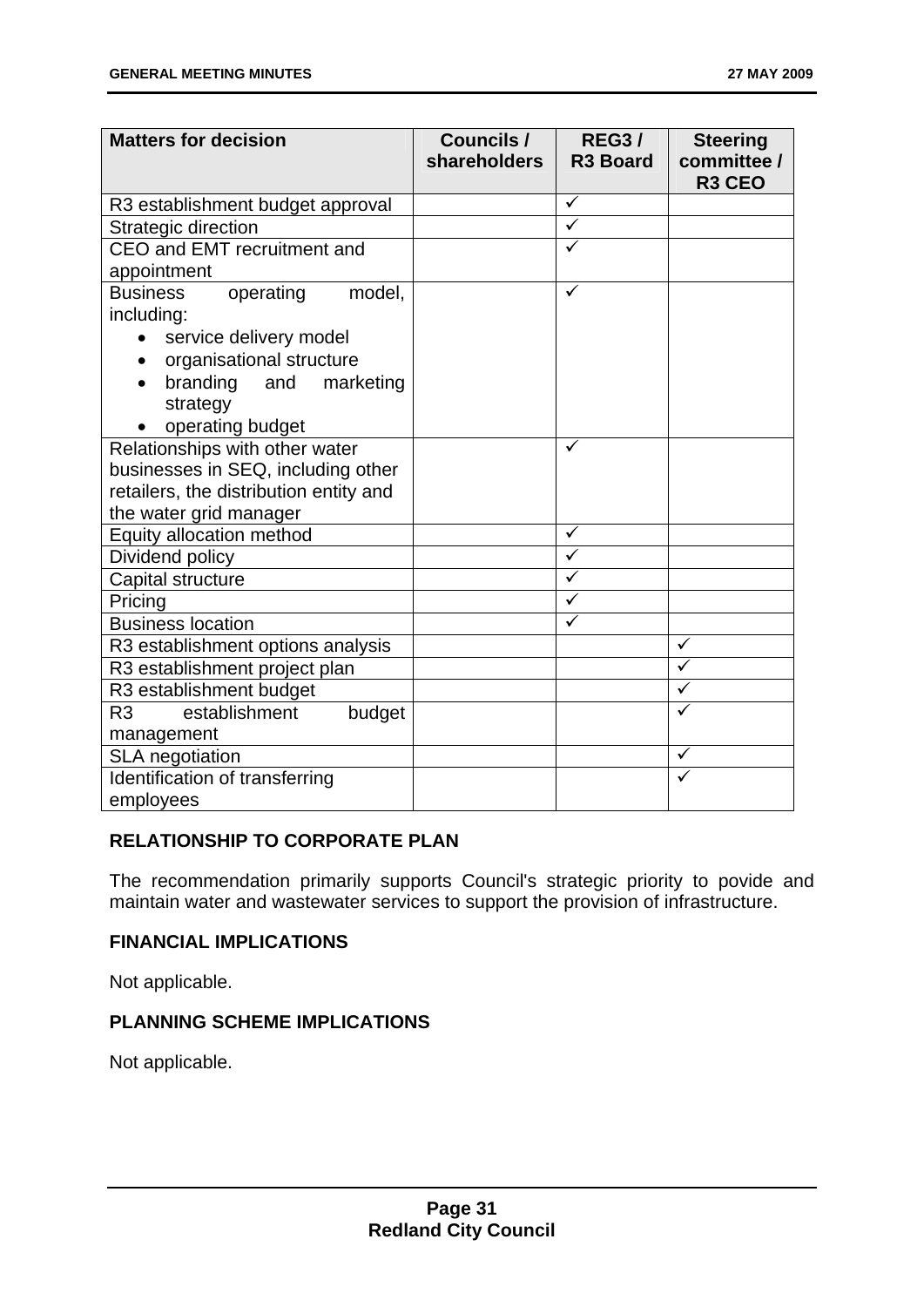| Matters for decision | Councils / shareholders | REG3 / R3 Board | Steering committee / R3 CEO |
|---|---|---|---|
| R3 establishment budget approval | | ✓ | |
| Strategic direction | | ✓ | |
| CEO and EMT recruitment and appointment | | ✓ | |
| Business operating model, including:<br>• service delivery model<br>• organisational structure<br>• branding and marketing strategy<br>• operating budget | | ✓ | |
| Relationships with other water businesses in SEQ, including other retailers, the distribution entity and the water grid manager | | ✓ | |
| Equity allocation method | | ✓ | |
| Dividend policy | | ✓ | |
| Capital structure | | ✓ | |
| Pricing | | ✓ | |
| Business location | | ✓ | |
| R3 establishment options analysis | | | ✓ |
| R3 establishment project plan | | | ✓ |
| R3 establishment budget | | | ✓ |
| R3 establishment budget management | | | ✓ |
| SLA negotiation | | | ✓ |
| Identification of transferring employees | | | ✓ |

## RELATIONSHIP TO CORPORATE PLAN

The recommendation primarily supports Council's strategic priority to povide and maintain water and wastewater services to support the provision of infrastructure.

## FINANCIAL IMPLICATIONS

Not applicable.

## PLANNING SCHEME IMPLICATIONS

Not applicable.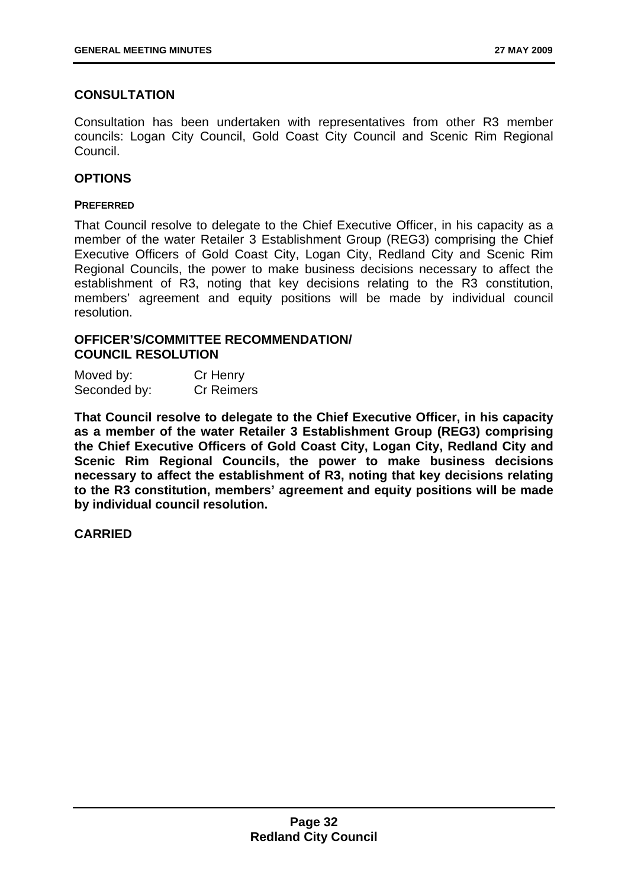## CONSULTATION

Consultation has been undertaken with representatives from other R3 member councils: Logan City Council, Gold Coast City Council and Scenic Rim Regional Council.

## OPTIONS

### PREFERRED

That Council resolve to delegate to the Chief Executive Officer, in his capacity as a member of the water Retailer 3 Establishment Group (REG3) comprising the Chief Executive Officers of Gold Coast City, Logan City, Redland City and Scenic Rim Regional Councils, the power to make business decisions necessary to affect the establishment of R3, noting that key decisions relating to the R3 constitution, members' agreement and equity positions will be made by individual council resolution.

## OFFICER'S/COMMITTEE RECOMMENDATION/ COUNCIL RESOLUTION

Moved by: Cr Henry
Seconded by: Cr Reimers

**That Council resolve to delegate to the Chief Executive Officer, in his capacity as a member of the water Retailer 3 Establishment Group (REG3) comprising the Chief Executive Officers of Gold Coast City, Logan City, Redland City and Scenic Rim Regional Councils, the power to make business decisions necessary to affect the establishment of R3, noting that key decisions relating to the R3 constitution, members' agreement and equity positions will be made by individual council resolution.**

**CARRIED**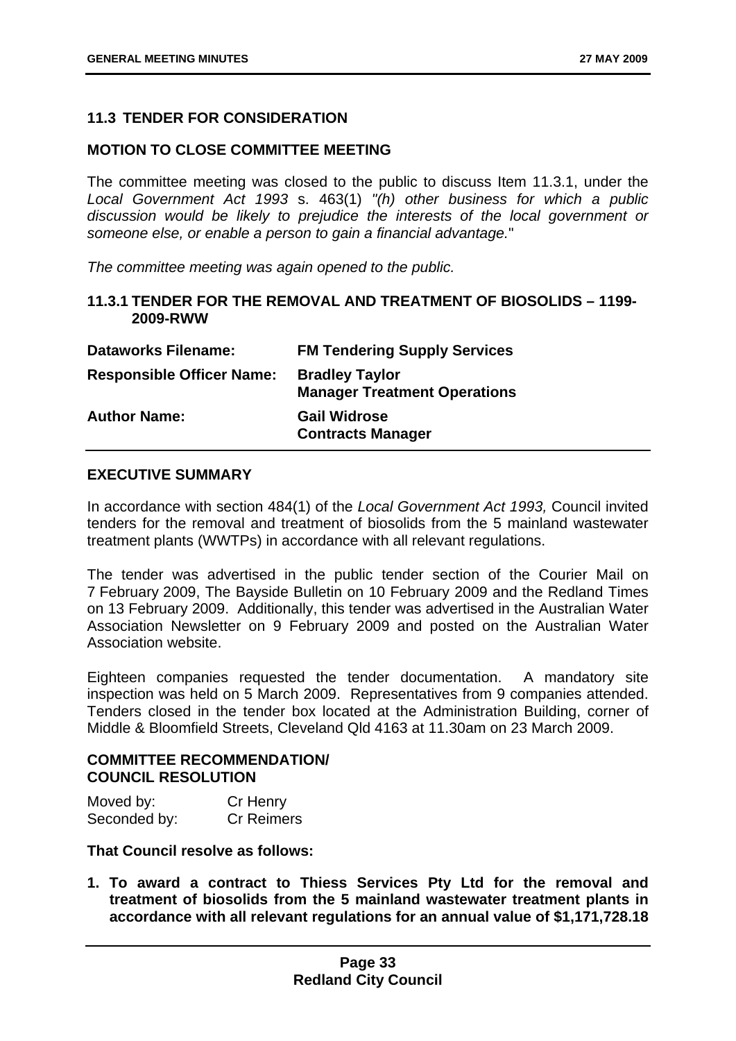## 11.3 TENDER FOR CONSIDERATION

### MOTION TO CLOSE COMMITTEE MEETING

The committee meeting was closed to the public to discuss Item 11.3.1, under the *Local Government Act 1993* s. 463(1) *"(h) other business for which a public discussion would be likely to prejudice the interests of the local government or someone else, or enable a person to gain a financial advantage.*"

*The committee meeting was again opened to the public.*

### 11.3.1 TENDER FOR THE REMOVAL AND TREATMENT OF BIOSOLIDS – 1199-2009-RWW

| | |
|---|---|
| **Dataworks Filename:** | **FM Tendering Supply Services** |
| **Responsible Officer Name:** | **Bradley Taylor**<br>**Manager Treatment Operations** |
| **Author Name:** | **Gail Widrose**<br>**Contracts Manager** |

### EXECUTIVE SUMMARY

In accordance with section 484(1) of the *Local Government Act 1993,* Council invited tenders for the removal and treatment of biosolids from the 5 mainland wastewater treatment plants (WWTPs) in accordance with all relevant regulations.

The tender was advertised in the public tender section of the Courier Mail on 7 February 2009, The Bayside Bulletin on 10 February 2009 and the Redland Times on 13 February 2009. Additionally, this tender was advertised in the Australian Water Association Newsletter on 9 February 2009 and posted on the Australian Water Association website.

Eighteen companies requested the tender documentation. A mandatory site inspection was held on 5 March 2009. Representatives from 9 companies attended. Tenders closed in the tender box located at the Administration Building, corner of Middle & Bloomfield Streets, Cleveland Qld 4163 at 11.30am on 23 March 2009.

### COMMITTEE RECOMMENDATION/ COUNCIL RESOLUTION

| | |
|---|---|
| Moved by: | Cr Henry |
| Seconded by: | Cr Reimers |

**That Council resolve as follows:**

1. **To award a contract to Thiess Services Pty Ltd for the removal and treatment of biosolids from the 5 mainland wastewater treatment plants in accordance with all relevant regulations for an annual value of $1,171,728.18**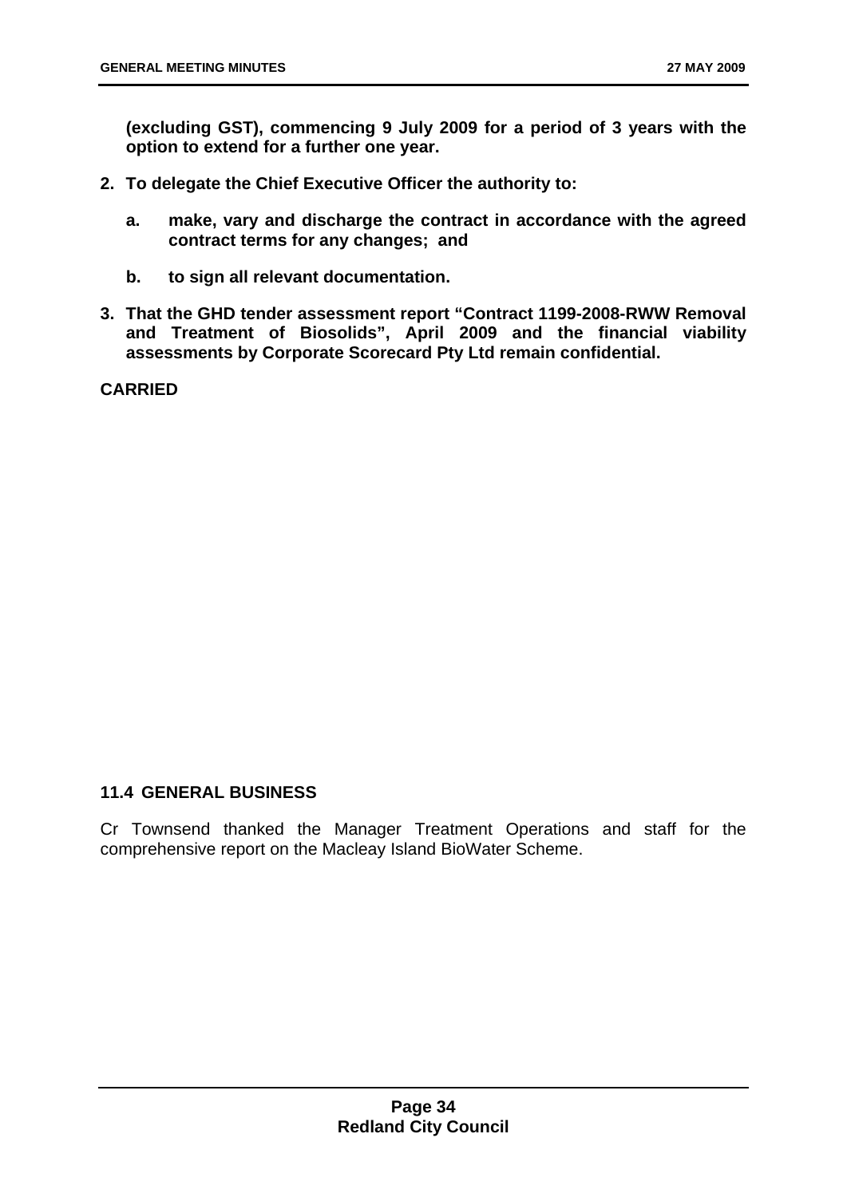**(excluding GST), commencing 9 July 2009 for a period of 3 years with the option to extend for a further one year.**

2. **To delegate the Chief Executive Officer the authority to:**

   a. **make, vary and discharge the contract in accordance with the agreed contract terms for any changes; and**

   b. **to sign all relevant documentation.**

3. **That the GHD tender assessment report "Contract 1199-2008-RWW Removal and Treatment of Biosolids", April 2009 and the financial viability assessments by Corporate Scorecard Pty Ltd remain confidential.**

**CARRIED**

### 11.4 GENERAL BUSINESS

Cr Townsend thanked the Manager Treatment Operations and staff for the comprehensive report on the Macleay Island BioWater Scheme.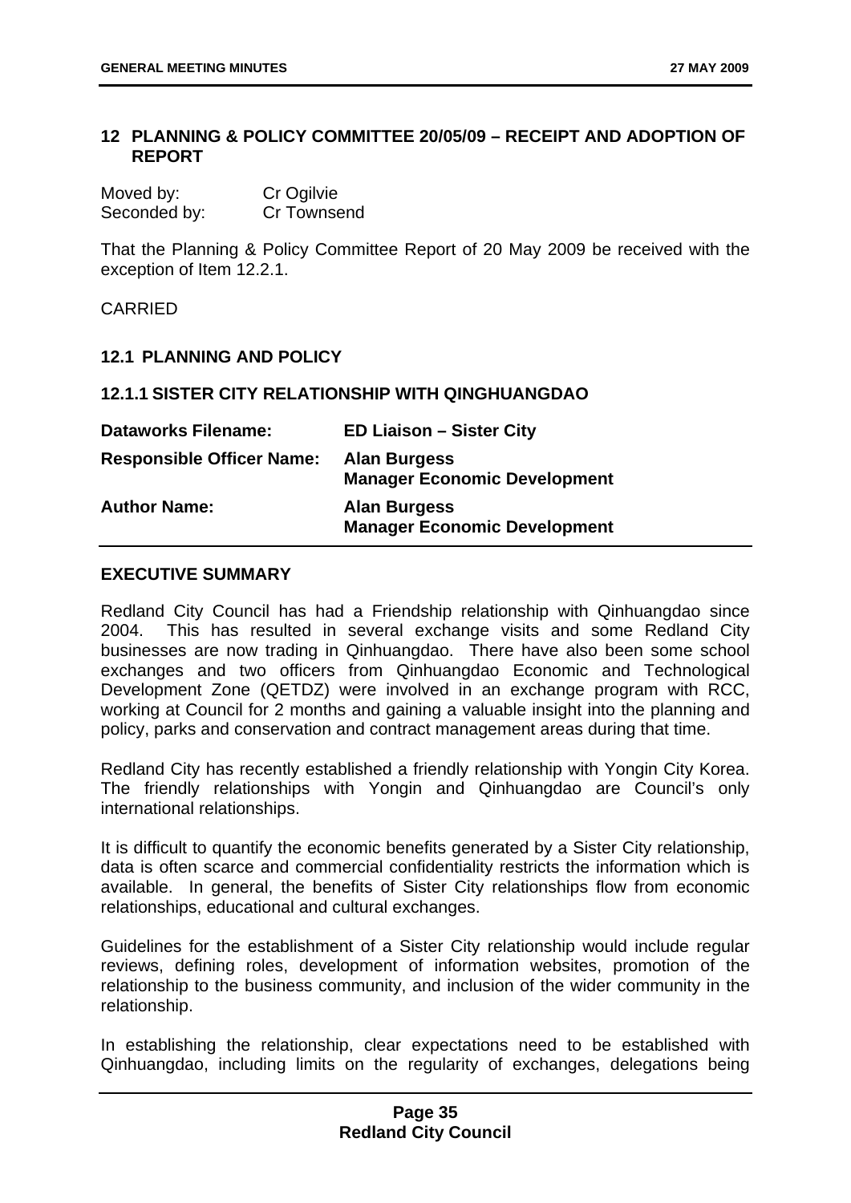## 12 PLANNING & POLICY COMMITTEE 20/05/09 – RECEIPT AND ADOPTION OF REPORT

| | |
|---|---|
| Moved by: | Cr Ogilvie |
| Seconded by: | Cr Townsend |

That the Planning & Policy Committee Report of 20 May 2009 be received with the exception of Item 12.2.1.

CARRIED

### 12.1 PLANNING AND POLICY

#### 12.1.1 SISTER CITY RELATIONSHIP WITH QINGHUANGDAO

| | |
|---|---|
| **Dataworks Filename:** | **ED Liaison – Sister City** |
| **Responsible Officer Name:** | **Alan Burgess**<br>**Manager Economic Development** |
| **Author Name:** | **Alan Burgess**<br>**Manager Economic Development** |

#### EXECUTIVE SUMMARY

Redland City Council has had a Friendship relationship with Qinhuangdao since 2004. This has resulted in several exchange visits and some Redland City businesses are now trading in Qinhuangdao. There have also been some school exchanges and two officers from Qinhuangdao Economic and Technological Development Zone (QETDZ) were involved in an exchange program with RCC, working at Council for 2 months and gaining a valuable insight into the planning and policy, parks and conservation and contract management areas during that time.

Redland City has recently established a friendly relationship with Yongin City Korea. The friendly relationships with Yongin and Qinhuangdao are Council's only international relationships.

It is difficult to quantify the economic benefits generated by a Sister City relationship, data is often scarce and commercial confidentiality restricts the information which is available. In general, the benefits of Sister City relationships flow from economic relationships, educational and cultural exchanges.

Guidelines for the establishment of a Sister City relationship would include regular reviews, defining roles, development of information websites, promotion of the relationship to the business community, and inclusion of the wider community in the relationship.

In establishing the relationship, clear expectations need to be established with Qinhuangdao, including limits on the regularity of exchanges, delegations being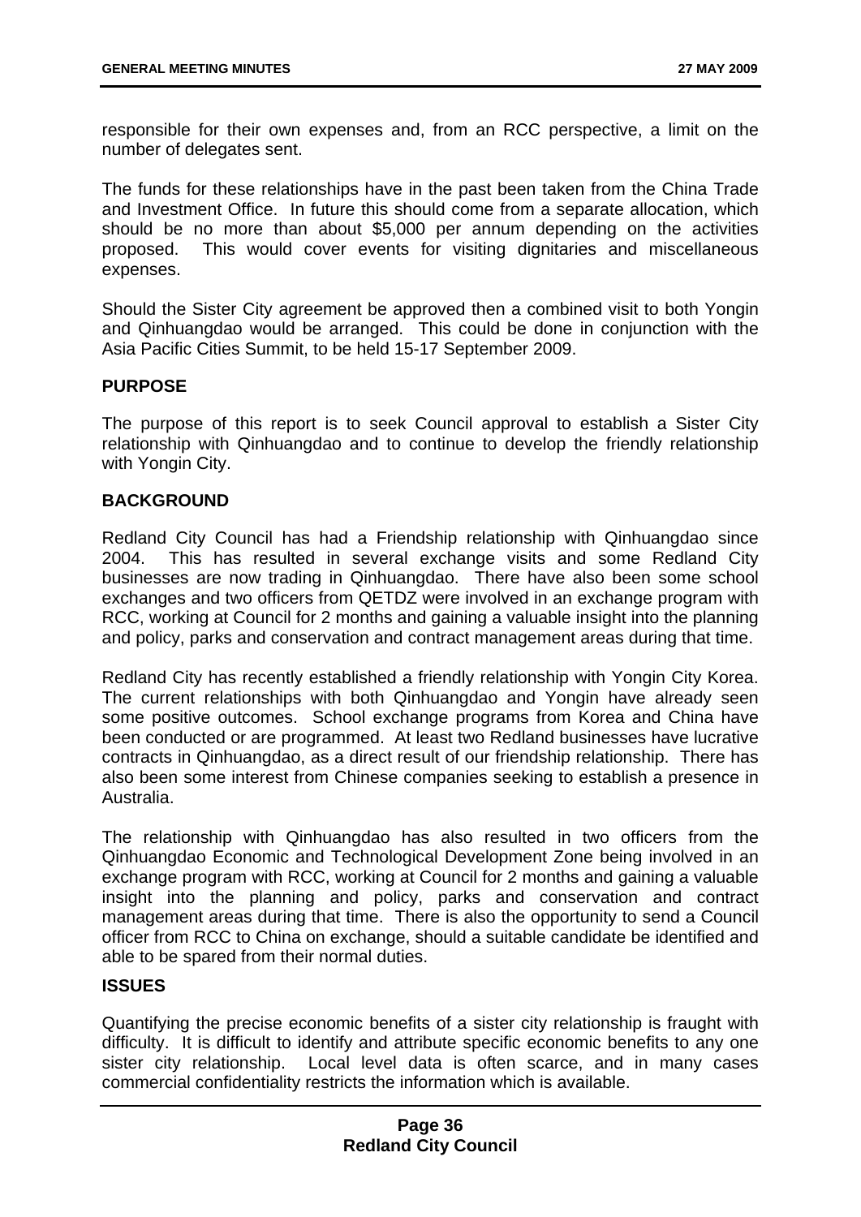responsible for their own expenses and, from an RCC perspective, a limit on the number of delegates sent.

The funds for these relationships have in the past been taken from the China Trade and Investment Office. In future this should come from a separate allocation, which should be no more than about $5,000 per annum depending on the activities proposed. This would cover events for visiting dignitaries and miscellaneous expenses.

Should the Sister City agreement be approved then a combined visit to both Yongin and Qinhuangdao would be arranged. This could be done in conjunction with the Asia Pacific Cities Summit, to be held 15-17 September 2009.

**PURPOSE**

The purpose of this report is to seek Council approval to establish a Sister City relationship with Qinhuangdao and to continue to develop the friendly relationship with Yongin City.

**BACKGROUND**

Redland City Council has had a Friendship relationship with Qinhuangdao since 2004. This has resulted in several exchange visits and some Redland City businesses are now trading in Qinhuangdao. There have also been some school exchanges and two officers from QETDZ were involved in an exchange program with RCC, working at Council for 2 months and gaining a valuable insight into the planning and policy, parks and conservation and contract management areas during that time.

Redland City has recently established a friendly relationship with Yongin City Korea. The current relationships with both Qinhuangdao and Yongin have already seen some positive outcomes. School exchange programs from Korea and China have been conducted or are programmed. At least two Redland businesses have lucrative contracts in Qinhuangdao, as a direct result of our friendship relationship. There has also been some interest from Chinese companies seeking to establish a presence in Australia.

The relationship with Qinhuangdao has also resulted in two officers from the Qinhuangdao Economic and Technological Development Zone being involved in an exchange program with RCC, working at Council for 2 months and gaining a valuable insight into the planning and policy, parks and conservation and contract management areas during that time. There is also the opportunity to send a Council officer from RCC to China on exchange, should a suitable candidate be identified and able to be spared from their normal duties.

**ISSUES**

Quantifying the precise economic benefits of a sister city relationship is fraught with difficulty. It is difficult to identify and attribute specific economic benefits to any one sister city relationship. Local level data is often scarce, and in many cases commercial confidentiality restricts the information which is available.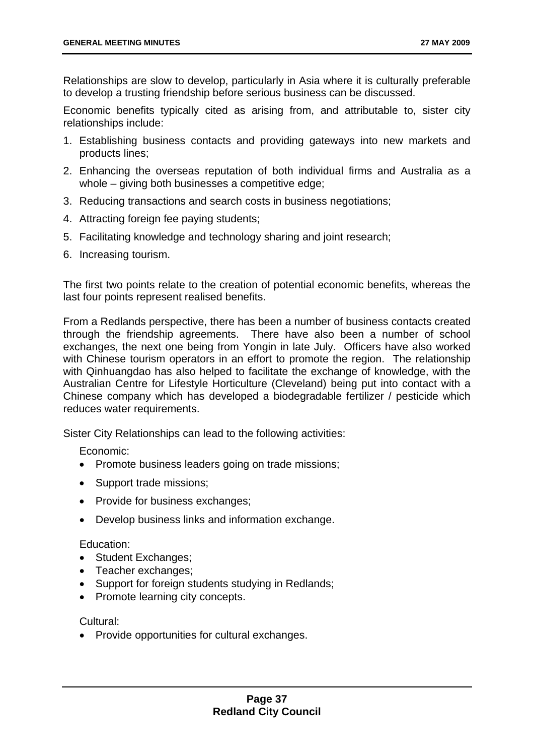Relationships are slow to develop, particularly in Asia where it is culturally preferable to develop a trusting friendship before serious business can be discussed.

Economic benefits typically cited as arising from, and attributable to, sister city relationships include:

1. Establishing business contacts and providing gateways into new markets and products lines;
2. Enhancing the overseas reputation of both individual firms and Australia as a whole – giving both businesses a competitive edge;
3. Reducing transactions and search costs in business negotiations;
4. Attracting foreign fee paying students;
5. Facilitating knowledge and technology sharing and joint research;
6. Increasing tourism.

The first two points relate to the creation of potential economic benefits, whereas the last four points represent realised benefits.

From a Redlands perspective, there has been a number of business contacts created through the friendship agreements. There have also been a number of school exchanges, the next one being from Yongin in late July. Officers have also worked with Chinese tourism operators in an effort to promote the region. The relationship with Qinhuangdao has also helped to facilitate the exchange of knowledge, with the Australian Centre for Lifestyle Horticulture (Cleveland) being put into contact with a Chinese company which has developed a biodegradable fertilizer / pesticide which reduces water requirements.

Sister City Relationships can lead to the following activities:

Economic:

- Promote business leaders going on trade missions;
- Support trade missions;
- Provide for business exchanges;
- Develop business links and information exchange.

Education:

- Student Exchanges;
- Teacher exchanges;
- Support for foreign students studying in Redlands;
- Promote learning city concepts.

Cultural:

- Provide opportunities for cultural exchanges.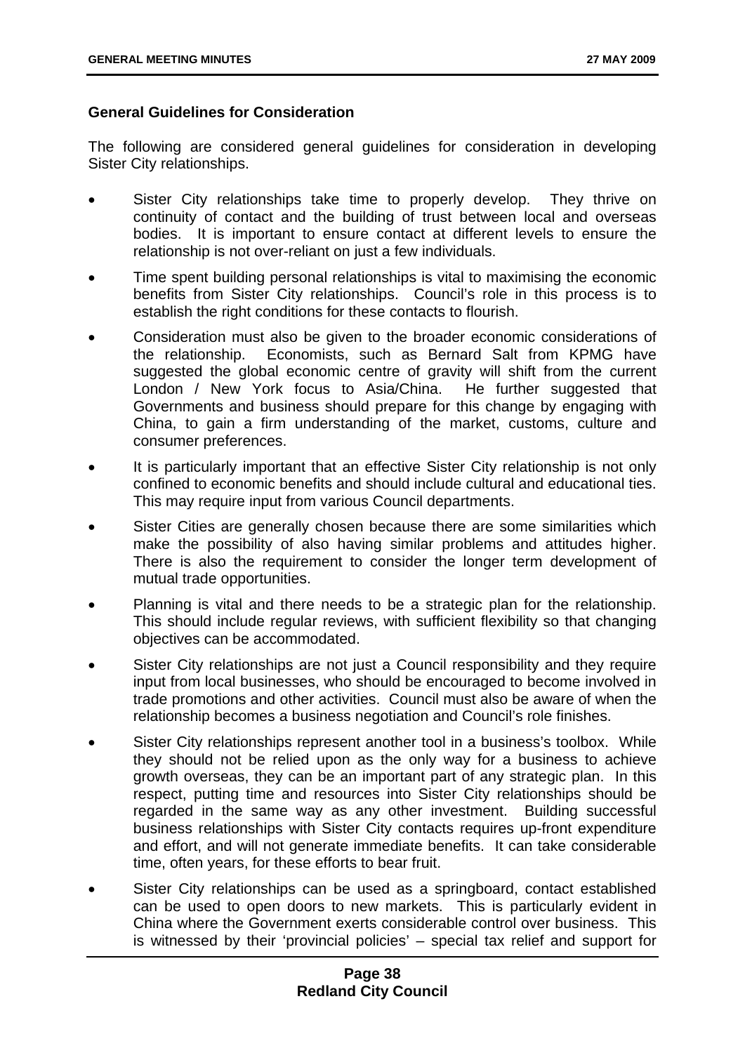**General Guidelines for Consideration**

The following are considered general guidelines for consideration in developing Sister City relationships.

- Sister City relationships take time to properly develop. They thrive on continuity of contact and the building of trust between local and overseas bodies. It is important to ensure contact at different levels to ensure the relationship is not over-reliant on just a few individuals.
- Time spent building personal relationships is vital to maximising the economic benefits from Sister City relationships. Council's role in this process is to establish the right conditions for these contacts to flourish.
- Consideration must also be given to the broader economic considerations of the relationship. Economists, such as Bernard Salt from KPMG have suggested the global economic centre of gravity will shift from the current London / New York focus to Asia/China. He further suggested that Governments and business should prepare for this change by engaging with China, to gain a firm understanding of the market, customs, culture and consumer preferences.
- It is particularly important that an effective Sister City relationship is not only confined to economic benefits and should include cultural and educational ties. This may require input from various Council departments.
- Sister Cities are generally chosen because there are some similarities which make the possibility of also having similar problems and attitudes higher. There is also the requirement to consider the longer term development of mutual trade opportunities.
- Planning is vital and there needs to be a strategic plan for the relationship. This should include regular reviews, with sufficient flexibility so that changing objectives can be accommodated.
- Sister City relationships are not just a Council responsibility and they require input from local businesses, who should be encouraged to become involved in trade promotions and other activities. Council must also be aware of when the relationship becomes a business negotiation and Council's role finishes.
- Sister City relationships represent another tool in a business's toolbox. While they should not be relied upon as the only way for a business to achieve growth overseas, they can be an important part of any strategic plan. In this respect, putting time and resources into Sister City relationships should be regarded in the same way as any other investment. Building successful business relationships with Sister City contacts requires up-front expenditure and effort, and will not generate immediate benefits. It can take considerable time, often years, for these efforts to bear fruit.
- Sister City relationships can be used as a springboard, contact established can be used to open doors to new markets. This is particularly evident in China where the Government exerts considerable control over business. This is witnessed by their 'provincial policies' – special tax relief and support for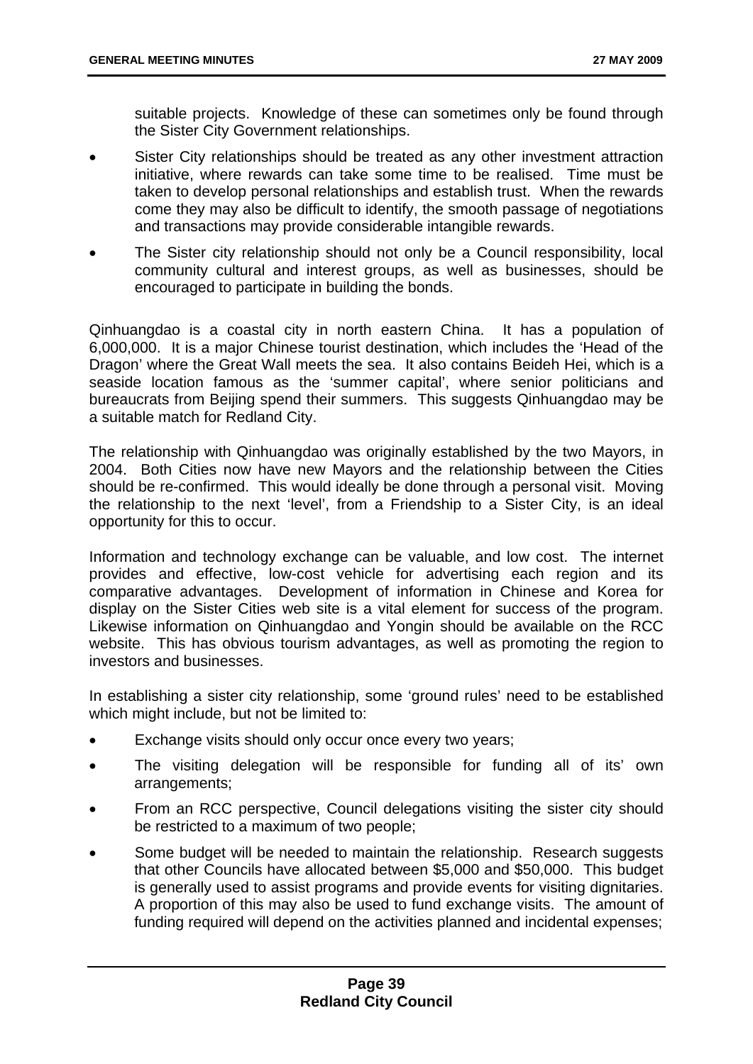suitable projects. Knowledge of these can sometimes only be found through the Sister City Government relationships.

- Sister City relationships should be treated as any other investment attraction initiative, where rewards can take some time to be realised. Time must be taken to develop personal relationships and establish trust. When the rewards come they may also be difficult to identify, the smooth passage of negotiations and transactions may provide considerable intangible rewards.
- The Sister city relationship should not only be a Council responsibility, local community cultural and interest groups, as well as businesses, should be encouraged to participate in building the bonds.

Qinhuangdao is a coastal city in north eastern China. It has a population of 6,000,000. It is a major Chinese tourist destination, which includes the 'Head of the Dragon' where the Great Wall meets the sea. It also contains Beideh Hei, which is a seaside location famous as the 'summer capital', where senior politicians and bureaucrats from Beijing spend their summers. This suggests Qinhuangdao may be a suitable match for Redland City.

The relationship with Qinhuangdao was originally established by the two Mayors, in 2004. Both Cities now have new Mayors and the relationship between the Cities should be re-confirmed. This would ideally be done through a personal visit. Moving the relationship to the next 'level', from a Friendship to a Sister City, is an ideal opportunity for this to occur.

Information and technology exchange can be valuable, and low cost. The internet provides and effective, low-cost vehicle for advertising each region and its comparative advantages. Development of information in Chinese and Korea for display on the Sister Cities web site is a vital element for success of the program. Likewise information on Qinhuangdao and Yongin should be available on the RCC website. This has obvious tourism advantages, as well as promoting the region to investors and businesses.

In establishing a sister city relationship, some 'ground rules' need to be established which might include, but not be limited to:

- Exchange visits should only occur once every two years;
- The visiting delegation will be responsible for funding all of its' own arrangements;
- From an RCC perspective, Council delegations visiting the sister city should be restricted to a maximum of two people;
- Some budget will be needed to maintain the relationship. Research suggests that other Councils have allocated between $5,000 and $50,000. This budget is generally used to assist programs and provide events for visiting dignitaries. A proportion of this may also be used to fund exchange visits. The amount of funding required will depend on the activities planned and incidental expenses;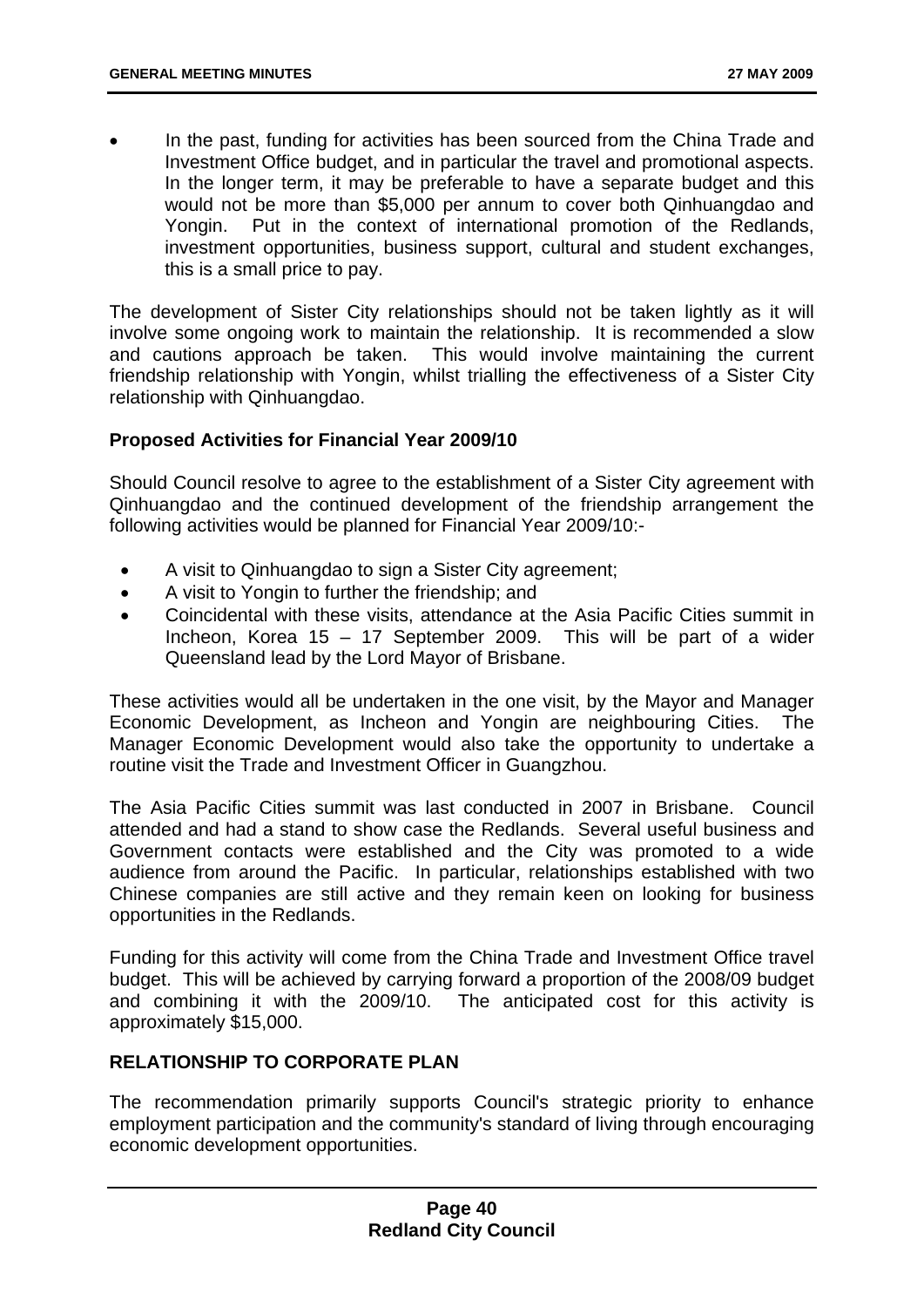- In the past, funding for activities has been sourced from the China Trade and Investment Office budget, and in particular the travel and promotional aspects. In the longer term, it may be preferable to have a separate budget and this would not be more than $5,000 per annum to cover both Qinhuangdao and Yongin. Put in the context of international promotion of the Redlands, investment opportunities, business support, cultural and student exchanges, this is a small price to pay.

The development of Sister City relationships should not be taken lightly as it will involve some ongoing work to maintain the relationship. It is recommended a slow and cautions approach be taken. This would involve maintaining the current friendship relationship with Yongin, whilst trialling the effectiveness of a Sister City relationship with Qinhuangdao.

**Proposed Activities for Financial Year 2009/10**

Should Council resolve to agree to the establishment of a Sister City agreement with Qinhuangdao and the continued development of the friendship arrangement the following activities would be planned for Financial Year 2009/10:-

- A visit to Qinhuangdao to sign a Sister City agreement;
- A visit to Yongin to further the friendship; and
- Coincidental with these visits, attendance at the Asia Pacific Cities summit in Incheon, Korea 15 – 17 September 2009. This will be part of a wider Queensland lead by the Lord Mayor of Brisbane.

These activities would all be undertaken in the one visit, by the Mayor and Manager Economic Development, as Incheon and Yongin are neighbouring Cities. The Manager Economic Development would also take the opportunity to undertake a routine visit the Trade and Investment Officer in Guangzhou.

The Asia Pacific Cities summit was last conducted in 2007 in Brisbane. Council attended and had a stand to show case the Redlands. Several useful business and Government contacts were established and the City was promoted to a wide audience from around the Pacific. In particular, relationships established with two Chinese companies are still active and they remain keen on looking for business opportunities in the Redlands.

Funding for this activity will come from the China Trade and Investment Office travel budget. This will be achieved by carrying forward a proportion of the 2008/09 budget and combining it with the 2009/10. The anticipated cost for this activity is approximately $15,000.

## RELATIONSHIP TO CORPORATE PLAN

The recommendation primarily supports Council's strategic priority to enhance employment participation and the community's standard of living through encouraging economic development opportunities.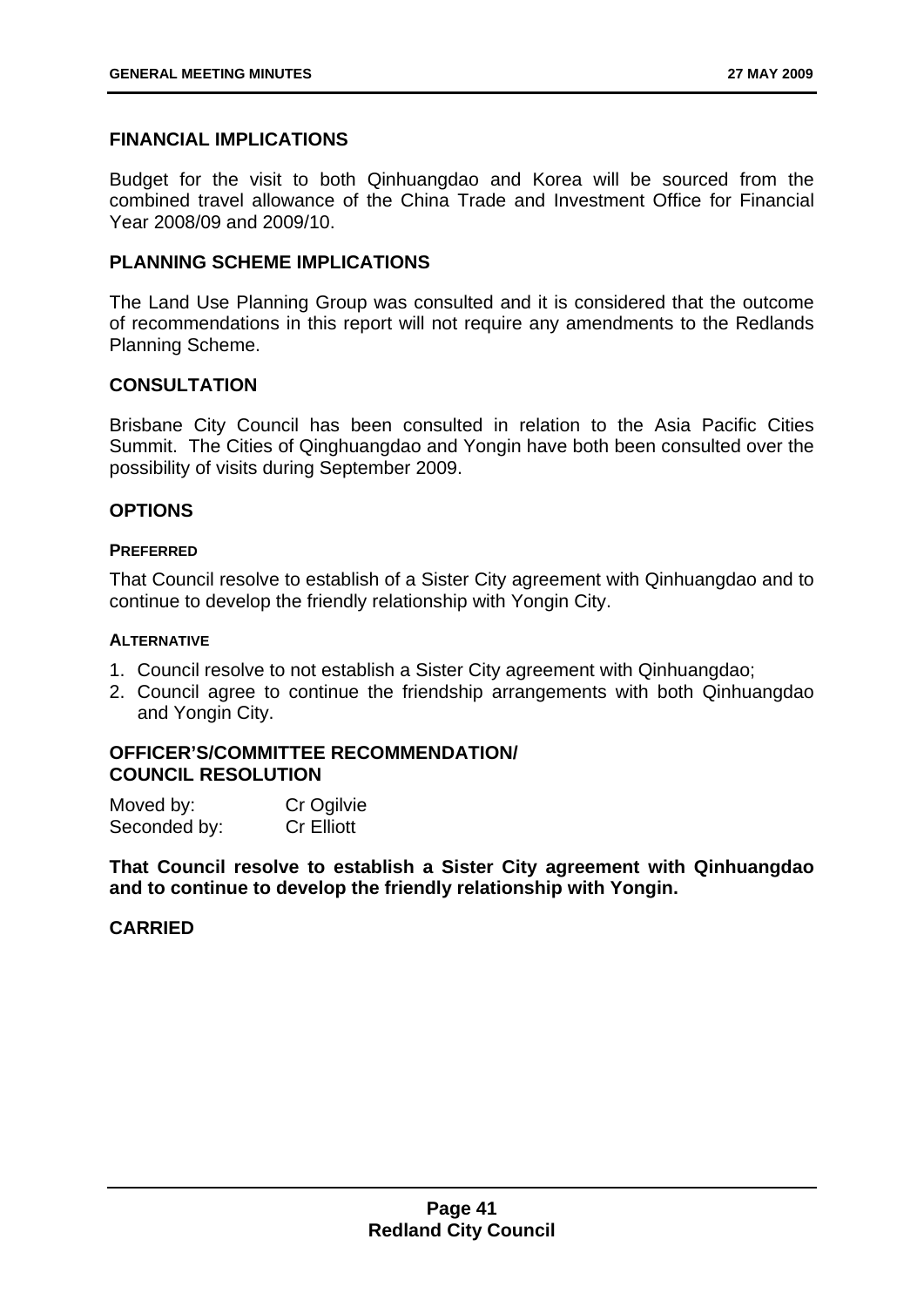## FINANCIAL IMPLICATIONS

Budget for the visit to both Qinhuangdao and Korea will be sourced from the combined travel allowance of the China Trade and Investment Office for Financial Year 2008/09 and 2009/10.

## PLANNING SCHEME IMPLICATIONS

The Land Use Planning Group was consulted and it is considered that the outcome of recommendations in this report will not require any amendments to the Redlands Planning Scheme.

## CONSULTATION

Brisbane City Council has been consulted in relation to the Asia Pacific Cities Summit. The Cities of Qinghuangdao and Yongin have both been consulted over the possibility of visits during September 2009.

## OPTIONS

### PREFERRED

That Council resolve to establish of a Sister City agreement with Qinhuangdao and to continue to develop the friendly relationship with Yongin City.

### ALTERNATIVE

1. Council resolve to not establish a Sister City agreement with Qinhuangdao;
2. Council agree to continue the friendship arrangements with both Qinhuangdao and Yongin City.

## OFFICER'S/COMMITTEE RECOMMENDATION/ COUNCIL RESOLUTION

Moved by: Cr Ogilvie
Seconded by: Cr Elliott

**That Council resolve to establish a Sister City agreement with Qinhuangdao and to continue to develop the friendly relationship with Yongin.**

**CARRIED**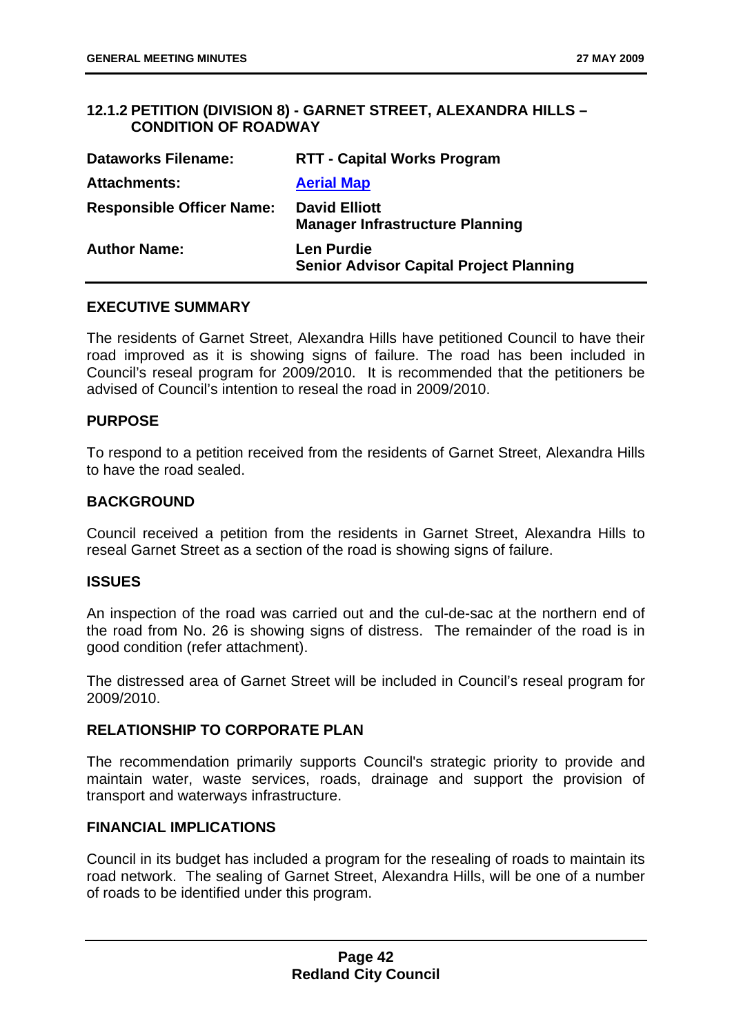### 12.1.2 PETITION (DIVISION 8) - GARNET STREET, ALEXANDRA HILLS – CONDITION OF ROADWAY

| | |
|---|---|
| **Dataworks Filename:** | **RTT - Capital Works Program** |
| **Attachments:** | **[Aerial Map]** |
| **Responsible Officer Name:** | **David Elliott**<br>**Manager Infrastructure Planning** |
| **Author Name:** | **Len Purdie**<br>**Senior Advisor Capital Project Planning** |

#### EXECUTIVE SUMMARY

The residents of Garnet Street, Alexandra Hills have petitioned Council to have their road improved as it is showing signs of failure. The road has been included in Council's reseal program for 2009/2010. It is recommended that the petitioners be advised of Council's intention to reseal the road in 2009/2010.

#### PURPOSE

To respond to a petition received from the residents of Garnet Street, Alexandra Hills to have the road sealed.

#### BACKGROUND

Council received a petition from the residents in Garnet Street, Alexandra Hills to reseal Garnet Street as a section of the road is showing signs of failure.

#### ISSUES

An inspection of the road was carried out and the cul-de-sac at the northern end of the road from No. 26 is showing signs of distress. The remainder of the road is in good condition (refer attachment).

The distressed area of Garnet Street will be included in Council's reseal program for 2009/2010.

#### RELATIONSHIP TO CORPORATE PLAN

The recommendation primarily supports Council's strategic priority to provide and maintain water, waste services, roads, drainage and support the provision of transport and waterways infrastructure.

#### FINANCIAL IMPLICATIONS

Council in its budget has included a program for the resealing of roads to maintain its road network. The sealing of Garnet Street, Alexandra Hills, will be one of a number of roads to be identified under this program.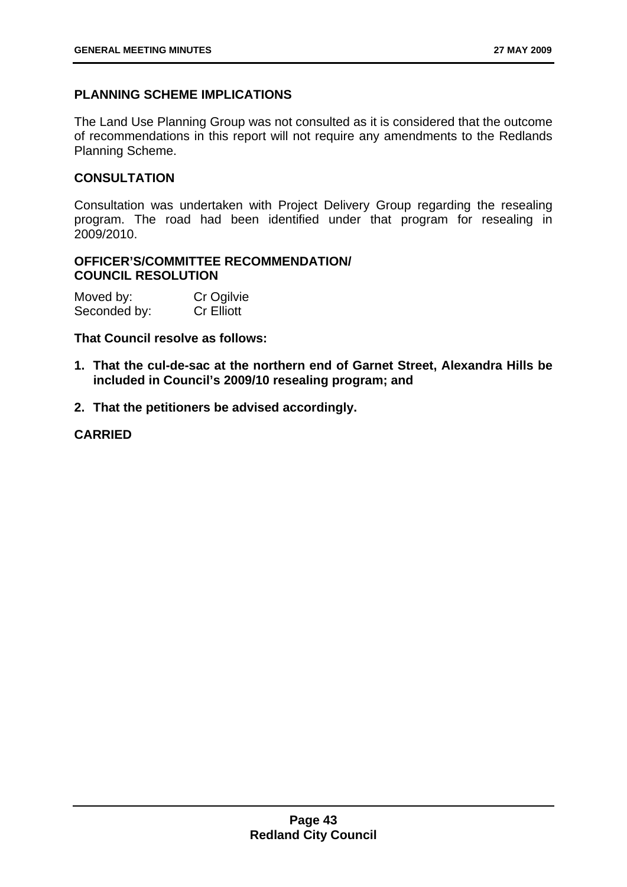**PLANNING SCHEME IMPLICATIONS**

The Land Use Planning Group was not consulted as it is considered that the outcome of recommendations in this report will not require any amendments to the Redlands Planning Scheme.

**CONSULTATION**

Consultation was undertaken with Project Delivery Group regarding the resealing program. The road had been identified under that program for resealing in 2009/2010.

**OFFICER'S/COMMITTEE RECOMMENDATION/**
**COUNCIL RESOLUTION**

Moved by: Cr Ogilvie
Seconded by: Cr Elliott

**That Council resolve as follows:**

1. **That the cul-de-sac at the northern end of Garnet Street, Alexandra Hills be included in Council's 2009/10 resealing program; and**
2. **That the petitioners be advised accordingly.**

**CARRIED**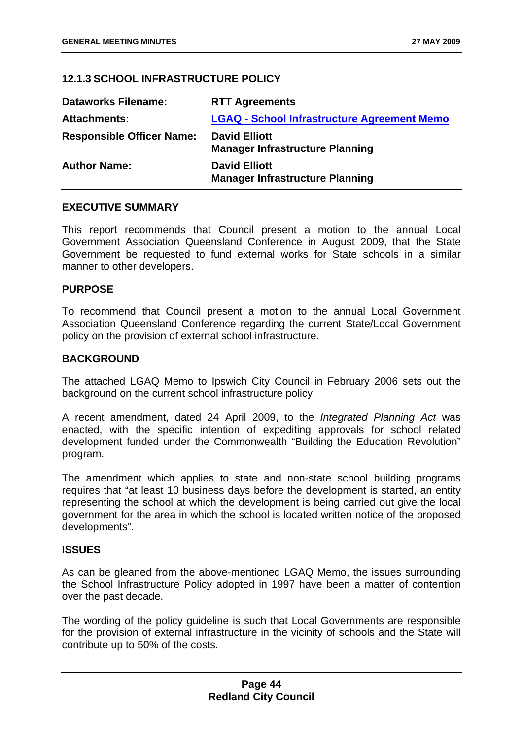### 12.1.3 SCHOOL INFRASTRUCTURE POLICY

| | |
|---|---|
| **Dataworks Filename:** | **RTT Agreements** |
| **Attachments:** | **LGAQ - School Infrastructure Agreement Memo** |
| **Responsible Officer Name:** | **David Elliott**<br>**Manager Infrastructure Planning** |
| **Author Name:** | **David Elliott**<br>**Manager Infrastructure Planning** |

**EXECUTIVE SUMMARY**

This report recommends that Council present a motion to the annual Local Government Association Queensland Conference in August 2009, that the State Government be requested to fund external works for State schools in a similar manner to other developers.

**PURPOSE**

To recommend that Council present a motion to the annual Local Government Association Queensland Conference regarding the current State/Local Government policy on the provision of external school infrastructure.

**BACKGROUND**

The attached LGAQ Memo to Ipswich City Council in February 2006 sets out the background on the current school infrastructure policy.

A recent amendment, dated 24 April 2009, to the *Integrated Planning Act* was enacted, with the specific intention of expediting approvals for school related development funded under the Commonwealth "Building the Education Revolution" program.

The amendment which applies to state and non-state school building programs requires that "at least 10 business days before the development is started, an entity representing the school at which the development is being carried out give the local government for the area in which the school is located written notice of the proposed developments".

**ISSUES**

As can be gleaned from the above-mentioned LGAQ Memo, the issues surrounding the School Infrastructure Policy adopted in 1997 have been a matter of contention over the past decade.

The wording of the policy guideline is such that Local Governments are responsible for the provision of external infrastructure in the vicinity of schools and the State will contribute up to 50% of the costs.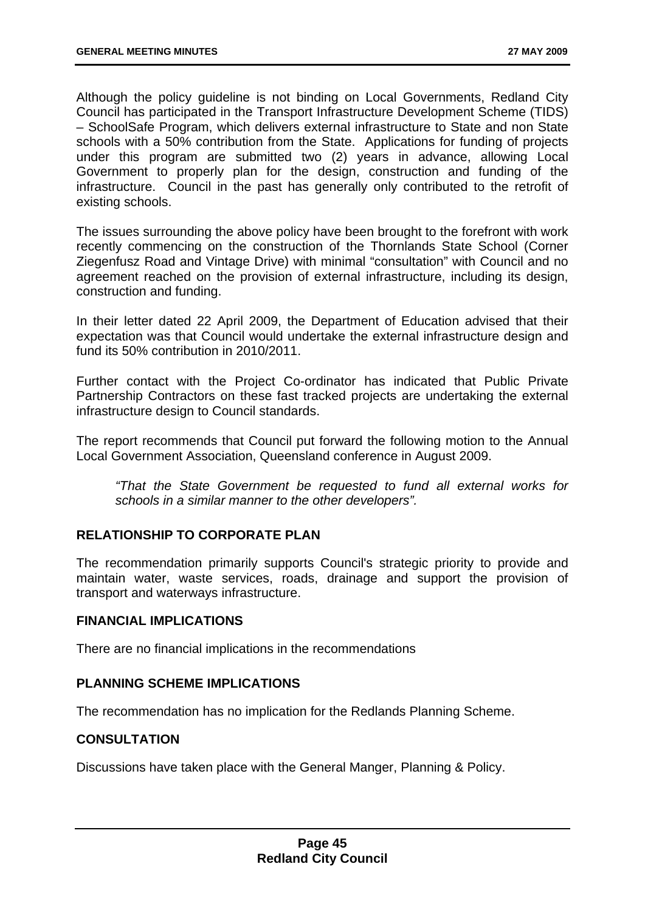Although the policy guideline is not binding on Local Governments, Redland City Council has participated in the Transport Infrastructure Development Scheme (TIDS) – SchoolSafe Program, which delivers external infrastructure to State and non State schools with a 50% contribution from the State. Applications for funding of projects under this program are submitted two (2) years in advance, allowing Local Government to properly plan for the design, construction and funding of the infrastructure. Council in the past has generally only contributed to the retrofit of existing schools.

The issues surrounding the above policy have been brought to the forefront with work recently commencing on the construction of the Thornlands State School (Corner Ziegenfusz Road and Vintage Drive) with minimal "consultation" with Council and no agreement reached on the provision of external infrastructure, including its design, construction and funding.

In their letter dated 22 April 2009, the Department of Education advised that their expectation was that Council would undertake the external infrastructure design and fund its 50% contribution in 2010/2011.

Further contact with the Project Co-ordinator has indicated that Public Private Partnership Contractors on these fast tracked projects are undertaking the external infrastructure design to Council standards.

The report recommends that Council put forward the following motion to the Annual Local Government Association, Queensland conference in August 2009.

> *"That the State Government be requested to fund all external works for schools in a similar manner to the other developers".*

## RELATIONSHIP TO CORPORATE PLAN

The recommendation primarily supports Council's strategic priority to provide and maintain water, waste services, roads, drainage and support the provision of transport and waterways infrastructure.

## FINANCIAL IMPLICATIONS

There are no financial implications in the recommendations

## PLANNING SCHEME IMPLICATIONS

The recommendation has no implication for the Redlands Planning Scheme.

## CONSULTATION

Discussions have taken place with the General Manger, Planning & Policy.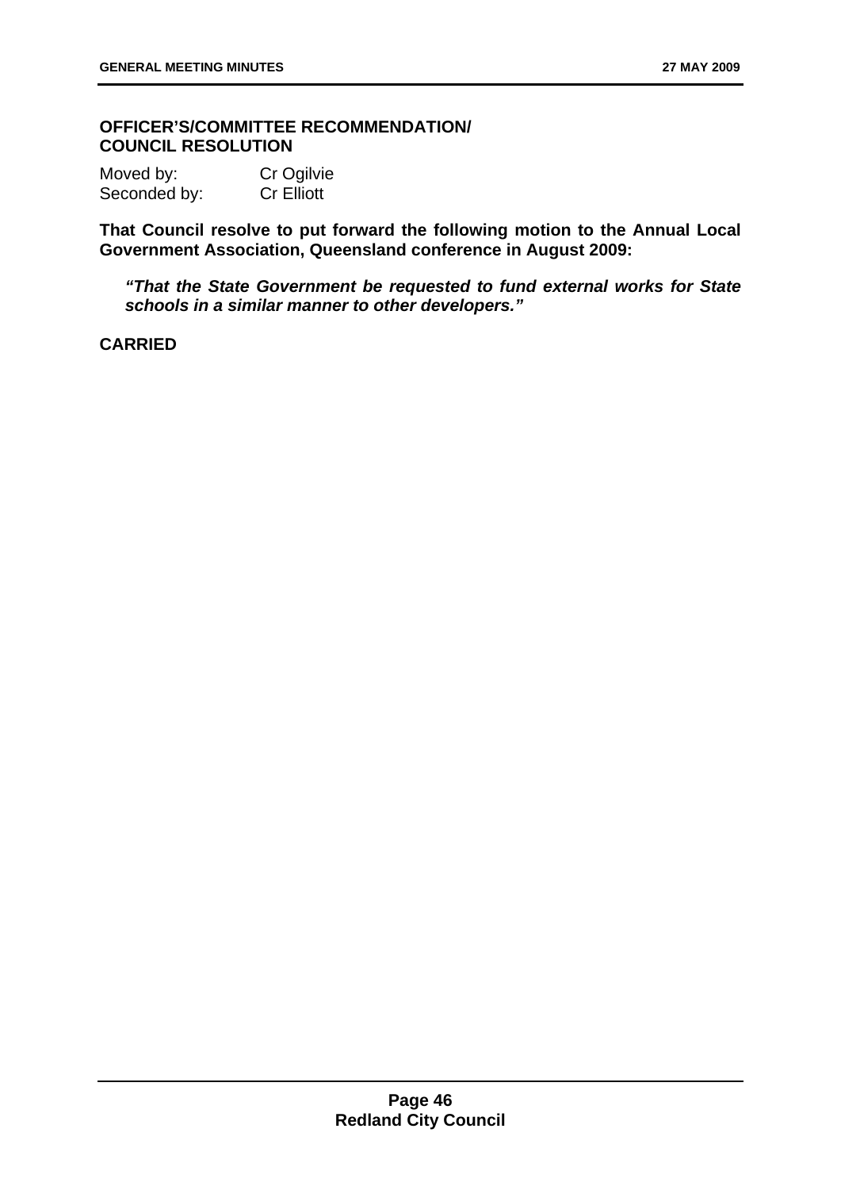**OFFICER'S/COMMITTEE RECOMMENDATION/ COUNCIL RESOLUTION**

Moved by: Cr Ogilvie
Seconded by: Cr Elliott

**That Council resolve to put forward the following motion to the Annual Local Government Association, Queensland conference in August 2009:**

> ***"That the State Government be requested to fund external works for State schools in a similar manner to other developers."***

**CARRIED**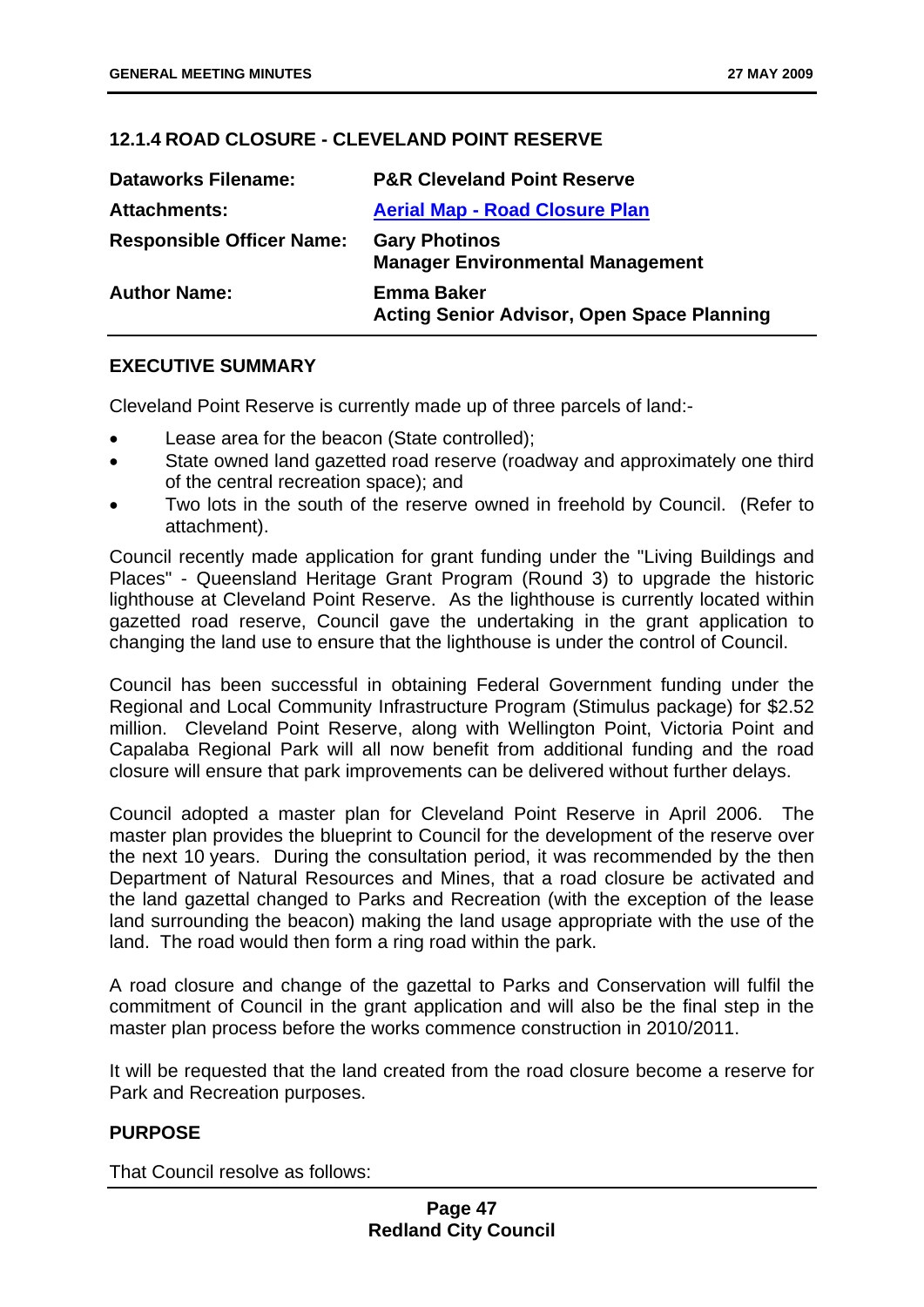### 12.1.4 ROAD CLOSURE - CLEVELAND POINT RESERVE

| | |
|---|---|
| **Dataworks Filename:** | **P&R Cleveland Point Reserve** |
| **Attachments:** | **Aerial Map - Road Closure Plan** |
| **Responsible Officer Name:** | **Gary Photinos**<br>**Manager Environmental Management** |
| **Author Name:** | **Emma Baker**<br>**Acting Senior Advisor, Open Space Planning** |

#### EXECUTIVE SUMMARY

Cleveland Point Reserve is currently made up of three parcels of land:-

- Lease area for the beacon (State controlled);
- State owned land gazetted road reserve (roadway and approximately one third of the central recreation space); and
- Two lots in the south of the reserve owned in freehold by Council. (Refer to attachment).

Council recently made application for grant funding under the "Living Buildings and Places" - Queensland Heritage Grant Program (Round 3) to upgrade the historic lighthouse at Cleveland Point Reserve. As the lighthouse is currently located within gazetted road reserve, Council gave the undertaking in the grant application to changing the land use to ensure that the lighthouse is under the control of Council.

Council has been successful in obtaining Federal Government funding under the Regional and Local Community Infrastructure Program (Stimulus package) for $2.52 million. Cleveland Point Reserve, along with Wellington Point, Victoria Point and Capalaba Regional Park will all now benefit from additional funding and the road closure will ensure that park improvements can be delivered without further delays.

Council adopted a master plan for Cleveland Point Reserve in April 2006. The master plan provides the blueprint to Council for the development of the reserve over the next 10 years. During the consultation period, it was recommended by the then Department of Natural Resources and Mines, that a road closure be activated and the land gazettal changed to Parks and Recreation (with the exception of the lease land surrounding the beacon) making the land usage appropriate with the use of the land. The road would then form a ring road within the park.

A road closure and change of the gazettal to Parks and Conservation will fulfil the commitment of Council in the grant application and will also be the final step in the master plan process before the works commence construction in 2010/2011.

It will be requested that the land created from the road closure become a reserve for Park and Recreation purposes.

#### PURPOSE

That Council resolve as follows: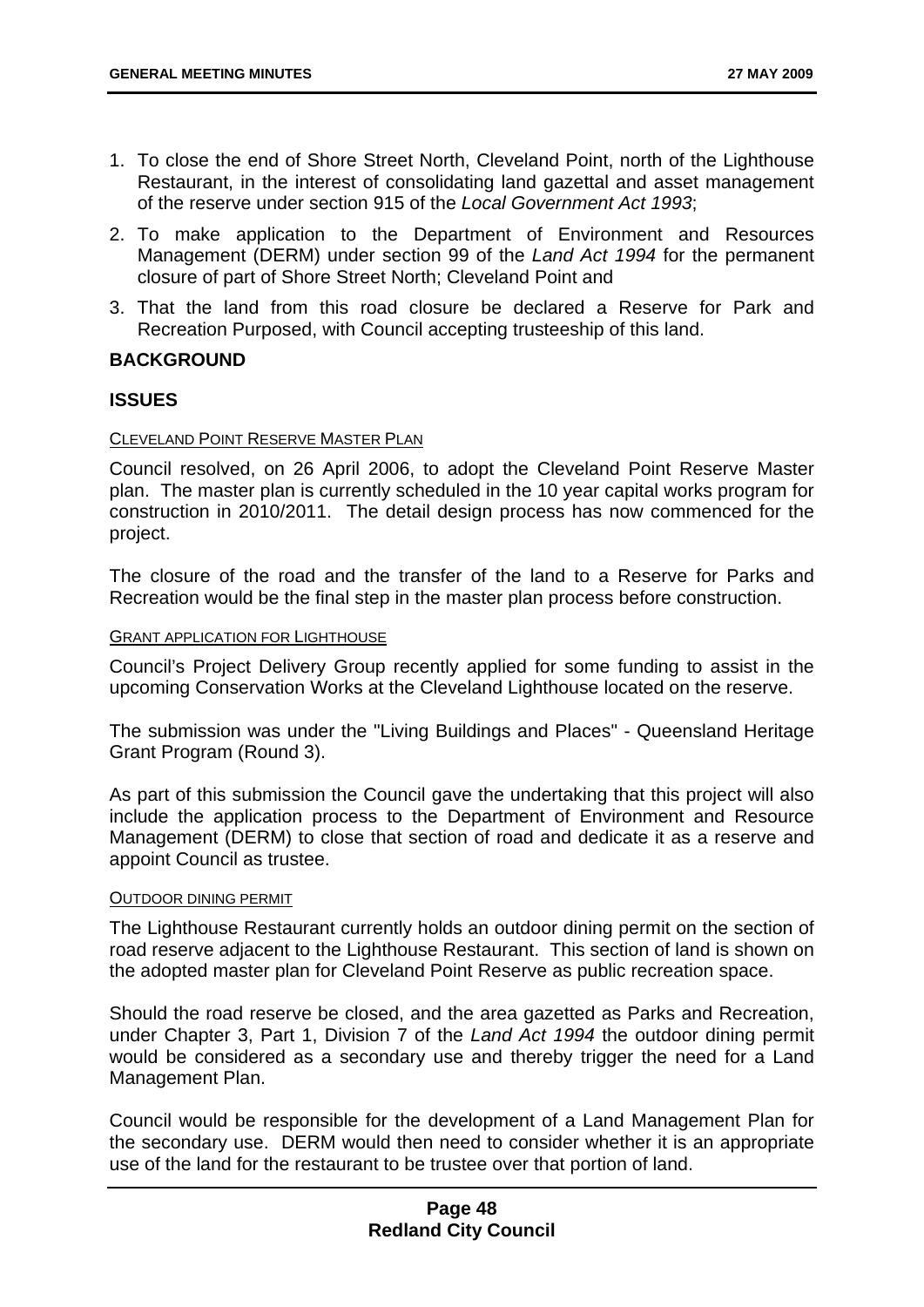1. To close the end of Shore Street North, Cleveland Point, north of the Lighthouse Restaurant, in the interest of consolidating land gazettal and asset management of the reserve under section 915 of the *Local Government Act 1993*;
2. To make application to the Department of Environment and Resources Management (DERM) under section 99 of the *Land Act 1994* for the permanent closure of part of Shore Street North; Cleveland Point and
3. That the land from this road closure be declared a Reserve for Park and Recreation Purposed, with Council accepting trusteeship of this land.

## BACKGROUND

## ISSUES

### CLEVELAND POINT RESERVE MASTER PLAN

Council resolved, on 26 April 2006, to adopt the Cleveland Point Reserve Master plan. The master plan is currently scheduled in the 10 year capital works program for construction in 2010/2011. The detail design process has now commenced for the project.

The closure of the road and the transfer of the land to a Reserve for Parks and Recreation would be the final step in the master plan process before construction.

### GRANT APPLICATION FOR LIGHTHOUSE

Council's Project Delivery Group recently applied for some funding to assist in the upcoming Conservation Works at the Cleveland Lighthouse located on the reserve.

The submission was under the "Living Buildings and Places" - Queensland Heritage Grant Program (Round 3).

As part of this submission the Council gave the undertaking that this project will also include the application process to the Department of Environment and Resource Management (DERM) to close that section of road and dedicate it as a reserve and appoint Council as trustee.

### OUTDOOR DINING PERMIT

The Lighthouse Restaurant currently holds an outdoor dining permit on the section of road reserve adjacent to the Lighthouse Restaurant. This section of land is shown on the adopted master plan for Cleveland Point Reserve as public recreation space.

Should the road reserve be closed, and the area gazetted as Parks and Recreation, under Chapter 3, Part 1, Division 7 of the *Land Act 1994* the outdoor dining permit would be considered as a secondary use and thereby trigger the need for a Land Management Plan.

Council would be responsible for the development of a Land Management Plan for the secondary use. DERM would then need to consider whether it is an appropriate use of the land for the restaurant to be trustee over that portion of land.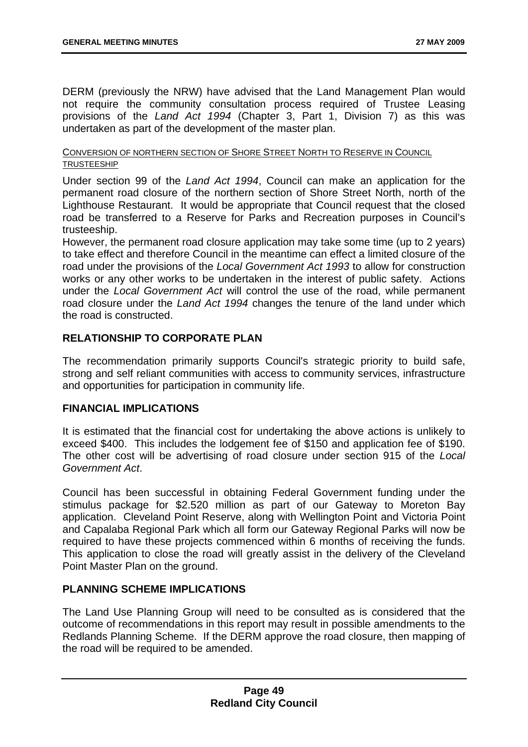DERM (previously the NRW) have advised that the Land Management Plan would not require the community consultation process required of Trustee Leasing provisions of the *Land Act 1994* (Chapter 3, Part 1, Division 7) as this was undertaken as part of the development of the master plan.

<u>CONVERSION OF NORTHERN SECTION OF SHORE STREET NORTH TO RESERVE IN COUNCIL TRUSTEESHIP</u>

Under section 99 of the *Land Act 1994*, Council can make an application for the permanent road closure of the northern section of Shore Street North, north of the Lighthouse Restaurant. It would be appropriate that Council request that the closed road be transferred to a Reserve for Parks and Recreation purposes in Council's trusteeship.

However, the permanent road closure application may take some time (up to 2 years) to take effect and therefore Council in the meantime can effect a limited closure of the road under the provisions of the *Local Government Act 1993* to allow for construction works or any other works to be undertaken in the interest of public safety. Actions under the *Local Government Act* will control the use of the road, while permanent road closure under the *Land Act 1994* changes the tenure of the land under which the road is constructed.

## RELATIONSHIP TO CORPORATE PLAN

The recommendation primarily supports Council's strategic priority to build safe, strong and self reliant communities with access to community services, infrastructure and opportunities for participation in community life.

## FINANCIAL IMPLICATIONS

It is estimated that the financial cost for undertaking the above actions is unlikely to exceed $400. This includes the lodgement fee of $150 and application fee of $190. The other cost will be advertising of road closure under section 915 of the *Local Government Act*.

Council has been successful in obtaining Federal Government funding under the stimulus package for $2.520 million as part of our Gateway to Moreton Bay application. Cleveland Point Reserve, along with Wellington Point and Victoria Point and Capalaba Regional Park which all form our Gateway Regional Parks will now be required to have these projects commenced within 6 months of receiving the funds. This application to close the road will greatly assist in the delivery of the Cleveland Point Master Plan on the ground.

## PLANNING SCHEME IMPLICATIONS

The Land Use Planning Group will need to be consulted as is considered that the outcome of recommendations in this report may result in possible amendments to the Redlands Planning Scheme. If the DERM approve the road closure, then mapping of the road will be required to be amended.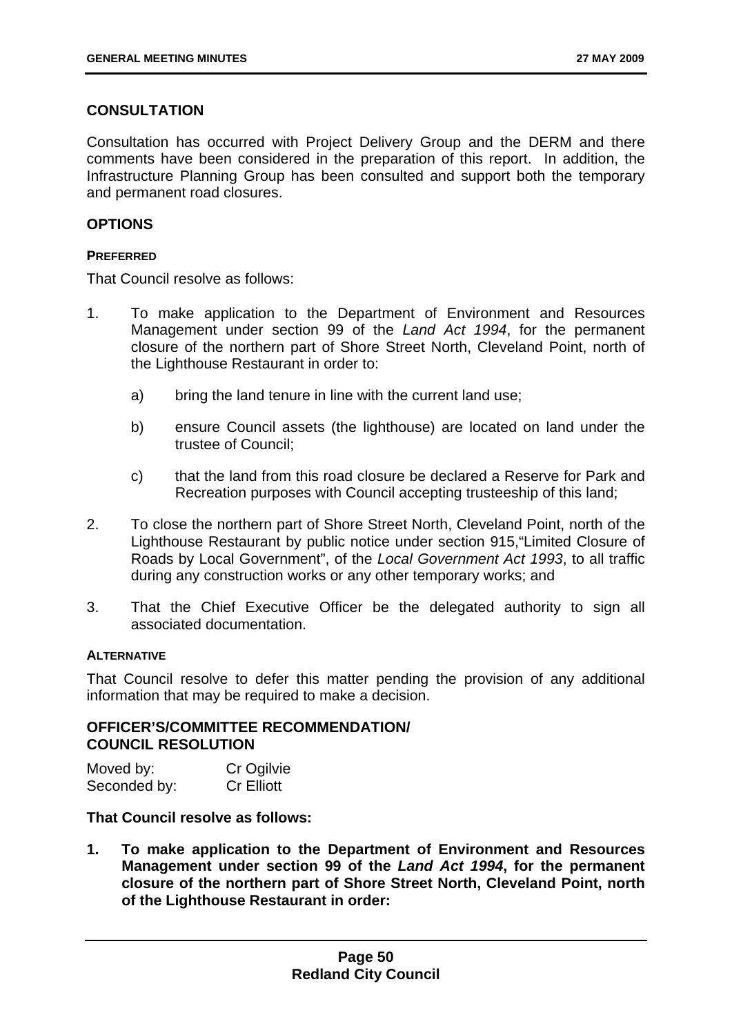## CONSULTATION

Consultation has occurred with Project Delivery Group and the DERM and there comments have been considered in the preparation of this report. In addition, the Infrastructure Planning Group has been consulted and support both the temporary and permanent road closures.

## OPTIONS

### PREFERRED

That Council resolve as follows:

1. To make application to the Department of Environment and Resources Management under section 99 of the *Land Act 1994*, for the permanent closure of the northern part of Shore Street North, Cleveland Point, north of the Lighthouse Restaurant in order to:

    a) bring the land tenure in line with the current land use;

    b) ensure Council assets (the lighthouse) are located on land under the trustee of Council;

    c) that the land from this road closure be declared a Reserve for Park and Recreation purposes with Council accepting trusteeship of this land;

2. To close the northern part of Shore Street North, Cleveland Point, north of the Lighthouse Restaurant by public notice under section 915,"Limited Closure of Roads by Local Government", of the *Local Government Act 1993*, to all traffic during any construction works or any other temporary works; and

3. That the Chief Executive Officer be the delegated authority to sign all associated documentation.

### ALTERNATIVE

That Council resolve to defer this matter pending the provision of any additional information that may be required to make a decision.

## OFFICER'S/COMMITTEE RECOMMENDATION/ COUNCIL RESOLUTION

| | |
|---|---|
| Moved by: | Cr Ogilvie |
| Seconded by: | Cr Elliott |

**That Council resolve as follows:**

1. **To make application to the Department of Environment and Resources Management under section 99 of the *Land Act 1994*, for the permanent closure of the northern part of Shore Street North, Cleveland Point, north of the Lighthouse Restaurant in order:**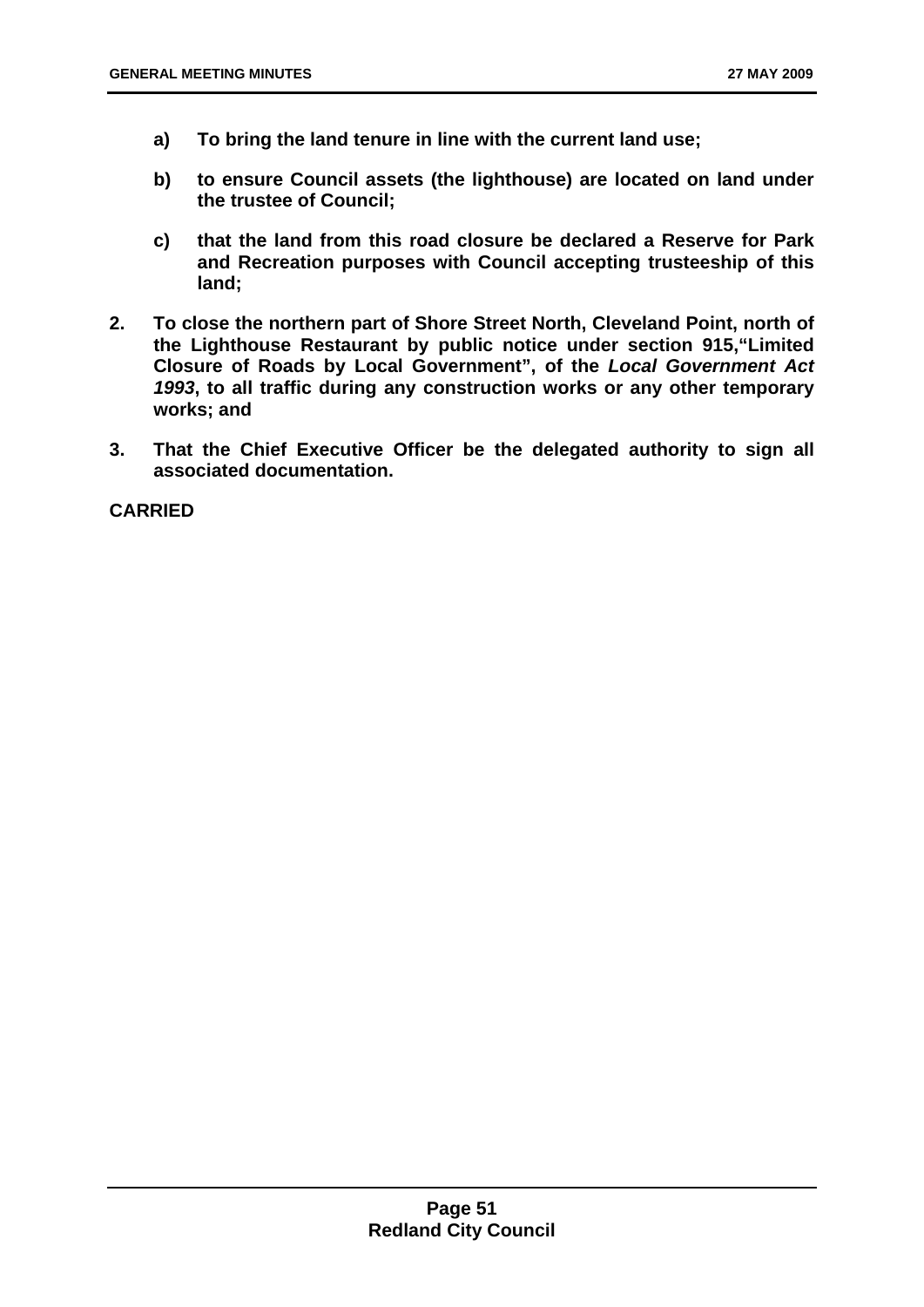**a) To bring the land tenure in line with the current land use;**

**b) to ensure Council assets (the lighthouse) are located on land under the trustee of Council;**

**c) that the land from this road closure be declared a Reserve for Park and Recreation purposes with Council accepting trusteeship of this land;**

**2. To close the northern part of Shore Street North, Cleveland Point, north of the Lighthouse Restaurant by public notice under section 915,"Limited Closure of Roads by Local Government", of the *Local Government Act 1993*, to all traffic during any construction works or any other temporary works; and**

**3. That the Chief Executive Officer be the delegated authority to sign all associated documentation.**

**CARRIED**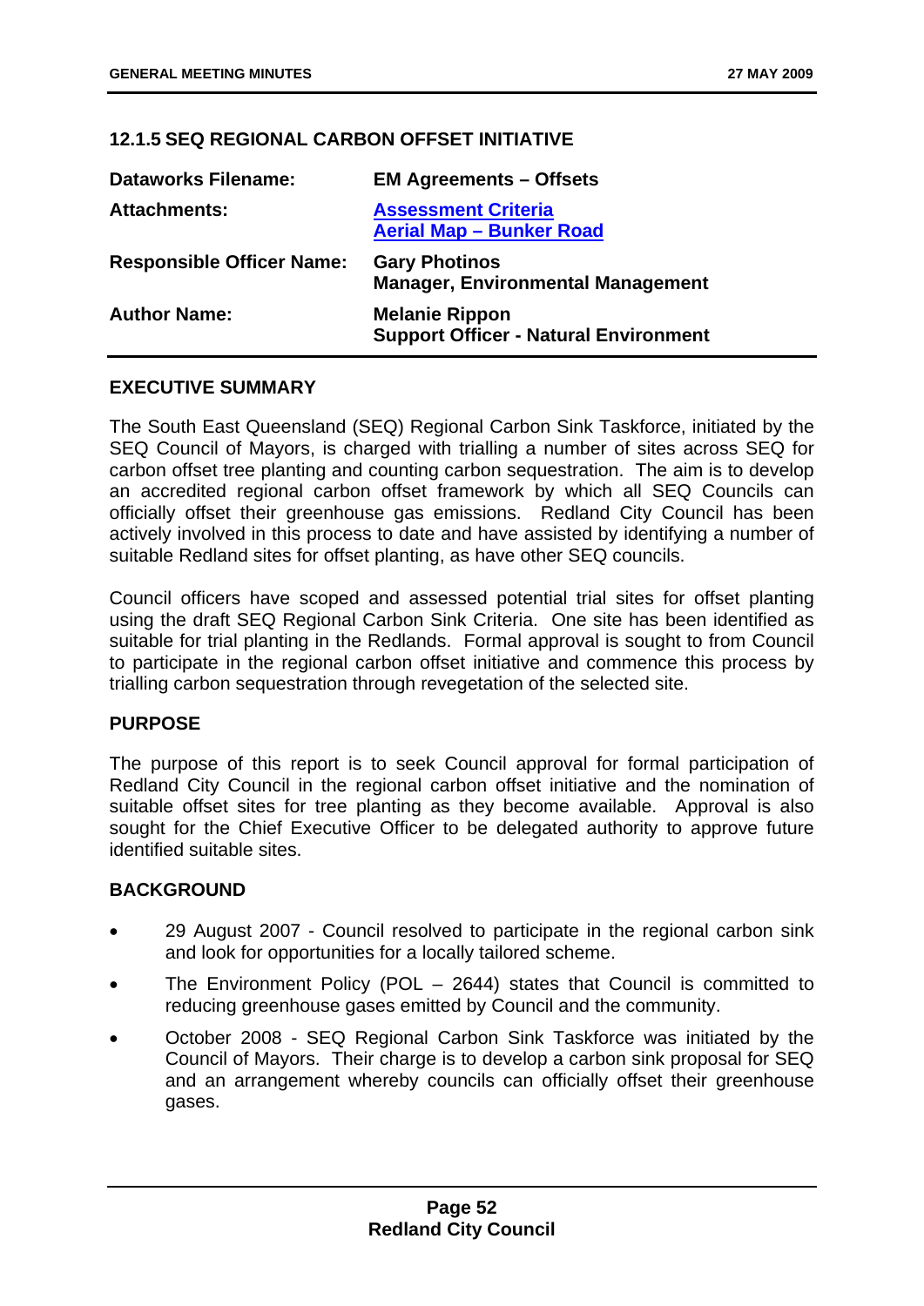### 12.1.5 SEQ REGIONAL CARBON OFFSET INITIATIVE

| | |
|---|---|
| **Dataworks Filename:** | **EM Agreements – Offsets** |
| **Attachments:** | **Assessment Criteria**<br>**Aerial Map – Bunker Road** |
| **Responsible Officer Name:** | **Gary Photinos**<br>**Manager, Environmental Management** |
| **Author Name:** | **Melanie Rippon**<br>**Support Officer - Natural Environment** |

#### EXECUTIVE SUMMARY

The South East Queensland (SEQ) Regional Carbon Sink Taskforce, initiated by the SEQ Council of Mayors, is charged with trialling a number of sites across SEQ for carbon offset tree planting and counting carbon sequestration. The aim is to develop an accredited regional carbon offset framework by which all SEQ Councils can officially offset their greenhouse gas emissions. Redland City Council has been actively involved in this process to date and have assisted by identifying a number of suitable Redland sites for offset planting, as have other SEQ councils.

Council officers have scoped and assessed potential trial sites for offset planting using the draft SEQ Regional Carbon Sink Criteria. One site has been identified as suitable for trial planting in the Redlands. Formal approval is sought from Council to participate in the regional carbon offset initiative and commence this process by trialling carbon sequestration through revegetation of the selected site.

#### PURPOSE

The purpose of this report is to seek Council approval for formal participation of Redland City Council in the regional carbon offset initiative and the nomination of suitable offset sites for tree planting as they become available. Approval is also sought for the Chief Executive Officer to be delegated authority to approve future identified suitable sites.

#### BACKGROUND

- 29 August 2007 - Council resolved to participate in the regional carbon sink and look for opportunities for a locally tailored scheme.
- The Environment Policy (POL – 2644) states that Council is committed to reducing greenhouse gases emitted by Council and the community.
- October 2008 - SEQ Regional Carbon Sink Taskforce was initiated by the Council of Mayors. Their charge is to develop a carbon sink proposal for SEQ and an arrangement whereby councils can officially offset their greenhouse gases.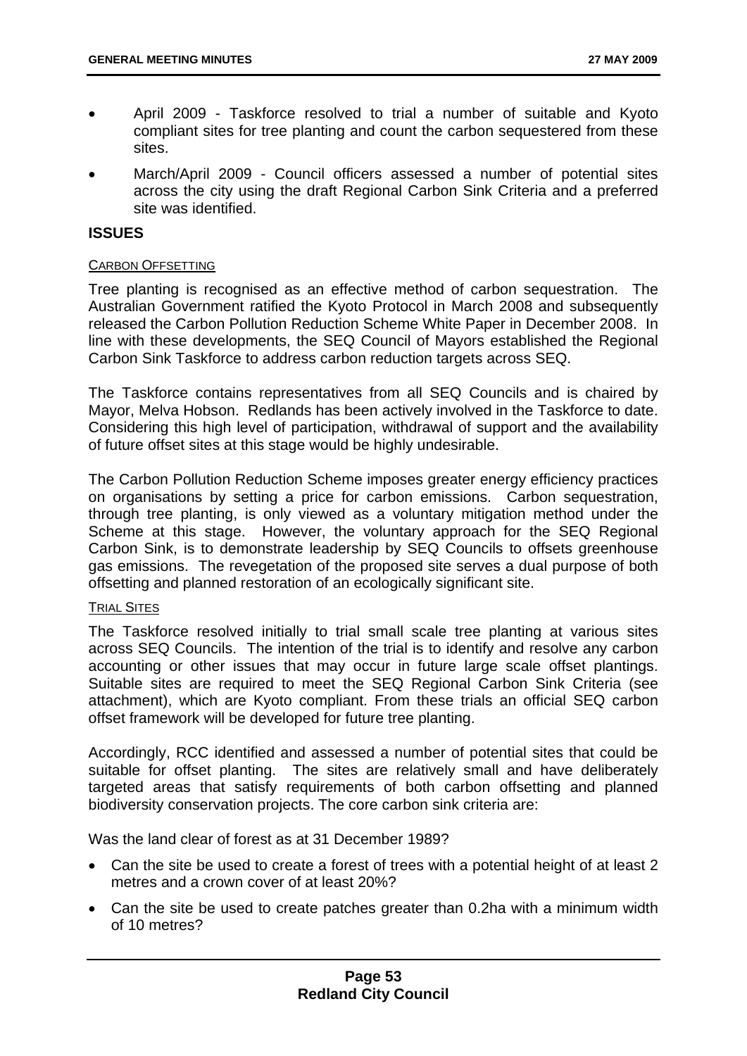- April 2009 - Taskforce resolved to trial a number of suitable and Kyoto compliant sites for tree planting and count the carbon sequestered from these sites.
- March/April 2009 - Council officers assessed a number of potential sites across the city using the draft Regional Carbon Sink Criteria and a preferred site was identified.

## ISSUES

CARBON OFFSETTING

Tree planting is recognised as an effective method of carbon sequestration. The Australian Government ratified the Kyoto Protocol in March 2008 and subsequently released the Carbon Pollution Reduction Scheme White Paper in December 2008. In line with these developments, the SEQ Council of Mayors established the Regional Carbon Sink Taskforce to address carbon reduction targets across SEQ.

The Taskforce contains representatives from all SEQ Councils and is chaired by Mayor, Melva Hobson. Redlands has been actively involved in the Taskforce to date. Considering this high level of participation, withdrawal of support and the availability of future offset sites at this stage would be highly undesirable.

The Carbon Pollution Reduction Scheme imposes greater energy efficiency practices on organisations by setting a price for carbon emissions. Carbon sequestration, through tree planting, is only viewed as a voluntary mitigation method under the Scheme at this stage. However, the voluntary approach for the SEQ Regional Carbon Sink, is to demonstrate leadership by SEQ Councils to offsets greenhouse gas emissions. The revegetation of the proposed site serves a dual purpose of both offsetting and planned restoration of an ecologically significant site.

TRIAL SITES

The Taskforce resolved initially to trial small scale tree planting at various sites across SEQ Councils. The intention of the trial is to identify and resolve any carbon accounting or other issues that may occur in future large scale offset plantings. Suitable sites are required to meet the SEQ Regional Carbon Sink Criteria (see attachment), which are Kyoto compliant. From these trials an official SEQ carbon offset framework will be developed for future tree planting.

Accordingly, RCC identified and assessed a number of potential sites that could be suitable for offset planting. The sites are relatively small and have deliberately targeted areas that satisfy requirements of both carbon offsetting and planned biodiversity conservation projects. The core carbon sink criteria are:

Was the land clear of forest as at 31 December 1989?

- Can the site be used to create a forest of trees with a potential height of at least 2 metres and a crown cover of at least 20%?
- Can the site be used to create patches greater than 0.2ha with a minimum width of 10 metres?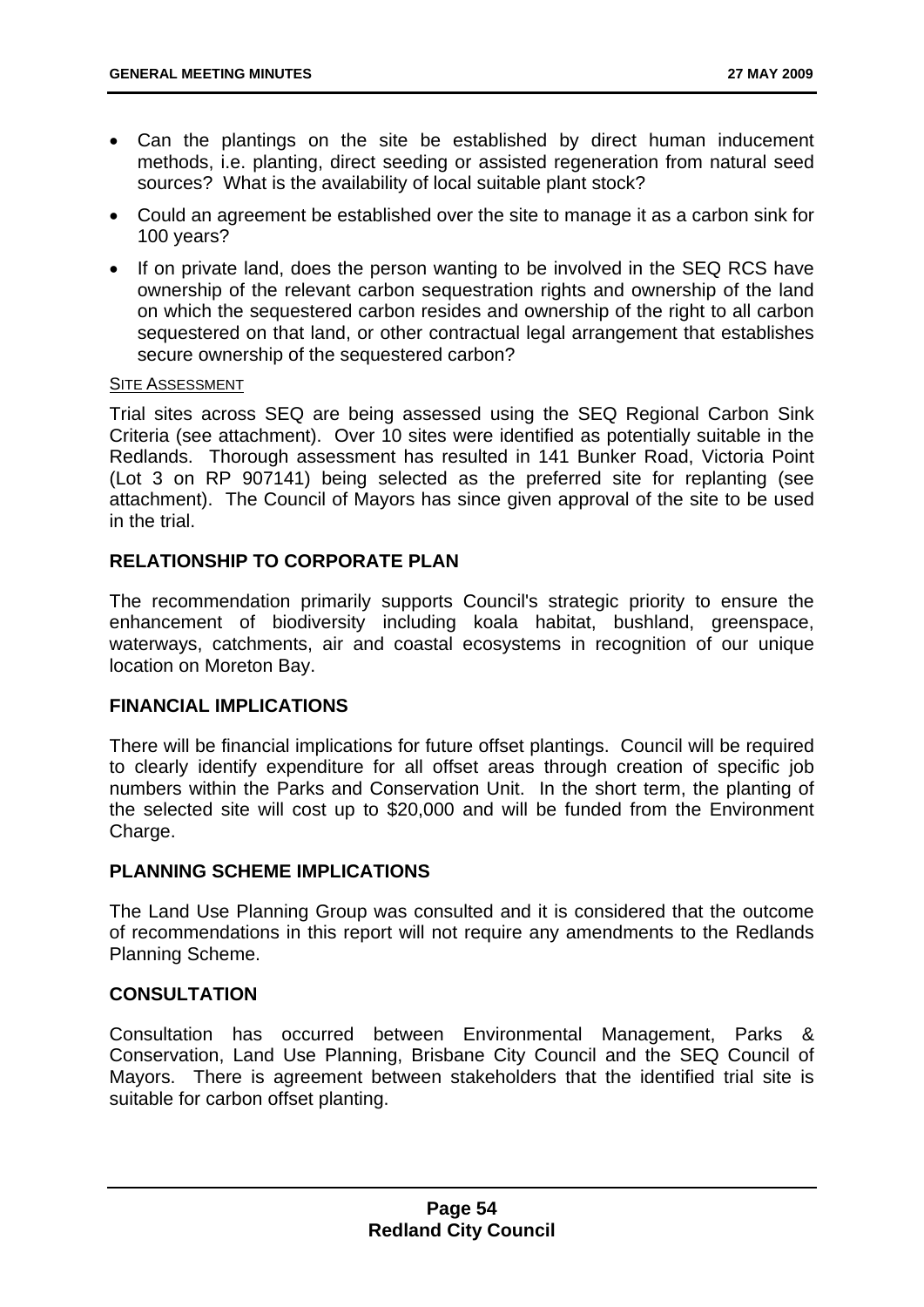- Can the plantings on the site be established by direct human inducement methods, i.e. planting, direct seeding or assisted regeneration from natural seed sources? What is the availability of local suitable plant stock?
- Could an agreement be established over the site to manage it as a carbon sink for 100 years?
- If on private land, does the person wanting to be involved in the SEQ RCS have ownership of the relevant carbon sequestration rights and ownership of the land on which the sequestered carbon resides and ownership of the right to all carbon sequestered on that land, or other contractual legal arrangement that establishes secure ownership of the sequestered carbon?

SITE ASSESSMENT

Trial sites across SEQ are being assessed using the SEQ Regional Carbon Sink Criteria (see attachment). Over 10 sites were identified as potentially suitable in the Redlands. Thorough assessment has resulted in 141 Bunker Road, Victoria Point (Lot 3 on RP 907141) being selected as the preferred site for replanting (see attachment). The Council of Mayors has since given approval of the site to be used in the trial.

## RELATIONSHIP TO CORPORATE PLAN

The recommendation primarily supports Council's strategic priority to ensure the enhancement of biodiversity including koala habitat, bushland, greenspace, waterways, catchments, air and coastal ecosystems in recognition of our unique location on Moreton Bay.

## FINANCIAL IMPLICATIONS

There will be financial implications for future offset plantings. Council will be required to clearly identify expenditure for all offset areas through creation of specific job numbers within the Parks and Conservation Unit. In the short term, the planting of the selected site will cost up to $20,000 and will be funded from the Environment Charge.

## PLANNING SCHEME IMPLICATIONS

The Land Use Planning Group was consulted and it is considered that the outcome of recommendations in this report will not require any amendments to the Redlands Planning Scheme.

## CONSULTATION

Consultation has occurred between Environmental Management, Parks & Conservation, Land Use Planning, Brisbane City Council and the SEQ Council of Mayors. There is agreement between stakeholders that the identified trial site is suitable for carbon offset planting.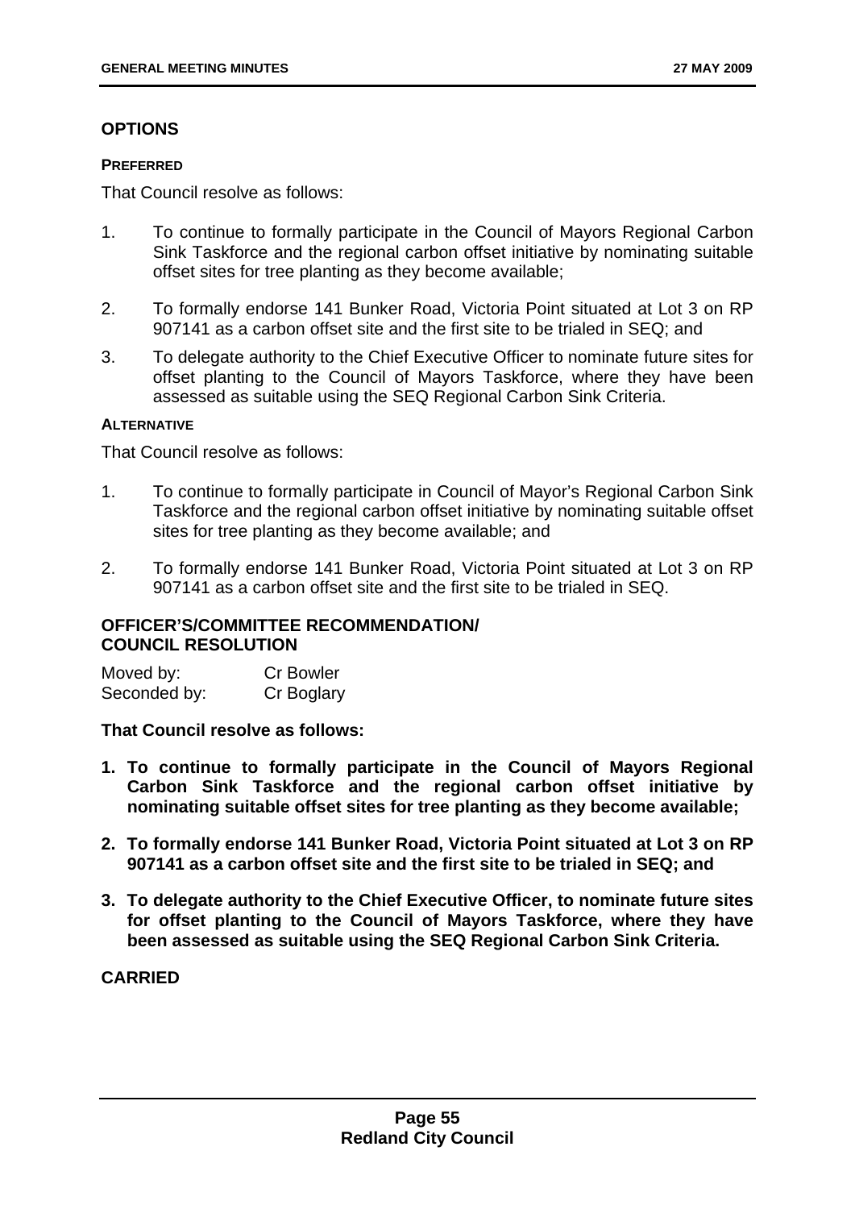## OPTIONS

#### PREFERRED

That Council resolve as follows:

1. To continue to formally participate in the Council of Mayors Regional Carbon Sink Taskforce and the regional carbon offset initiative by nominating suitable offset sites for tree planting as they become available;
2. To formally endorse 141 Bunker Road, Victoria Point situated at Lot 3 on RP 907141 as a carbon offset site and the first site to be trialed in SEQ; and
3. To delegate authority to the Chief Executive Officer to nominate future sites for offset planting to the Council of Mayors Taskforce, where they have been assessed as suitable using the SEQ Regional Carbon Sink Criteria.

#### ALTERNATIVE

That Council resolve as follows:

1. To continue to formally participate in Council of Mayor's Regional Carbon Sink Taskforce and the regional carbon offset initiative by nominating suitable offset sites for tree planting as they become available; and
2. To formally endorse 141 Bunker Road, Victoria Point situated at Lot 3 on RP 907141 as a carbon offset site and the first site to be trialed in SEQ.

## OFFICER'S/COMMITTEE RECOMMENDATION/ COUNCIL RESOLUTION

| | |
|---|---|
| Moved by: | Cr Bowler |
| Seconded by: | Cr Boglary |

**That Council resolve as follows:**

1. **To continue to formally participate in the Council of Mayors Regional Carbon Sink Taskforce and the regional carbon offset initiative by nominating suitable offset sites for tree planting as they become available;**
2. **To formally endorse 141 Bunker Road, Victoria Point situated at Lot 3 on RP 907141 as a carbon offset site and the first site to be trialed in SEQ; and**
3. **To delegate authority to the Chief Executive Officer, to nominate future sites for offset planting to the Council of Mayors Taskforce, where they have been assessed as suitable using the SEQ Regional Carbon Sink Criteria.**

**CARRIED**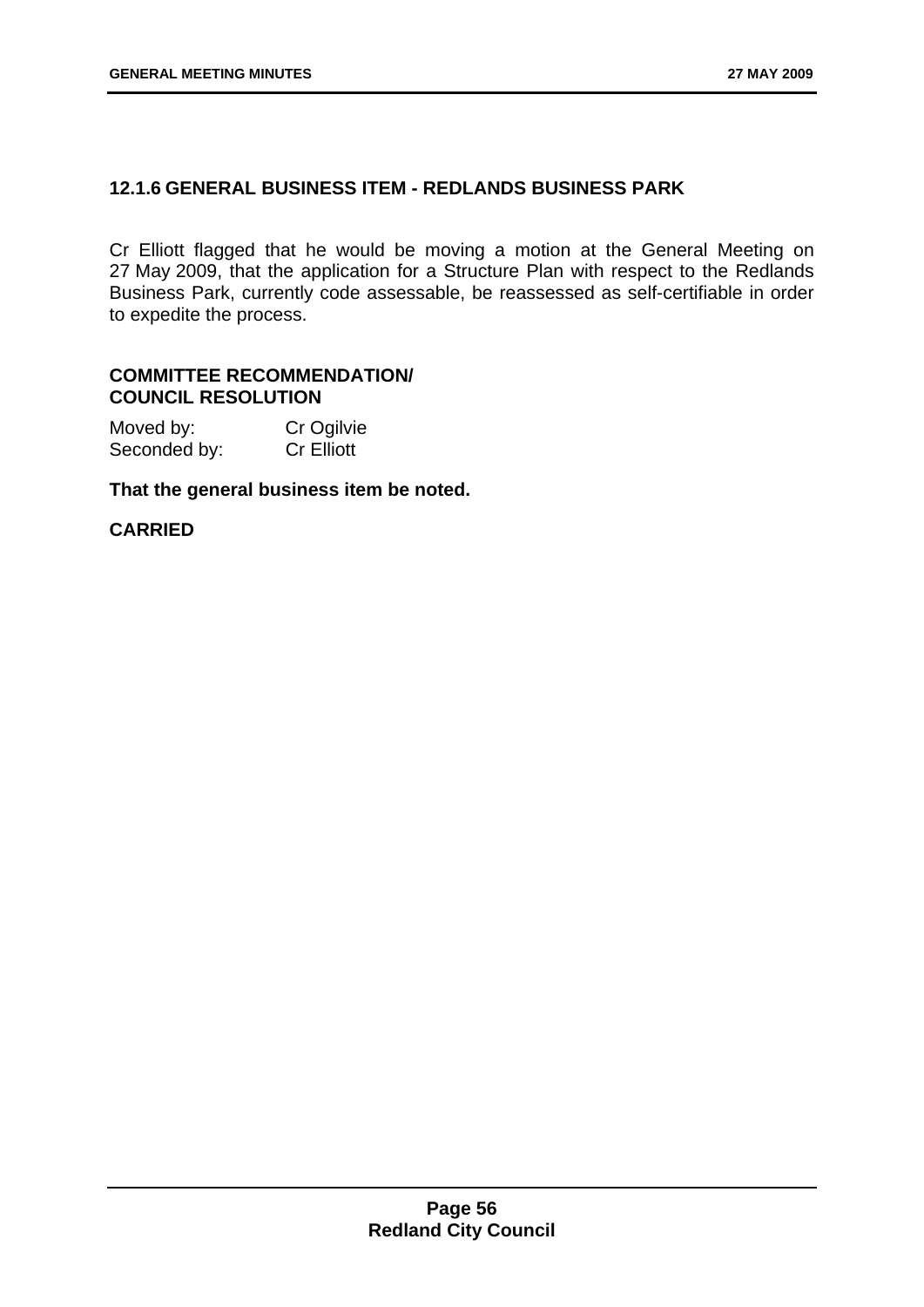## 12.1.6 GENERAL BUSINESS ITEM - REDLANDS BUSINESS PARK

Cr Elliott flagged that he would be moving a motion at the General Meeting on 27 May 2009, that the application for a Structure Plan with respect to the Redlands Business Park, currently code assessable, be reassessed as self-certifiable in order to expedite the process.

### COMMITTEE RECOMMENDATION/ COUNCIL RESOLUTION

Moved by: Cr Ogilvie
Seconded by: Cr Elliott

**That the general business item be noted.**

**CARRIED**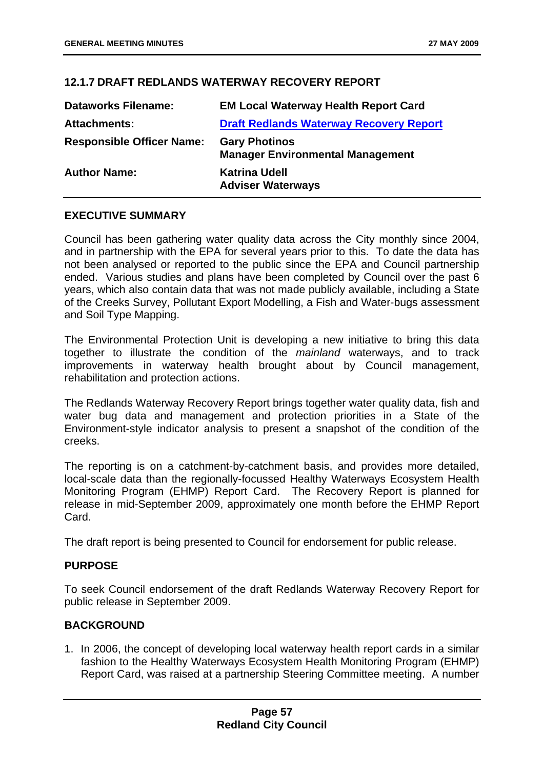### 12.1.7 DRAFT REDLANDS WATERWAY RECOVERY REPORT

| | |
|---|---|
| **Dataworks Filename:** | **EM Local Waterway Health Report Card** |
| **Attachments:** | **Draft Redlands Waterway Recovery Report** |
| **Responsible Officer Name:** | **Gary Photinos**<br>**Manager Environmental Management** |
| **Author Name:** | **Katrina Udell**<br>**Adviser Waterways** |

### EXECUTIVE SUMMARY

Council has been gathering water quality data across the City monthly since 2004, and in partnership with the EPA for several years prior to this. To date the data has not been analysed or reported to the public since the EPA and Council partnership ended. Various studies and plans have been completed by Council over the past 6 years, which also contain data that was not made publicly available, including a State of the Creeks Survey, Pollutant Export Modelling, a Fish and Water-bugs assessment and Soil Type Mapping.

The Environmental Protection Unit is developing a new initiative to bring this data together to illustrate the condition of the *mainland* waterways, and to track improvements in waterway health brought about by Council management, rehabilitation and protection actions.

The Redlands Waterway Recovery Report brings together water quality data, fish and water bug data and management and protection priorities in a State of the Environment-style indicator analysis to present a snapshot of the condition of the creeks.

The reporting is on a catchment-by-catchment basis, and provides more detailed, local-scale data than the regionally-focussed Healthy Waterways Ecosystem Health Monitoring Program (EHMP) Report Card. The Recovery Report is planned for release in mid-September 2009, approximately one month before the EHMP Report Card.

The draft report is being presented to Council for endorsement for public release.

### PURPOSE

To seek Council endorsement of the draft Redlands Waterway Recovery Report for public release in September 2009.

### BACKGROUND

1. In 2006, the concept of developing local waterway health report cards in a similar fashion to the Healthy Waterways Ecosystem Health Monitoring Program (EHMP) Report Card, was raised at a partnership Steering Committee meeting. A number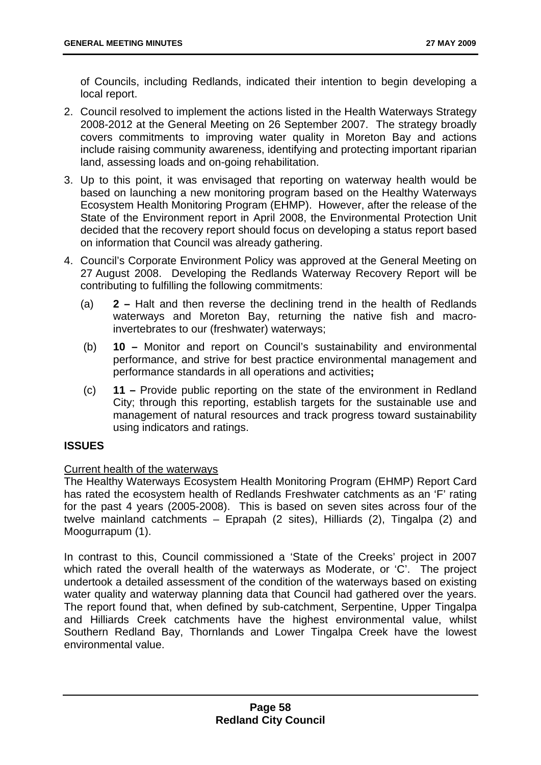of Councils, including Redlands, indicated their intention to begin developing a local report.

2. Council resolved to implement the actions listed in the Health Waterways Strategy 2008-2012 at the General Meeting on 26 September 2007. The strategy broadly covers commitments to improving water quality in Moreton Bay and actions include raising community awareness, identifying and protecting important riparian land, assessing loads and on-going rehabilitation.

3. Up to this point, it was envisaged that reporting on waterway health would be based on launching a new monitoring program based on the Healthy Waterways Ecosystem Health Monitoring Program (EHMP). However, after the release of the State of the Environment report in April 2008, the Environmental Protection Unit decided that the recovery report should focus on developing a status report based on information that Council was already gathering.

4. Council's Corporate Environment Policy was approved at the General Meeting on 27 August 2008. Developing the Redlands Waterway Recovery Report will be contributing to fulfilling the following commitments:

   (a) **2 –** Halt and then reverse the declining trend in the health of Redlands waterways and Moreton Bay, returning the native fish and macro-invertebrates to our (freshwater) waterways;

   (b) **10 –** Monitor and report on Council's sustainability and environmental performance, and strive for best practice environmental management and performance standards in all operations and activities**;**

   (c) **11 –** Provide public reporting on the state of the environment in Redland City; through this reporting, establish targets for the sustainable use and management of natural resources and track progress toward sustainability using indicators and ratings.

## ISSUES

Current health of the waterways

The Healthy Waterways Ecosystem Health Monitoring Program (EHMP) Report Card has rated the ecosystem health of Redlands Freshwater catchments as an 'F' rating for the past 4 years (2005-2008). This is based on seven sites across four of the twelve mainland catchments – Eprapah (2 sites), Hilliards (2), Tingalpa (2) and Moogurrapum (1).

In contrast to this, Council commissioned a 'State of the Creeks' project in 2007 which rated the overall health of the waterways as Moderate, or 'C'. The project undertook a detailed assessment of the condition of the waterways based on existing water quality and waterway planning data that Council had gathered over the years. The report found that, when defined by sub-catchment, Serpentine, Upper Tingalpa and Hilliards Creek catchments have the highest environmental value, whilst Southern Redland Bay, Thornlands and Lower Tingalpa Creek have the lowest environmental value.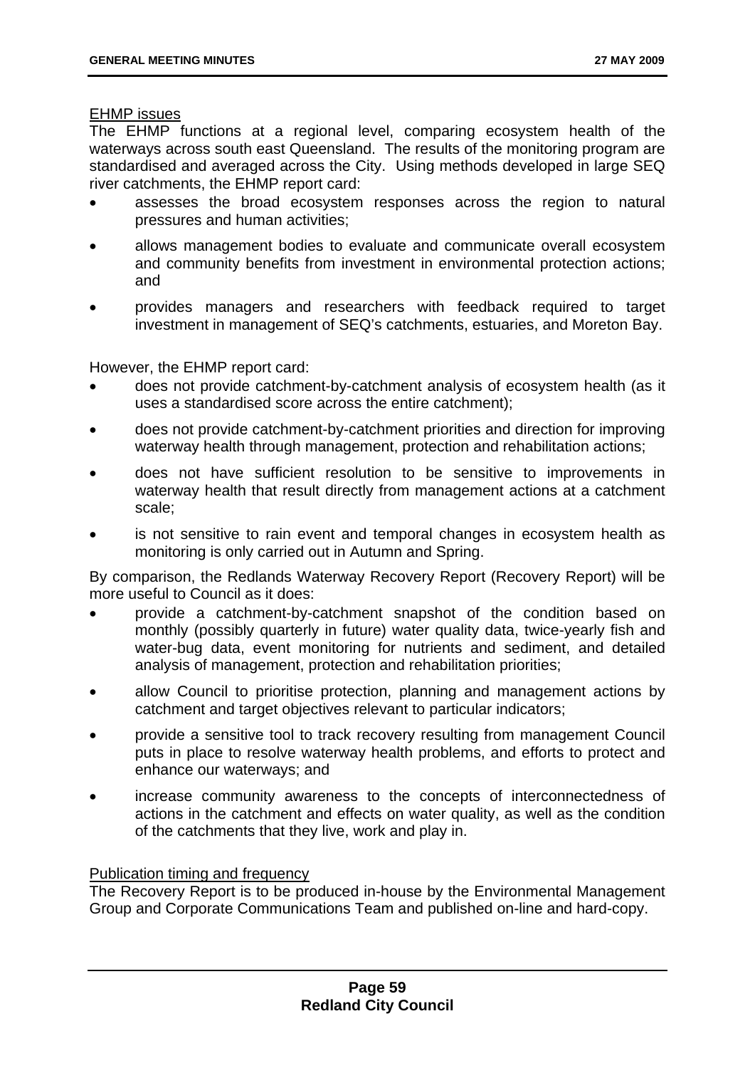EHMP issues

The EHMP functions at a regional level, comparing ecosystem health of the waterways across south east Queensland. The results of the monitoring program are standardised and averaged across the City. Using methods developed in large SEQ river catchments, the EHMP report card:

- assesses the broad ecosystem responses across the region to natural pressures and human activities;
- allows management bodies to evaluate and communicate overall ecosystem and community benefits from investment in environmental protection actions; and
- provides managers and researchers with feedback required to target investment in management of SEQ's catchments, estuaries, and Moreton Bay.

However, the EHMP report card:

- does not provide catchment-by-catchment analysis of ecosystem health (as it uses a standardised score across the entire catchment);
- does not provide catchment-by-catchment priorities and direction for improving waterway health through management, protection and rehabilitation actions;
- does not have sufficient resolution to be sensitive to improvements in waterway health that result directly from management actions at a catchment scale;
- is not sensitive to rain event and temporal changes in ecosystem health as monitoring is only carried out in Autumn and Spring.

By comparison, the Redlands Waterway Recovery Report (Recovery Report) will be more useful to Council as it does:

- provide a catchment-by-catchment snapshot of the condition based on monthly (possibly quarterly in future) water quality data, twice-yearly fish and water-bug data, event monitoring for nutrients and sediment, and detailed analysis of management, protection and rehabilitation priorities;
- allow Council to prioritise protection, planning and management actions by catchment and target objectives relevant to particular indicators;
- provide a sensitive tool to track recovery resulting from management Council puts in place to resolve waterway health problems, and efforts to protect and enhance our waterways; and
- increase community awareness to the concepts of interconnectedness of actions in the catchment and effects on water quality, as well as the condition of the catchments that they live, work and play in.

Publication timing and frequency

The Recovery Report is to be produced in-house by the Environmental Management Group and Corporate Communications Team and published on-line and hard-copy.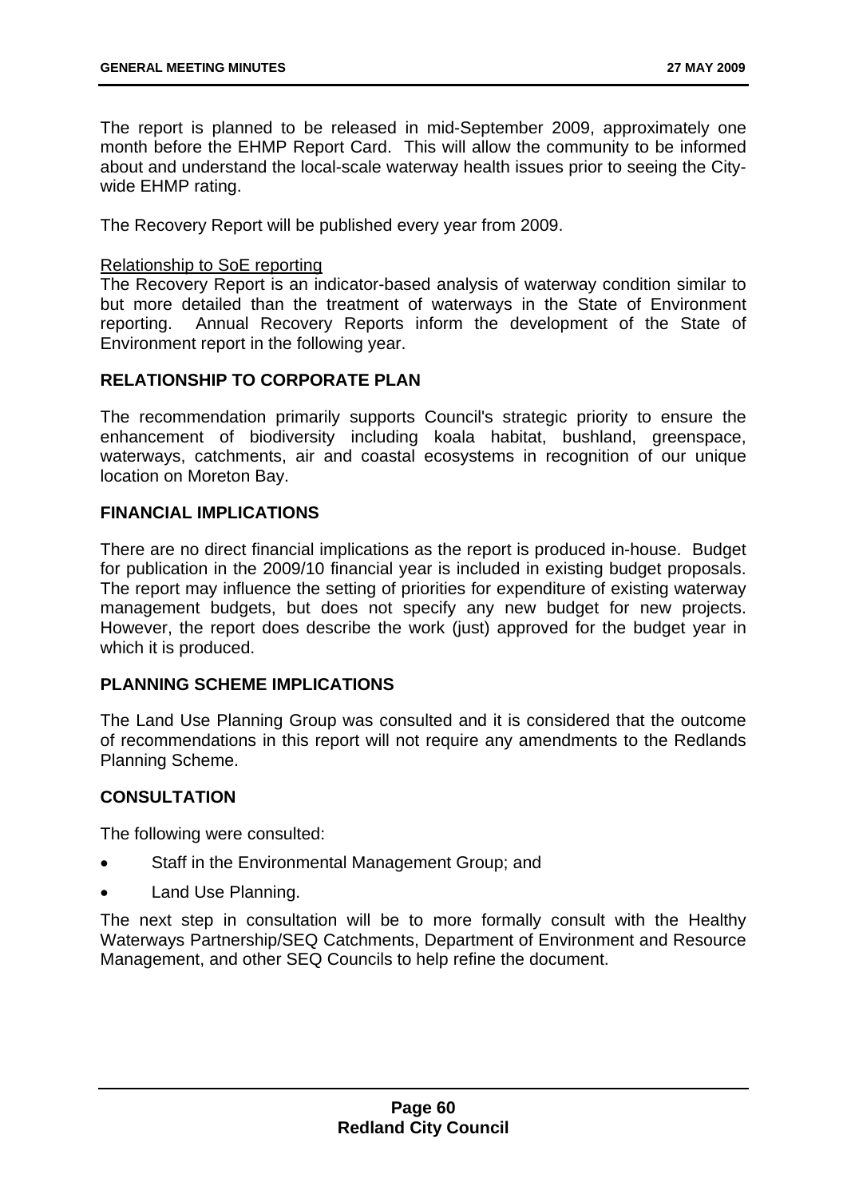The report is planned to be released in mid-September 2009, approximately one month before the EHMP Report Card. This will allow the community to be informed about and understand the local-scale waterway health issues prior to seeing the City-wide EHMP rating.

The Recovery Report will be published every year from 2009.

Relationship to SoE reporting

The Recovery Report is an indicator-based analysis of waterway condition similar to but more detailed than the treatment of waterways in the State of Environment reporting. Annual Recovery Reports inform the development of the State of Environment report in the following year.

## RELATIONSHIP TO CORPORATE PLAN

The recommendation primarily supports Council's strategic priority to ensure the enhancement of biodiversity including koala habitat, bushland, greenspace, waterways, catchments, air and coastal ecosystems in recognition of our unique location on Moreton Bay.

## FINANCIAL IMPLICATIONS

There are no direct financial implications as the report is produced in-house. Budget for publication in the 2009/10 financial year is included in existing budget proposals. The report may influence the setting of priorities for expenditure of existing waterway management budgets, but does not specify any new budget for new projects. However, the report does describe the work (just) approved for the budget year in which it is produced.

## PLANNING SCHEME IMPLICATIONS

The Land Use Planning Group was consulted and it is considered that the outcome of recommendations in this report will not require any amendments to the Redlands Planning Scheme.

## CONSULTATION

The following were consulted:

- Staff in the Environmental Management Group; and
- Land Use Planning.

The next step in consultation will be to more formally consult with the Healthy Waterways Partnership/SEQ Catchments, Department of Environment and Resource Management, and other SEQ Councils to help refine the document.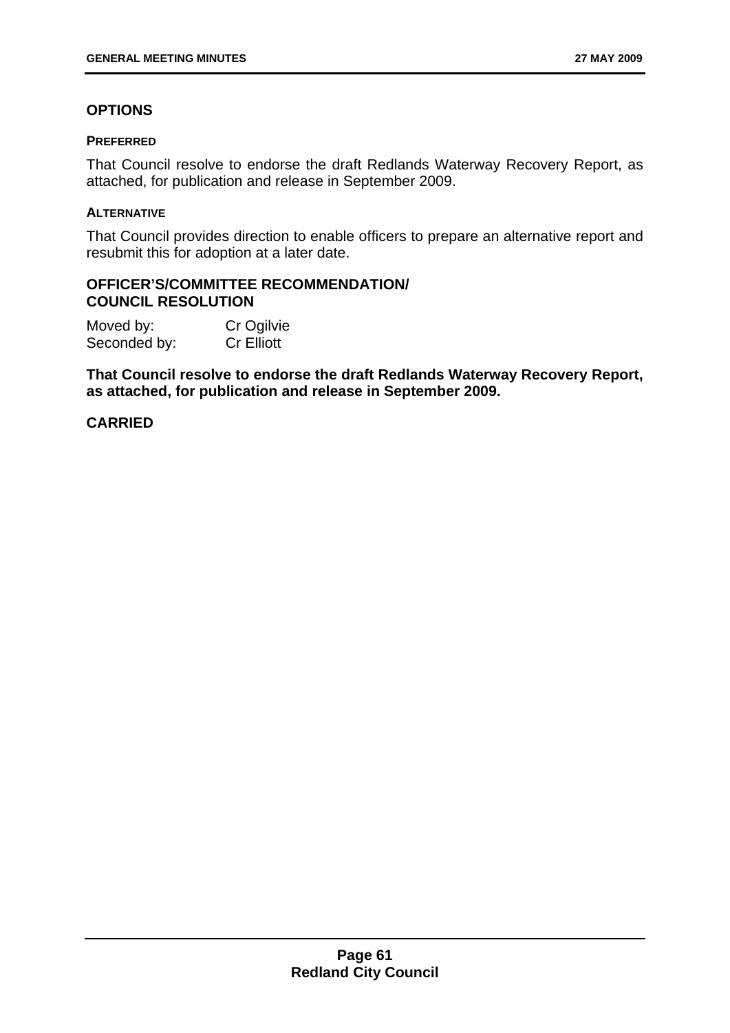## OPTIONS

#### PREFERRED

That Council resolve to endorse the draft Redlands Waterway Recovery Report, as attached, for publication and release in September 2009.

#### ALTERNATIVE

That Council provides direction to enable officers to prepare an alternative report and resubmit this for adoption at a later date.

## OFFICER'S/COMMITTEE RECOMMENDATION/ COUNCIL RESOLUTION

Moved by: Cr Ogilvie
Seconded by: Cr Elliott

**That Council resolve to endorse the draft Redlands Waterway Recovery Report, as attached, for publication and release in September 2009.**

**CARRIED**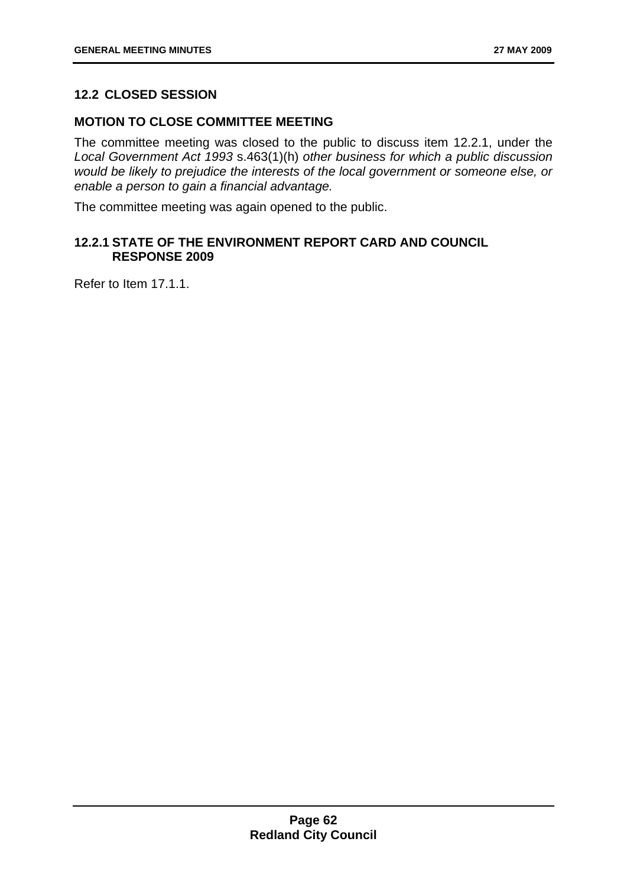## 12.2 CLOSED SESSION

### MOTION TO CLOSE COMMITTEE MEETING

The committee meeting was closed to the public to discuss item 12.2.1, under the *Local Government Act 1993* s.463(1)(h) *other business for which a public discussion would be likely to prejudice the interests of the local government or someone else, or enable a person to gain a financial advantage.*

The committee meeting was again opened to the public.

### 12.2.1 STATE OF THE ENVIRONMENT REPORT CARD AND COUNCIL RESPONSE 2009

Refer to Item 17.1.1.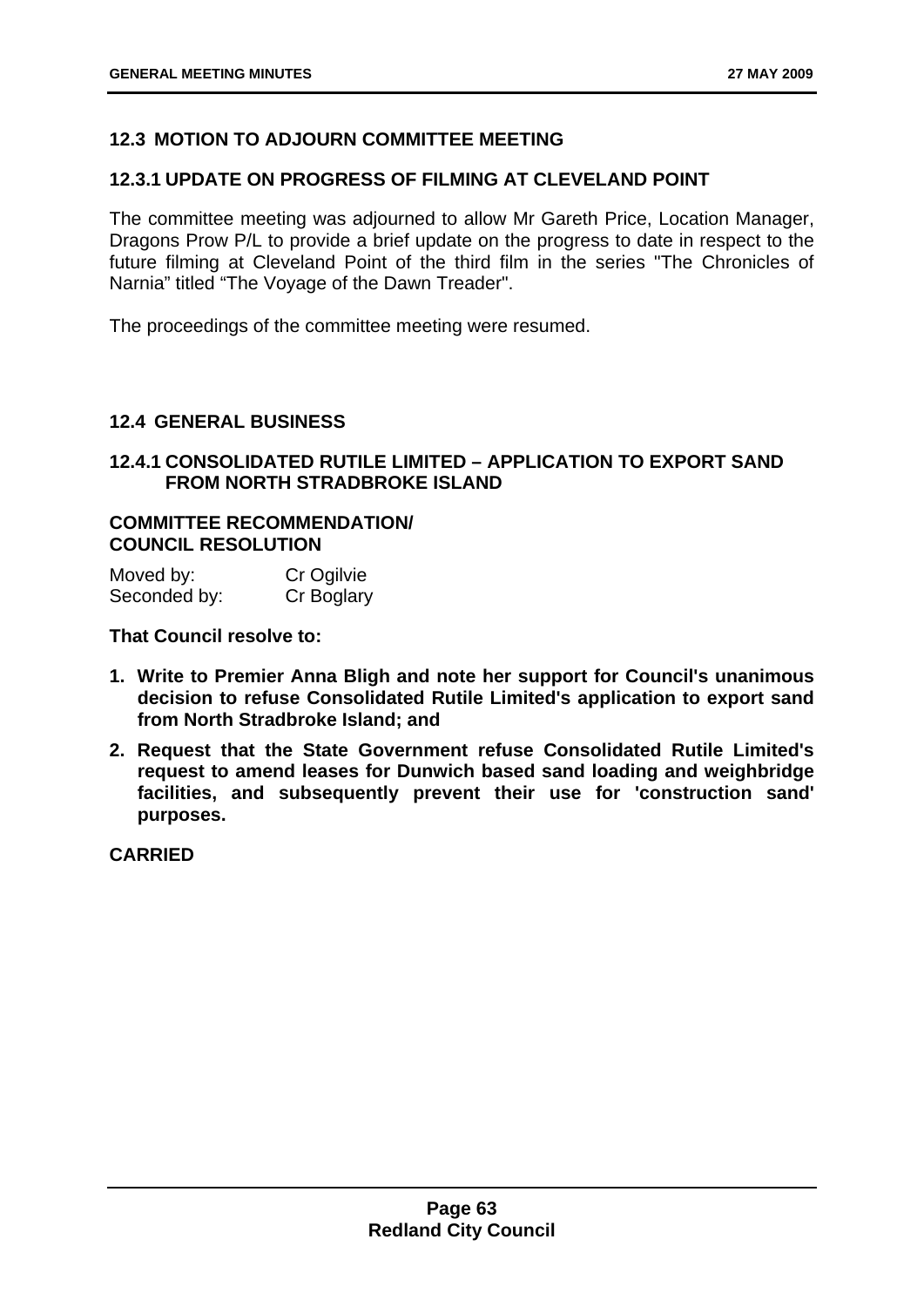## 12.3 MOTION TO ADJOURN COMMITTEE MEETING

### 12.3.1 UPDATE ON PROGRESS OF FILMING AT CLEVELAND POINT

The committee meeting was adjourned to allow Mr Gareth Price, Location Manager, Dragons Prow P/L to provide a brief update on the progress to date in respect to the future filming at Cleveland Point of the third film in the series "The Chronicles of Narnia" titled "The Voyage of the Dawn Treader".

The proceedings of the committee meeting were resumed.

## 12.4 GENERAL BUSINESS

### 12.4.1 CONSOLIDATED RUTILE LIMITED – APPLICATION TO EXPORT SAND FROM NORTH STRADBROKE ISLAND

**COMMITTEE RECOMMENDATION/ COUNCIL RESOLUTION**

Moved by: Cr Ogilvie
Seconded by: Cr Boglary

**That Council resolve to:**

1. **Write to Premier Anna Bligh and note her support for Council's unanimous decision to refuse Consolidated Rutile Limited's application to export sand from North Stradbroke Island; and**
2. **Request that the State Government refuse Consolidated Rutile Limited's request to amend leases for Dunwich based sand loading and weighbridge facilities, and subsequently prevent their use for 'construction sand' purposes.**

**CARRIED**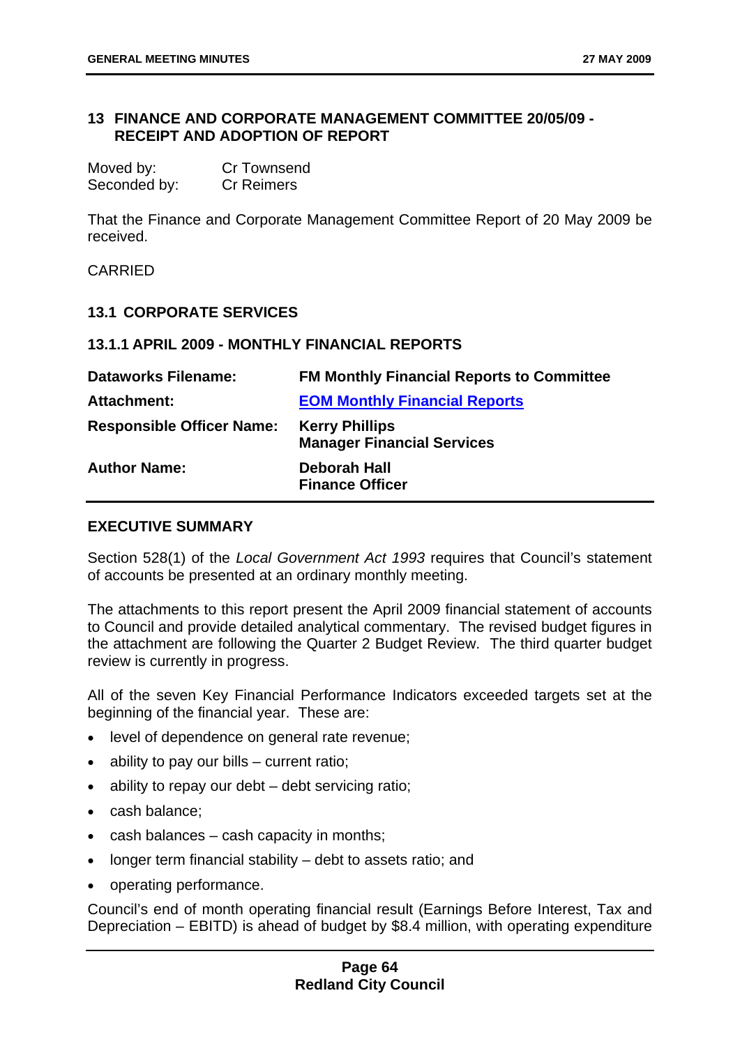## 13 FINANCE AND CORPORATE MANAGEMENT COMMITTEE 20/05/09 - RECEIPT AND ADOPTION OF REPORT

| | |
|---|---|
| Moved by: | Cr Townsend |
| Seconded by: | Cr Reimers |

That the Finance and Corporate Management Committee Report of 20 May 2009 be received.

CARRIED

### 13.1 CORPORATE SERVICES

#### 13.1.1 APRIL 2009 - MONTHLY FINANCIAL REPORTS

| | |
|---|---|
| **Dataworks Filename:** | **FM Monthly Financial Reports to Committee** |
| **Attachment:** | **EOM Monthly Financial Reports** |
| **Responsible Officer Name:** | **Kerry Phillips**<br>**Manager Financial Services** |
| **Author Name:** | **Deborah Hall**<br>**Finance Officer** |

**EXECUTIVE SUMMARY**

Section 528(1) of the *Local Government Act 1993* requires that Council's statement of accounts be presented at an ordinary monthly meeting.

The attachments to this report present the April 2009 financial statement of accounts to Council and provide detailed analytical commentary. The revised budget figures in the attachment are following the Quarter 2 Budget Review. The third quarter budget review is currently in progress.

All of the seven Key Financial Performance Indicators exceeded targets set at the beginning of the financial year. These are:

- level of dependence on general rate revenue;
- ability to pay our bills – current ratio;
- ability to repay our debt – debt servicing ratio;
- cash balance;
- cash balances – cash capacity in months;
- longer term financial stability – debt to assets ratio; and
- operating performance.

Council's end of month operating financial result (Earnings Before Interest, Tax and Depreciation – EBITD) is ahead of budget by $8.4 million, with operating expenditure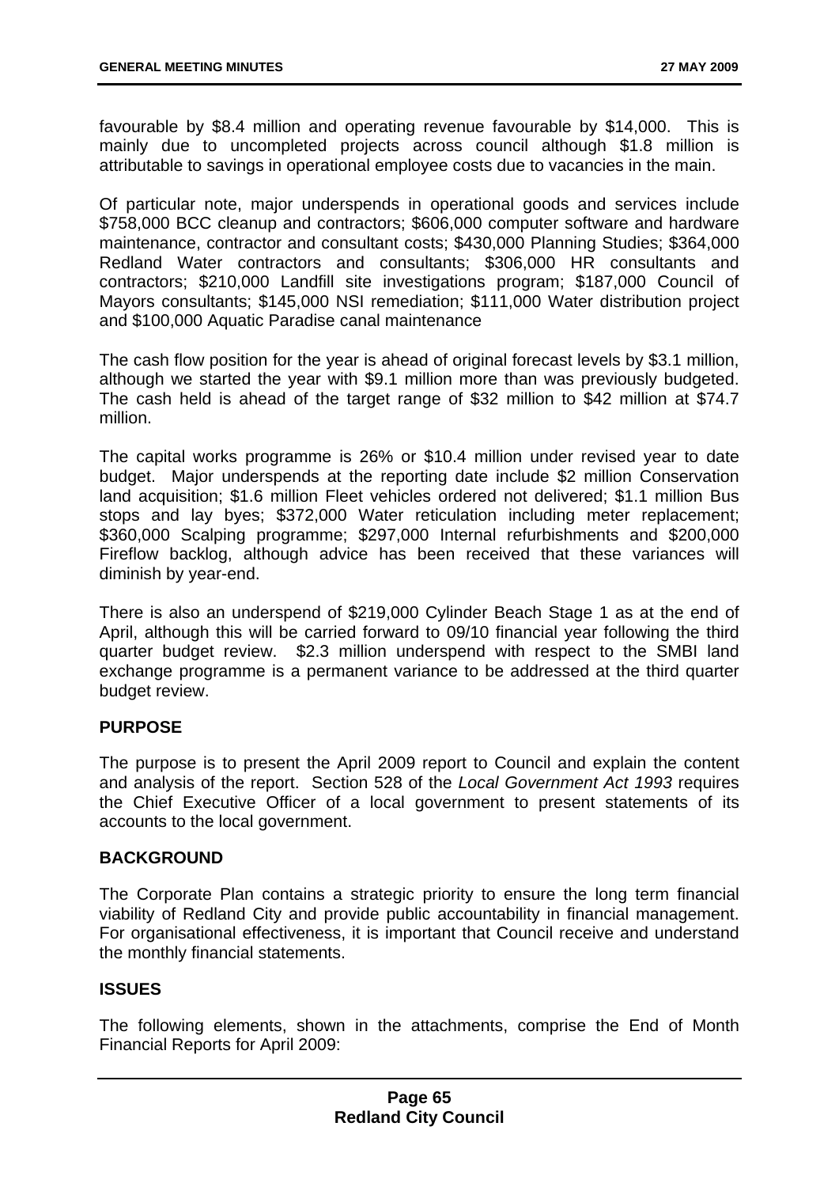favourable by $8.4 million and operating revenue favourable by $14,000. This is mainly due to uncompleted projects across council although $1.8 million is attributable to savings in operational employee costs due to vacancies in the main.

Of particular note, major underspends in operational goods and services include $758,000 BCC cleanup and contractors; $606,000 computer software and hardware maintenance, contractor and consultant costs; $430,000 Planning Studies; $364,000 Redland Water contractors and consultants; $306,000 HR consultants and contractors; $210,000 Landfill site investigations program; $187,000 Council of Mayors consultants; $145,000 NSI remediation; $111,000 Water distribution project and $100,000 Aquatic Paradise canal maintenance

The cash flow position for the year is ahead of original forecast levels by $3.1 million, although we started the year with $9.1 million more than was previously budgeted. The cash held is ahead of the target range of $32 million to $42 million at $74.7 million.

The capital works programme is 26% or $10.4 million under revised year to date budget. Major underspends at the reporting date include $2 million Conservation land acquisition; $1.6 million Fleet vehicles ordered not delivered; $1.1 million Bus stops and lay byes; $372,000 Water reticulation including meter replacement; $360,000 Scalping programme; $297,000 Internal refurbishments and $200,000 Fireflow backlog, although advice has been received that these variances will diminish by year-end.

There is also an underspend of $219,000 Cylinder Beach Stage 1 as at the end of April, although this will be carried forward to 09/10 financial year following the third quarter budget review. $2.3 million underspend with respect to the SMBI land exchange programme is a permanent variance to be addressed at the third quarter budget review.

**PURPOSE**

The purpose is to present the April 2009 report to Council and explain the content and analysis of the report. Section 528 of the *Local Government Act 1993* requires the Chief Executive Officer of a local government to present statements of its accounts to the local government.

**BACKGROUND**

The Corporate Plan contains a strategic priority to ensure the long term financial viability of Redland City and provide public accountability in financial management. For organisational effectiveness, it is important that Council receive and understand the monthly financial statements.

**ISSUES**

The following elements, shown in the attachments, comprise the End of Month Financial Reports for April 2009: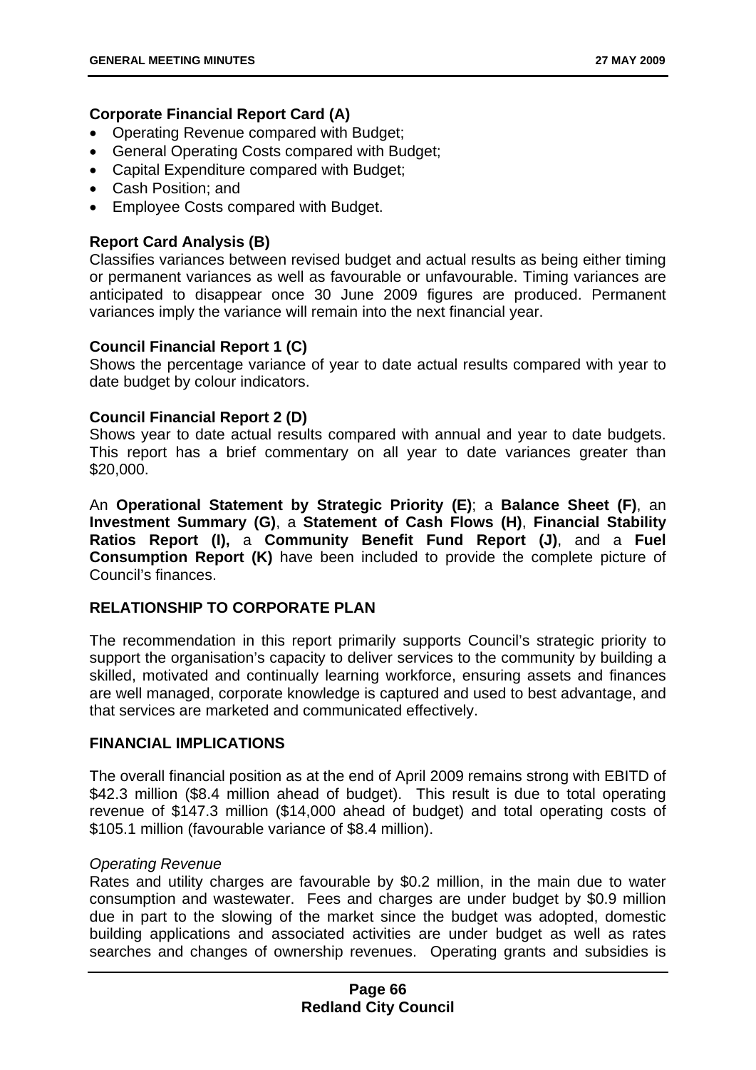**Corporate Financial Report Card (A)**

- Operating Revenue compared with Budget;
- General Operating Costs compared with Budget;
- Capital Expenditure compared with Budget;
- Cash Position; and
- Employee Costs compared with Budget.

**Report Card Analysis (B)**

Classifies variances between revised budget and actual results as being either timing or permanent variances as well as favourable or unfavourable. Timing variances are anticipated to disappear once 30 June 2009 figures are produced. Permanent variances imply the variance will remain into the next financial year.

**Council Financial Report 1 (C)**

Shows the percentage variance of year to date actual results compared with year to date budget by colour indicators.

**Council Financial Report 2 (D)**

Shows year to date actual results compared with annual and year to date budgets. This report has a brief commentary on all year to date variances greater than $20,000.

An **Operational Statement by Strategic Priority (E)**; a **Balance Sheet (F)**, an **Investment Summary (G)**, a **Statement of Cash Flows (H)**, **Financial Stability Ratios Report (I),** a **Community Benefit Fund Report (J)**, and a **Fuel Consumption Report (K)** have been included to provide the complete picture of Council's finances.

## RELATIONSHIP TO CORPORATE PLAN

The recommendation in this report primarily supports Council's strategic priority to support the organisation's capacity to deliver services to the community by building a skilled, motivated and continually learning workforce, ensuring assets and finances are well managed, corporate knowledge is captured and used to best advantage, and that services are marketed and communicated effectively.

## FINANCIAL IMPLICATIONS

The overall financial position as at the end of April 2009 remains strong with EBITD of $42.3 million ($8.4 million ahead of budget). This result is due to total operating revenue of $147.3 million ($14,000 ahead of budget) and total operating costs of $105.1 million (favourable variance of $8.4 million).

*Operating Revenue*

Rates and utility charges are favourable by $0.2 million, in the main due to water consumption and wastewater. Fees and charges are under budget by $0.9 million due in part to the slowing of the market since the budget was adopted, domestic building applications and associated activities are under budget as well as rates searches and changes of ownership revenues. Operating grants and subsidies is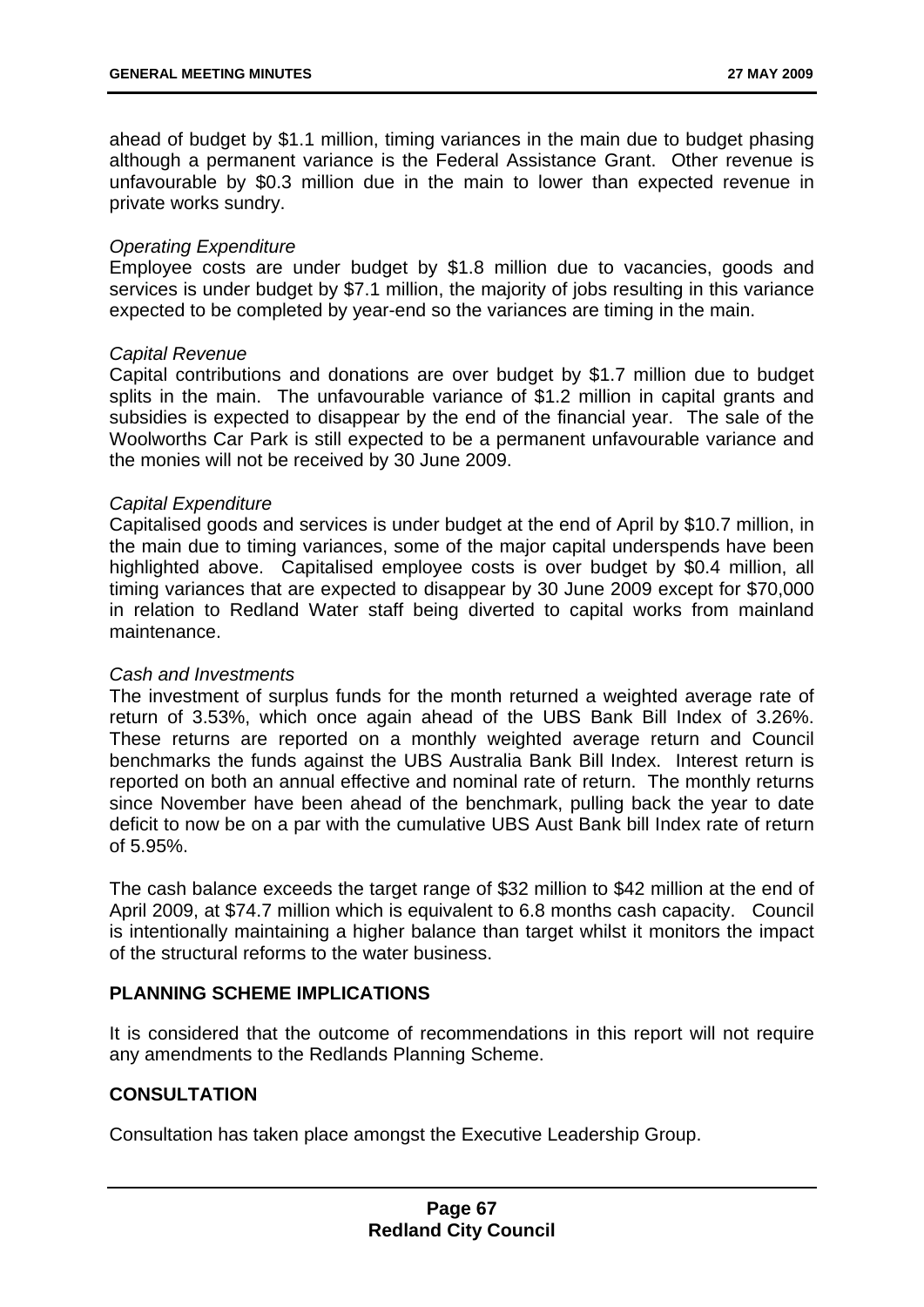ahead of budget by $1.1 million, timing variances in the main due to budget phasing although a permanent variance is the Federal Assistance Grant. Other revenue is unfavourable by $0.3 million due in the main to lower than expected revenue in private works sundry.

*Operating Expenditure*
Employee costs are under budget by $1.8 million due to vacancies, goods and services is under budget by $7.1 million, the majority of jobs resulting in this variance expected to be completed by year-end so the variances are timing in the main.

*Capital Revenue*
Capital contributions and donations are over budget by $1.7 million due to budget splits in the main. The unfavourable variance of $1.2 million in capital grants and subsidies is expected to disappear by the end of the financial year. The sale of the Woolworths Car Park is still expected to be a permanent unfavourable variance and the monies will not be received by 30 June 2009.

*Capital Expenditure*
Capitalised goods and services is under budget at the end of April by $10.7 million, in the main due to timing variances, some of the major capital underspends have been highlighted above. Capitalised employee costs is over budget by $0.4 million, all timing variances that are expected to disappear by 30 June 2009 except for $70,000 in relation to Redland Water staff being diverted to capital works from mainland maintenance.

*Cash and Investments*
The investment of surplus funds for the month returned a weighted average rate of return of 3.53%, which once again ahead of the UBS Bank Bill Index of 3.26%. These returns are reported on a monthly weighted average return and Council benchmarks the funds against the UBS Australia Bank Bill Index. Interest return is reported on both an annual effective and nominal rate of return. The monthly returns since November have been ahead of the benchmark, pulling back the year to date deficit to now be on a par with the cumulative UBS Aust Bank bill Index rate of return of 5.95%.

The cash balance exceeds the target range of $32 million to $42 million at the end of April 2009, at $74.7 million which is equivalent to 6.8 months cash capacity. Council is intentionally maintaining a higher balance than target whilst it monitors the impact of the structural reforms to the water business.

## PLANNING SCHEME IMPLICATIONS

It is considered that the outcome of recommendations in this report will not require any amendments to the Redlands Planning Scheme.

## CONSULTATION

Consultation has taken place amongst the Executive Leadership Group.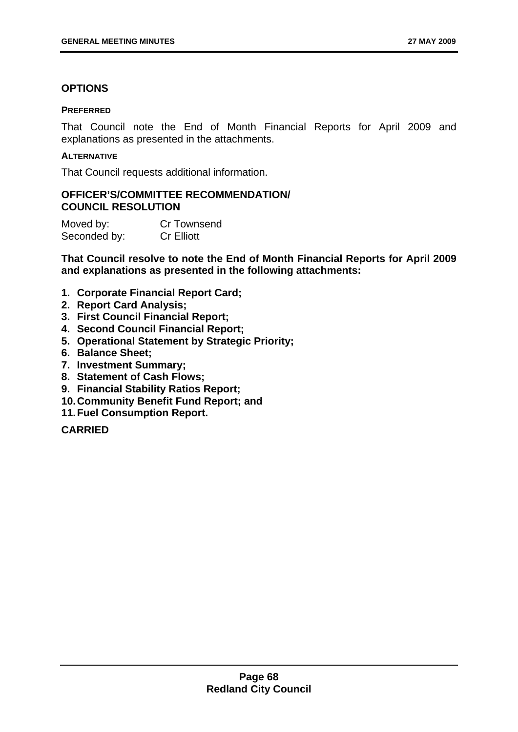## OPTIONS

### PREFERRED

That Council note the End of Month Financial Reports for April 2009 and explanations as presented in the attachments.

### ALTERNATIVE

That Council requests additional information.

## OFFICER'S/COMMITTEE RECOMMENDATION/ COUNCIL RESOLUTION

Moved by: Cr Townsend
Seconded by: Cr Elliott

**That Council resolve to note the End of Month Financial Reports for April 2009 and explanations as presented in the following attachments:**

1. **Corporate Financial Report Card;**
2. **Report Card Analysis;**
3. **First Council Financial Report;**
4. **Second Council Financial Report;**
5. **Operational Statement by Strategic Priority;**
6. **Balance Sheet;**
7. **Investment Summary;**
8. **Statement of Cash Flows;**
9. **Financial Stability Ratios Report;**
10. **Community Benefit Fund Report; and**
11. **Fuel Consumption Report.**

**CARRIED**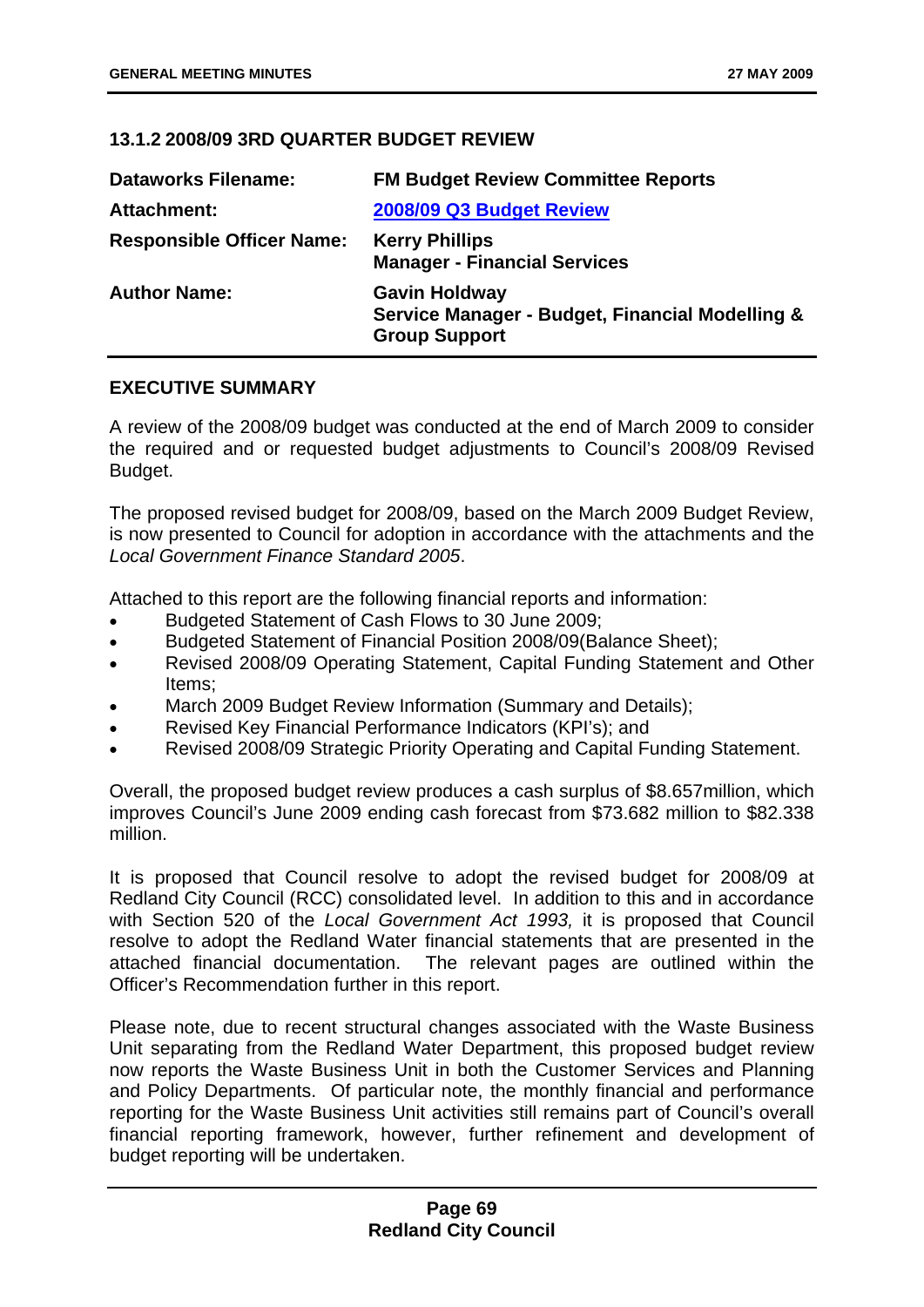### 13.1.2 2008/09 3RD QUARTER BUDGET REVIEW

| | |
|---|---|
| **Dataworks Filename:** | **FM Budget Review Committee Reports** |
| **Attachment:** | **2008/09 Q3 Budget Review** |
| **Responsible Officer Name:** | **Kerry Phillips**<br>**Manager - Financial Services** |
| **Author Name:** | **Gavin Holdway**<br>**Service Manager - Budget, Financial Modelling & Group Support** |

#### EXECUTIVE SUMMARY

A review of the 2008/09 budget was conducted at the end of March 2009 to consider the required and or requested budget adjustments to Council's 2008/09 Revised Budget.

The proposed revised budget for 2008/09, based on the March 2009 Budget Review, is now presented to Council for adoption in accordance with the attachments and the *Local Government Finance Standard 2005*.

Attached to this report are the following financial reports and information:

- Budgeted Statement of Cash Flows to 30 June 2009;
- Budgeted Statement of Financial Position 2008/09(Balance Sheet);
- Revised 2008/09 Operating Statement, Capital Funding Statement and Other Items;
- March 2009 Budget Review Information (Summary and Details);
- Revised Key Financial Performance Indicators (KPI's); and
- Revised 2008/09 Strategic Priority Operating and Capital Funding Statement.

Overall, the proposed budget review produces a cash surplus of $8.657million, which improves Council's June 2009 ending cash forecast from $73.682 million to $82.338 million.

It is proposed that Council resolve to adopt the revised budget for 2008/09 at Redland City Council (RCC) consolidated level. In addition to this and in accordance with Section 520 of the *Local Government Act 1993,* it is proposed that Council resolve to adopt the Redland Water financial statements that are presented in the attached financial documentation. The relevant pages are outlined within the Officer's Recommendation further in this report.

Please note, due to recent structural changes associated with the Waste Business Unit separating from the Redland Water Department, this proposed budget review now reports the Waste Business Unit in both the Customer Services and Planning and Policy Departments. Of particular note, the monthly financial and performance reporting for the Waste Business Unit activities still remains part of Council's overall financial reporting framework, however, further refinement and development of budget reporting will be undertaken.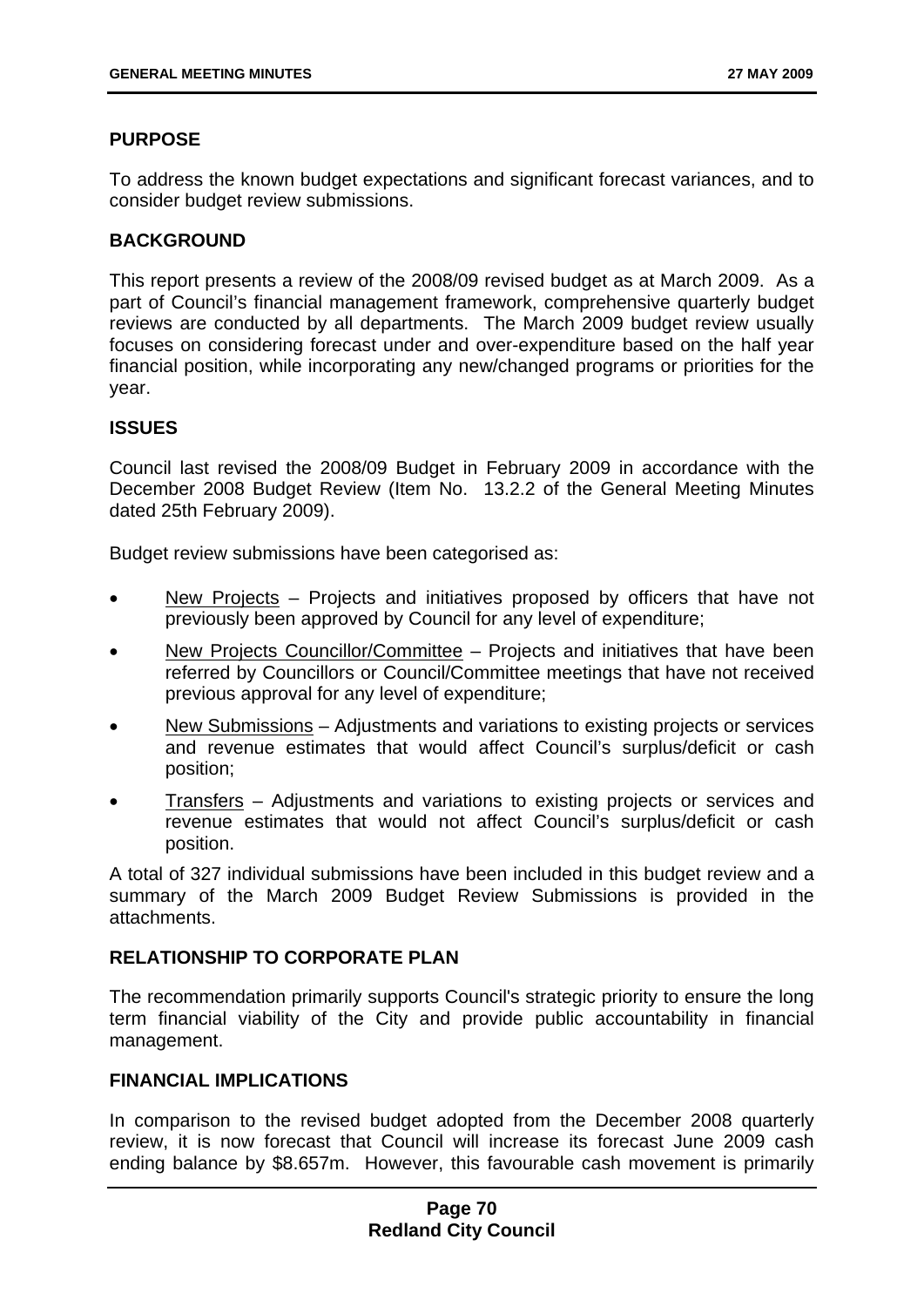## PURPOSE

To address the known budget expectations and significant forecast variances, and to consider budget review submissions.

## BACKGROUND

This report presents a review of the 2008/09 revised budget as at March 2009. As a part of Council's financial management framework, comprehensive quarterly budget reviews are conducted by all departments. The March 2009 budget review usually focuses on considering forecast under and over-expenditure based on the half year financial position, while incorporating any new/changed programs or priorities for the year.

## ISSUES

Council last revised the 2008/09 Budget in February 2009 in accordance with the December 2008 Budget Review (Item No. 13.2.2 of the General Meeting Minutes dated 25th February 2009).

Budget review submissions have been categorised as:

- New Projects – Projects and initiatives proposed by officers that have not previously been approved by Council for any level of expenditure;
- New Projects Councillor/Committee – Projects and initiatives that have been referred by Councillors or Council/Committee meetings that have not received previous approval for any level of expenditure;
- New Submissions – Adjustments and variations to existing projects or services and revenue estimates that would affect Council's surplus/deficit or cash position;
- Transfers – Adjustments and variations to existing projects or services and revenue estimates that would not affect Council's surplus/deficit or cash position.

A total of 327 individual submissions have been included in this budget review and a summary of the March 2009 Budget Review Submissions is provided in the attachments.

## RELATIONSHIP TO CORPORATE PLAN

The recommendation primarily supports Council's strategic priority to ensure the long term financial viability of the City and provide public accountability in financial management.

## FINANCIAL IMPLICATIONS

In comparison to the revised budget adopted from the December 2008 quarterly review, it is now forecast that Council will increase its forecast June 2009 cash ending balance by $8.657m. However, this favourable cash movement is primarily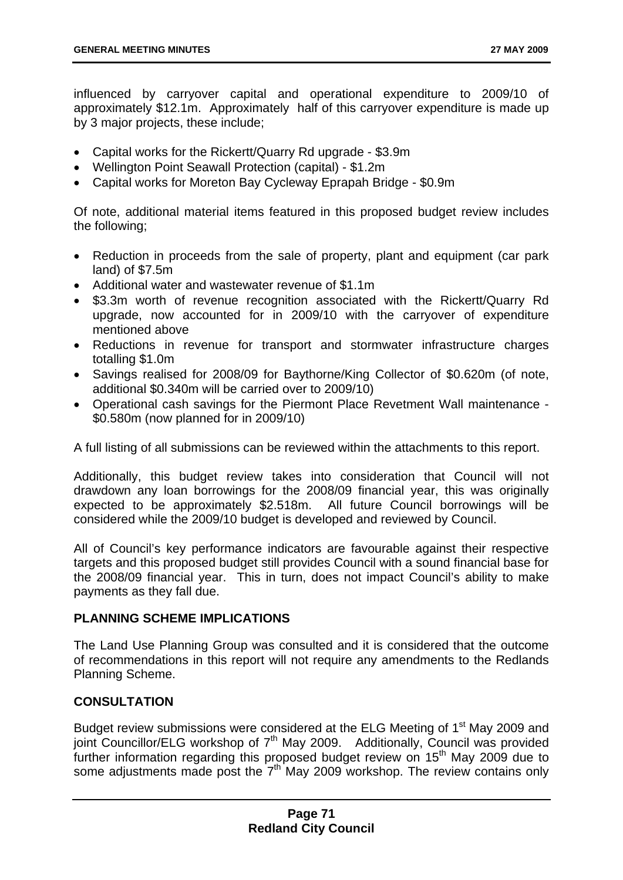influenced by carryover capital and operational expenditure to 2009/10 of approximately \$12.1m. Approximately half of this carryover expenditure is made up by 3 major projects, these include;

- Capital works for the Rickertt/Quarry Rd upgrade - \$3.9m
- Wellington Point Seawall Protection (capital) - \$1.2m
- Capital works for Moreton Bay Cycleway Eprapah Bridge - \$0.9m

Of note, additional material items featured in this proposed budget review includes the following;

- Reduction in proceeds from the sale of property, plant and equipment (car park land) of \$7.5m
- Additional water and wastewater revenue of \$1.1m
- \$3.3m worth of revenue recognition associated with the Rickertt/Quarry Rd upgrade, now accounted for in 2009/10 with the carryover of expenditure mentioned above
- Reductions in revenue for transport and stormwater infrastructure charges totalling \$1.0m
- Savings realised for 2008/09 for Baythorne/King Collector of \$0.620m (of note, additional \$0.340m will be carried over to 2009/10)
- Operational cash savings for the Piermont Place Revetment Wall maintenance - \$0.580m (now planned for in 2009/10)

A full listing of all submissions can be reviewed within the attachments to this report.

Additionally, this budget review takes into consideration that Council will not drawdown any loan borrowings for the 2008/09 financial year, this was originally expected to be approximately \$2.518m. All future Council borrowings will be considered while the 2009/10 budget is developed and reviewed by Council.

All of Council's key performance indicators are favourable against their respective targets and this proposed budget still provides Council with a sound financial base for the 2008/09 financial year. This in turn, does not impact Council's ability to make payments as they fall due.

**PLANNING SCHEME IMPLICATIONS**

The Land Use Planning Group was consulted and it is considered that the outcome of recommendations in this report will not require any amendments to the Redlands Planning Scheme.

**CONSULTATION**

Budget review submissions were considered at the ELG Meeting of 1st May 2009 and joint Councillor/ELG workshop of 7th May 2009. Additionally, Council was provided further information regarding this proposed budget review on 15th May 2009 due to some adjustments made post the 7th May 2009 workshop. The review contains only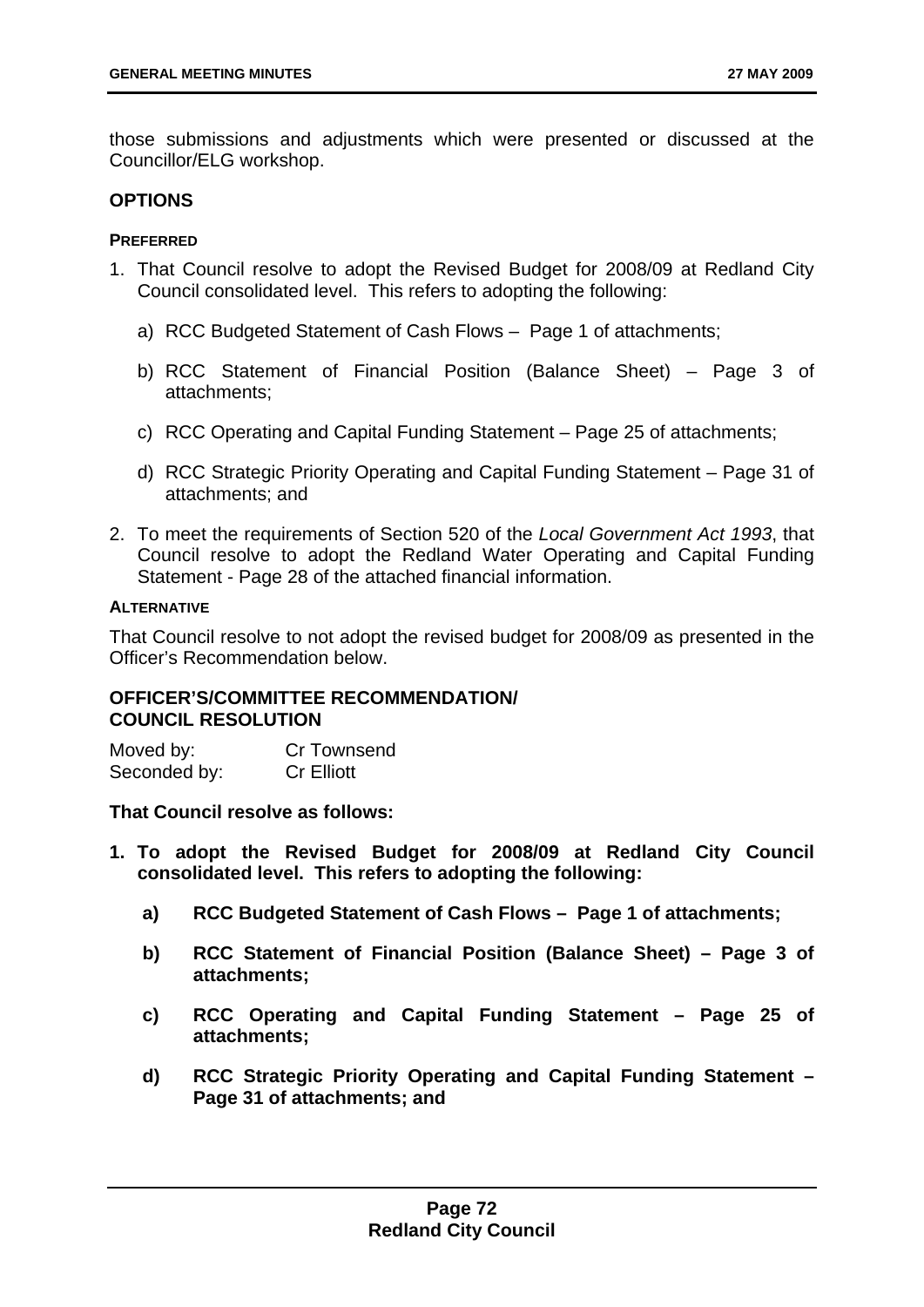those submissions and adjustments which were presented or discussed at the Councillor/ELG workshop.

## OPTIONS

### PREFERRED

1. That Council resolve to adopt the Revised Budget for 2008/09 at Redland City Council consolidated level. This refers to adopting the following:

   a) RCC Budgeted Statement of Cash Flows – Page 1 of attachments;

   b) RCC Statement of Financial Position (Balance Sheet) – Page 3 of attachments;

   c) RCC Operating and Capital Funding Statement – Page 25 of attachments;

   d) RCC Strategic Priority Operating and Capital Funding Statement – Page 31 of attachments; and

2. To meet the requirements of Section 520 of the *Local Government Act 1993*, that Council resolve to adopt the Redland Water Operating and Capital Funding Statement - Page 28 of the attached financial information.

### ALTERNATIVE

That Council resolve to not adopt the revised budget for 2008/09 as presented in the Officer's Recommendation below.

## OFFICER'S/COMMITTEE RECOMMENDATION/ COUNCIL RESOLUTION

Moved by: Cr Townsend
Seconded by: Cr Elliott

**That Council resolve as follows:**

**1. To adopt the Revised Budget for 2008/09 at Redland City Council consolidated level. This refers to adopting the following:**

   **a) RCC Budgeted Statement of Cash Flows – Page 1 of attachments;**

   **b) RCC Statement of Financial Position (Balance Sheet) – Page 3 of attachments;**

   **c) RCC Operating and Capital Funding Statement – Page 25 of attachments;**

   **d) RCC Strategic Priority Operating and Capital Funding Statement – Page 31 of attachments; and**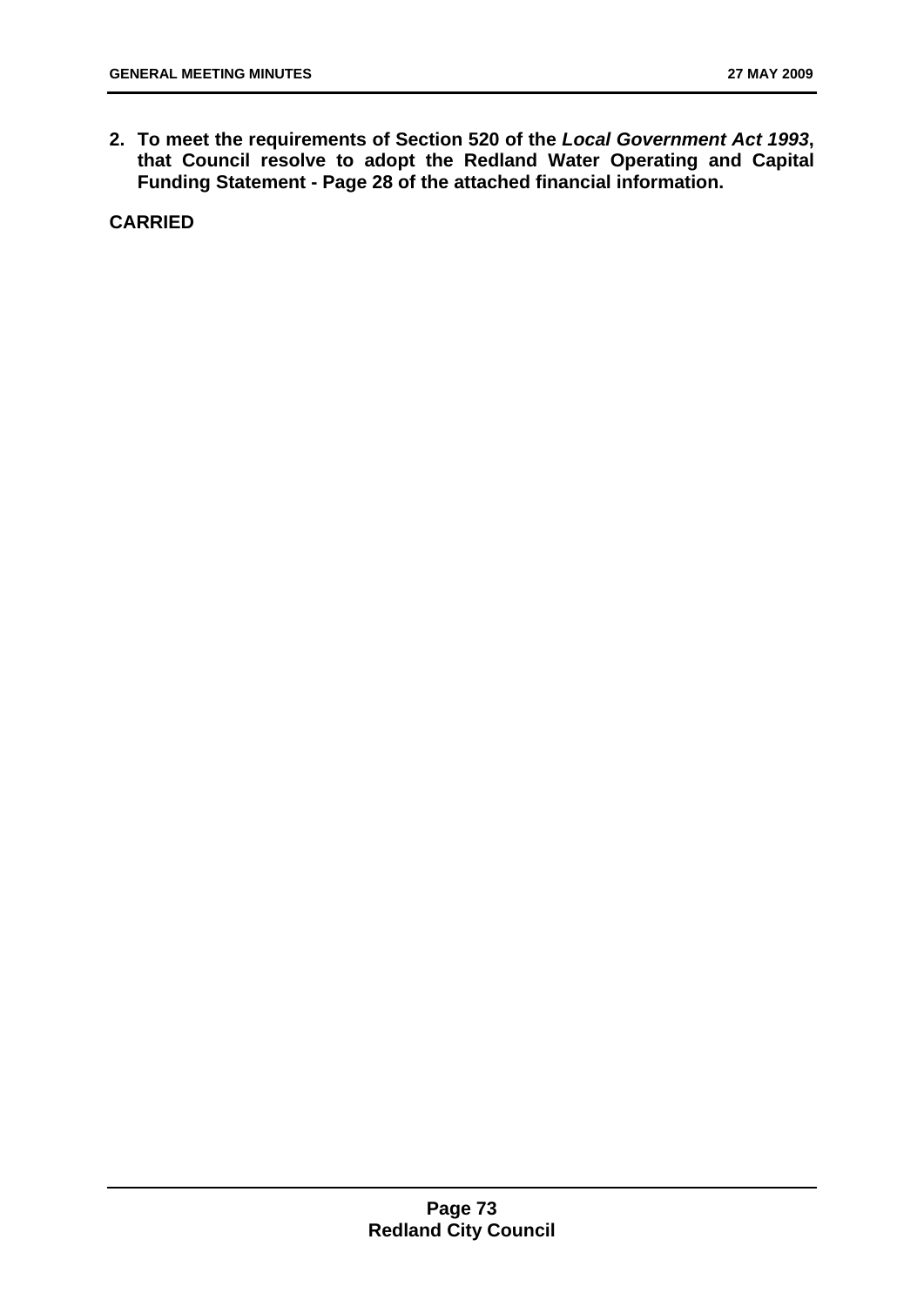**2. To meet the requirements of Section 520 of the *Local Government Act 1993*, that Council resolve to adopt the Redland Water Operating and Capital Funding Statement - Page 28 of the attached financial information.**

**CARRIED**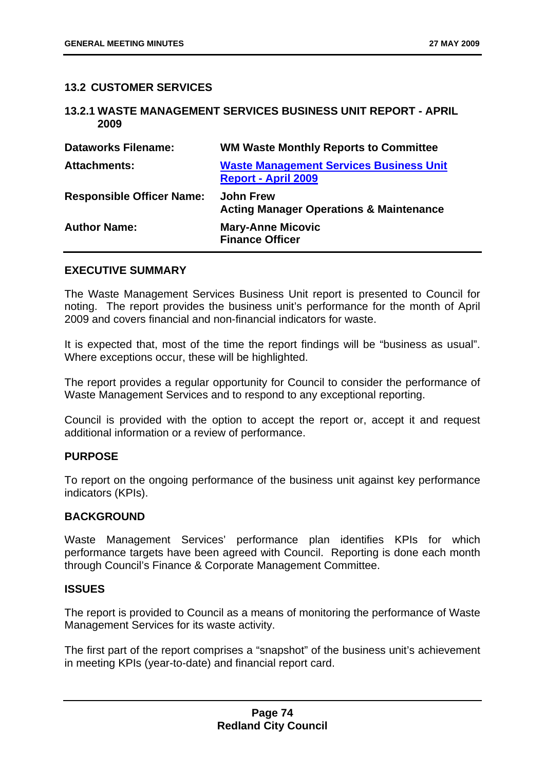## 13.2 CUSTOMER SERVICES

### 13.2.1 WASTE MANAGEMENT SERVICES BUSINESS UNIT REPORT - APRIL 2009

| | |
|---|---|
| **Dataworks Filename:** | **WM Waste Monthly Reports to Committee** |
| **Attachments:** | **Waste Management Services Business Unit Report - April 2009** |
| **Responsible Officer Name:** | **John Frew**<br>**Acting Manager Operations & Maintenance** |
| **Author Name:** | **Mary-Anne Micovic**<br>**Finance Officer** |

**EXECUTIVE SUMMARY**

The Waste Management Services Business Unit report is presented to Council for noting. The report provides the business unit's performance for the month of April 2009 and covers financial and non-financial indicators for waste.

It is expected that, most of the time the report findings will be "business as usual". Where exceptions occur, these will be highlighted.

The report provides a regular opportunity for Council to consider the performance of Waste Management Services and to respond to any exceptional reporting.

Council is provided with the option to accept the report or, accept it and request additional information or a review of performance.

**PURPOSE**

To report on the ongoing performance of the business unit against key performance indicators (KPIs).

**BACKGROUND**

Waste Management Services' performance plan identifies KPIs for which performance targets have been agreed with Council. Reporting is done each month through Council's Finance & Corporate Management Committee.

**ISSUES**

The report is provided to Council as a means of monitoring the performance of Waste Management Services for its waste activity.

The first part of the report comprises a "snapshot" of the business unit's achievement in meeting KPIs (year-to-date) and financial report card.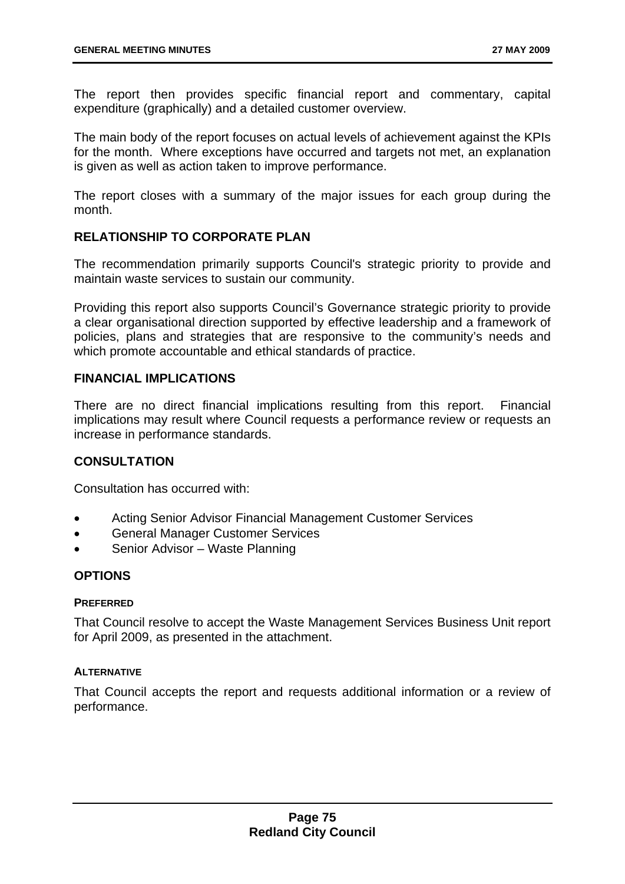The report then provides specific financial report and commentary, capital expenditure (graphically) and a detailed customer overview.

The main body of the report focuses on actual levels of achievement against the KPIs for the month. Where exceptions have occurred and targets not met, an explanation is given as well as action taken to improve performance.

The report closes with a summary of the major issues for each group during the month.

## RELATIONSHIP TO CORPORATE PLAN

The recommendation primarily supports Council's strategic priority to provide and maintain waste services to sustain our community.

Providing this report also supports Council's Governance strategic priority to provide a clear organisational direction supported by effective leadership and a framework of policies, plans and strategies that are responsive to the community's needs and which promote accountable and ethical standards of practice.

## FINANCIAL IMPLICATIONS

There are no direct financial implications resulting from this report. Financial implications may result where Council requests a performance review or requests an increase in performance standards.

## CONSULTATION

Consultation has occurred with:

- Acting Senior Advisor Financial Management Customer Services
- General Manager Customer Services
- Senior Advisor – Waste Planning

## OPTIONS

### PREFERRED

That Council resolve to accept the Waste Management Services Business Unit report for April 2009, as presented in the attachment.

### ALTERNATIVE

That Council accepts the report and requests additional information or a review of performance.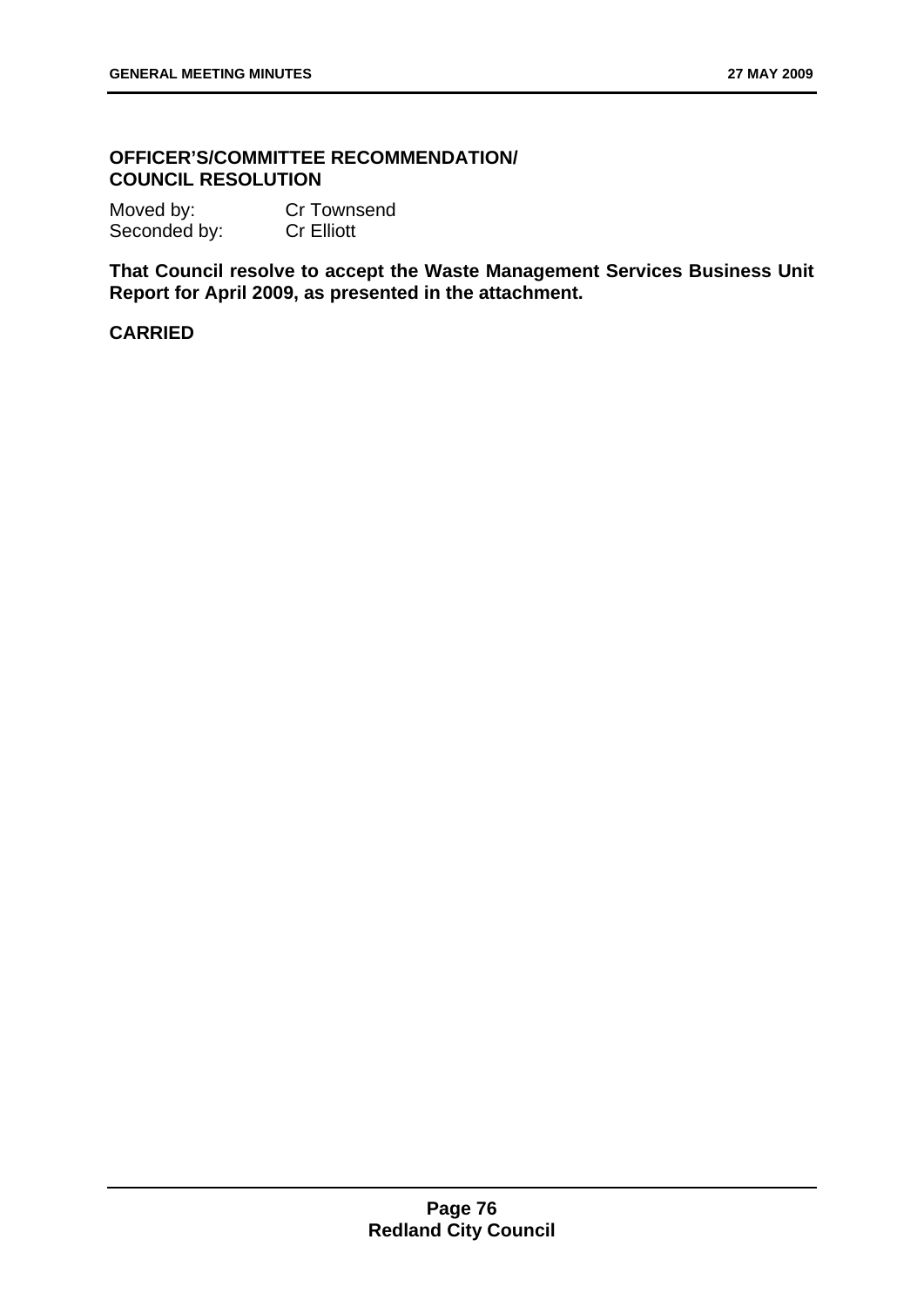**OFFICER'S/COMMITTEE RECOMMENDATION/ COUNCIL RESOLUTION**

Moved by: Cr Townsend
Seconded by: Cr Elliott

**That Council resolve to accept the Waste Management Services Business Unit Report for April 2009, as presented in the attachment.**

**CARRIED**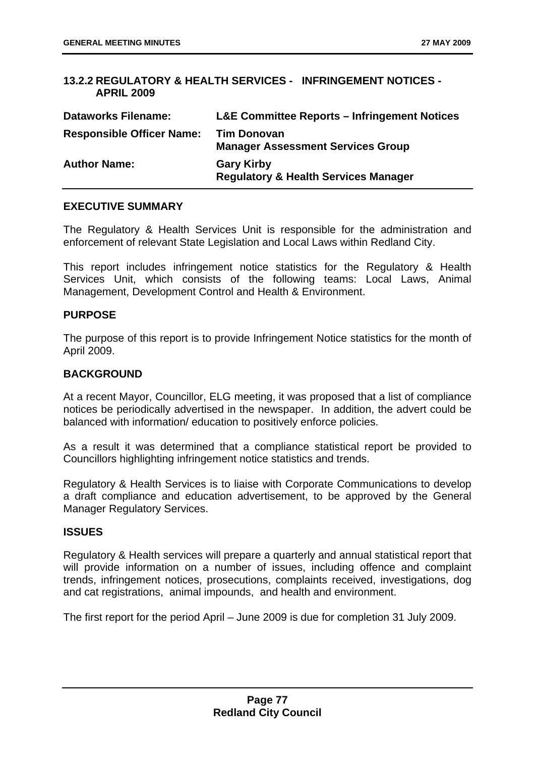## 13.2.2 REGULATORY & HEALTH SERVICES - INFRINGEMENT NOTICES - APRIL 2009

| | |
|---|---|
| **Dataworks Filename:** | **L&E Committee Reports – Infringement Notices** |
| **Responsible Officer Name:** | **Tim Donovan**<br>**Manager Assessment Services Group** |
| **Author Name:** | **Gary Kirby**<br>**Regulatory & Health Services Manager** |

### EXECUTIVE SUMMARY

The Regulatory & Health Services Unit is responsible for the administration and enforcement of relevant State Legislation and Local Laws within Redland City.

This report includes infringement notice statistics for the Regulatory & Health Services Unit, which consists of the following teams: Local Laws, Animal Management, Development Control and Health & Environment.

### PURPOSE

The purpose of this report is to provide Infringement Notice statistics for the month of April 2009.

### BACKGROUND

At a recent Mayor, Councillor, ELG meeting, it was proposed that a list of compliance notices be periodically advertised in the newspaper. In addition, the advert could be balanced with information/ education to positively enforce policies.

As a result it was determined that a compliance statistical report be provided to Councillors highlighting infringement notice statistics and trends.

Regulatory & Health Services is to liaise with Corporate Communications to develop a draft compliance and education advertisement, to be approved by the General Manager Regulatory Services.

### ISSUES

Regulatory & Health services will prepare a quarterly and annual statistical report that will provide information on a number of issues, including offence and complaint trends, infringement notices, prosecutions, complaints received, investigations, dog and cat registrations, animal impounds, and health and environment.

The first report for the period April – June 2009 is due for completion 31 July 2009.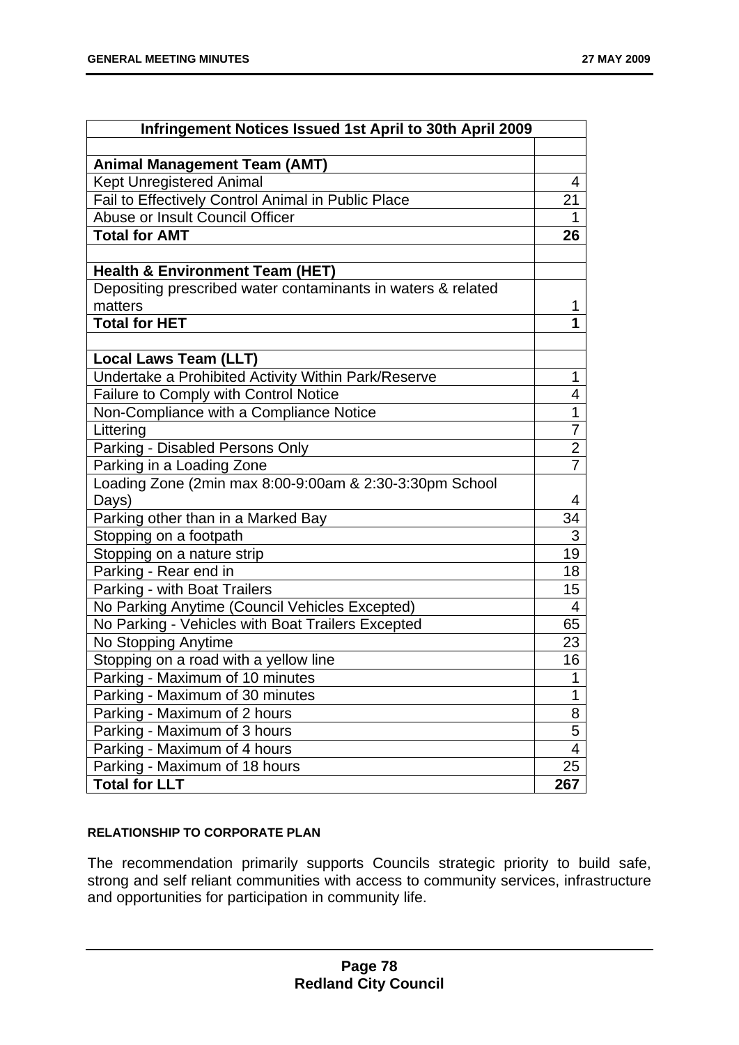| Infringement Notices Issued 1st April to 30th April 2009 | |
|---|---|
| | |
| **Animal Management Team (AMT)** | |
| Kept Unregistered Animal | 4 |
| Fail to Effectively Control Animal in Public Place | 21 |
| Abuse or Insult Council Officer | 1 |
| **Total for AMT** | **26** |
| | |
| **Health & Environment Team (HET)** | |
| Depositing prescribed water contaminants in waters & related matters | 1 |
| **Total for HET** | **1** |
| | |
| **Local Laws Team (LLT)** | |
| Undertake a Prohibited Activity Within Park/Reserve | 1 |
| Failure to Comply with Control Notice | 4 |
| Non-Compliance with a Compliance Notice | 1 |
| Littering | 7 |
| Parking - Disabled Persons Only | 2 |
| Parking in a Loading Zone | 7 |
| Loading Zone (2min max 8:00-9:00am & 2:30-3:30pm School Days) | 4 |
| Parking other than in a Marked Bay | 34 |
| Stopping on a footpath | 3 |
| Stopping on a nature strip | 19 |
| Parking - Rear end in | 18 |
| Parking - with Boat Trailers | 15 |
| No Parking Anytime (Council Vehicles Excepted) | 4 |
| No Parking - Vehicles with Boat Trailers Excepted | 65 |
| No Stopping Anytime | 23 |
| Stopping on a road with a yellow line | 16 |
| Parking - Maximum of 10 minutes | 1 |
| Parking - Maximum of 30 minutes | 1 |
| Parking - Maximum of 2 hours | 8 |
| Parking - Maximum of 3 hours | 5 |
| Parking - Maximum of 4 hours | 4 |
| Parking - Maximum of 18 hours | 25 |
| **Total for LLT** | **267** |

#### RELATIONSHIP TO CORPORATE PLAN

The recommendation primarily supports Councils strategic priority to build safe, strong and self reliant communities with access to community services, infrastructure and opportunities for participation in community life.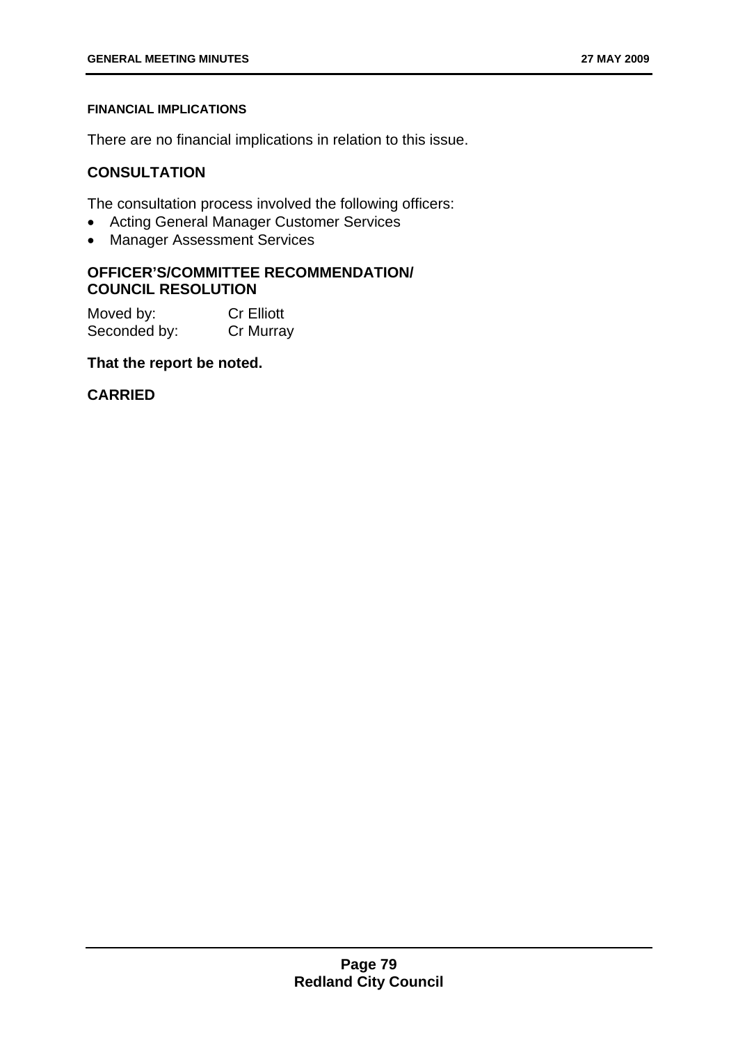#### FINANCIAL IMPLICATIONS

There are no financial implications in relation to this issue.

### CONSULTATION

The consultation process involved the following officers:

- Acting General Manager Customer Services
- Manager Assessment Services

### OFFICER'S/COMMITTEE RECOMMENDATION/ COUNCIL RESOLUTION

Moved by: Cr Elliott
Seconded by: Cr Murray

**That the report be noted.**

**CARRIED**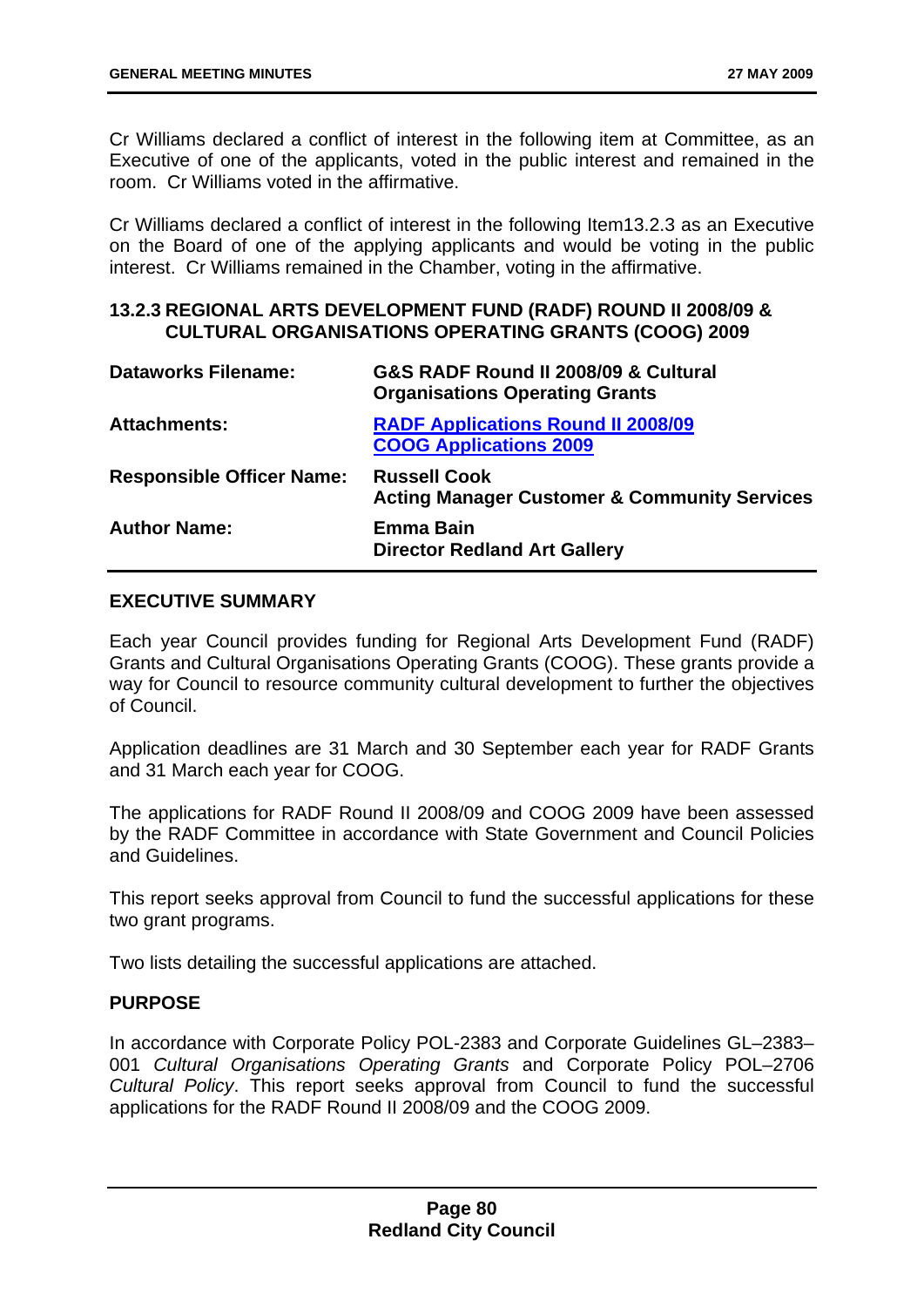Cr Williams declared a conflict of interest in the following item at Committee, as an Executive of one of the applicants, voted in the public interest and remained in the room. Cr Williams voted in the affirmative.

Cr Williams declared a conflict of interest in the following Item13.2.3 as an Executive on the Board of one of the applying applicants and would be voting in the public interest. Cr Williams remained in the Chamber, voting in the affirmative.

### 13.2.3 REGIONAL ARTS DEVELOPMENT FUND (RADF) ROUND II 2008/09 & CULTURAL ORGANISATIONS OPERATING GRANTS (COOG) 2009

| | |
|---|---|
| **Dataworks Filename:** | **G&S RADF Round II 2008/09 & Cultural Organisations Operating Grants** |
| **Attachments:** | **RADF Applications Round II 2008/09**<br>**COOG Applications 2009** |
| **Responsible Officer Name:** | **Russell Cook**<br>**Acting Manager Customer & Community Services** |
| **Author Name:** | **Emma Bain**<br>**Director Redland Art Gallery** |

**EXECUTIVE SUMMARY**

Each year Council provides funding for Regional Arts Development Fund (RADF) Grants and Cultural Organisations Operating Grants (COOG). These grants provide a way for Council to resource community cultural development to further the objectives of Council.

Application deadlines are 31 March and 30 September each year for RADF Grants and 31 March each year for COOG.

The applications for RADF Round II 2008/09 and COOG 2009 have been assessed by the RADF Committee in accordance with State Government and Council Policies and Guidelines.

This report seeks approval from Council to fund the successful applications for these two grant programs.

Two lists detailing the successful applications are attached.

**PURPOSE**

In accordance with Corporate Policy POL-2383 and Corporate Guidelines GL–2383–001 *Cultural Organisations Operating Grants* and Corporate Policy POL–2706 *Cultural Policy*. This report seeks approval from Council to fund the successful applications for the RADF Round II 2008/09 and the COOG 2009.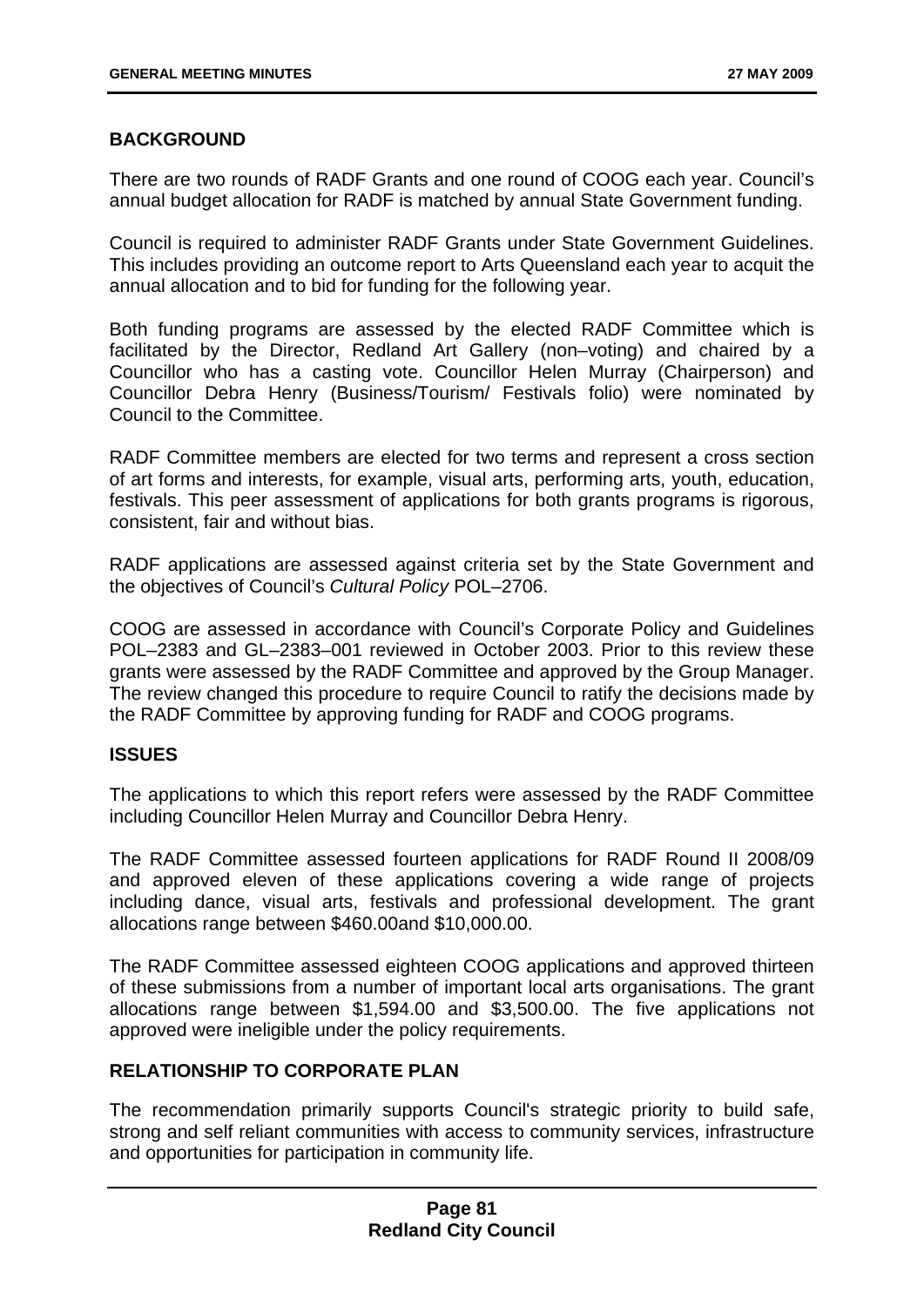## BACKGROUND

There are two rounds of RADF Grants and one round of COOG each year. Council's annual budget allocation for RADF is matched by annual State Government funding.

Council is required to administer RADF Grants under State Government Guidelines. This includes providing an outcome report to Arts Queensland each year to acquit the annual allocation and to bid for funding for the following year.

Both funding programs are assessed by the elected RADF Committee which is facilitated by the Director, Redland Art Gallery (non–voting) and chaired by a Councillor who has a casting vote. Councillor Helen Murray (Chairperson) and Councillor Debra Henry (Business/Tourism/ Festivals folio) were nominated by Council to the Committee.

RADF Committee members are elected for two terms and represent a cross section of art forms and interests, for example, visual arts, performing arts, youth, education, festivals. This peer assessment of applications for both grants programs is rigorous, consistent, fair and without bias.

RADF applications are assessed against criteria set by the State Government and the objectives of Council's *Cultural Policy* POL–2706.

COOG are assessed in accordance with Council's Corporate Policy and Guidelines POL–2383 and GL–2383–001 reviewed in October 2003. Prior to this review these grants were assessed by the RADF Committee and approved by the Group Manager. The review changed this procedure to require Council to ratify the decisions made by the RADF Committee by approving funding for RADF and COOG programs.

## ISSUES

The applications to which this report refers were assessed by the RADF Committee including Councillor Helen Murray and Councillor Debra Henry.

The RADF Committee assessed fourteen applications for RADF Round II 2008/09 and approved eleven of these applications covering a wide range of projects including dance, visual arts, festivals and professional development. The grant allocations range between $460.00and $10,000.00.

The RADF Committee assessed eighteen COOG applications and approved thirteen of these submissions from a number of important local arts organisations. The grant allocations range between $1,594.00 and $3,500.00. The five applications not approved were ineligible under the policy requirements.

## RELATIONSHIP TO CORPORATE PLAN

The recommendation primarily supports Council's strategic priority to build safe, strong and self reliant communities with access to community services, infrastructure and opportunities for participation in community life.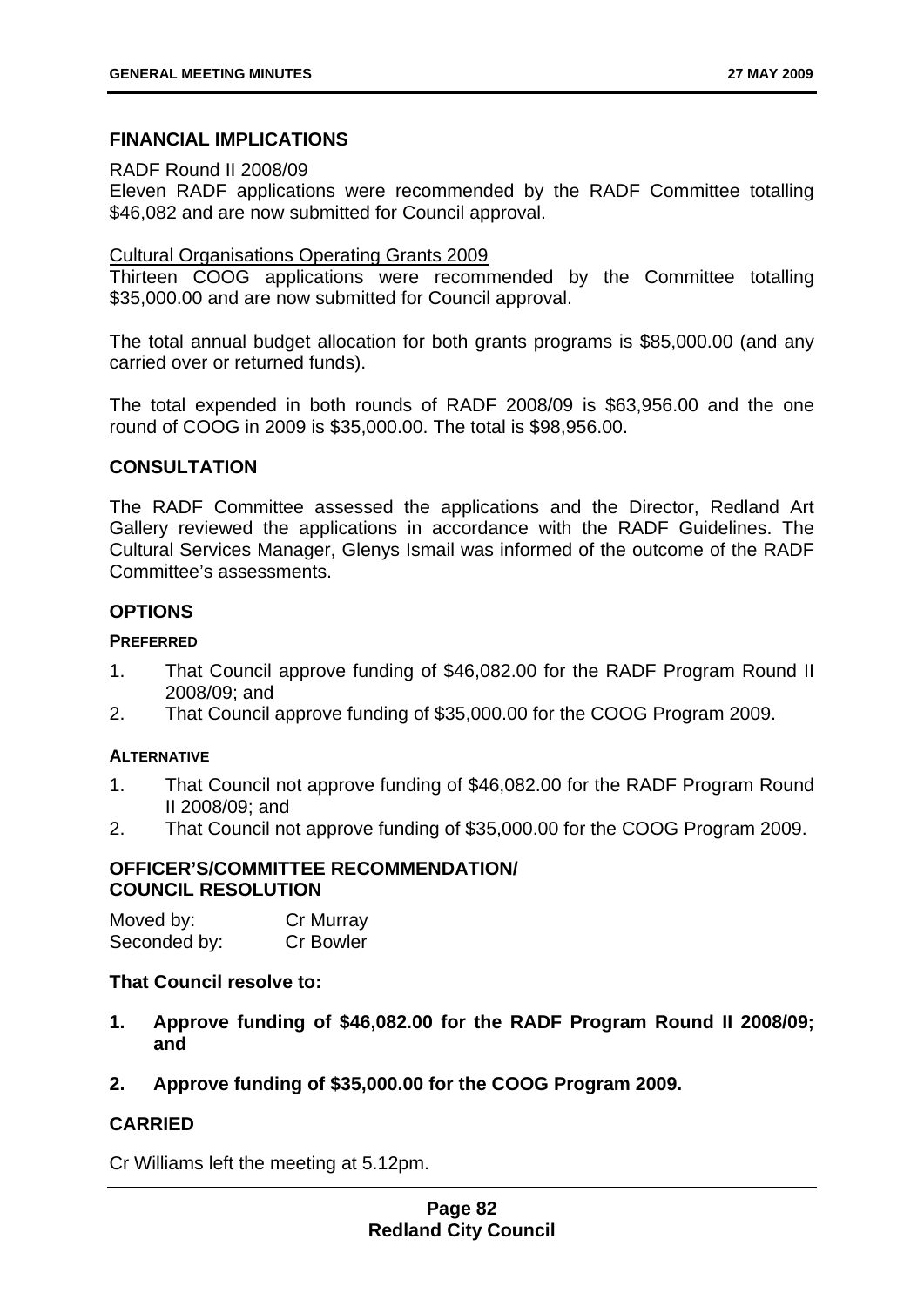## FINANCIAL IMPLICATIONS

RADF Round II 2008/09

Eleven RADF applications were recommended by the RADF Committee totalling $46,082 and are now submitted for Council approval.

Cultural Organisations Operating Grants 2009

Thirteen COOG applications were recommended by the Committee totalling $35,000.00 and are now submitted for Council approval.

The total annual budget allocation for both grants programs is $85,000.00 (and any carried over or returned funds).

The total expended in both rounds of RADF 2008/09 is $63,956.00 and the one round of COOG in 2009 is $35,000.00. The total is $98,956.00.

## CONSULTATION

The RADF Committee assessed the applications and the Director, Redland Art Gallery reviewed the applications in accordance with the RADF Guidelines. The Cultural Services Manager, Glenys Ismail was informed of the outcome of the RADF Committee's assessments.

## OPTIONS

**PREFERRED**

1. That Council approve funding of $46,082.00 for the RADF Program Round II 2008/09; and
2. That Council approve funding of $35,000.00 for the COOG Program 2009.

**ALTERNATIVE**

1. That Council not approve funding of $46,082.00 for the RADF Program Round II 2008/09; and
2. That Council not approve funding of $35,000.00 for the COOG Program 2009.

## OFFICER'S/COMMITTEE RECOMMENDATION/ COUNCIL RESOLUTION

Moved by: Cr Murray
Seconded by: Cr Bowler

**That Council resolve to:**

1. **Approve funding of $46,082.00 for the RADF Program Round II 2008/09; and**

2. **Approve funding of $35,000.00 for the COOG Program 2009.**

## CARRIED

Cr Williams left the meeting at 5.12pm.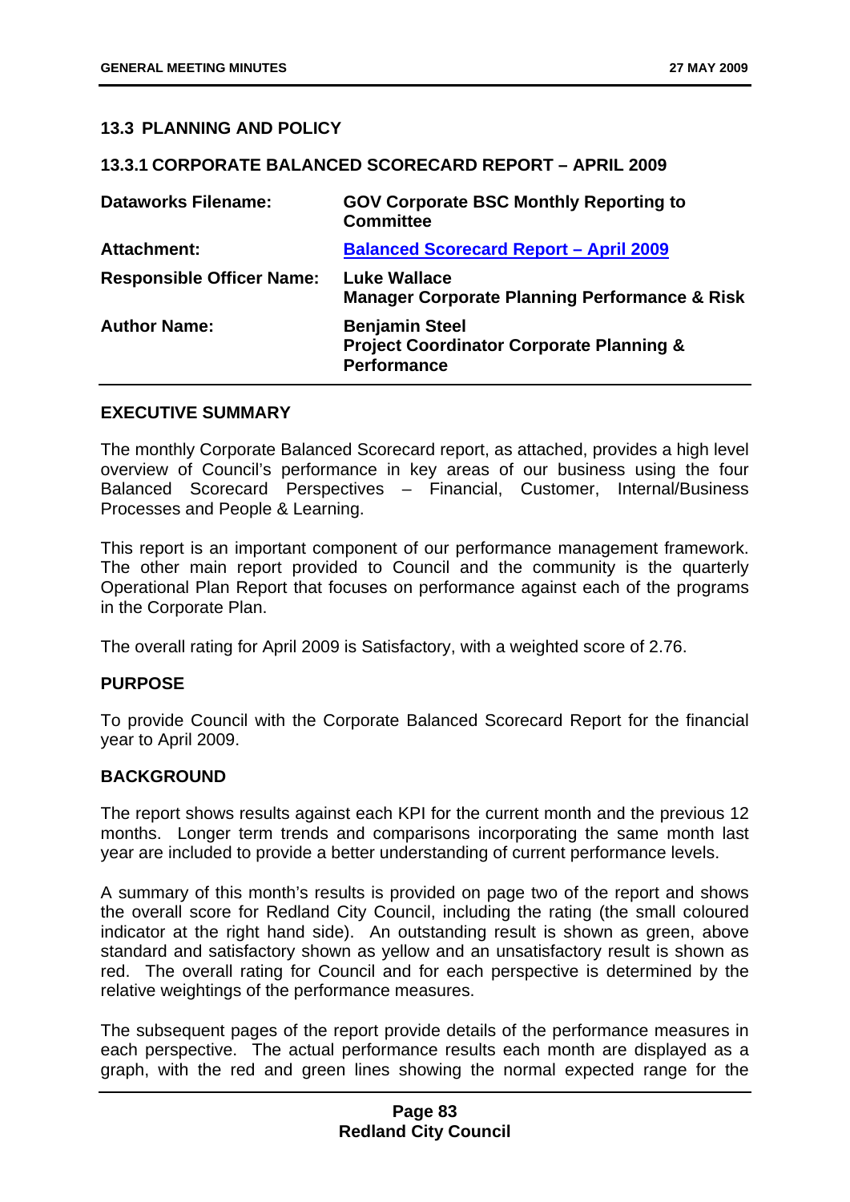### 13.3 PLANNING AND POLICY

#### 13.3.1 CORPORATE BALANCED SCORECARD REPORT – APRIL 2009

| | |
|---|---|
| **Dataworks Filename:** | **GOV Corporate BSC Monthly Reporting to Committee** |
| **Attachment:** | **Balanced Scorecard Report – April 2009** |
| **Responsible Officer Name:** | **Luke Wallace**<br>**Manager Corporate Planning Performance & Risk** |
| **Author Name:** | **Benjamin Steel**<br>**Project Coordinator Corporate Planning & Performance** |

**EXECUTIVE SUMMARY**

The monthly Corporate Balanced Scorecard report, as attached, provides a high level overview of Council's performance in key areas of our business using the four Balanced Scorecard Perspectives – Financial, Customer, Internal/Business Processes and People & Learning.

This report is an important component of our performance management framework. The other main report provided to Council and the community is the quarterly Operational Plan Report that focuses on performance against each of the programs in the Corporate Plan.

The overall rating for April 2009 is Satisfactory, with a weighted score of 2.76.

**PURPOSE**

To provide Council with the Corporate Balanced Scorecard Report for the financial year to April 2009.

**BACKGROUND**

The report shows results against each KPI for the current month and the previous 12 months. Longer term trends and comparisons incorporating the same month last year are included to provide a better understanding of current performance levels.

A summary of this month's results is provided on page two of the report and shows the overall score for Redland City Council, including the rating (the small coloured indicator at the right hand side). An outstanding result is shown as green, above standard and satisfactory shown as yellow and an unsatisfactory result is shown as red. The overall rating for Council and for each perspective is determined by the relative weightings of the performance measures.

The subsequent pages of the report provide details of the performance measures in each perspective. The actual performance results each month are displayed as a graph, with the red and green lines showing the normal expected range for the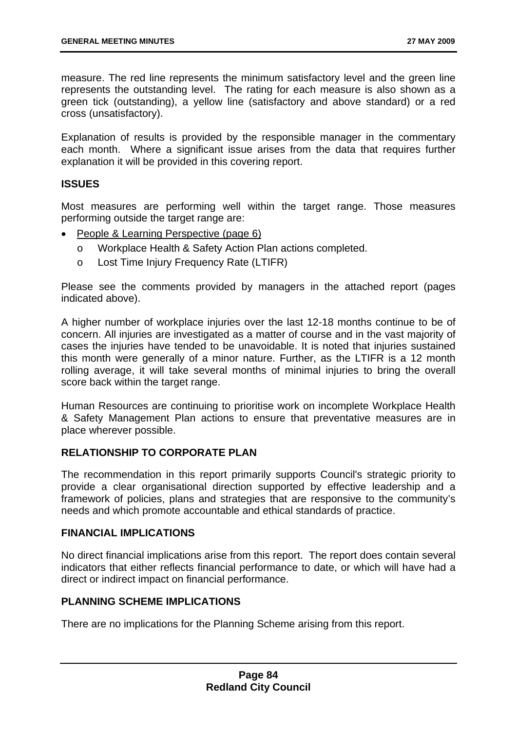measure. The red line represents the minimum satisfactory level and the green line represents the outstanding level. The rating for each measure is also shown as a green tick (outstanding), a yellow line (satisfactory and above standard) or a red cross (unsatisfactory).

Explanation of results is provided by the responsible manager in the commentary each month. Where a significant issue arises from the data that requires further explanation it will be provided in this covering report.

## ISSUES

Most measures are performing well within the target range. Those measures performing outside the target range are:

- People & Learning Perspective (page 6)
  - Workplace Health & Safety Action Plan actions completed.
  - Lost Time Injury Frequency Rate (LTIFR)

Please see the comments provided by managers in the attached report (pages indicated above).

A higher number of workplace injuries over the last 12-18 months continue to be of concern. All injuries are investigated as a matter of course and in the vast majority of cases the injuries have tended to be unavoidable. It is noted that injuries sustained this month were generally of a minor nature. Further, as the LTIFR is a 12 month rolling average, it will take several months of minimal injuries to bring the overall score back within the target range.

Human Resources are continuing to prioritise work on incomplete Workplace Health & Safety Management Plan actions to ensure that preventative measures are in place wherever possible.

## RELATIONSHIP TO CORPORATE PLAN

The recommendation in this report primarily supports Council's strategic priority to provide a clear organisational direction supported by effective leadership and a framework of policies, plans and strategies that are responsive to the community's needs and which promote accountable and ethical standards of practice.

## FINANCIAL IMPLICATIONS

No direct financial implications arise from this report. The report does contain several indicators that either reflects financial performance to date, or which will have had a direct or indirect impact on financial performance.

## PLANNING SCHEME IMPLICATIONS

There are no implications for the Planning Scheme arising from this report.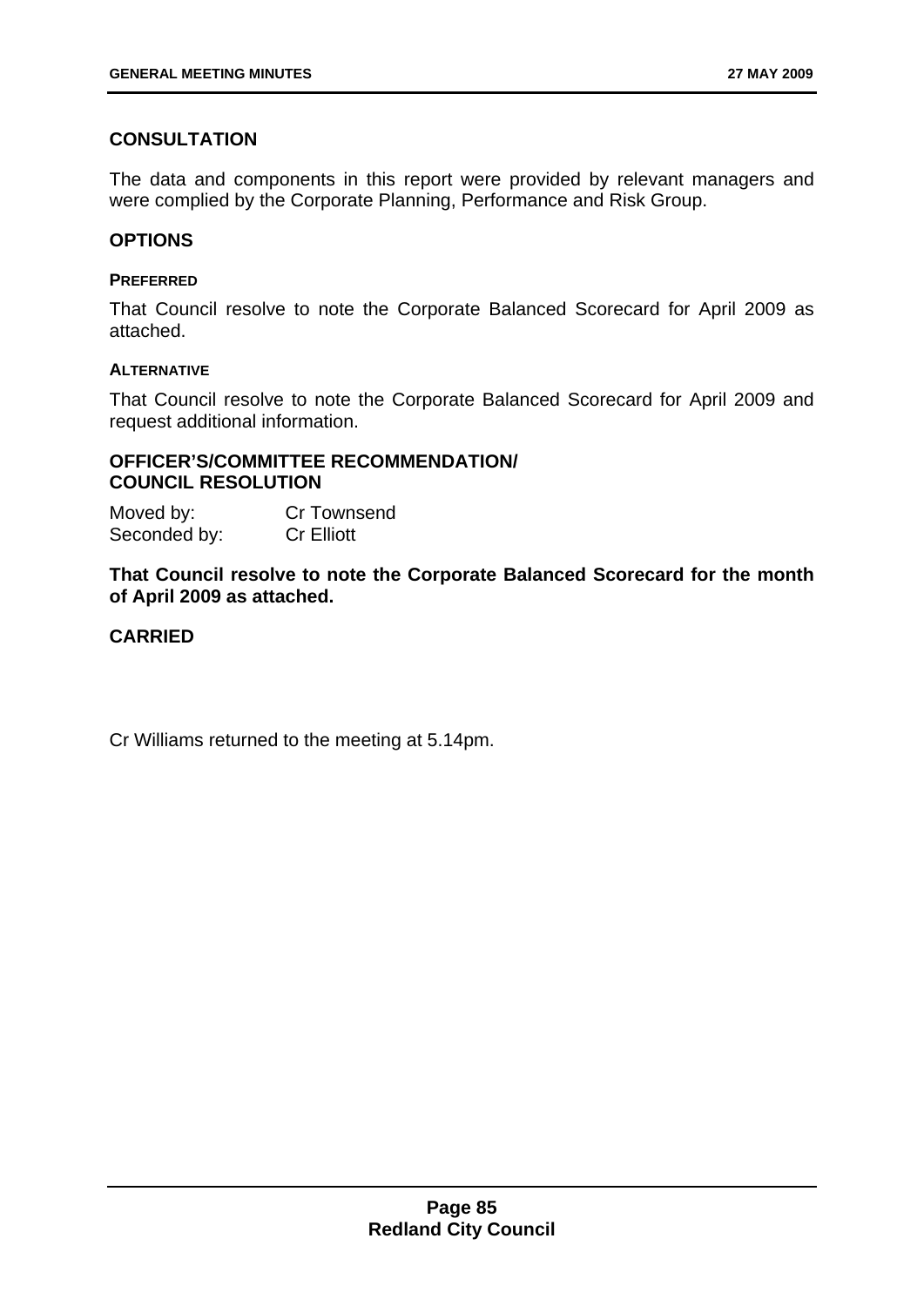## CONSULTATION

The data and components in this report were provided by relevant managers and were complied by the Corporate Planning, Performance and Risk Group.

## OPTIONS

### PREFERRED

That Council resolve to note the Corporate Balanced Scorecard for April 2009 as attached.

### ALTERNATIVE

That Council resolve to note the Corporate Balanced Scorecard for April 2009 and request additional information.

## OFFICER'S/COMMITTEE RECOMMENDATION/ COUNCIL RESOLUTION

Moved by: Cr Townsend
Seconded by: Cr Elliott

**That Council resolve to note the Corporate Balanced Scorecard for the month of April 2009 as attached.**

**CARRIED**

Cr Williams returned to the meeting at 5.14pm.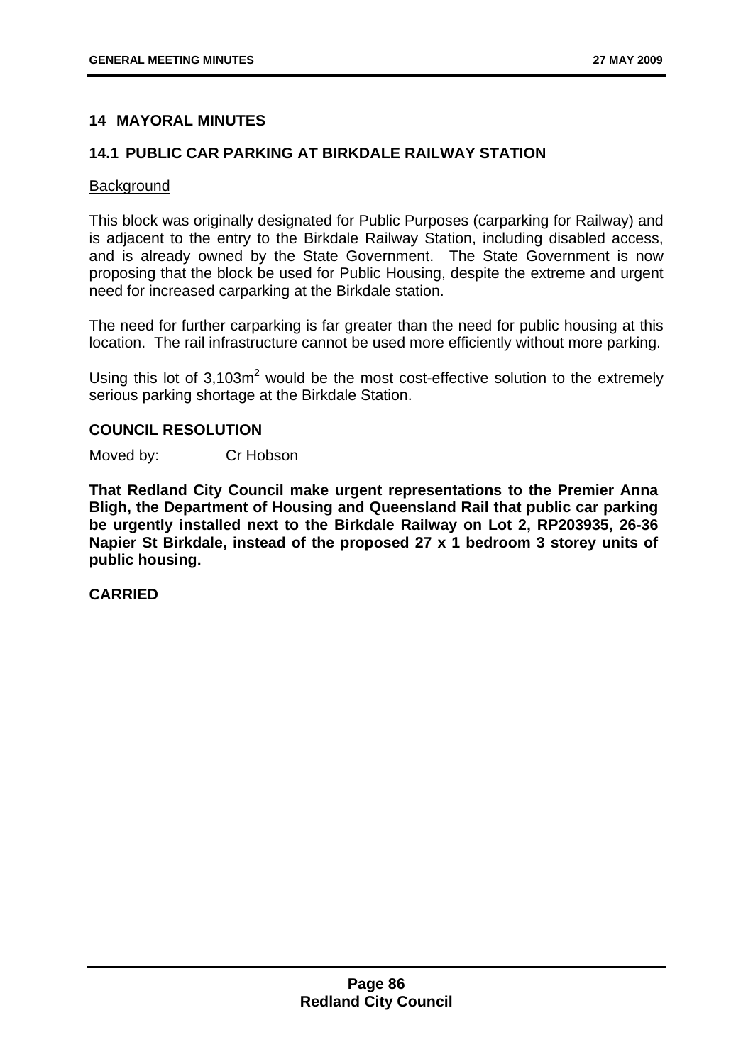## 14 MAYORAL MINUTES

### 14.1 PUBLIC CAR PARKING AT BIRKDALE RAILWAY STATION

Background

This block was originally designated for Public Purposes (carparking for Railway) and is adjacent to the entry to the Birkdale Railway Station, including disabled access, and is already owned by the State Government. The State Government is now proposing that the block be used for Public Housing, despite the extreme and urgent need for increased carparking at the Birkdale station.

The need for further carparking is far greater than the need for public housing at this location. The rail infrastructure cannot be used more efficiently without more parking.

Using this lot of 3,103m$^2$ would be the most cost-effective solution to the extremely serious parking shortage at the Birkdale Station.

**COUNCIL RESOLUTION**

Moved by: Cr Hobson

**That Redland City Council make urgent representations to the Premier Anna Bligh, the Department of Housing and Queensland Rail that public car parking be urgently installed next to the Birkdale Railway on Lot 2, RP203935, 26-36 Napier St Birkdale, instead of the proposed 27 x 1 bedroom 3 storey units of public housing.**

**CARRIED**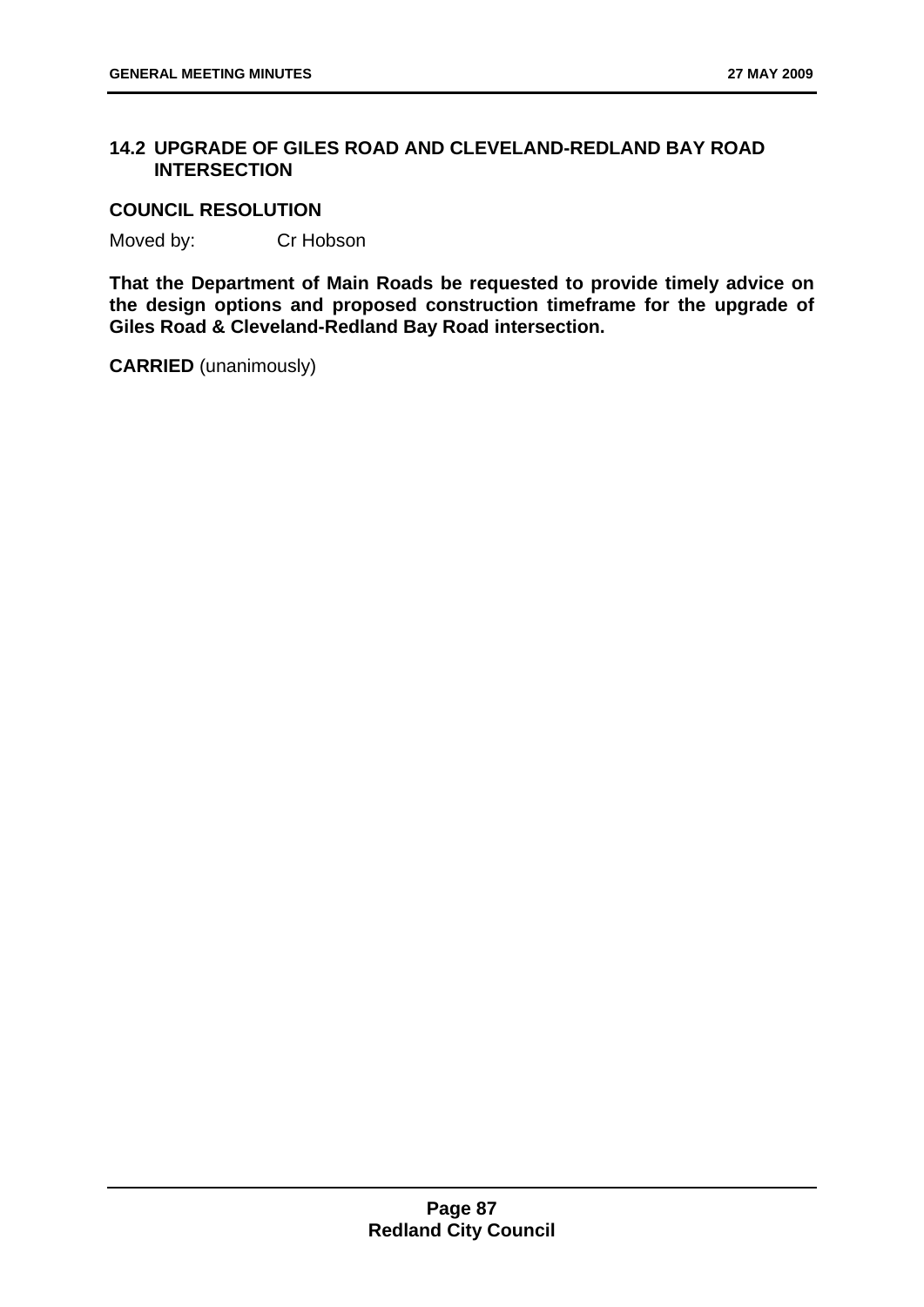## 14.2 UPGRADE OF GILES ROAD AND CLEVELAND-REDLAND BAY ROAD INTERSECTION

### COUNCIL RESOLUTION

Moved by: Cr Hobson

**That the Department of Main Roads be requested to provide timely advice on the design options and proposed construction timeframe for the upgrade of Giles Road & Cleveland-Redland Bay Road intersection.**

**CARRIED** (unanimously)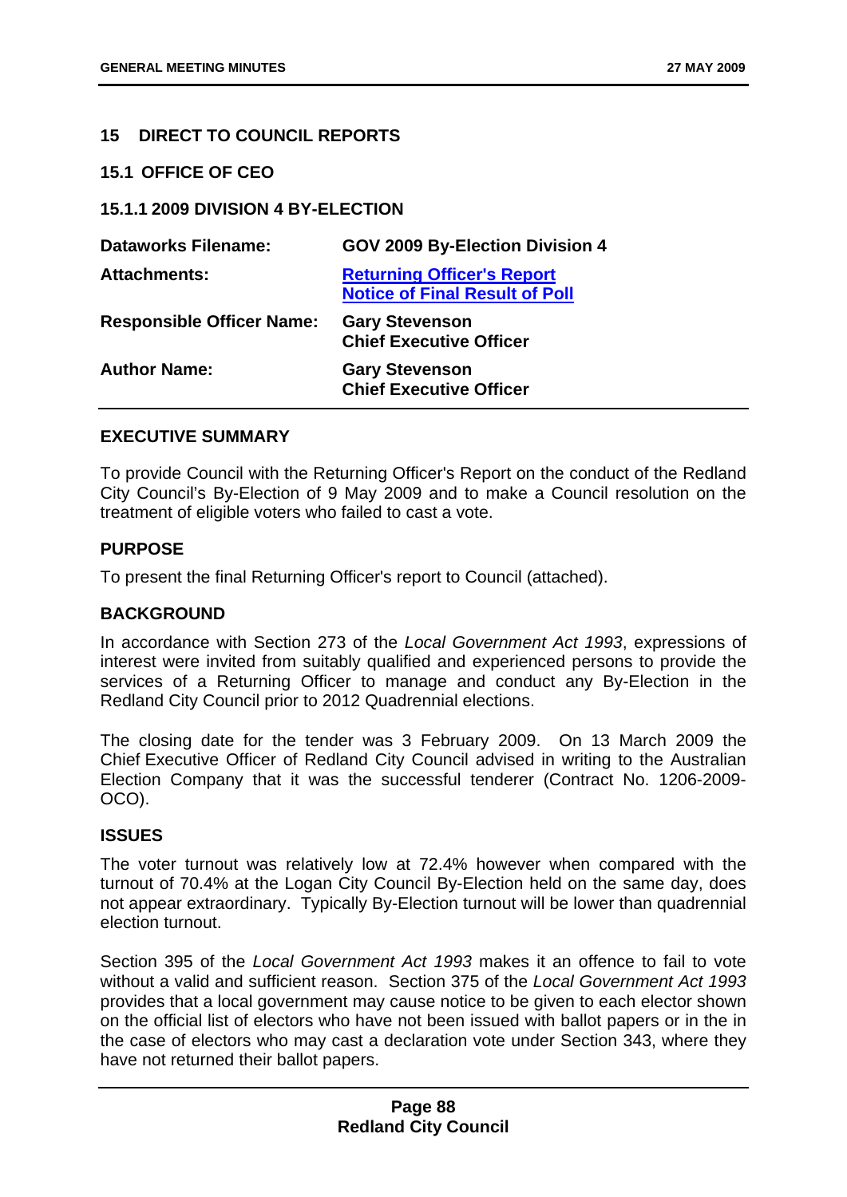## 15 DIRECT TO COUNCIL REPORTS

### 15.1 OFFICE OF CEO

### 15.1.1 2009 DIVISION 4 BY-ELECTION

| | |
|---|---|
| **Dataworks Filename:** | **GOV 2009 By-Election Division 4** |
| **Attachments:** | **Returning Officer's Report**<br>**Notice of Final Result of Poll** |
| **Responsible Officer Name:** | **Gary Stevenson**<br>**Chief Executive Officer** |
| **Author Name:** | **Gary Stevenson**<br>**Chief Executive Officer** |

**EXECUTIVE SUMMARY**

To provide Council with the Returning Officer's Report on the conduct of the Redland City Council's By-Election of 9 May 2009 and to make a Council resolution on the treatment of eligible voters who failed to cast a vote.

**PURPOSE**

To present the final Returning Officer's report to Council (attached).

**BACKGROUND**

In accordance with Section 273 of the *Local Government Act 1993*, expressions of interest were invited from suitably qualified and experienced persons to provide the services of a Returning Officer to manage and conduct any By-Election in the Redland City Council prior to 2012 Quadrennial elections.

The closing date for the tender was 3 February 2009. On 13 March 2009 the Chief Executive Officer of Redland City Council advised in writing to the Australian Election Company that it was the successful tenderer (Contract No. 1206-2009-OCO).

**ISSUES**

The voter turnout was relatively low at 72.4% however when compared with the turnout of 70.4% at the Logan City Council By-Election held on the same day, does not appear extraordinary. Typically By-Election turnout will be lower than quadrennial election turnout.

Section 395 of the *Local Government Act 1993* makes it an offence to fail to vote without a valid and sufficient reason. Section 375 of the *Local Government Act 1993* provides that a local government may cause notice to be given to each elector shown on the official list of electors who have not been issued with ballot papers or in the in the case of electors who may cast a declaration vote under Section 343, where they have not returned their ballot papers.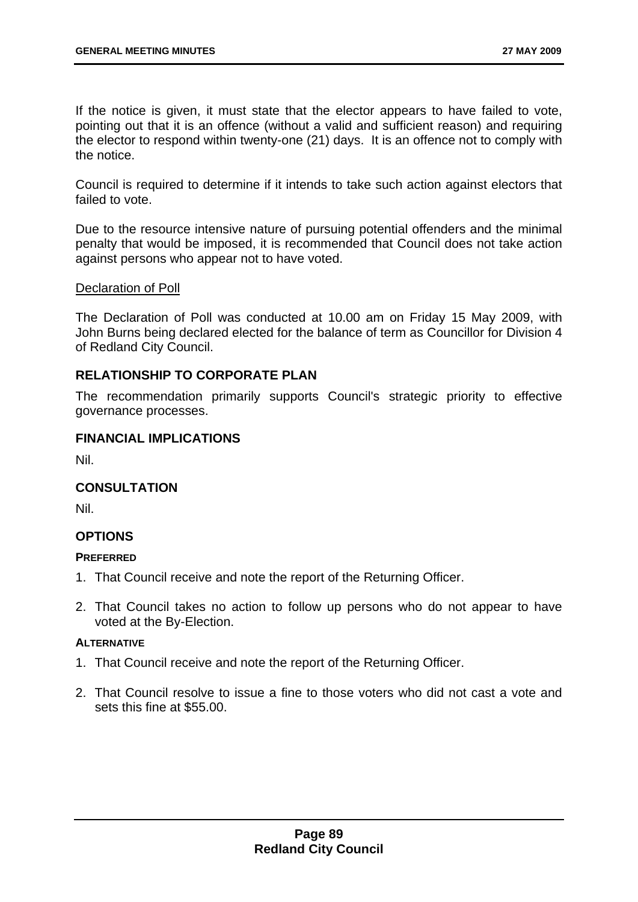If the notice is given, it must state that the elector appears to have failed to vote, pointing out that it is an offence (without a valid and sufficient reason) and requiring the elector to respond within twenty-one (21) days. It is an offence not to comply with the notice.

Council is required to determine if it intends to take such action against electors that failed to vote.

Due to the resource intensive nature of pursuing potential offenders and the minimal penalty that would be imposed, it is recommended that Council does not take action against persons who appear not to have voted.

<u>Declaration of Poll</u>

The Declaration of Poll was conducted at 10.00 am on Friday 15 May 2009, with John Burns being declared elected for the balance of term as Councillor for Division 4 of Redland City Council.

## RELATIONSHIP TO CORPORATE PLAN

The recommendation primarily supports Council's strategic priority to effective governance processes.

## FINANCIAL IMPLICATIONS

Nil.

## CONSULTATION

Nil.

## OPTIONS

#### PREFERRED

1. That Council receive and note the report of the Returning Officer.
2. That Council takes no action to follow up persons who do not appear to have voted at the By-Election.

#### ALTERNATIVE

1. That Council receive and note the report of the Returning Officer.
2. That Council resolve to issue a fine to those voters who did not cast a vote and sets this fine at $55.00.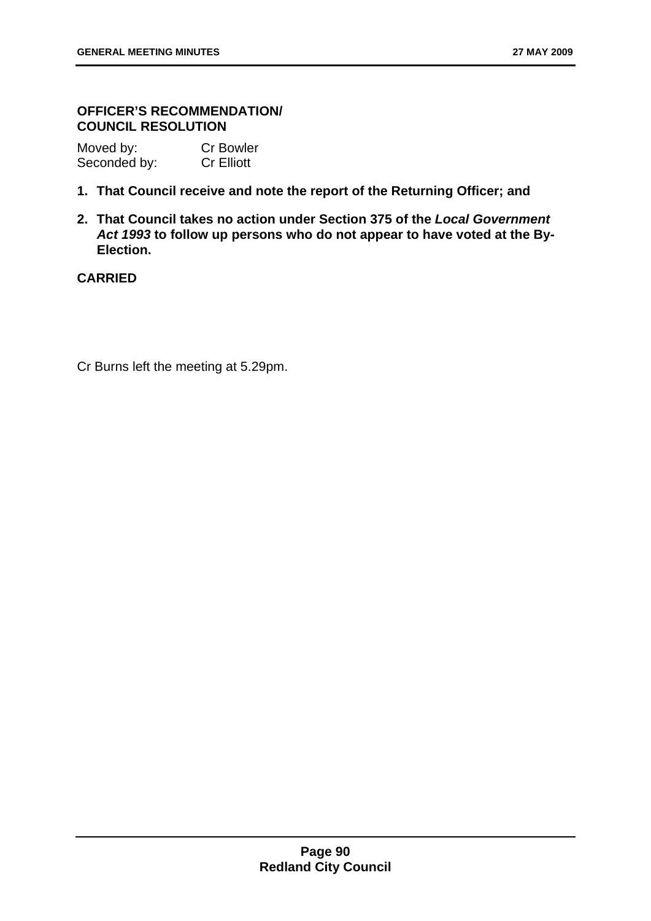**OFFICER'S RECOMMENDATION/**
**COUNCIL RESOLUTION**

Moved by: Cr Bowler
Seconded by: Cr Elliott

1. **That Council receive and note the report of the Returning Officer; and**
2. **That Council takes no action under Section 375 of the *Local Government Act 1993* to follow up persons who do not appear to have voted at the By-Election.**

**CARRIED**

Cr Burns left the meeting at 5.29pm.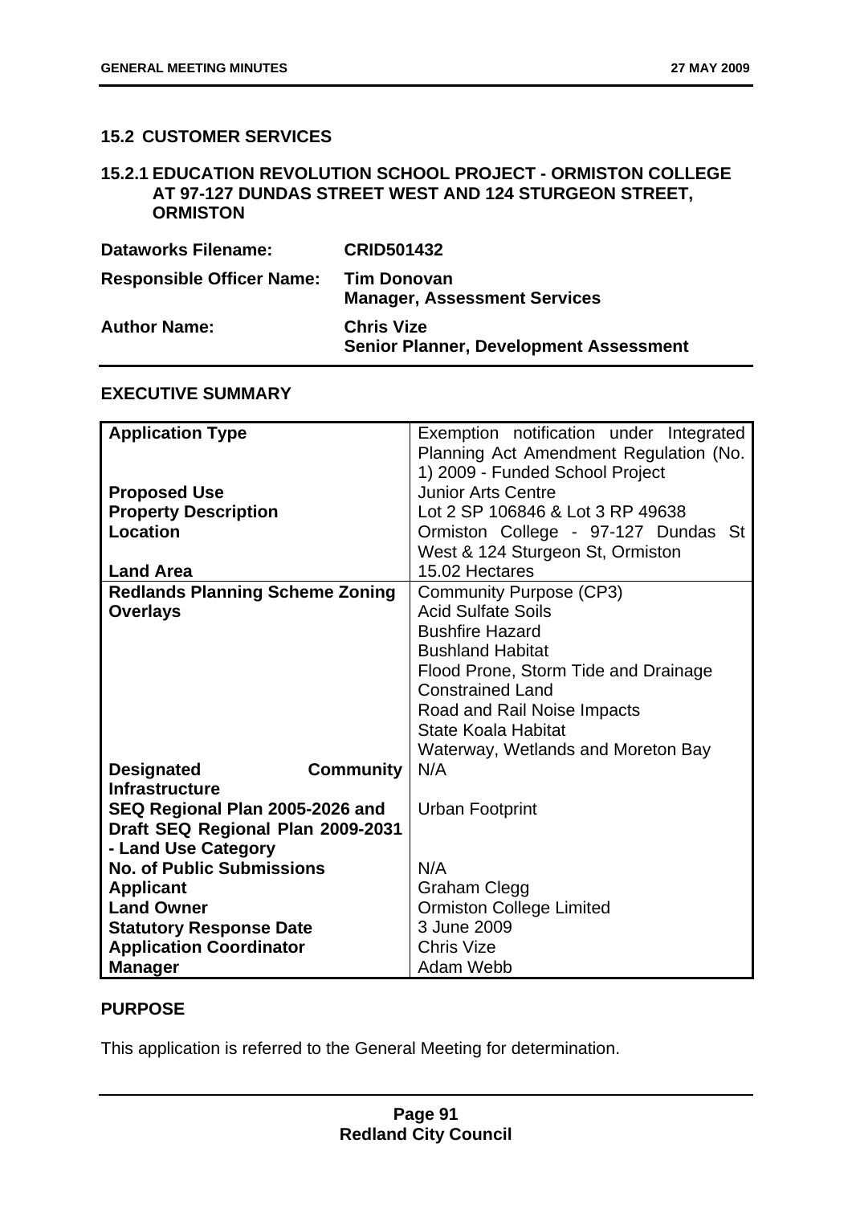## 15.2 CUSTOMER SERVICES

### 15.2.1 EDUCATION REVOLUTION SCHOOL PROJECT - ORMISTON COLLEGE AT 97-127 DUNDAS STREET WEST AND 124 STURGEON STREET, ORMISTON

| | |
|---|---|
| **Dataworks Filename:** | **CRID501432** |
| **Responsible Officer Name:** | **Tim Donovan**<br>**Manager, Assessment Services** |
| **Author Name:** | **Chris Vize**<br>**Senior Planner, Development Assessment** |

**EXECUTIVE SUMMARY**

| | |
|---|---|
| **Application Type** | Exemption notification under Integrated Planning Act Amendment Regulation (No. 1) 2009 - Funded School Project |
| **Proposed Use** | Junior Arts Centre |
| **Property Description** | Lot 2 SP 106846 & Lot 3 RP 49638 |
| **Location** | Ormiston College - 97-127 Dundas St West & 124 Sturgeon St, Ormiston |
| **Land Area** | 15.02 Hectares |
| **Redlands Planning Scheme Zoning** | Community Purpose (CP3) |
| **Overlays** | Acid Sulfate Soils<br>Bushfire Hazard<br>Bushland Habitat<br>Flood Prone, Storm Tide and Drainage Constrained Land<br>Road and Rail Noise Impacts<br>State Koala Habitat<br>Waterway, Wetlands and Moreton Bay |
| **Designated Community Infrastructure** | N/A |
| **SEQ Regional Plan 2005-2026 and Draft SEQ Regional Plan 2009-2031 - Land Use Category** | Urban Footprint |
| **No. of Public Submissions** | N/A |
| **Applicant** | Graham Clegg |
| **Land Owner** | Ormiston College Limited |
| **Statutory Response Date** | 3 June 2009 |
| **Application Coordinator** | Chris Vize |
| **Manager** | Adam Webb |

**PURPOSE**

This application is referred to the General Meeting for determination.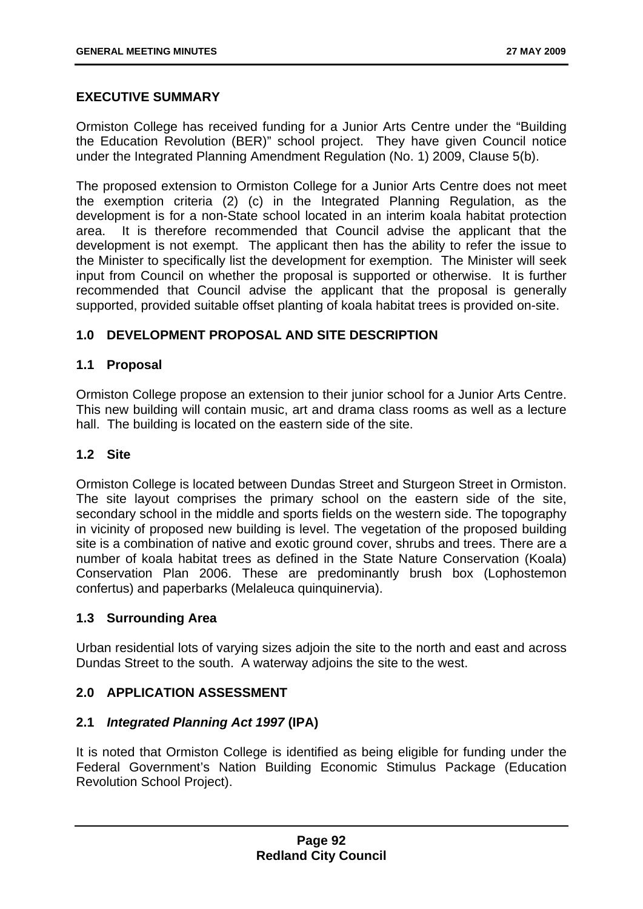## EXECUTIVE SUMMARY

Ormiston College has received funding for a Junior Arts Centre under the "Building the Education Revolution (BER)" school project. They have given Council notice under the Integrated Planning Amendment Regulation (No. 1) 2009, Clause 5(b).

The proposed extension to Ormiston College for a Junior Arts Centre does not meet the exemption criteria (2) (c) in the Integrated Planning Regulation, as the development is for a non-State school located in an interim koala habitat protection area. It is therefore recommended that Council advise the applicant that the development is not exempt. The applicant then has the ability to refer the issue to the Minister to specifically list the development for exemption. The Minister will seek input from Council on whether the proposal is supported or otherwise. It is further recommended that Council advise the applicant that the proposal is generally supported, provided suitable offset planting of koala habitat trees is provided on-site.

## 1.0 DEVELOPMENT PROPOSAL AND SITE DESCRIPTION

### 1.1 Proposal

Ormiston College propose an extension to their junior school for a Junior Arts Centre. This new building will contain music, art and drama class rooms as well as a lecture hall. The building is located on the eastern side of the site.

### 1.2 Site

Ormiston College is located between Dundas Street and Sturgeon Street in Ormiston. The site layout comprises the primary school on the eastern side of the site, secondary school in the middle and sports fields on the western side. The topography in vicinity of proposed new building is level. The vegetation of the proposed building site is a combination of native and exotic ground cover, shrubs and trees. There are a number of koala habitat trees as defined in the State Nature Conservation (Koala) Conservation Plan 2006. These are predominantly brush box (Lophostemon confertus) and paperbarks (Melaleuca quinquinervia).

### 1.3 Surrounding Area

Urban residential lots of varying sizes adjoin the site to the north and east and across Dundas Street to the south. A waterway adjoins the site to the west.

## 2.0 APPLICATION ASSESSMENT

### 2.1 *Integrated Planning Act 1997* (IPA)

It is noted that Ormiston College is identified as being eligible for funding under the Federal Government's Nation Building Economic Stimulus Package (Education Revolution School Project).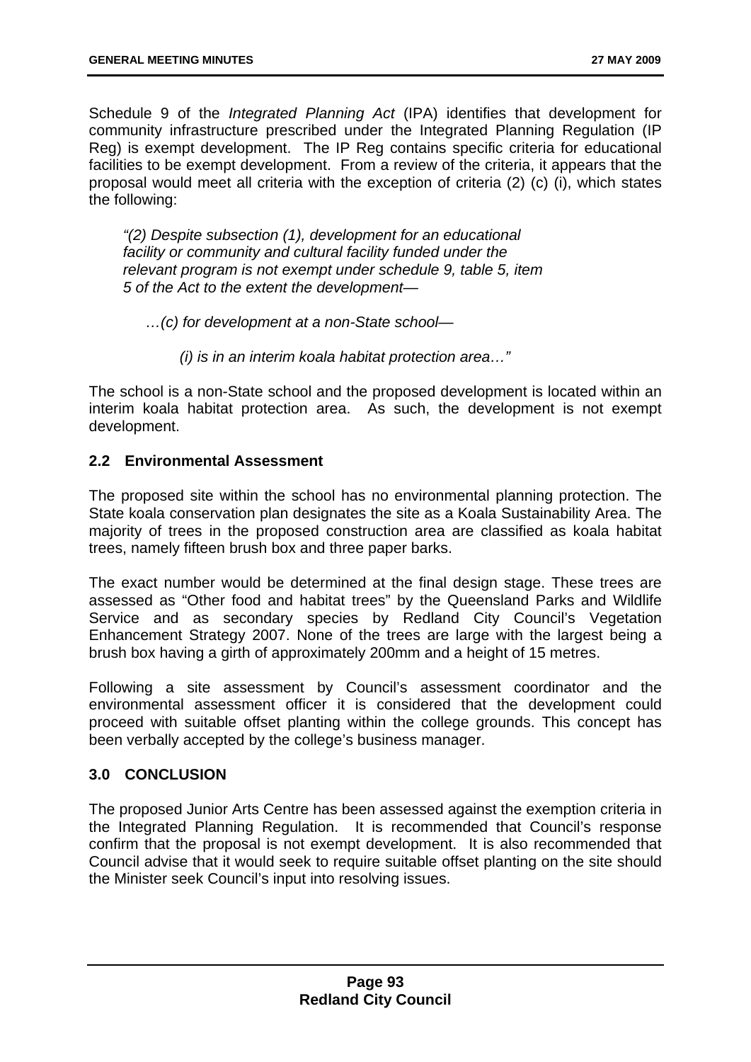Schedule 9 of the *Integrated Planning Act* (IPA) identifies that development for community infrastructure prescribed under the Integrated Planning Regulation (IP Reg) is exempt development. The IP Reg contains specific criteria for educational facilities to be exempt development. From a review of the criteria, it appears that the proposal would meet all criteria with the exception of criteria (2) (c) (i), which states the following:

> *"(2) Despite subsection (1), development for an educational facility or community and cultural facility funded under the relevant program is not exempt under schedule 9, table 5, item 5 of the Act to the extent the development—*
>
> *…(c) for development at a non-State school—*
>
> *(i) is in an interim koala habitat protection area…"*

The school is a non-State school and the proposed development is located within an interim koala habitat protection area. As such, the development is not exempt development.

## 2.2 Environmental Assessment

The proposed site within the school has no environmental planning protection. The State koala conservation plan designates the site as a Koala Sustainability Area. The majority of trees in the proposed construction area are classified as koala habitat trees, namely fifteen brush box and three paper barks.

The exact number would be determined at the final design stage. These trees are assessed as "Other food and habitat trees" by the Queensland Parks and Wildlife Service and as secondary species by Redland City Council's Vegetation Enhancement Strategy 2007. None of the trees are large with the largest being a brush box having a girth of approximately 200mm and a height of 15 metres.

Following a site assessment by Council's assessment coordinator and the environmental assessment officer it is considered that the development could proceed with suitable offset planting within the college grounds. This concept has been verbally accepted by the college's business manager.

## 3.0 CONCLUSION

The proposed Junior Arts Centre has been assessed against the exemption criteria in the Integrated Planning Regulation. It is recommended that Council's response confirm that the proposal is not exempt development. It is also recommended that Council advise that it would seek to require suitable offset planting on the site should the Minister seek Council's input into resolving issues.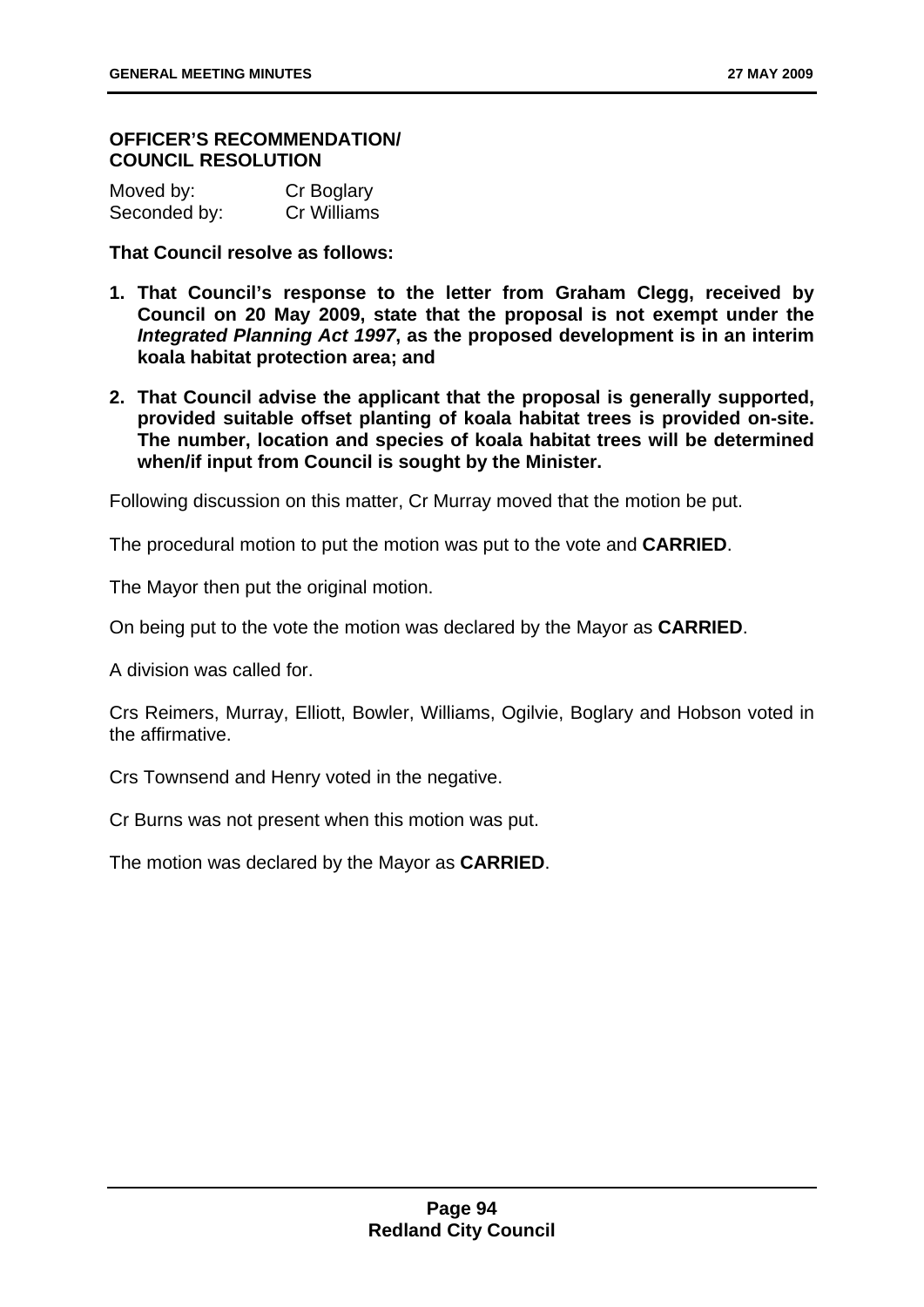**OFFICER'S RECOMMENDATION/ COUNCIL RESOLUTION**

Moved by: Cr Boglary
Seconded by: Cr Williams

**That Council resolve as follows:**

1. **That Council's response to the letter from Graham Clegg, received by Council on 20 May 2009, state that the proposal is not exempt under the *Integrated Planning Act 1997*, as the proposed development is in an interim koala habitat protection area; and**

2. **That Council advise the applicant that the proposal is generally supported, provided suitable offset planting of koala habitat trees is provided on-site. The number, location and species of koala habitat trees will be determined when/if input from Council is sought by the Minister.**

Following discussion on this matter, Cr Murray moved that the motion be put.

The procedural motion to put the motion was put to the vote and **CARRIED**.

The Mayor then put the original motion.

On being put to the vote the motion was declared by the Mayor as **CARRIED**.

A division was called for.

Crs Reimers, Murray, Elliott, Bowler, Williams, Ogilvie, Boglary and Hobson voted in the affirmative.

Crs Townsend and Henry voted in the negative.

Cr Burns was not present when this motion was put.

The motion was declared by the Mayor as **CARRIED**.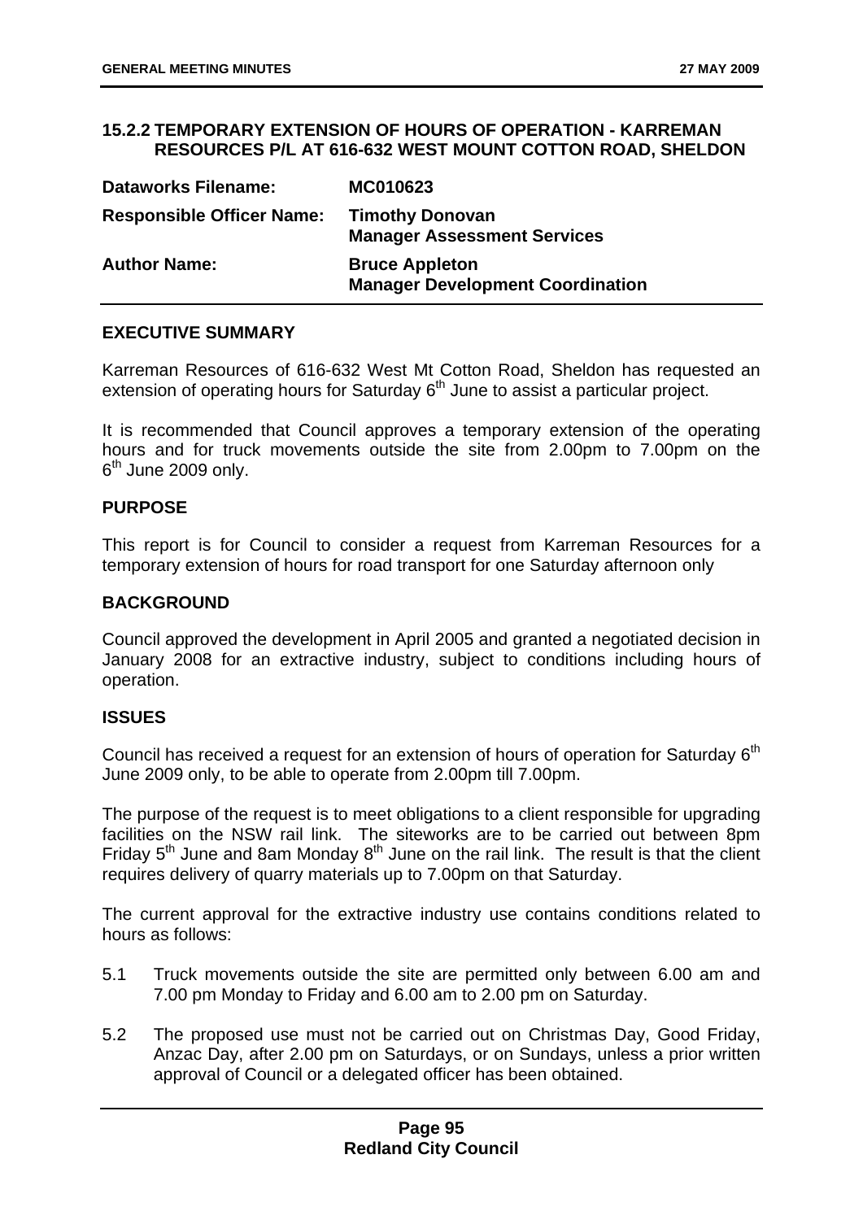### 15.2.2 TEMPORARY EXTENSION OF HOURS OF OPERATION - KARREMAN RESOURCES P/L AT 616-632 WEST MOUNT COTTON ROAD, SHELDON

| | |
|---|---|
| **Dataworks Filename:** | **MC010623** |
| **Responsible Officer Name:** | **Timothy Donovan**<br>**Manager Assessment Services** |
| **Author Name:** | **Bruce Appleton**<br>**Manager Development Coordination** |

#### EXECUTIVE SUMMARY

Karreman Resources of 616-632 West Mt Cotton Road, Sheldon has requested an extension of operating hours for Saturday 6th June to assist a particular project.

It is recommended that Council approves a temporary extension of the operating hours and for truck movements outside the site from 2.00pm to 7.00pm on the 6th June 2009 only.

#### PURPOSE

This report is for Council to consider a request from Karreman Resources for a temporary extension of hours for road transport for one Saturday afternoon only

#### BACKGROUND

Council approved the development in April 2005 and granted a negotiated decision in January 2008 for an extractive industry, subject to conditions including hours of operation.

#### ISSUES

Council has received a request for an extension of hours of operation for Saturday 6th June 2009 only, to be able to operate from 2.00pm till 7.00pm.

The purpose of the request is to meet obligations to a client responsible for upgrading facilities on the NSW rail link. The siteworks are to be carried out between 8pm Friday 5th June and 8am Monday 8th June on the rail link. The result is that the client requires delivery of quarry materials up to 7.00pm on that Saturday.

The current approval for the extractive industry use contains conditions related to hours as follows:

5.1 Truck movements outside the site are permitted only between 6.00 am and 7.00 pm Monday to Friday and 6.00 am to 2.00 pm on Saturday.

5.2 The proposed use must not be carried out on Christmas Day, Good Friday, Anzac Day, after 2.00 pm on Saturdays, or on Sundays, unless a prior written approval of Council or a delegated officer has been obtained.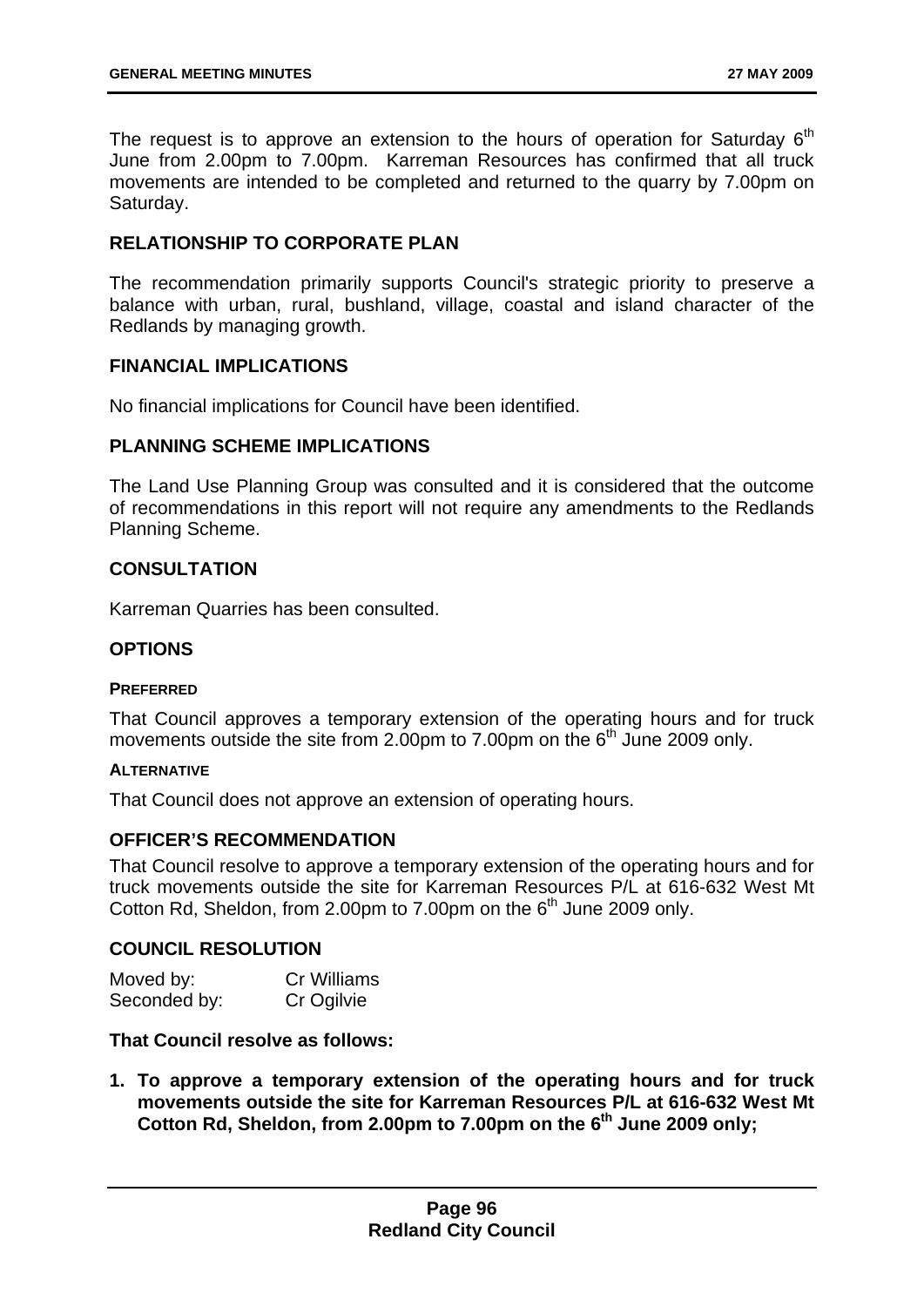The request is to approve an extension to the hours of operation for Saturday 6th June from 2.00pm to 7.00pm. Karreman Resources has confirmed that all truck movements are intended to be completed and returned to the quarry by 7.00pm on Saturday.

## RELATIONSHIP TO CORPORATE PLAN

The recommendation primarily supports Council's strategic priority to preserve a balance with urban, rural, bushland, village, coastal and island character of the Redlands by managing growth.

## FINANCIAL IMPLICATIONS

No financial implications for Council have been identified.

## PLANNING SCHEME IMPLICATIONS

The Land Use Planning Group was consulted and it is considered that the outcome of recommendations in this report will not require any amendments to the Redlands Planning Scheme.

## CONSULTATION

Karreman Quarries has been consulted.

## OPTIONS

### PREFERRED

That Council approves a temporary extension of the operating hours and for truck movements outside the site from 2.00pm to 7.00pm on the 6th June 2009 only.

### ALTERNATIVE

That Council does not approve an extension of operating hours.

## OFFICER'S RECOMMENDATION

That Council resolve to approve a temporary extension of the operating hours and for truck movements outside the site for Karreman Resources P/L at 616-632 West Mt Cotton Rd, Sheldon, from 2.00pm to 7.00pm on the 6th June 2009 only.

## COUNCIL RESOLUTION

Moved by: Cr Williams
Seconded by: Cr Ogilvie

**That Council resolve as follows:**

1. **To approve a temporary extension of the operating hours and for truck movements outside the site for Karreman Resources P/L at 616-632 West Mt Cotton Rd, Sheldon, from 2.00pm to 7.00pm on the 6th June 2009 only;**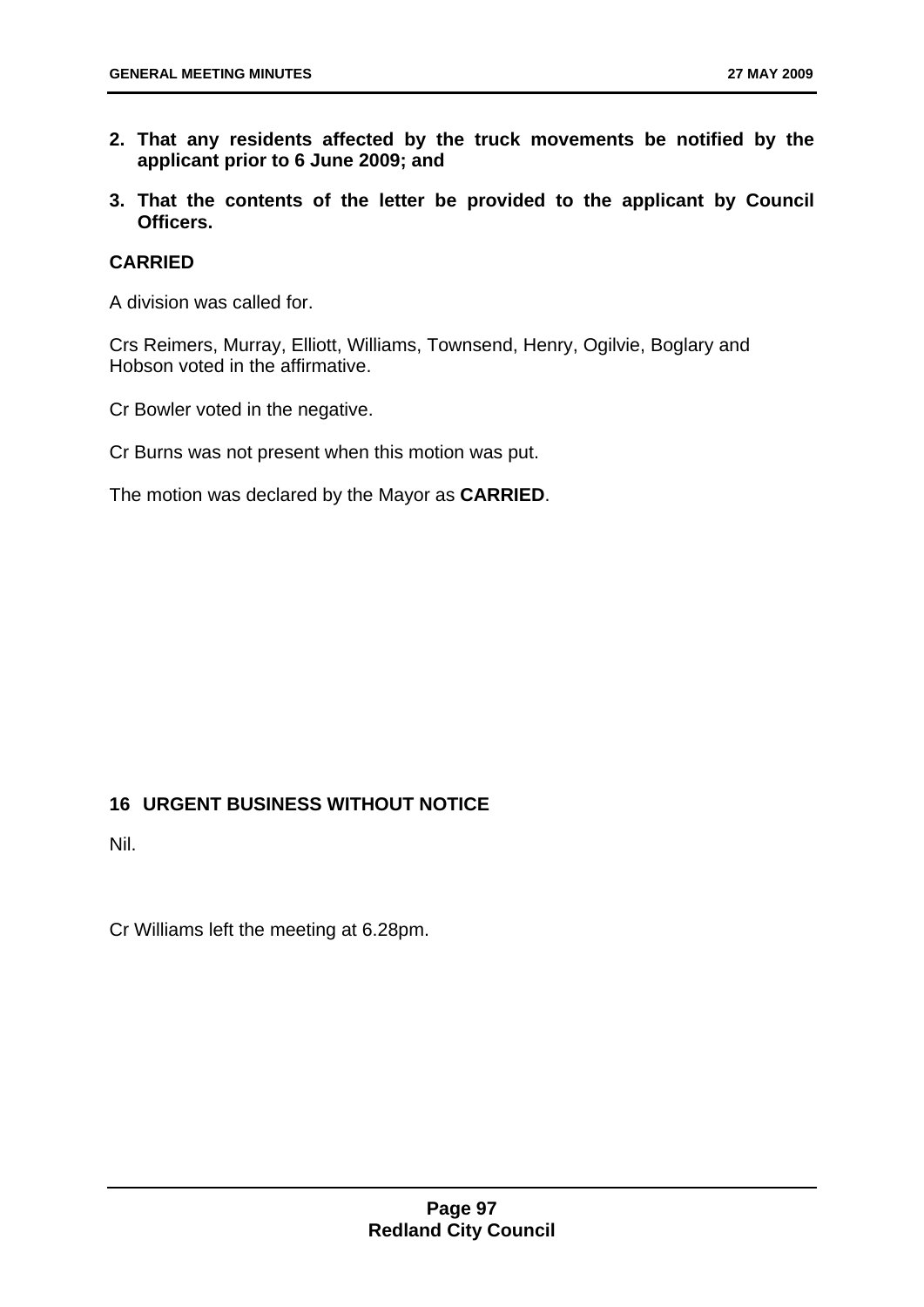2. **That any residents affected by the truck movements be notified by the applicant prior to 6 June 2009; and**
3. **That the contents of the letter be provided to the applicant by Council Officers.**

**CARRIED**

A division was called for.

Crs Reimers, Murray, Elliott, Williams, Townsend, Henry, Ogilvie, Boglary and Hobson voted in the affirmative.

Cr Bowler voted in the negative.

Cr Burns was not present when this motion was put.

The motion was declared by the Mayor as **CARRIED**.

## 16 URGENT BUSINESS WITHOUT NOTICE

Nil.

Cr Williams left the meeting at 6.28pm.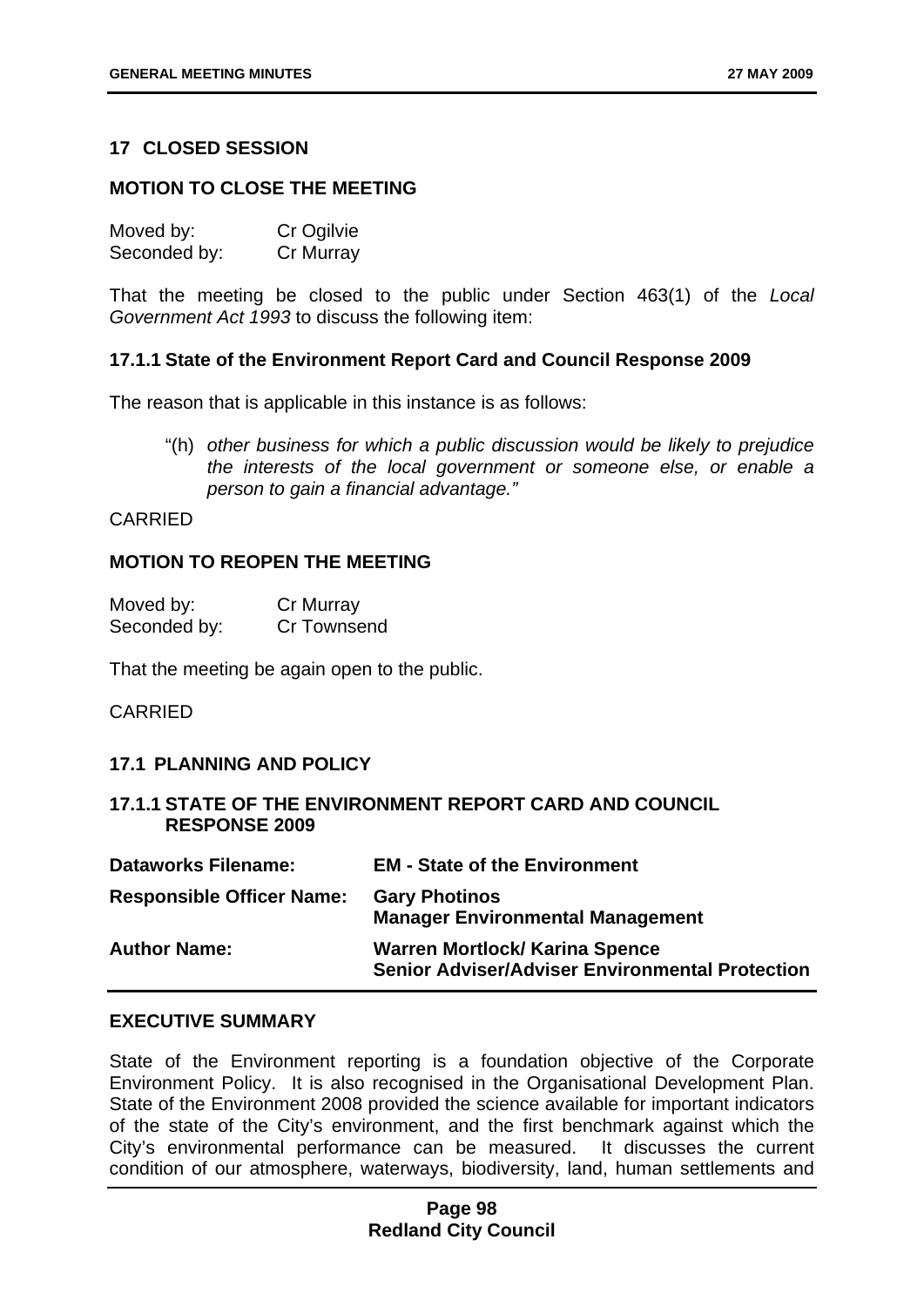## 17 CLOSED SESSION

### MOTION TO CLOSE THE MEETING

Moved by: Cr Ogilvie
Seconded by: Cr Murray

That the meeting be closed to the public under Section 463(1) of the *Local Government Act 1993* to discuss the following item:

### 17.1.1 State of the Environment Report Card and Council Response 2009

The reason that is applicable in this instance is as follows:

> "(h) *other business for which a public discussion would be likely to prejudice the interests of the local government or someone else, or enable a person to gain a financial advantage."*

CARRIED

### MOTION TO REOPEN THE MEETING

Moved by: Cr Murray
Seconded by: Cr Townsend

That the meeting be again open to the public.

CARRIED

### 17.1 PLANNING AND POLICY

### 17.1.1 STATE OF THE ENVIRONMENT REPORT CARD AND COUNCIL RESPONSE 2009

| | |
|---|---|
| **Dataworks Filename:** | **EM - State of the Environment** |
| **Responsible Officer Name:** | **Gary Photinos**<br>**Manager Environmental Management** |
| **Author Name:** | **Warren Mortlock/ Karina Spence**<br>**Senior Adviser/Adviser Environmental Protection** |

### EXECUTIVE SUMMARY

State of the Environment reporting is a foundation objective of the Corporate Environment Policy. It is also recognised in the Organisational Development Plan. State of the Environment 2008 provided the science available for important indicators of the state of the City's environment, and the first benchmark against which the City's environmental performance can be measured. It discusses the current condition of our atmosphere, waterways, biodiversity, land, human settlements and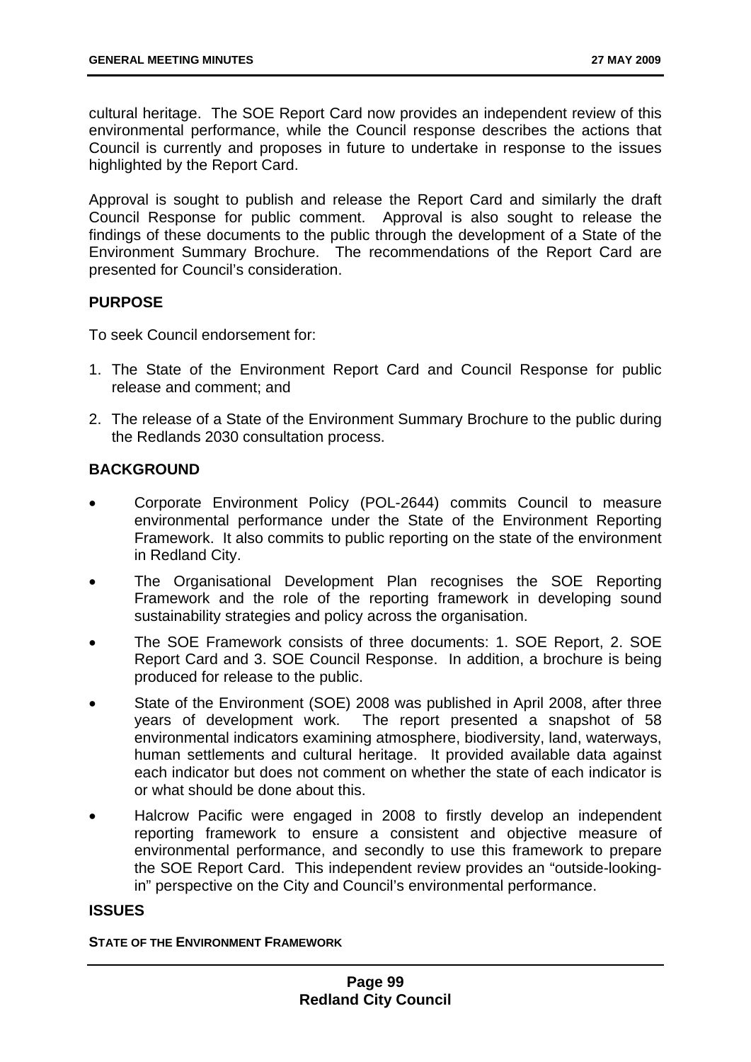cultural heritage. The SOE Report Card now provides an independent review of this environmental performance, while the Council response describes the actions that Council is currently and proposes in future to undertake in response to the issues highlighted by the Report Card.

Approval is sought to publish and release the Report Card and similarly the draft Council Response for public comment. Approval is also sought to release the findings of these documents to the public through the development of a State of the Environment Summary Brochure. The recommendations of the Report Card are presented for Council's consideration.

## PURPOSE

To seek Council endorsement for:

1. The State of the Environment Report Card and Council Response for public release and comment; and
2. The release of a State of the Environment Summary Brochure to the public during the Redlands 2030 consultation process.

## BACKGROUND

- Corporate Environment Policy (POL-2644) commits Council to measure environmental performance under the State of the Environment Reporting Framework. It also commits to public reporting on the state of the environment in Redland City.
- The Organisational Development Plan recognises the SOE Reporting Framework and the role of the reporting framework in developing sound sustainability strategies and policy across the organisation.
- The SOE Framework consists of three documents: 1. SOE Report, 2. SOE Report Card and 3. SOE Council Response. In addition, a brochure is being produced for release to the public.
- State of the Environment (SOE) 2008 was published in April 2008, after three years of development work. The report presented a snapshot of 58 environmental indicators examining atmosphere, biodiversity, land, waterways, human settlements and cultural heritage. It provided available data against each indicator but does not comment on whether the state of each indicator is or what should be done about this.
- Halcrow Pacific were engaged in 2008 to firstly develop an independent reporting framework to ensure a consistent and objective measure of environmental performance, and secondly to use this framework to prepare the SOE Report Card. This independent review provides an "outside-looking-in" perspective on the City and Council's environmental performance.

## ISSUES

**STATE OF THE ENVIRONMENT FRAMEWORK**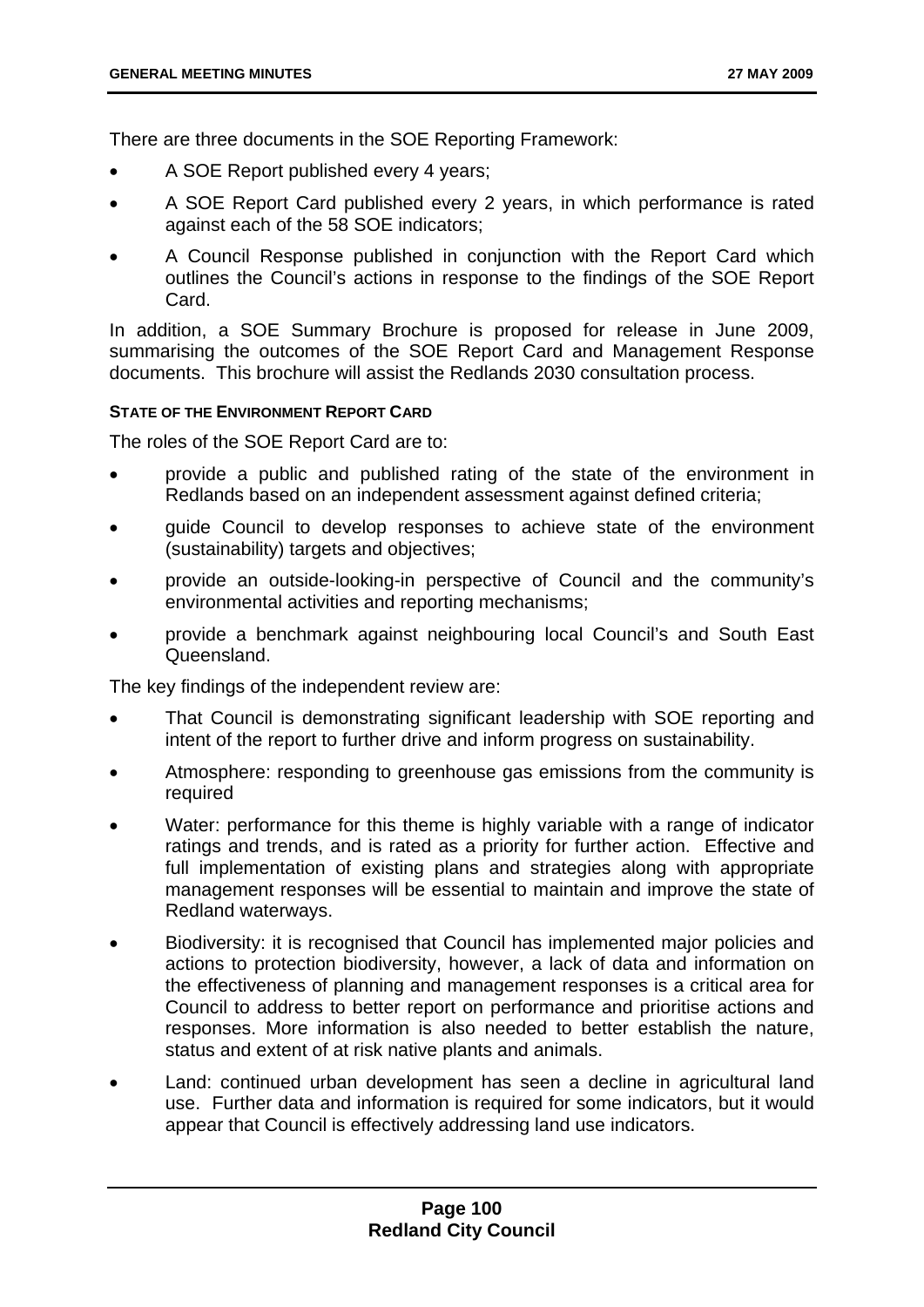There are three documents in the SOE Reporting Framework:

- A SOE Report published every 4 years;
- A SOE Report Card published every 2 years, in which performance is rated against each of the 58 SOE indicators;
- A Council Response published in conjunction with the Report Card which outlines the Council's actions in response to the findings of the SOE Report Card.

In addition, a SOE Summary Brochure is proposed for release in June 2009, summarising the outcomes of the SOE Report Card and Management Response documents. This brochure will assist the Redlands 2030 consultation process.

**STATE OF THE ENVIRONMENT REPORT CARD**

The roles of the SOE Report Card are to:

- provide a public and published rating of the state of the environment in Redlands based on an independent assessment against defined criteria;
- guide Council to develop responses to achieve state of the environment (sustainability) targets and objectives;
- provide an outside-looking-in perspective of Council and the community's environmental activities and reporting mechanisms;
- provide a benchmark against neighbouring local Council's and South East Queensland.

The key findings of the independent review are:

- That Council is demonstrating significant leadership with SOE reporting and intent of the report to further drive and inform progress on sustainability.
- Atmosphere: responding to greenhouse gas emissions from the community is required
- Water: performance for this theme is highly variable with a range of indicator ratings and trends, and is rated as a priority for further action. Effective and full implementation of existing plans and strategies along with appropriate management responses will be essential to maintain and improve the state of Redland waterways.
- Biodiversity: it is recognised that Council has implemented major policies and actions to protection biodiversity, however, a lack of data and information on the effectiveness of planning and management responses is a critical area for Council to address to better report on performance and prioritise actions and responses. More information is also needed to better establish the nature, status and extent of at risk native plants and animals.
- Land: continued urban development has seen a decline in agricultural land use. Further data and information is required for some indicators, but it would appear that Council is effectively addressing land use indicators.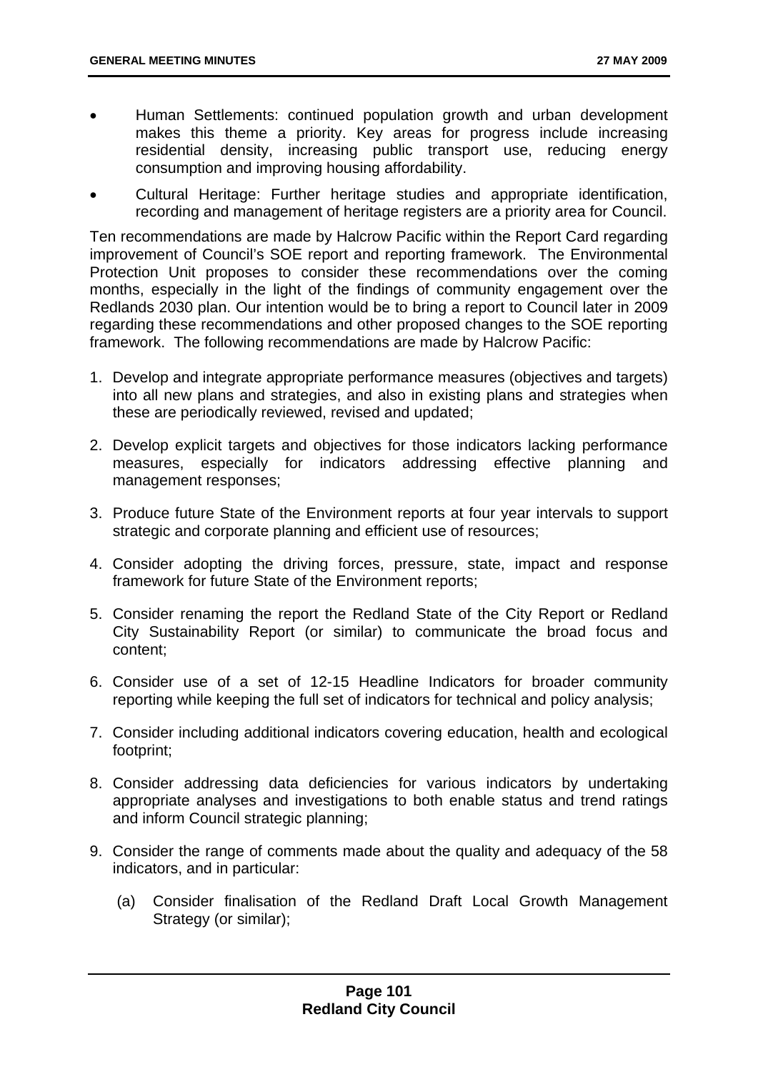- Human Settlements: continued population growth and urban development makes this theme a priority. Key areas for progress include increasing residential density, increasing public transport use, reducing energy consumption and improving housing affordability.
- Cultural Heritage: Further heritage studies and appropriate identification, recording and management of heritage registers are a priority area for Council.

Ten recommendations are made by Halcrow Pacific within the Report Card regarding improvement of Council's SOE report and reporting framework. The Environmental Protection Unit proposes to consider these recommendations over the coming months, especially in the light of the findings of community engagement over the Redlands 2030 plan. Our intention would be to bring a report to Council later in 2009 regarding these recommendations and other proposed changes to the SOE reporting framework. The following recommendations are made by Halcrow Pacific:

1. Develop and integrate appropriate performance measures (objectives and targets) into all new plans and strategies, and also in existing plans and strategies when these are periodically reviewed, revised and updated;

2. Develop explicit targets and objectives for those indicators lacking performance measures, especially for indicators addressing effective planning and management responses;

3. Produce future State of the Environment reports at four year intervals to support strategic and corporate planning and efficient use of resources;

4. Consider adopting the driving forces, pressure, state, impact and response framework for future State of the Environment reports;

5. Consider renaming the report the Redland State of the City Report or Redland City Sustainability Report (or similar) to communicate the broad focus and content;

6. Consider use of a set of 12-15 Headline Indicators for broader community reporting while keeping the full set of indicators for technical and policy analysis;

7. Consider including additional indicators covering education, health and ecological footprint;

8. Consider addressing data deficiencies for various indicators by undertaking appropriate analyses and investigations to both enable status and trend ratings and inform Council strategic planning;

9. Consider the range of comments made about the quality and adequacy of the 58 indicators, and in particular:

   (a) Consider finalisation of the Redland Draft Local Growth Management Strategy (or similar);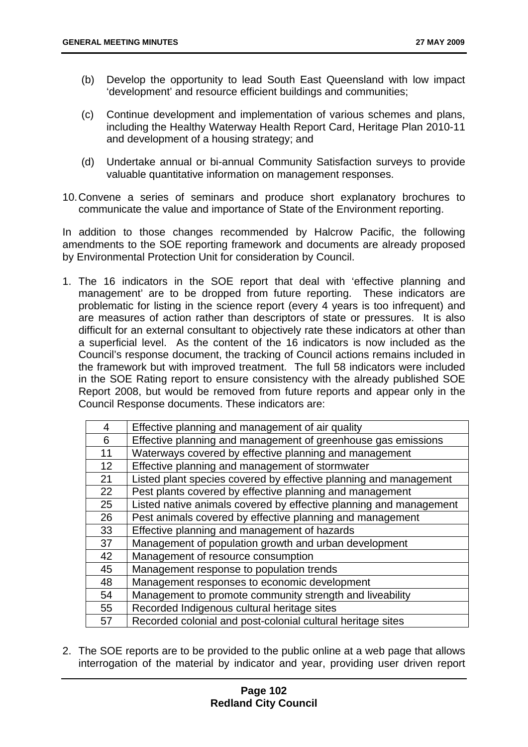(b) Develop the opportunity to lead South East Queensland with low impact 'development' and resource efficient buildings and communities;

(c) Continue development and implementation of various schemes and plans, including the Healthy Waterway Health Report Card, Heritage Plan 2010-11 and development of a housing strategy; and

(d) Undertake annual or bi-annual Community Satisfaction surveys to provide valuable quantitative information on management responses.

10. Convene a series of seminars and produce short explanatory brochures to communicate the value and importance of State of the Environment reporting.

In addition to those changes recommended by Halcrow Pacific, the following amendments to the SOE reporting framework and documents are already proposed by Environmental Protection Unit for consideration by Council.

1. The 16 indicators in the SOE report that deal with 'effective planning and management' are to be dropped from future reporting. These indicators are problematic for listing in the science report (every 4 years is too infrequent) and are measures of action rather than descriptors of state or pressures. It is also difficult for an external consultant to objectively rate these indicators at other than a superficial level. As the content of the 16 indicators is now included as the Council's response document, the tracking of Council actions remains included in the framework but with improved treatment. The full 58 indicators were included in the SOE Rating report to ensure consistency with the already published SOE Report 2008, but would be removed from future reports and appear only in the Council Response documents. These indicators are:

| | |
|---|---|
| 4 | Effective planning and management of air quality |
| 6 | Effective planning and management of greenhouse gas emissions |
| 11 | Waterways covered by effective planning and management |
| 12 | Effective planning and management of stormwater |
| 21 | Listed plant species covered by effective planning and management |
| 22 | Pest plants covered by effective planning and management |
| 25 | Listed native animals covered by effective planning and management |
| 26 | Pest animals covered by effective planning and management |
| 33 | Effective planning and management of hazards |
| 37 | Management of population growth and urban development |
| 42 | Management of resource consumption |
| 45 | Management response to population trends |
| 48 | Management responses to economic development |
| 54 | Management to promote community strength and liveability |
| 55 | Recorded Indigenous cultural heritage sites |
| 57 | Recorded colonial and post-colonial cultural heritage sites |

2. The SOE reports are to be provided to the public online at a web page that allows interrogation of the material by indicator and year, providing user driven report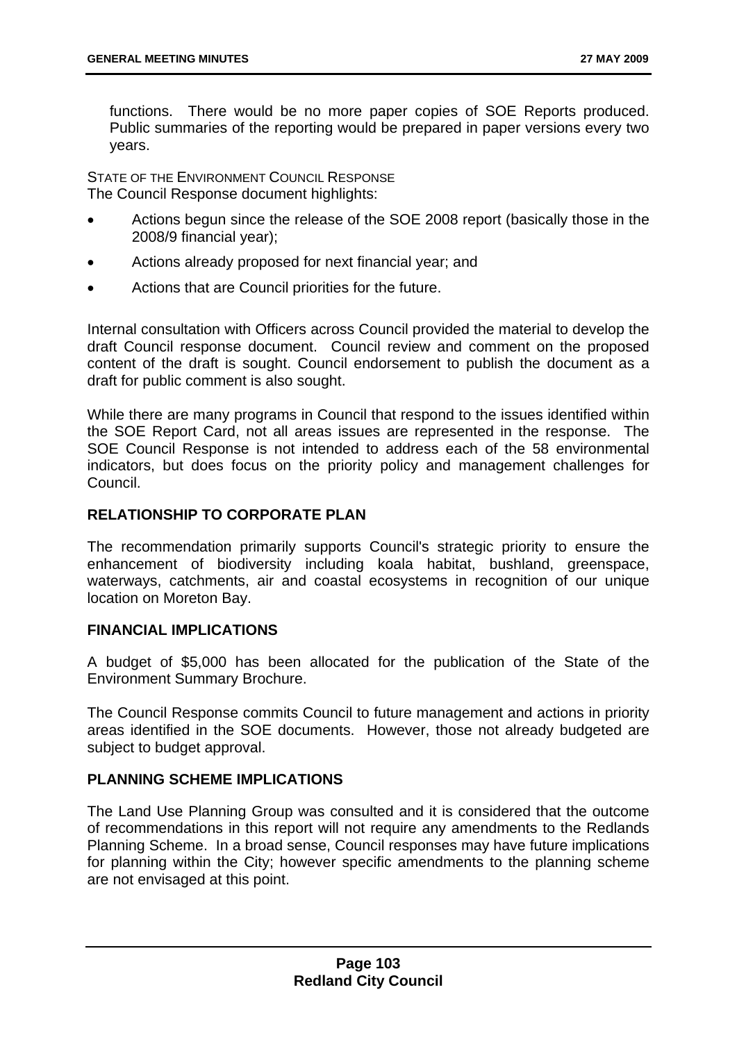functions. There would be no more paper copies of SOE Reports produced. Public summaries of the reporting would be prepared in paper versions every two years.

STATE OF THE ENVIRONMENT COUNCIL RESPONSE
The Council Response document highlights:

- Actions begun since the release of the SOE 2008 report (basically those in the 2008/9 financial year);
- Actions already proposed for next financial year; and
- Actions that are Council priorities for the future.

Internal consultation with Officers across Council provided the material to develop the draft Council response document. Council review and comment on the proposed content of the draft is sought. Council endorsement to publish the document as a draft for public comment is also sought.

While there are many programs in Council that respond to the issues identified within the SOE Report Card, not all areas issues are represented in the response. The SOE Council Response is not intended to address each of the 58 environmental indicators, but does focus on the priority policy and management challenges for Council.

## RELATIONSHIP TO CORPORATE PLAN

The recommendation primarily supports Council's strategic priority to ensure the enhancement of biodiversity including koala habitat, bushland, greenspace, waterways, catchments, air and coastal ecosystems in recognition of our unique location on Moreton Bay.

## FINANCIAL IMPLICATIONS

A budget of $5,000 has been allocated for the publication of the State of the Environment Summary Brochure.

The Council Response commits Council to future management and actions in priority areas identified in the SOE documents. However, those not already budgeted are subject to budget approval.

## PLANNING SCHEME IMPLICATIONS

The Land Use Planning Group was consulted and it is considered that the outcome of recommendations in this report will not require any amendments to the Redlands Planning Scheme. In a broad sense, Council responses may have future implications for planning within the City; however specific amendments to the planning scheme are not envisaged at this point.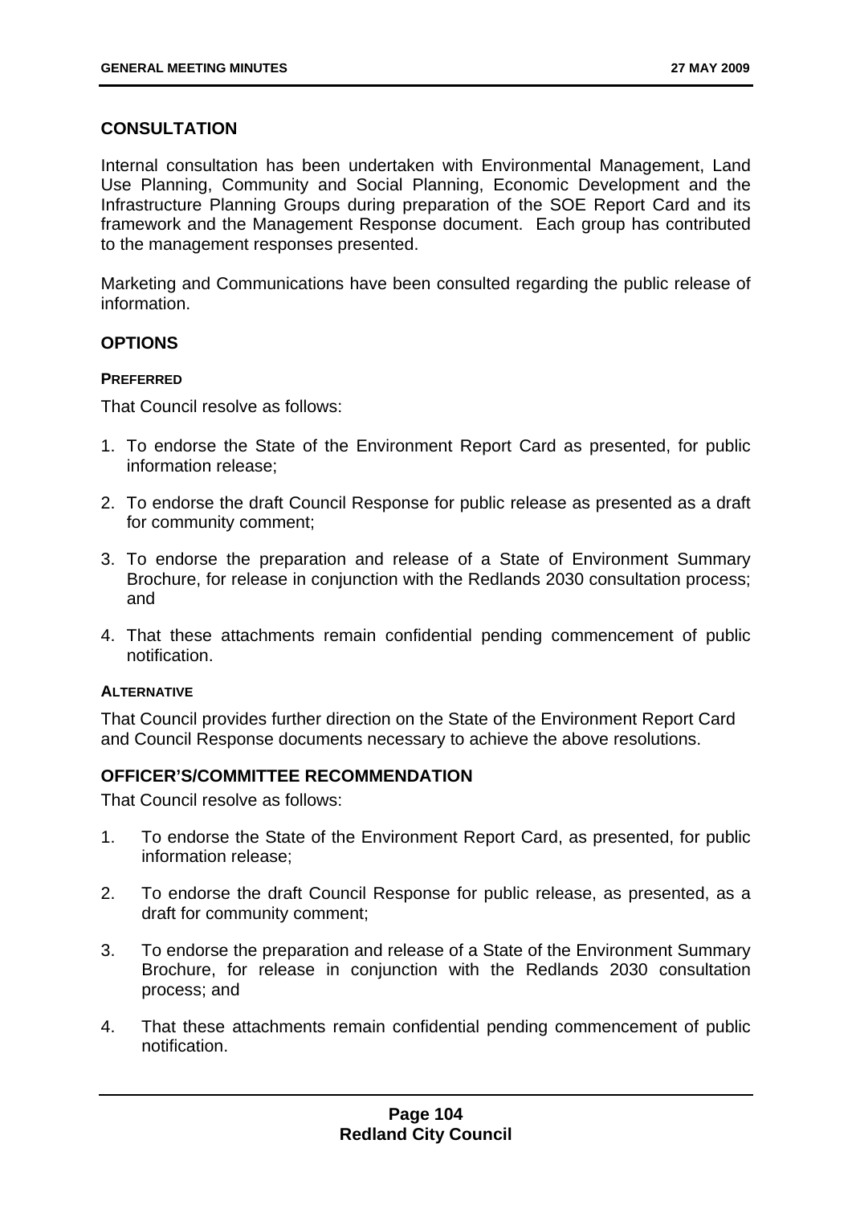## CONSULTATION

Internal consultation has been undertaken with Environmental Management, Land Use Planning, Community and Social Planning, Economic Development and the Infrastructure Planning Groups during preparation of the SOE Report Card and its framework and the Management Response document. Each group has contributed to the management responses presented.

Marketing and Communications have been consulted regarding the public release of information.

## OPTIONS

#### PREFERRED

That Council resolve as follows:

1. To endorse the State of the Environment Report Card as presented, for public information release;
2. To endorse the draft Council Response for public release as presented as a draft for community comment;
3. To endorse the preparation and release of a State of Environment Summary Brochure, for release in conjunction with the Redlands 2030 consultation process; and
4. That these attachments remain confidential pending commencement of public notification.

#### ALTERNATIVE

That Council provides further direction on the State of the Environment Report Card and Council Response documents necessary to achieve the above resolutions.

## OFFICER'S/COMMITTEE RECOMMENDATION

That Council resolve as follows:

1. To endorse the State of the Environment Report Card, as presented, for public information release;
2. To endorse the draft Council Response for public release, as presented, as a draft for community comment;
3. To endorse the preparation and release of a State of the Environment Summary Brochure, for release in conjunction with the Redlands 2030 consultation process; and
4. That these attachments remain confidential pending commencement of public notification.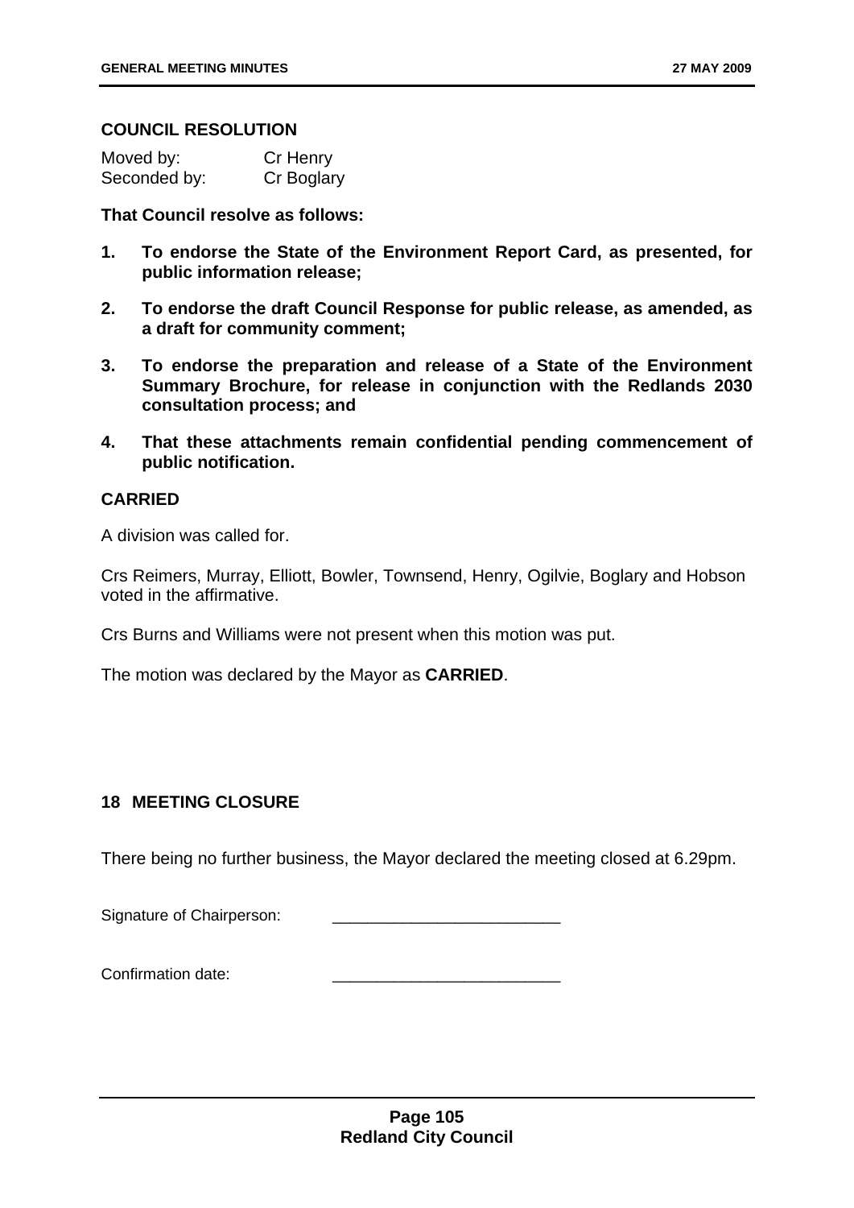**COUNCIL RESOLUTION**

Moved by: Cr Henry
Seconded by: Cr Boglary

**That Council resolve as follows:**

1. **To endorse the State of the Environment Report Card, as presented, for public information release;**
2. **To endorse the draft Council Response for public release, as amended, as a draft for community comment;**
3. **To endorse the preparation and release of a State of the Environment Summary Brochure, for release in conjunction with the Redlands 2030 consultation process; and**
4. **That these attachments remain confidential pending commencement of public notification.**

**CARRIED**

A division was called for.

Crs Reimers, Murray, Elliott, Bowler, Townsend, Henry, Ogilvie, Boglary and Hobson voted in the affirmative.

Crs Burns and Williams were not present when this motion was put.

The motion was declared by the Mayor as **CARRIED**.

## 18 MEETING CLOSURE

There being no further business, the Mayor declared the meeting closed at 6.29pm.

Signature of Chairperson: \_\_\_\_\_\_\_\_\_\_\_\_\_\_\_\_\_\_\_\_\_\_\_\_\_\_

Confirmation date: \_\_\_\_\_\_\_\_\_\_\_\_\_\_\_\_\_\_\_\_\_\_\_\_\_\_